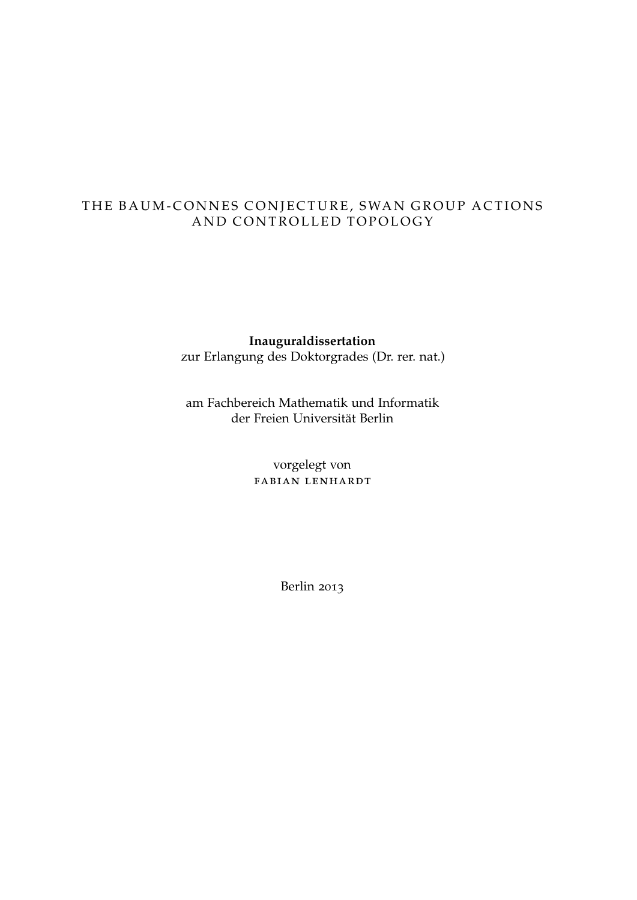# THE BAUM-CONNES CONJECTURE, SWAN GROUP ACTIONS AND CONTROLLED TOPOLOGY

**Inauguraldissertation**
zur Erlangung des Doktorgrades (Dr. rer. nat.)

am Fachbereich Mathematik und Informatik
der Freien Universität Berlin

vorgelegt von
FABIAN LENHARDT

Berlin 2013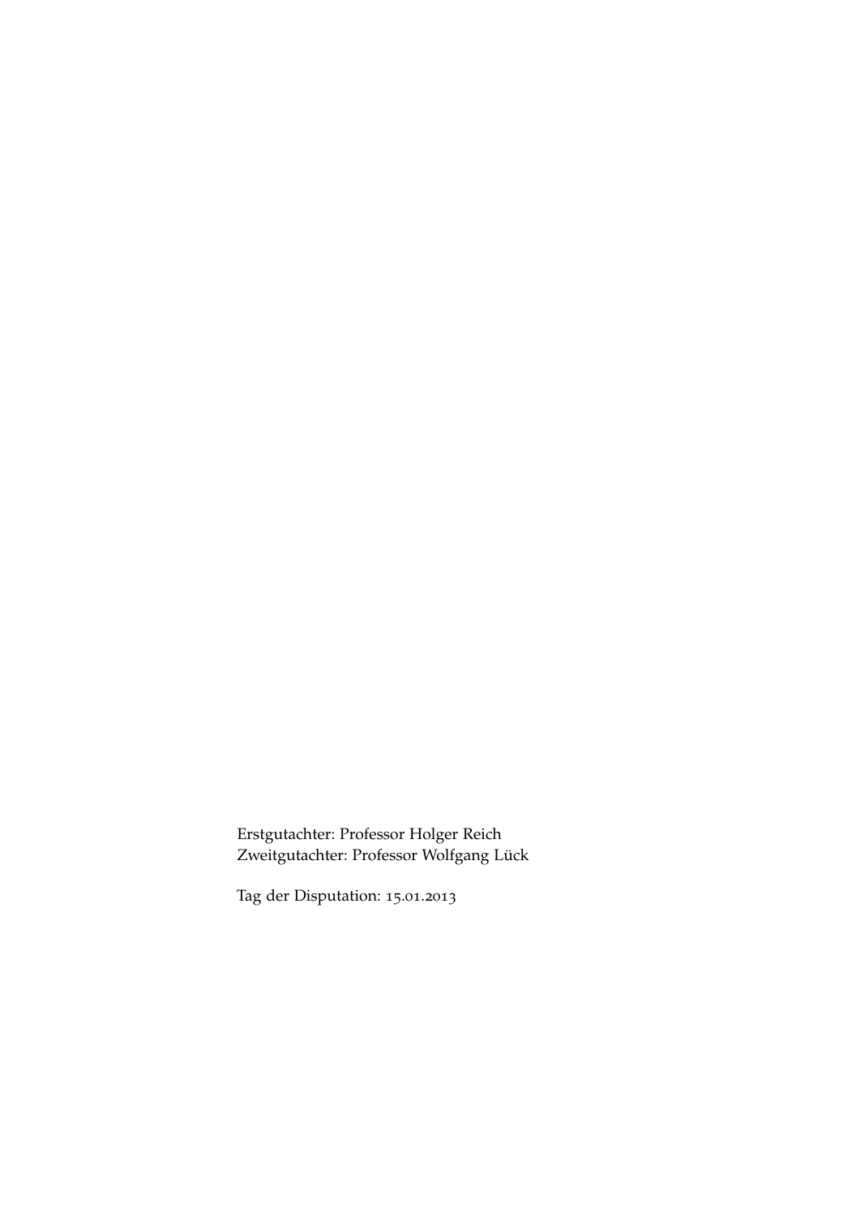Erstgutachter: Professor Holger Reich
Zweitgutachter: Professor Wolfgang Lück

Tag der Disputation: 15.01.2013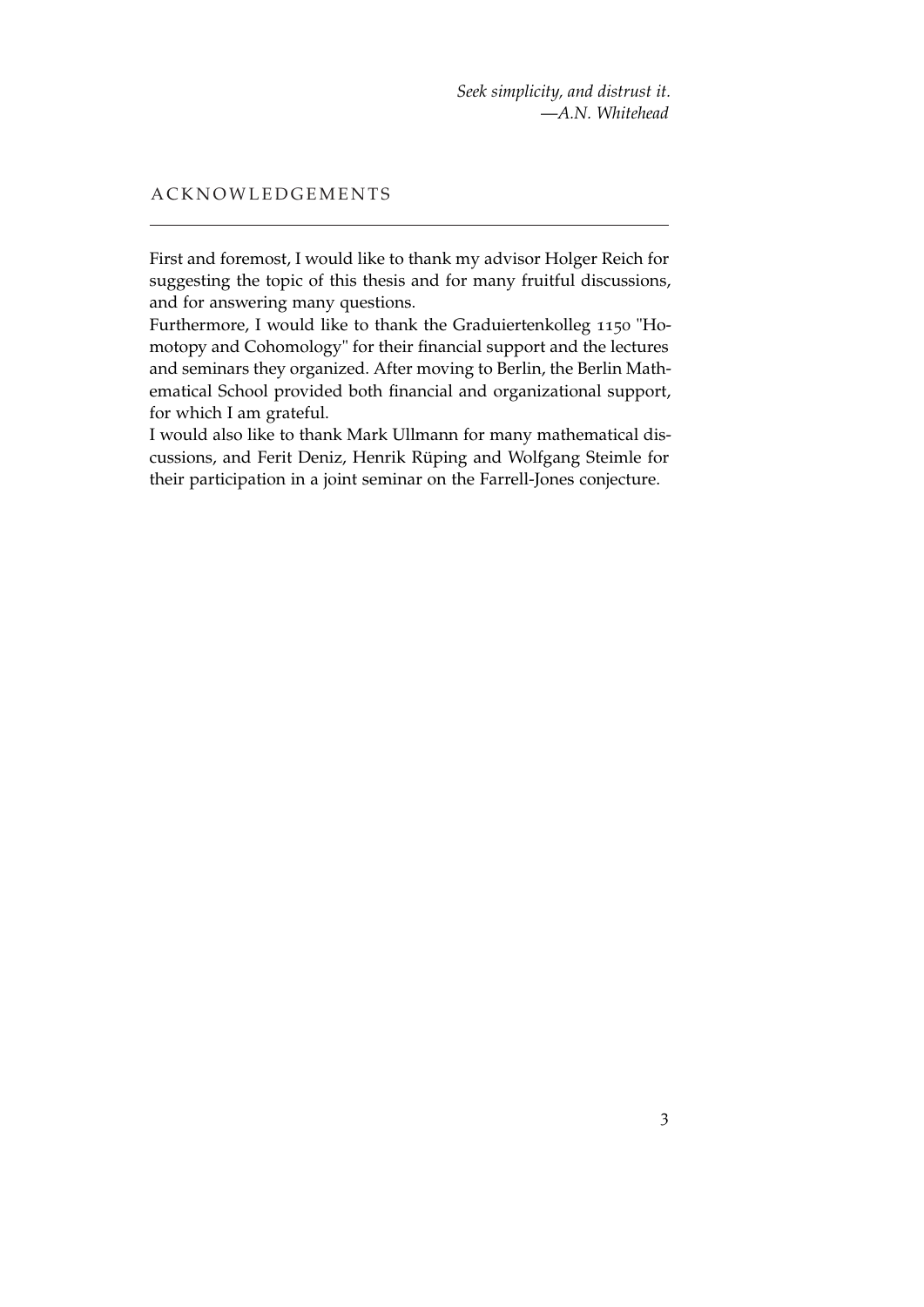*Seek simplicity, and distrust it.*
*—A.N. Whitehead*

# ACKNOWLEDGEMENTS

First and foremost, I would like to thank my advisor Holger Reich for suggesting the topic of this thesis and for many fruitful discussions, and for answering many questions.

Furthermore, I would like to thank the Graduiertenkolleg 1150 "Homotopy and Cohomology" for their financial support and the lectures and seminars they organized. After moving to Berlin, the Berlin Mathematical School provided both financial and organizational support, for which I am grateful.

I would also like to thank Mark Ullmann for many mathematical discussions, and Ferit Deniz, Henrik Rüping and Wolfgang Steimle for their participation in a joint seminar on the Farrell-Jones conjecture.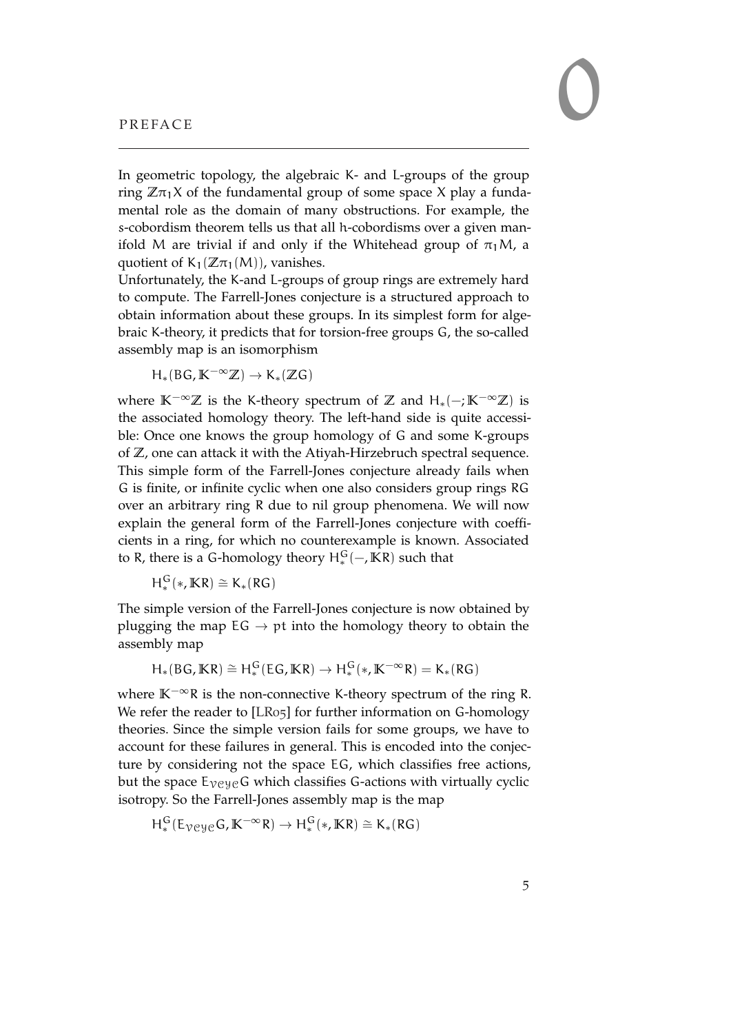# 0 PREFACE

In geometric topology, the algebraic K- and L-groups of the group ring $\mathbb{Z}\pi_1 X$ of the fundamental group of some space X play a fundamental role as the domain of many obstructions. For example, the s-cobordism theorem tells us that all h-cobordisms over a given manifold M are trivial if and only if the Whitehead group of $\pi_1 M$, a quotient of $K_1(\mathbb{Z}\pi_1(M))$, vanishes.

Unfortunately, the K-and L-groups of group rings are extremely hard to compute. The Farrell-Jones conjecture is a structured approach to obtain information about these groups. In its simplest form for algebraic K-theory, it predicts that for torsion-free groups G, the so-called assembly map is an isomorphism

$$H_*(BG, \mathbb{K}^{-\infty}\mathbb{Z}) \to K_*(\mathbb{Z}G)$$

where $\mathbb{K}^{-\infty}\mathbb{Z}$ is the K-theory spectrum of $\mathbb{Z}$ and $H_*(-; \mathbb{K}^{-\infty}\mathbb{Z})$ is the associated homology theory. The left-hand side is quite accessible: Once one knows the group homology of G and some K-groups of $\mathbb{Z}$, one can attack it with the Atiyah-Hirzebruch spectral sequence. This simple form of the Farrell-Jones conjecture already fails when G is finite, or infinite cyclic when one also considers group rings RG over an arbitrary ring R due to nil group phenomena. We will now explain the general form of the Farrell-Jones conjecture with coefficients in a ring, for which no counterexample is known. Associated to R, there is a G-homology theory $H^G_*(-, \mathbb{K}R)$ such that

$$H^G_*(*, \mathbb{K}R) \cong K_*(RG)$$

The simple version of the Farrell-Jones conjecture is now obtained by plugging the map $EG \to pt$ into the homology theory to obtain the assembly map

$$H_*(BG, \mathbb{K}R) \cong H^G_*(EG, \mathbb{K}R) \to H^G_*(*, \mathbb{K}^{-\infty}R) = K_*(RG)$$

where $\mathbb{K}^{-\infty}R$ is the non-connective K-theory spectrum of the ring R. We refer the reader to [LR05] for further information on G-homology theories. Since the simple version fails for some groups, we have to account for these failures in general. This is encoded into the conjecture by considering not the space EG, which classifies free actions, but the space $E_{\mathcal{VC}yc}G$ which classifies G-actions with virtually cyclic isotropy. So the Farrell-Jones assembly map is the map

$$H^G_*(E_{\mathcal{VC}yc}G, \mathbb{K}^{-\infty}R) \to H^G_*(*, \mathbb{K}R) \cong K_*(RG)$$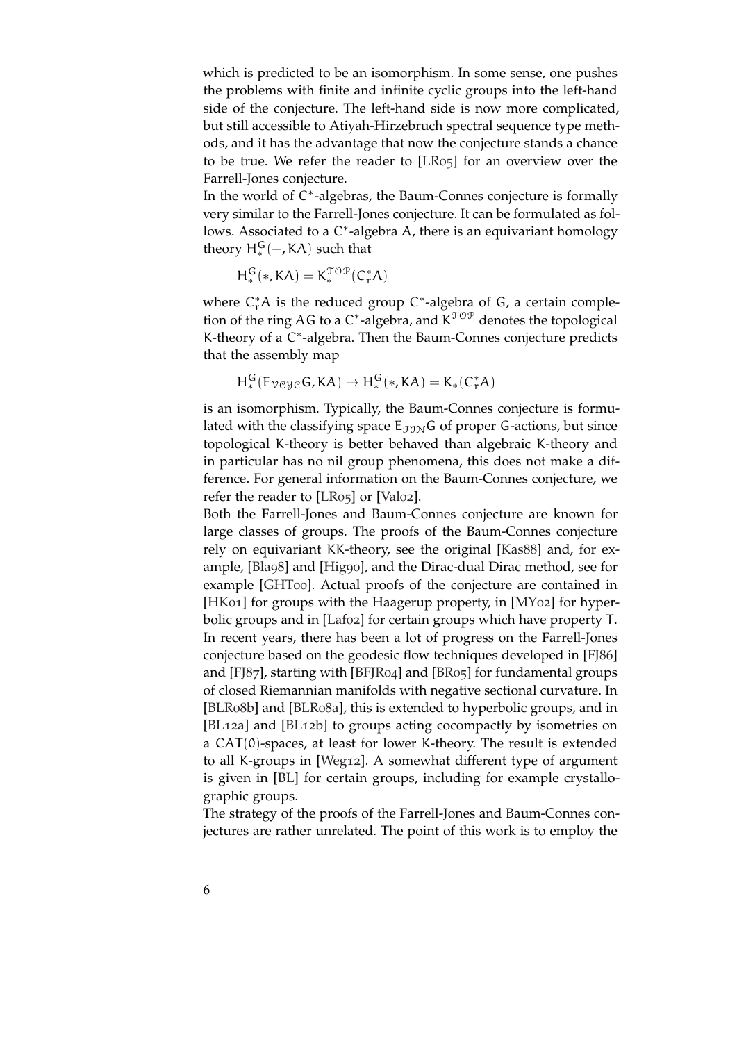which is predicted to be an isomorphism. In some sense, one pushes the problems with finite and infinite cyclic groups into the left-hand side of the conjecture. The left-hand side is now more complicated, but still accessible to Atiyah-Hirzebruch spectral sequence type methods, and it has the advantage that now the conjecture stands a chance to be true. We refer the reader to [LR05] for an overview over the Farrell-Jones conjecture.

In the world of $C^*$-algebras, the Baum-Connes conjecture is formally very similar to the Farrell-Jones conjecture. It can be formulated as follows. Associated to a $C^*$-algebra $A$, there is an equivariant homology theory $H_*^G(-, KA)$ such that

$$H_*^G(*, KA) = K_*^{\mathcal{TOP}}(C_r^*A)$$

where $C_r^*A$ is the reduced group $C^*$-algebra of $G$, a certain completion of the ring $AG$ to a $C^*$-algebra, and $K^{\mathcal{TOP}}$ denotes the topological K-theory of a $C^*$-algebra. Then the Baum-Connes conjecture predicts that the assembly map

$$H_*^G(E_{\mathcal{VCYC}}G, KA) \to H_*^G(*, KA) = K_*(C_r^*A)$$

is an isomorphism. Typically, the Baum-Connes conjecture is formulated with the classifying space $E_{\mathcal{FIN}}G$ of proper $G$-actions, but since topological K-theory is better behaved than algebraic K-theory and in particular has no nil group phenomena, this does not make a difference. For general information on the Baum-Connes conjecture, we refer the reader to [LR05] or [Val02].

Both the Farrell-Jones and Baum-Connes conjecture are known for large classes of groups. The proofs of the Baum-Connes conjecture rely on equivariant KK-theory, see the original [Kas88] and, for example, [Bla98] and [Hig90], and the Dirac-dual Dirac method, see for example [GHT00]. Actual proofs of the conjecture are contained in [HK01] for groups with the Haagerup property, in [MY02] for hyperbolic groups and in [Laf02] for certain groups which have property T. In recent years, there has been a lot of progress on the Farrell-Jones conjecture based on the geodesic flow techniques developed in [FJ86] and [FJ87], starting with [BFJR04] and [BR05] for fundamental groups of closed Riemannian manifolds with negative sectional curvature. In [BLR08b] and [BLR08a], this is extended to hyperbolic groups, and in [BL12a] and [BL12b] to groups acting cocompactly by isometries on a CAT(0)-spaces, at least for lower K-theory. The result is extended to all K-groups in [Weg12]. A somewhat different type of argument is given in [BL] for certain groups, including for example crystallographic groups.

The strategy of the proofs of the Farrell-Jones and Baum-Connes conjectures are rather unrelated. The point of this work is to employ the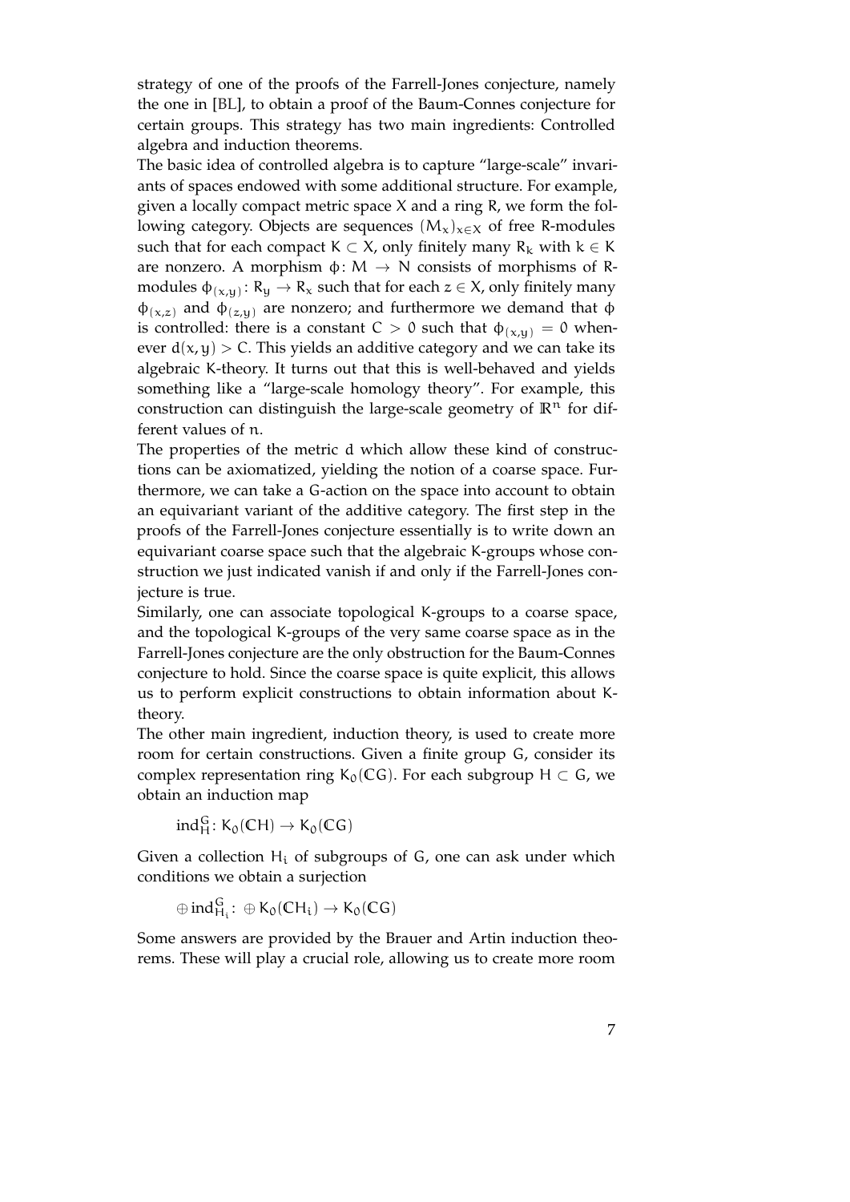strategy of one of the proofs of the Farrell-Jones conjecture, namely the one in [BL], to obtain a proof of the Baum-Connes conjecture for certain groups. This strategy has two main ingredients: Controlled algebra and induction theorems.

The basic idea of controlled algebra is to capture "large-scale" invariants of spaces endowed with some additional structure. For example, given a locally compact metric space $X$ and a ring $R$, we form the following category. Objects are sequences $(M_x)_{x \in X}$ of free $R$-modules such that for each compact $K \subset X$, only finitely many $R_k$ with $k \in K$ are nonzero. A morphism $\phi \colon M \to N$ consists of morphisms of $R$-modules $\phi_{(x,y)} \colon R_y \to R_x$ such that for each $z \in X$, only finitely many $\phi_{(x,z)}$ and $\phi_{(z,y)}$ are nonzero; and furthermore we demand that $\phi$ is controlled: there is a constant $C > 0$ such that $\phi_{(x,y)} = 0$ whenever $d(x,y) > C$. This yields an additive category and we can take its algebraic K-theory. It turns out that this is well-behaved and yields something like a "large-scale homology theory". For example, this construction can distinguish the large-scale geometry of $\mathbb{R}^n$ for different values of $n$.

The properties of the metric $d$ which allow these kind of constructions can be axiomatized, yielding the notion of a coarse space. Furthermore, we can take a $G$-action on the space into account to obtain an equivariant variant of the additive category. The first step in the proofs of the Farrell-Jones conjecture essentially is to write down an equivariant coarse space such that the algebraic K-groups whose construction we just indicated vanish if and only if the Farrell-Jones conjecture is true.

Similarly, one can associate topological K-groups to a coarse space, and the topological K-groups of the very same coarse space as in the Farrell-Jones conjecture are the only obstruction for the Baum-Connes conjecture to hold. Since the coarse space is quite explicit, this allows us to perform explicit constructions to obtain information about K-theory.

The other main ingredient, induction theory, is used to create more room for certain constructions. Given a finite group $G$, consider its complex representation ring $K_0(\mathbb{C}G)$. For each subgroup $H \subset G$, we obtain an induction map

$$\operatorname{ind}_H^G \colon K_0(\mathbb{C}H) \to K_0(\mathbb{C}G)$$

Given a collection $H_i$ of subgroups of $G$, one can ask under which conditions we obtain a surjection

$$\oplus \operatorname{ind}_{H_i}^G \colon \oplus K_0(\mathbb{C}H_i) \to K_0(\mathbb{C}G)$$

Some answers are provided by the Brauer and Artin induction theorems. These will play a crucial role, allowing us to create more room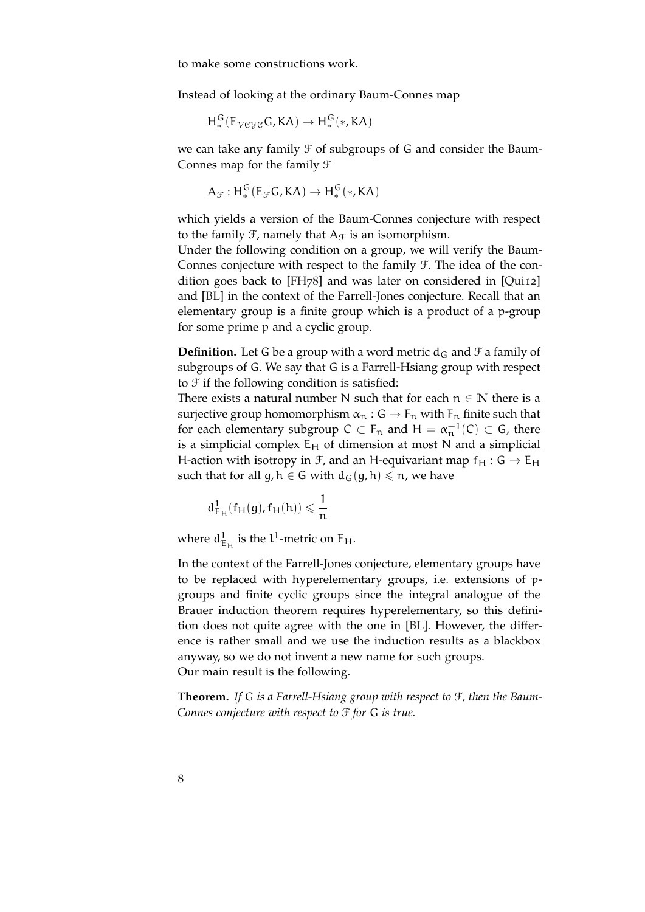to make some constructions work.

Instead of looking at the ordinary Baum-Connes map

$$H^G_*(E_{\mathcal{VCyc}}G, KA) \to H^G_*(*, KA)$$

we can take any family $\mathcal{F}$ of subgroups of $G$ and consider the Baum-Connes map for the family $\mathcal{F}$

$$A_{\mathcal{F}} : H^G_*(E_{\mathcal{F}}G, KA) \to H^G_*(*, KA)$$

which yields a version of the Baum-Connes conjecture with respect to the family $\mathcal{F}$, namely that $A_{\mathcal{F}}$ is an isomorphism.

Under the following condition on a group, we will verify the Baum-Connes conjecture with respect to the family $\mathcal{F}$. The idea of the condition goes back to [FH78] and was later on considered in [Qui12] and [BL] in the context of the Farrell-Jones conjecture. Recall that an elementary group is a finite group which is a product of a $p$-group for some prime $p$ and a cyclic group.

**Definition.** Let $G$ be a group with a word metric $d_G$ and $\mathcal{F}$ a family of subgroups of $G$. We say that $G$ is a Farrell-Hsiang group with respect to $\mathcal{F}$ if the following condition is satisfied:

There exists a natural number $N$ such that for each $n \in \mathbb{N}$ there is a surjective group homomorphism $\alpha_n : G \to F_n$ with $F_n$ finite such that for each elementary subgroup $C \subset F_n$ and $H = \alpha_n^{-1}(C) \subset G$, there is a simplicial complex $E_H$ of dimension at most $N$ and a simplicial $H$-action with isotropy in $\mathcal{F}$, and an $H$-equivariant map $f_H : G \to E_H$ such that for all $g, h \in G$ with $d_G(g, h) \leqslant n$, we have

$$d^1_{E_H}(f_H(g), f_H(h)) \leqslant \frac{1}{n}$$

where $d^1_{E_H}$ is the $l^1$-metric on $E_H$.

In the context of the Farrell-Jones conjecture, elementary groups have to be replaced with hyperelementary groups, i.e. extensions of $p$-groups and finite cyclic groups since the integral analogue of the Brauer induction theorem requires hyperelementary, so this definition does not quite agree with the one in [BL]. However, the difference is rather small and we use the induction results as a blackbox anyway, so we do not invent a new name for such groups.

Our main result is the following.

**Theorem.** *If $G$ is a Farrell-Hsiang group with respect to $\mathcal{F}$, then the Baum-Connes conjecture with respect to $\mathcal{F}$ for $G$ is true.*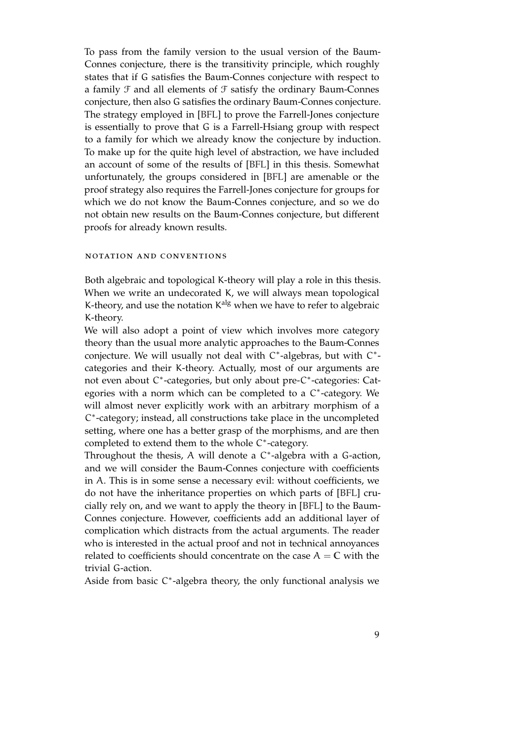To pass from the family version to the usual version of the Baum-Connes conjecture, there is the transitivity principle, which roughly states that if $G$ satisfies the Baum-Connes conjecture with respect to a family $\mathcal{F}$ and all elements of $\mathcal{F}$ satisfy the ordinary Baum-Connes conjecture, then also $G$ satisfies the ordinary Baum-Connes conjecture. The strategy employed in [BFL] to prove the Farrell-Jones conjecture is essentially to prove that $G$ is a Farrell-Hsiang group with respect to a family for which we already know the conjecture by induction. To make up for the quite high level of abstraction, we have included an account of some of the results of [BFL] in this thesis. Somewhat unfortunately, the groups considered in [BFL] are amenable or the proof strategy also requires the Farrell-Jones conjecture for groups for which we do not know the Baum-Connes conjecture, and so we do not obtain new results on the Baum-Connes conjecture, but different proofs for already known results.

## notation and conventions

Both algebraic and topological K-theory will play a role in this thesis. When we write an undecorated $K$, we will always mean topological K-theory, and use the notation $K^{\mathrm{alg}}$ when we have to refer to algebraic K-theory.

We will also adopt a point of view which involves more category theory than the usual more analytic approaches to the Baum-Connes conjecture. We will usually not deal with $C^*$-algebras, but with $C^*$-categories and their K-theory. Actually, most of our arguments are not even about $C^*$-categories, but only about pre-$C^*$-categories: Categories with a norm which can be completed to a $C^*$-category. We will almost never explicitly work with an arbitrary morphism of a $C^*$-category; instead, all constructions take place in the uncompleted setting, where one has a better grasp of the morphisms, and are then completed to extend them to the whole $C^*$-category.

Throughout the thesis, $A$ will denote a $C^*$-algebra with a $G$-action, and we will consider the Baum-Connes conjecture with coefficients in $A$. This is in some sense a necessary evil: without coefficients, we do not have the inheritance properties on which parts of [BFL] crucially rely on, and we want to apply the theory in [BFL] to the Baum-Connes conjecture. However, coefficients add an additional layer of complication which distracts from the actual arguments. The reader who is interested in the actual proof and not in technical annoyances related to coefficients should concentrate on the case $A = \mathbb{C}$ with the trivial $G$-action.

Aside from basic $C^*$-algebra theory, the only functional analysis we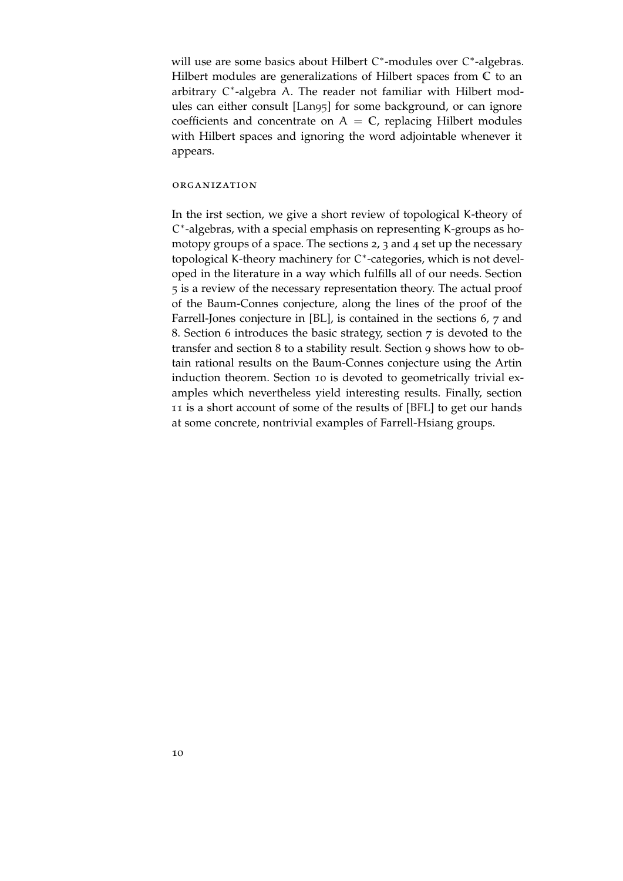will use are some basics about Hilbert $C^*$-modules over $C^*$-algebras. Hilbert modules are generalizations of Hilbert spaces from $\mathbb{C}$ to an arbitrary $C^*$-algebra $A$. The reader not familiar with Hilbert modules can either consult [Lan95] for some background, or can ignore coefficients and concentrate on $A = \mathbb{C}$, replacing Hilbert modules with Hilbert spaces and ignoring the word adjointable whenever it appears.

## organization

In the irst section, we give a short review of topological K-theory of $C^*$-algebras, with a special emphasis on representing K-groups as homotopy groups of a space. The sections 2, 3 and 4 set up the necessary topological K-theory machinery for $C^*$-categories, which is not developed in the literature in a way which fulfills all of our needs. Section 5 is a review of the necessary representation theory. The actual proof of the Baum-Connes conjecture, along the lines of the proof of the Farrell-Jones conjecture in [BL], is contained in the sections 6, 7 and 8. Section 6 introduces the basic strategy, section 7 is devoted to the transfer and section 8 to a stability result. Section 9 shows how to obtain rational results on the Baum-Connes conjecture using the Artin induction theorem. Section 10 is devoted to geometrically trivial examples which nevertheless yield interesting results. Finally, section 11 is a short account of some of the results of [BFL] to get our hands at some concrete, nontrivial examples of Farrell-Hsiang groups.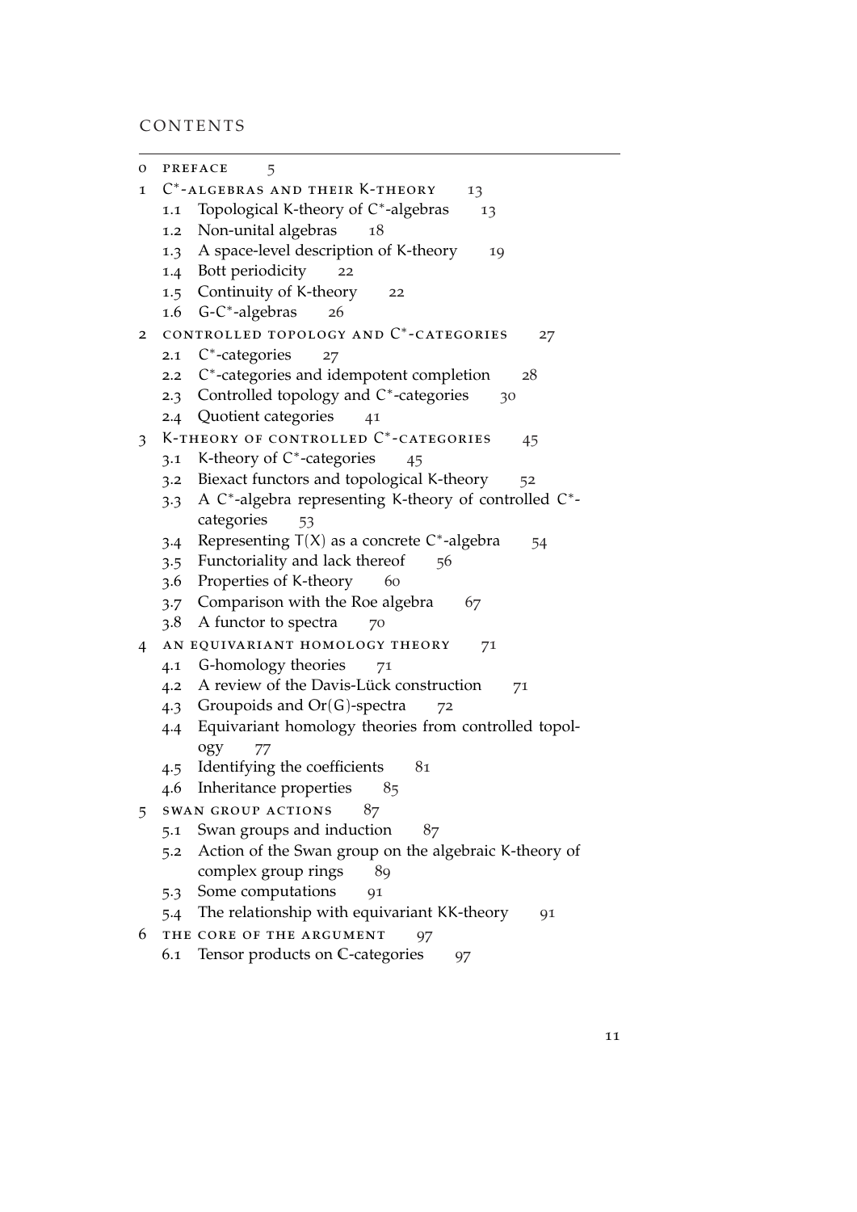# CONTENTS

0 PREFACE 5

1 $C^*$-ALGEBRAS AND THEIR K-THEORY 13
- 1.1 Topological K-theory of $C^*$-algebras 13
- 1.2 Non-unital algebras 18
- 1.3 A space-level description of K-theory 19
- 1.4 Bott periodicity 22
- 1.5 Continuity of K-theory 22
- 1.6 G-$C^*$-algebras 26

2 CONTROLLED TOPOLOGY AND $C^*$-CATEGORIES 27
- 2.1 $C^*$-categories 27
- 2.2 $C^*$-categories and idempotent completion 28
- 2.3 Controlled topology and $C^*$-categories 30
- 2.4 Quotient categories 41

3 K-THEORY OF CONTROLLED $C^*$-CATEGORIES 45
- 3.1 K-theory of $C^*$-categories 45
- 3.2 Biexact functors and topological K-theory 52
- 3.3 A $C^*$-algebra representing K-theory of controlled $C^*$-categories 53
- 3.4 Representing $T(X)$ as a concrete $C^*$-algebra 54
- 3.5 Functoriality and lack thereof 56
- 3.6 Properties of K-theory 60
- 3.7 Comparison with the Roe algebra 67
- 3.8 A functor to spectra 70

4 AN EQUIVARIANT HOMOLOGY THEORY 71
- 4.1 G-homology theories 71
- 4.2 A review of the Davis-Lück construction 71
- 4.3 Groupoids and $Or(G)$-spectra 72
- 4.4 Equivariant homology theories from controlled topology 77
- 4.5 Identifying the coefficients 81
- 4.6 Inheritance properties 85

5 SWAN GROUP ACTIONS 87
- 5.1 Swan groups and induction 87
- 5.2 Action of the Swan group on the algebraic K-theory of complex group rings 89
- 5.3 Some computations 91
- 5.4 The relationship with equivariant KK-theory 91

6 THE CORE OF THE ARGUMENT 97
- 6.1 Tensor products on $\mathbb{C}$-categories 97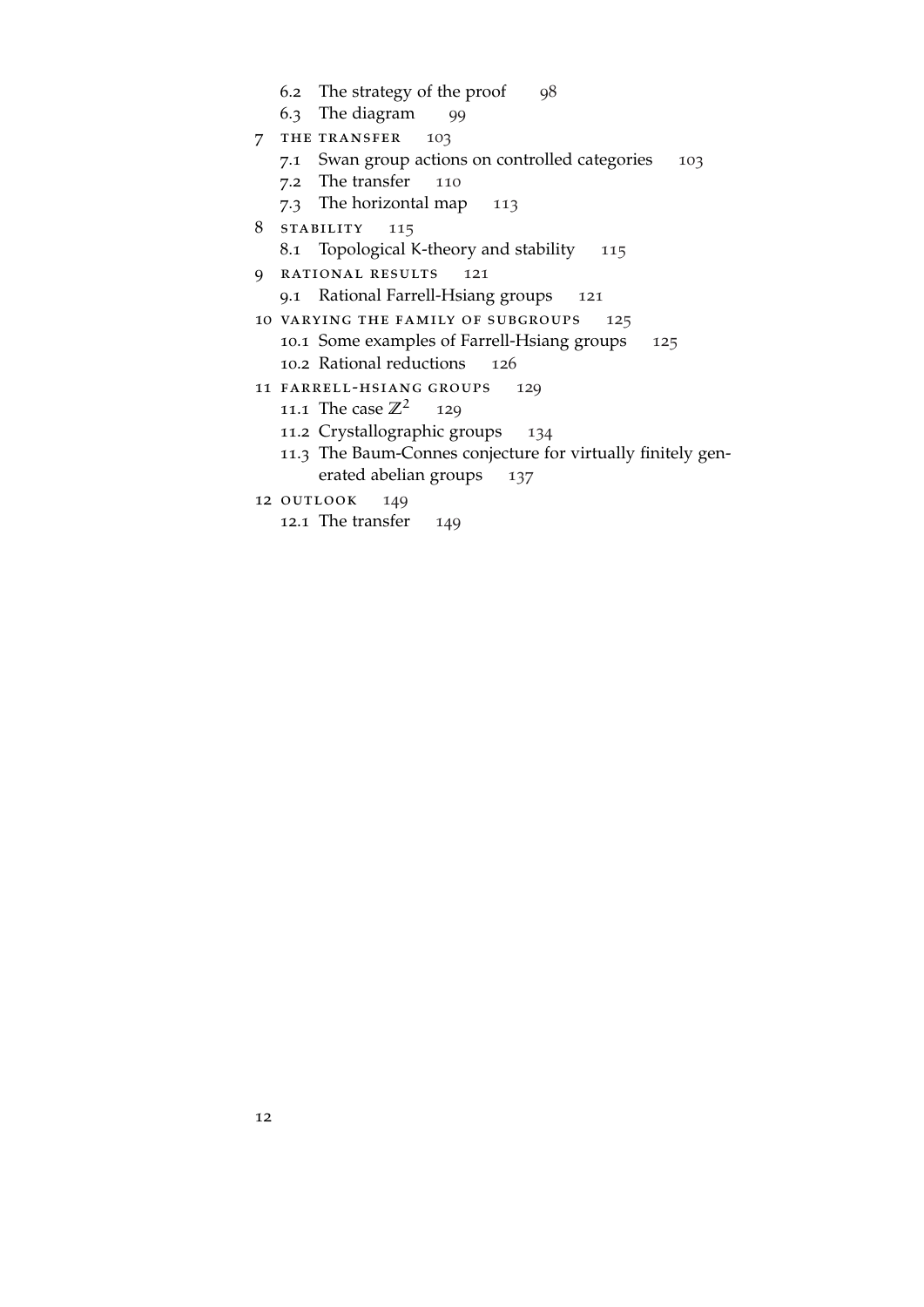- 6.2 The strategy of the proof 98
- 6.3 The diagram 99

7 THE TRANSFER 103
- 7.1 Swan group actions on controlled categories 103
- 7.2 The transfer 110
- 7.3 The horizontal map 113

8 STABILITY 115
- 8.1 Topological K-theory and stability 115

9 RATIONAL RESULTS 121
- 9.1 Rational Farrell-Hsiang groups 121

10 VARYING THE FAMILY OF SUBGROUPS 125
- 10.1 Some examples of Farrell-Hsiang groups 125
- 10.2 Rational reductions 126

11 FARRELL-HSIANG GROUPS 129
- 11.1 The case $\mathbb{Z}^2$ 129
- 11.2 Crystallographic groups 134
- 11.3 The Baum-Connes conjecture for virtually finitely generated abelian groups 137

12 OUTLOOK 149
- 12.1 The transfer 149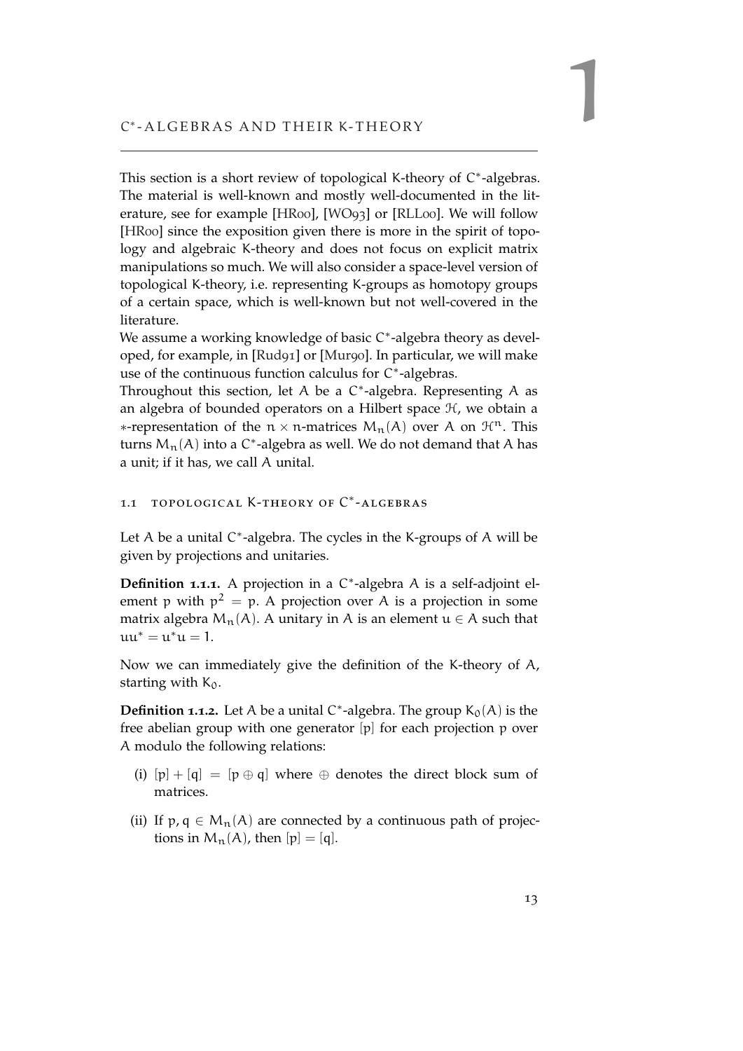# 1 C*-ALGEBRAS AND THEIR K-THEORY

This section is a short review of topological K-theory of $C^*$-algebras. The material is well-known and mostly well-documented in the literature, see for example [HR00], [WO93] or [RLL00]. We will follow [HR00] since the exposition given there is more in the spirit of topology and algebraic K-theory and does not focus on explicit matrix manipulations so much. We will also consider a space-level version of topological K-theory, i.e. representing K-groups as homotopy groups of a certain space, which is well-known but not well-covered in the literature.

We assume a working knowledge of basic $C^*$-algebra theory as developed, for example, in [Rud91] or [Mur90]. In particular, we will make use of the continuous function calculus for $C^*$-algebras.

Throughout this section, let $A$ be a $C^*$-algebra. Representing $A$ as an algebra of bounded operators on a Hilbert space $\mathcal{H}$, we obtain a $*$-representation of the $n \times n$-matrices $M_n(A)$ over $A$ on $\mathcal{H}^n$. This turns $M_n(A)$ into a $C^*$-algebra as well. We do not demand that $A$ has a unit; if it has, we call $A$ unital.

## 1.1 TOPOLOGICAL K-THEORY OF $C^*$-ALGEBRAS

Let $A$ be a unital $C^*$-algebra. The cycles in the K-groups of $A$ will be given by projections and unitaries.

**Definition 1.1.1.** A projection in a $C^*$-algebra $A$ is a self-adjoint element $p$ with $p^2 = p$. A projection over $A$ is a projection in some matrix algebra $M_n(A)$. A unitary in $A$ is an element $u \in A$ such that $uu^* = u^*u = 1$.

Now we can immediately give the definition of the K-theory of $A$, starting with $K_0$.

**Definition 1.1.2.** Let $A$ be a unital $C^*$-algebra. The group $K_0(A)$ is the free abelian group with one generator $[p]$ for each projection $p$ over $A$ modulo the following relations:

(i) $[p] + [q] = [p \oplus q]$ where $\oplus$ denotes the direct block sum of matrices.

(ii) If $p, q \in M_n(A)$ are connected by a continuous path of projections in $M_n(A)$, then $[p] = [q]$.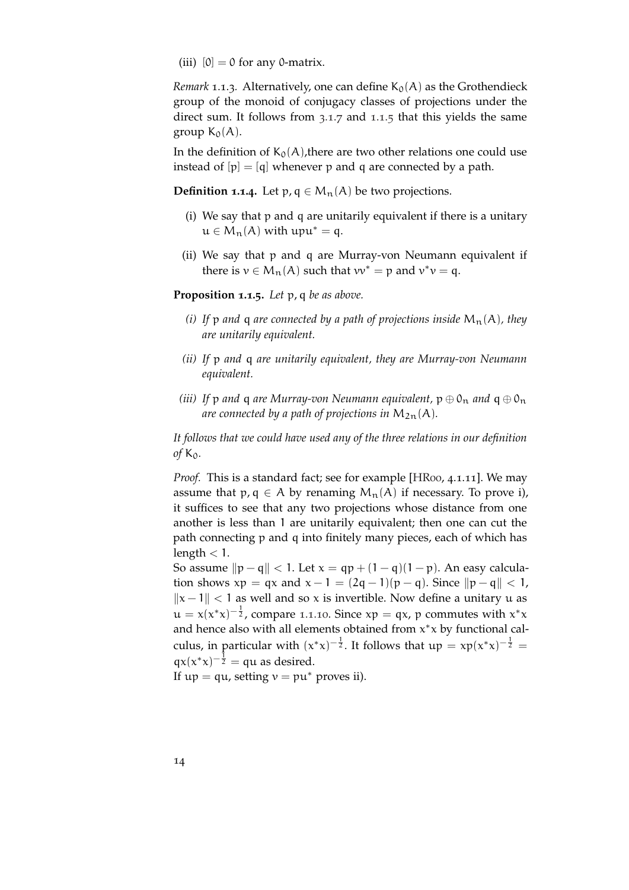(iii) $[0] = 0$ for any 0-matrix.

*Remark* 1.1.3. Alternatively, one can define $K_0(A)$ as the Grothendieck group of the monoid of conjugacy classes of projections under the direct sum. It follows from 3.1.7 and 1.1.5 that this yields the same group $K_0(A)$.

In the definition of $K_0(A)$,there are two other relations one could use instead of $[p] = [q]$ whenever p and q are connected by a path.

**Definition 1.1.4.** Let $p, q \in M_n(A)$ be two projections.

(i) We say that p and q are unitarily equivalent if there is a unitary $u \in M_n(A)$ with $upu^* = q$.

(ii) We say that p and q are Murray-von Neumann equivalent if there is $v \in M_n(A)$ such that $vv^* = p$ and $v^*v = q$.

**Proposition 1.1.5.** *Let* $p, q$ *be as above.*

*(i) If* $p$ *and* $q$ *are connected by a path of projections inside* $M_n(A)$*, they are unitarily equivalent.*

*(ii) If* $p$ *and* $q$ *are unitarily equivalent, they are Murray-von Neumann equivalent.*

*(iii) If* $p$ *and* $q$ *are Murray-von Neumann equivalent,* $p \oplus 0_n$ *and* $q \oplus 0_n$ *are connected by a path of projections in* $M_{2n}(A)$*.*

*It follows that we could have used any of the three relations in our definition of* $K_0$*.*

*Proof.* This is a standard fact; see for example [HR00, 4.1.11]. We may assume that $p, q \in A$ by renaming $M_n(A)$ if necessary. To prove i), it suffices to see that any two projections whose distance from one another is less than 1 are unitarily equivalent; then one can cut the path connecting p and q into finitely many pieces, each of which has length $< 1$.

So assume $\|p - q\| < 1$. Let $x = qp + (1 - q)(1 - p)$. An easy calculation shows $xp = qx$ and $x - 1 = (2q - 1)(p - q)$. Since $\|p - q\| < 1$, $\|x - 1\| < 1$ as well and so x is invertible. Now define a unitary u as $u = x(x^*x)^{-\frac{1}{2}}$, compare 1.1.10. Since $xp = qx$, p commutes with $x^*x$ and hence also with all elements obtained from $x^*x$ by functional calculus, in particular with $(x^*x)^{-\frac{1}{2}}$. It follows that $up = xp(x^*x)^{-\frac{1}{2}} = qx(x^*x)^{-\frac{1}{2}} = qu$ as desired.

If $up = qu$, setting $v = pu^*$ proves ii).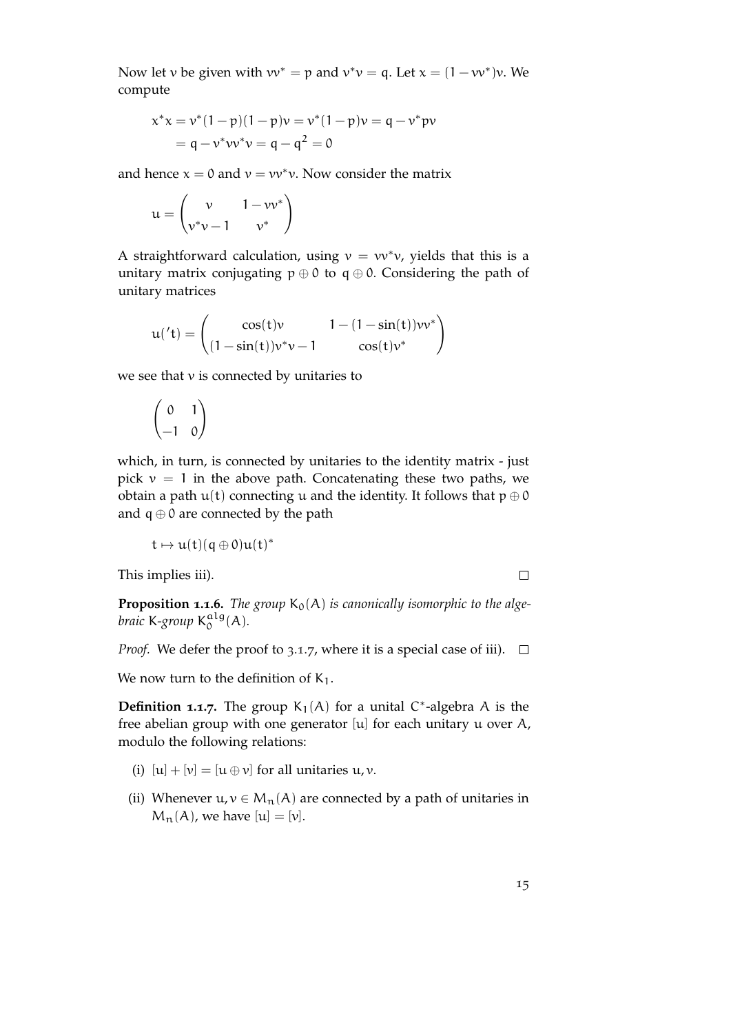Now let $v$ be given with $vv^* = p$ and $v^*v = q$. Let $x = (1 - vv^*)v$. We compute

$$x^*x = v^*(1-p)(1-p)v = v^*(1-p)v = q - v^*pv$$
$$= q - v^*vv^*v = q - q^2 = 0$$

and hence $x = 0$ and $v = vv^*v$. Now consider the matrix

$$u = \begin{pmatrix} v & 1 - vv^* \\ v^*v - 1 & v^* \end{pmatrix}$$

A straightforward calculation, using $v = vv^*v$, yields that this is a unitary matrix conjugating $p \oplus 0$ to $q \oplus 0$. Considering the path of unitary matrices

$$u('t) = \begin{pmatrix} \cos(t)v & 1 - (1 - \sin(t))vv^* \\ (1 - \sin(t))v^*v - 1 & \cos(t)v^* \end{pmatrix}$$

we see that $v$ is connected by unitaries to

$$\begin{pmatrix} 0 & 1 \\ -1 & 0 \end{pmatrix}$$

which, in turn, is connected by unitaries to the identity matrix - just pick $v = 1$ in the above path. Concatenating these two paths, we obtain a path $u(t)$ connecting $u$ and the identity. It follows that $p \oplus 0$ and $q \oplus 0$ are connected by the path

$$t \mapsto u(t)(q \oplus 0)u(t)^*$$

This implies iii). □

**Proposition 1.1.6.** *The group $K_0(A)$ is canonically isomorphic to the algebraic K-group $K_0^{alg}(A)$.*

*Proof.* We defer the proof to 3.1.7, where it is a special case of iii). □

We now turn to the definition of $K_1$.

**Definition 1.1.7.** The group $K_1(A)$ for a unital $C^*$-algebra $A$ is the free abelian group with one generator $[u]$ for each unitary $u$ over $A$, modulo the following relations:

(i) $[u] + [v] = [u \oplus v]$ for all unitaries $u, v$.

(ii) Whenever $u, v \in M_n(A)$ are connected by a path of unitaries in $M_n(A)$, we have $[u] = [v]$.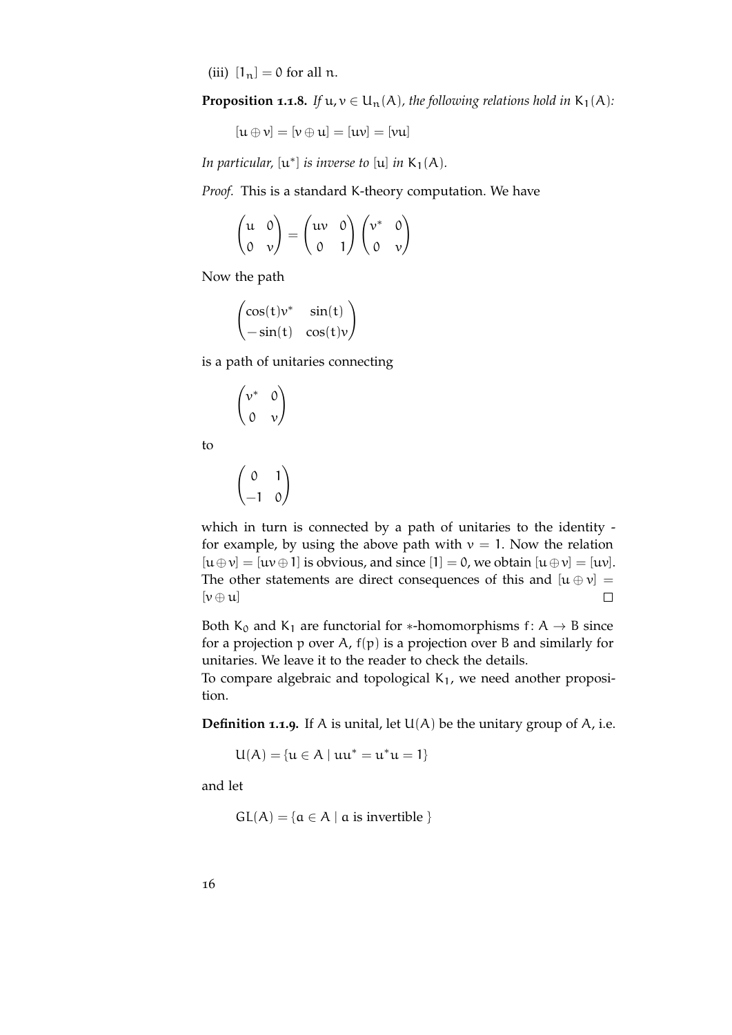(iii) $[1_n] = 0$ for all $n$.

**Proposition 1.1.8.** *If $u, v \in U_n(A)$, the following relations hold in $K_1(A)$:*

$$[u \oplus v] = [v \oplus u] = [uv] = [vu]$$

*In particular, $[u^*]$ is inverse to $[u]$ in $K_1(A)$.*

*Proof.* This is a standard K-theory computation. We have

$$\begin{pmatrix} u & 0 \\ 0 & v \end{pmatrix} = \begin{pmatrix} uv & 0 \\ 0 & 1 \end{pmatrix} \begin{pmatrix} v^* & 0 \\ 0 & v \end{pmatrix}$$

Now the path

$$\begin{pmatrix} \cos(t)v^* & \sin(t) \\ -\sin(t) & \cos(t)v \end{pmatrix}$$

is a path of unitaries connecting

$$\begin{pmatrix} v^* & 0 \\ 0 & v \end{pmatrix}$$

to

$$\begin{pmatrix} 0 & 1 \\ -1 & 0 \end{pmatrix}$$

which in turn is connected by a path of unitaries to the identity - for example, by using the above path with $v = 1$. Now the relation $[u \oplus v] = [uv \oplus 1]$ is obvious, and since $[1] = 0$, we obtain $[u \oplus v] = [uv]$. The other statements are direct consequences of this and $[u \oplus v] = [v \oplus u]$ ∎

Both $K_0$ and $K_1$ are functorial for $*$-homomorphisms $f \colon A \to B$ since for a projection $p$ over $A$, $f(p)$ is a projection over $B$ and similarly for unitaries. We leave it to the reader to check the details.
To compare algebraic and topological $K_1$, we need another proposition.

**Definition 1.1.9.** If $A$ is unital, let $U(A)$ be the unitary group of $A$, i.e.

$$U(A) = \{u \in A \mid uu^* = u^*u = 1\}$$

and let

$$GL(A) = \{a \in A \mid a \text{ is invertible }\}$$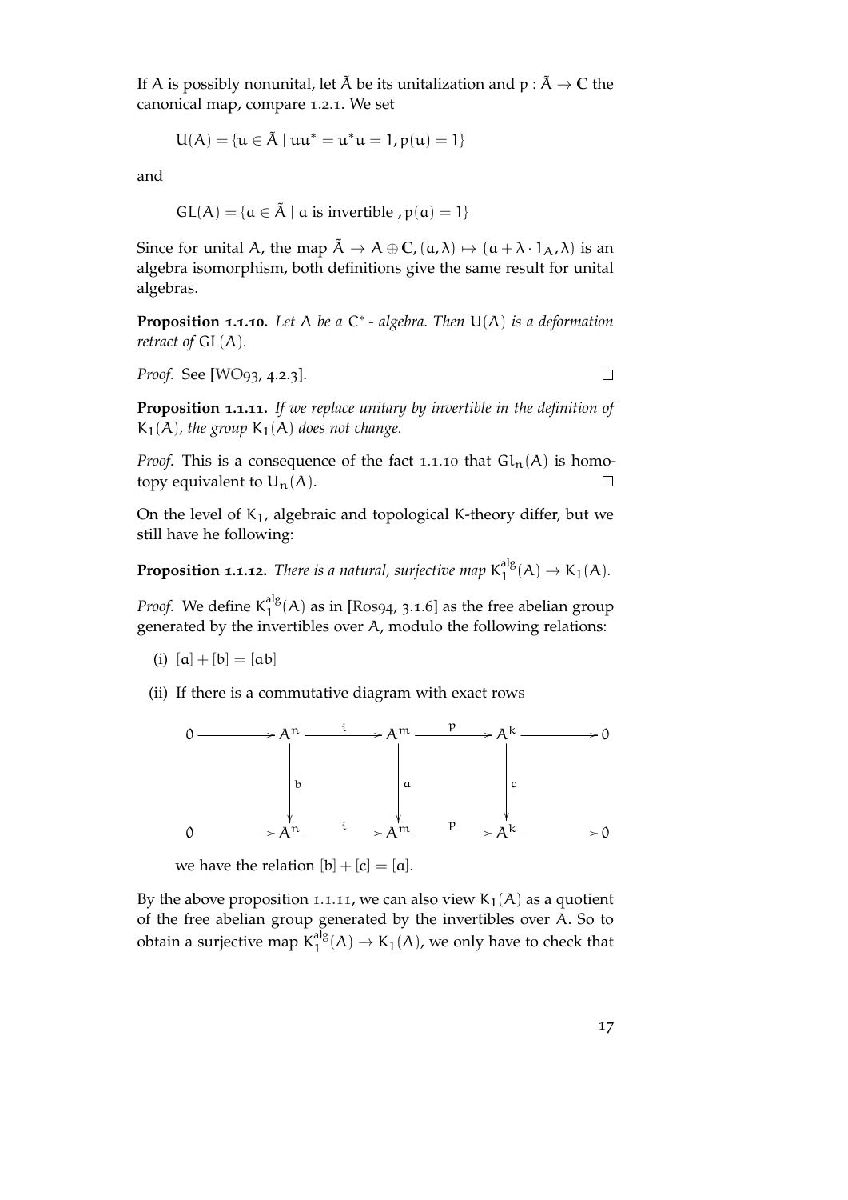If $A$ is possibly nonunital, let $\tilde{A}$ be its unitalization and $p : \tilde{A} \to \mathbb{C}$ the canonical map, compare 1.2.1. We set

$$U(A) = \{u \in \tilde{A} \mid uu^* = u^*u = 1, p(u) = 1\}$$

and

$$GL(A) = \{a \in \tilde{A} \mid a \text{ is invertible }, p(a) = 1\}$$

Since for unital $A$, the map $\tilde{A} \to A \oplus \mathbb{C}, (a, \lambda) \mapsto (a + \lambda \cdot 1_A, \lambda)$ is an algebra isomorphism, both definitions give the same result for unital algebras.

**Proposition 1.1.10.** *Let $A$ be a $C^*$ - algebra. Then $U(A)$ is a deformation retract of $GL(A)$.*

*Proof.* See [WO93, 4.2.3]. □

**Proposition 1.1.11.** *If we replace unitary by invertible in the definition of $K_1(A)$, the group $K_1(A)$ does not change.*

*Proof.* This is a consequence of the fact 1.1.10 that $Gl_n(A)$ is homotopy equivalent to $U_n(A)$. □

On the level of $K_1$, algebraic and topological K-theory differ, but we still have he following:

**Proposition 1.1.12.** *There is a natural, surjective map $K_1^{alg}(A) \to K_1(A)$.*

*Proof.* We define $K_1^{alg}(A)$ as in [Ros94, 3.1.6] as the free abelian group generated by the invertibles over $A$, modulo the following relations:

(i) $[a] + [b] = [ab]$

(ii) If there is a commutative diagram with exact rows

$$\begin{array}{ccccccccc}
0 & \longrightarrow & A^n & \xrightarrow{i} & A^m & \xrightarrow{p} & A^k & \longrightarrow & 0 \\
 & & \downarrow b & & \downarrow a & & \downarrow c & & \\
0 & \longrightarrow & A^n & \xrightarrow{i} & A^m & \xrightarrow{p} & A^k & \longrightarrow & 0
\end{array}$$

we have the relation $[b] + [c] = [a]$.

By the above proposition 1.1.11, we can also view $K_1(A)$ as a quotient of the free abelian group generated by the invertibles over $A$. So to obtain a surjective map $K_1^{alg}(A) \to K_1(A)$, we only have to check that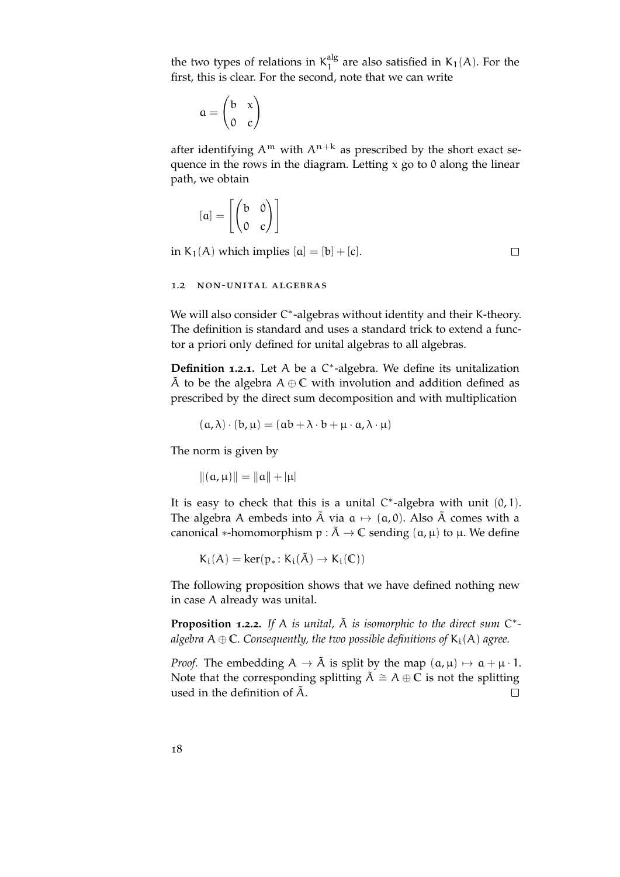the two types of relations in $K_1^{\mathrm{alg}}$ are also satisfied in $K_1(A)$. For the first, this is clear. For the second, note that we can write

$$a = \begin{pmatrix} b & x \\ 0 & c \end{pmatrix}$$

after identifying $A^m$ with $A^{n+k}$ as prescribed by the short exact sequence in the rows in the diagram. Letting $x$ go to $0$ along the linear path, we obtain

$$[a] = \left[ \begin{pmatrix} b & 0 \\ 0 & c \end{pmatrix} \right]$$

in $K_1(A)$ which implies $[a] = [b] + [c]$. □

## 1.2 NON-UNITAL ALGEBRAS

We will also consider $C^*$-algebras without identity and their K-theory. The definition is standard and uses a standard trick to extend a functor a priori only defined for unital algebras to all algebras.

**Definition 1.2.1.** Let $A$ be a $C^*$-algebra. We define its unitalization $\tilde{A}$ to be the algebra $A \oplus \mathbb{C}$ with involution and addition defined as prescribed by the direct sum decomposition and with multiplication

$$(a, \lambda) \cdot (b, \mu) = (ab + \lambda \cdot b + \mu \cdot a, \lambda \cdot \mu)$$

The norm is given by

$$\|(a, \mu)\| = \|a\| + |\mu|$$

It is easy to check that this is a unital $C^*$-algebra with unit $(0, 1)$. The algebra $A$ embeds into $\tilde{A}$ via $a \mapsto (a, 0)$. Also $\tilde{A}$ comes with a canonical $*$-homomorphism $p : \tilde{A} \to \mathbb{C}$ sending $(a, \mu)$ to $\mu$. We define

$$K_i(A) = \ker(p_* \colon K_i(\tilde{A}) \to K_i(\mathbb{C}))$$

The following proposition shows that we have defined nothing new in case $A$ already was unital.

**Proposition 1.2.2.** *If $A$ is unital, $\tilde{A}$ is isomorphic to the direct sum $C^*$-algebra $A \oplus \mathbb{C}$. Consequently, the two possible definitions of $K_i(A)$ agree.*

*Proof.* The embedding $A \to \tilde{A}$ is split by the map $(a, \mu) \mapsto a + \mu \cdot 1$. Note that the corresponding splitting $\tilde{A} \cong A \oplus \mathbb{C}$ is not the splitting used in the definition of $\tilde{A}$. □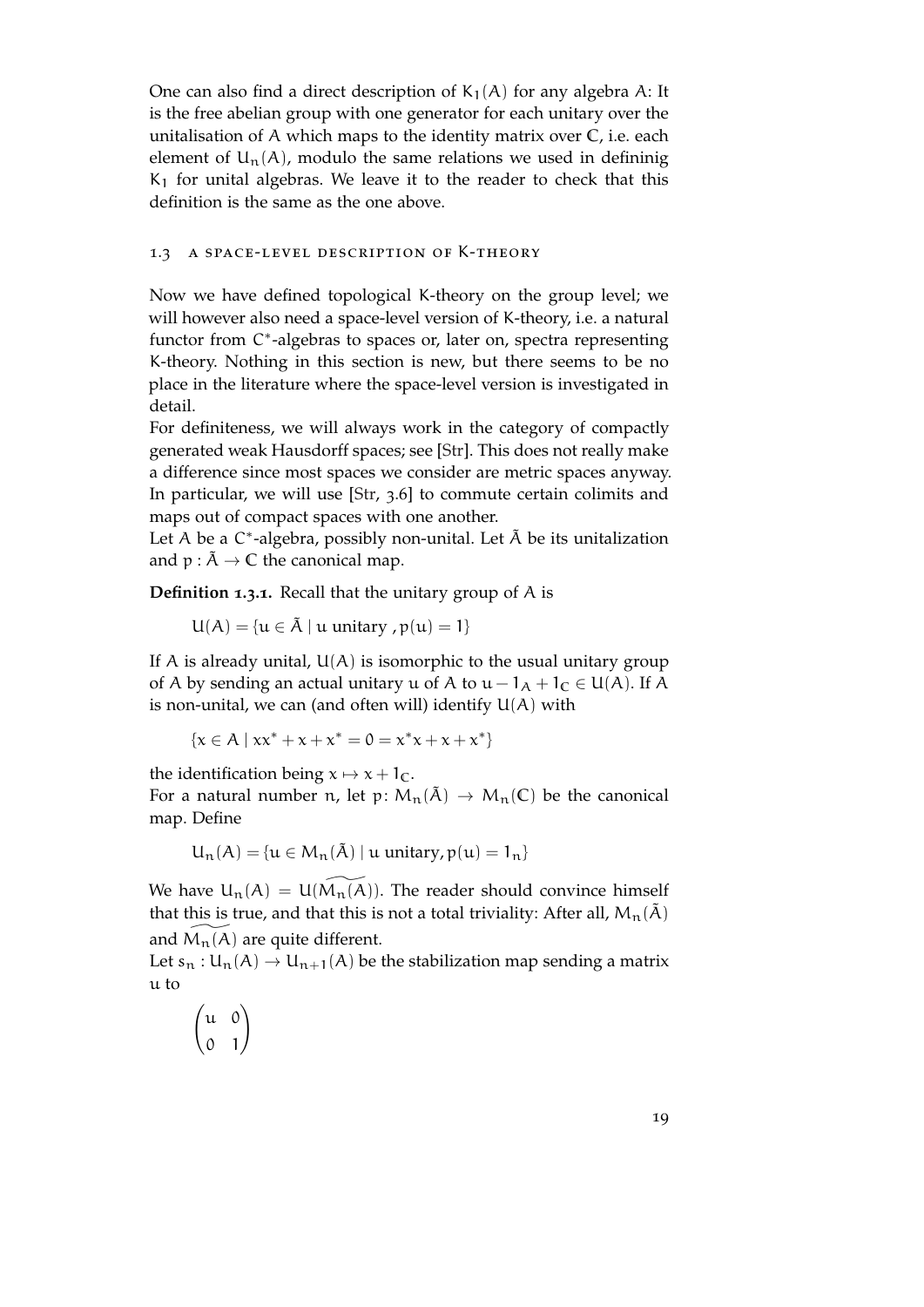One can also find a direct description of $K_1(A)$ for any algebra $A$: It is the free abelian group with one generator for each unitary over the unitalisation of $A$ which maps to the identity matrix over $\mathbb{C}$, i.e. each element of $U_n(A)$, modulo the same relations we used in defininig $K_1$ for unital algebras. We leave it to the reader to check that this definition is the same as the one above.

## 1.3 A space-level description of K-theory

Now we have defined topological K-theory on the group level; we will however also need a space-level version of K-theory, i.e. a natural functor from $C^*$-algebras to spaces or, later on, spectra representing K-theory. Nothing in this section is new, but there seems to be no place in the literature where the space-level version is investigated in detail.

For definiteness, we will always work in the category of compactly generated weak Hausdorff spaces; see [Str]. This does not really make a difference since most spaces we consider are metric spaces anyway. In particular, we will use [Str, 3.6] to commute certain colimits and maps out of compact spaces with one another.

Let $A$ be a $C^*$-algebra, possibly non-unital. Let $\tilde{A}$ be its unitalization and $p : \tilde{A} \to \mathbb{C}$ the canonical map.

**Definition 1.3.1.** Recall that the unitary group of $A$ is

$$U(A) = \{u \in \tilde{A} \mid u \text{ unitary }, p(u) = 1\}$$

If $A$ is already unital, $U(A)$ is isomorphic to the usual unitary group of $A$ by sending an actual unitary $u$ of $A$ to $u - 1_A + 1_\mathbb{C} \in U(A)$. If $A$ is non-unital, we can (and often will) identify $U(A)$ with

$$\{x \in A \mid xx^* + x + x^* = 0 = x^*x + x + x^*\}$$

the identification being $x \mapsto x + 1_\mathbb{C}$.

For a natural number $n$, let $p\colon M_n(\tilde{A}) \to M_n(\mathbb{C})$ be the canonical map. Define

$$U_n(A) = \{u \in M_n(\tilde{A}) \mid u \text{ unitary}, p(u) = 1_n\}$$

We have $U_n(A) = U(\widetilde{M_n(A)})$. The reader should convince himself that this is true, and that this is not a total triviality: After all, $M_n(\tilde{A})$ and $\widetilde{M_n(A)}$ are quite different.

Let $s_n : U_n(A) \to U_{n+1}(A)$ be the stabilization map sending a matrix $u$ to

$$\begin{pmatrix} u & 0 \\ 0 & 1 \end{pmatrix}$$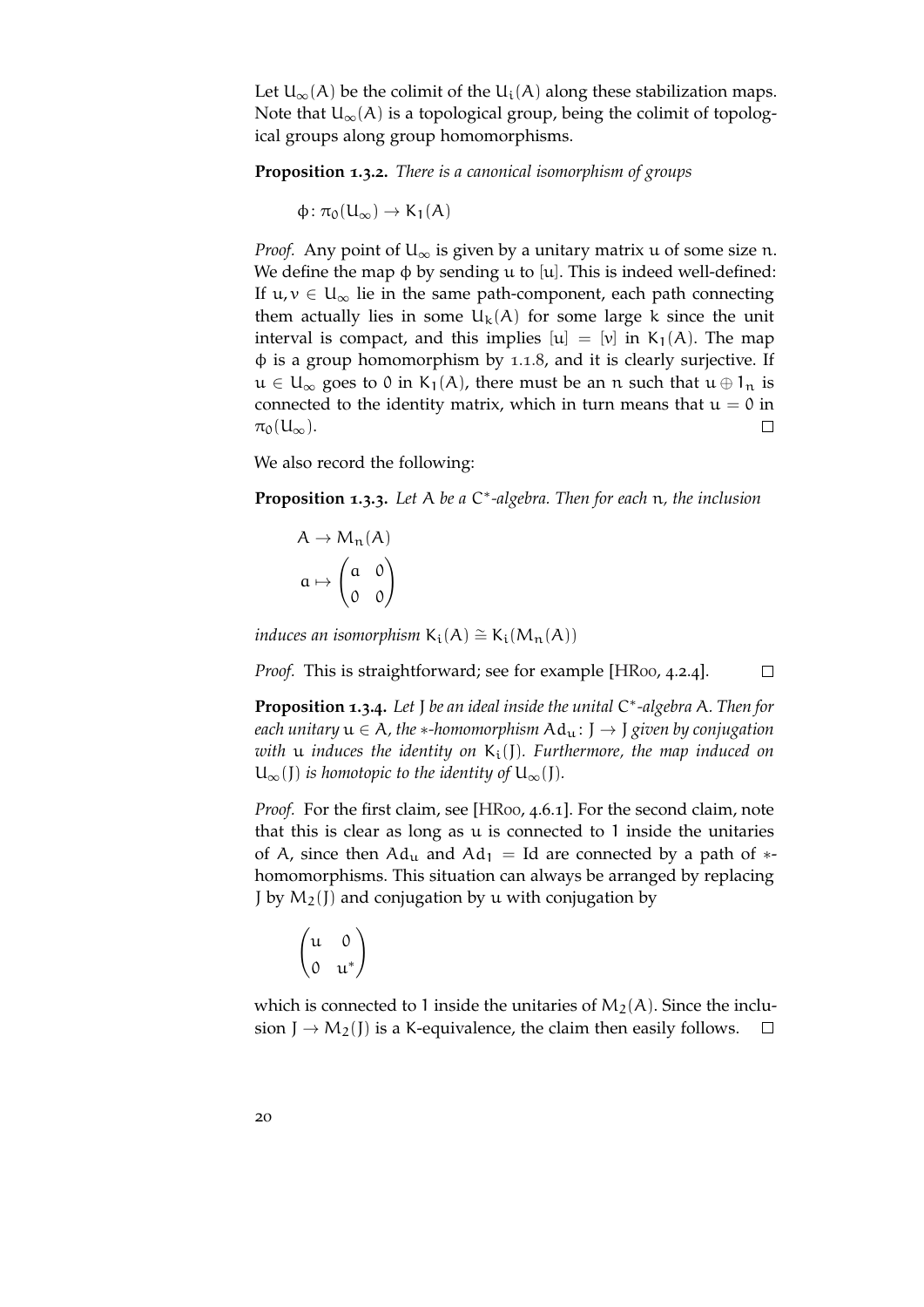Let $U_\infty(A)$ be the colimit of the $U_i(A)$ along these stabilization maps. Note that $U_\infty(A)$ is a topological group, being the colimit of topological groups along group homomorphisms.

**Proposition 1.3.2.** *There is a canonical isomorphism of groups*

$$\phi\colon \pi_0(U_\infty) \to K_1(A)$$

*Proof.* Any point of $U_\infty$ is given by a unitary matrix $u$ of some size $n$. We define the map $\phi$ by sending $u$ to $[u]$. This is indeed well-defined: If $u, v \in U_\infty$ lie in the same path-component, each path connecting them actually lies in some $U_k(A)$ for some large $k$ since the unit interval is compact, and this implies $[u] = [v]$ in $K_1(A)$. The map $\phi$ is a group homomorphism by 1.1.8, and it is clearly surjective. If $u \in U_\infty$ goes to $0$ in $K_1(A)$, there must be an $n$ such that $u \oplus 1_n$ is connected to the identity matrix, which in turn means that $u = 0$ in $\pi_0(U_\infty)$. □

We also record the following:

**Proposition 1.3.3.** *Let $A$ be a $C^*$-algebra. Then for each $n$, the inclusion*

$$A \to M_n(A)$$
$$a \mapsto \begin{pmatrix} a & 0 \\ 0 & 0 \end{pmatrix}$$

*induces an isomorphism $K_i(A) \cong K_i(M_n(A))$*

*Proof.* This is straightforward; see for example [HR00, 4.2.4]. □

**Proposition 1.3.4.** *Let $J$ be an ideal inside the unital $C^*$-algebra $A$. Then for each unitary $u \in A$, the $*$-homomorphism $\mathrm{Ad}_u\colon J \to J$ given by conjugation with $u$ induces the identity on $K_i(J)$. Furthermore, the map induced on $U_\infty(J)$ is homotopic to the identity of $U_\infty(J)$.*

*Proof.* For the first claim, see [HR00, 4.6.1]. For the second claim, note that this is clear as long as $u$ is connected to $1$ inside the unitaries of $A$, since then $\mathrm{Ad}_u$ and $\mathrm{Ad}_1 = \mathrm{Id}$ are connected by a path of $*$-homomorphisms. This situation can always be arranged by replacing $J$ by $M_2(J)$ and conjugation by $u$ with conjugation by

$$\begin{pmatrix} u & 0 \\ 0 & u^* \end{pmatrix}$$

which is connected to $1$ inside the unitaries of $M_2(A)$. Since the inclusion $J \to M_2(J)$ is a K-equivalence, the claim then easily follows. □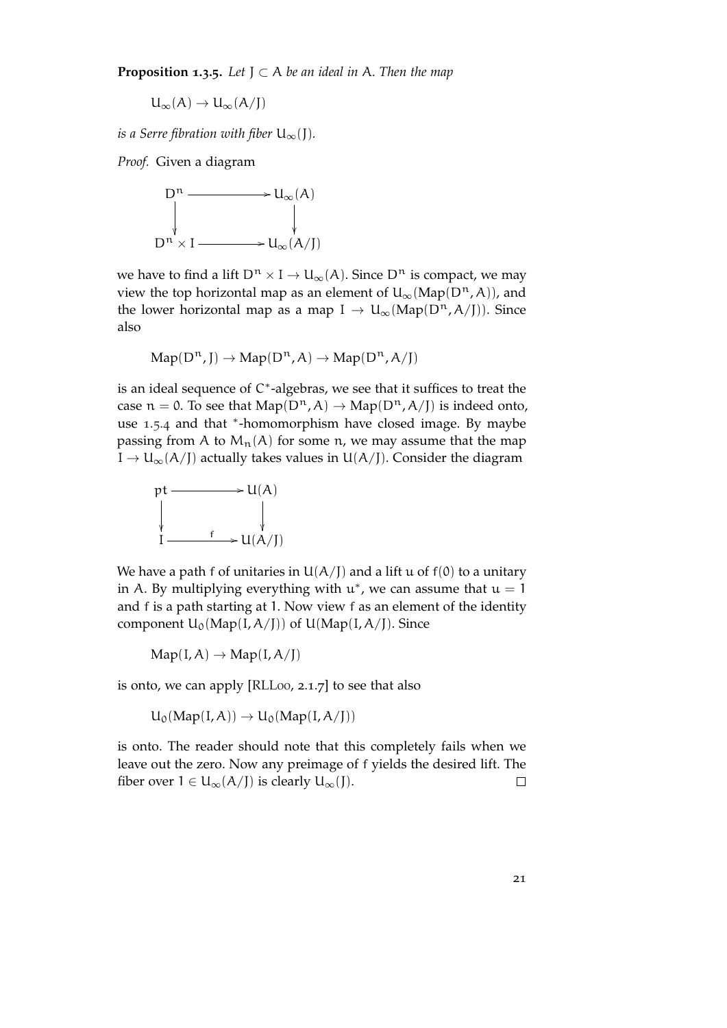**Proposition 1.3.5.** *Let $J \subset A$ be an ideal in $A$. Then the map*

$$U_\infty(A) \to U_\infty(A/J)$$

*is a Serre fibration with fiber $U_\infty(J)$.*

*Proof.* Given a diagram

$$\begin{array}{ccc} D^n & \longrightarrow & U_\infty(A) \\ \downarrow & & \downarrow \\ D^n \times I & \longrightarrow & U_\infty(A/J) \end{array}$$

we have to find a lift $D^n \times I \to U_\infty(A)$. Since $D^n$ is compact, we may view the top horizontal map as an element of $U_\infty(\mathrm{Map}(D^n, A))$, and the lower horizontal map as a map $I \to U_\infty(\mathrm{Map}(D^n, A/J))$. Since also

$$\mathrm{Map}(D^n, J) \to \mathrm{Map}(D^n, A) \to \mathrm{Map}(D^n, A/J)$$

is an ideal sequence of $C^*$-algebras, we see that it suffices to treat the case $n = 0$. To see that $\mathrm{Map}(D^n, A) \to \mathrm{Map}(D^n, A/J)$ is indeed onto, use 1.5.4 and that $^*$-homomorphism have closed image. By maybe passing from $A$ to $M_n(A)$ for some $n$, we may assume that the map $I \to U_\infty(A/J)$ actually takes values in $U(A/J)$. Consider the diagram

$$\begin{array}{ccc} pt & \longrightarrow & U(A) \\ \downarrow & & \downarrow \\ I & \xrightarrow{\ f\ } & U(A/J) \end{array}$$

We have a path $f$ of unitaries in $U(A/J)$ and a lift $u$ of $f(0)$ to a unitary in $A$. By multiplying everything with $u^*$, we can assume that $u = 1$ and $f$ is a path starting at $1$. Now view $f$ as an element of the identity component $U_0(\mathrm{Map}(I, A/J))$ of $U(\mathrm{Map}(I, A/J))$. Since

$$\mathrm{Map}(I, A) \to \mathrm{Map}(I, A/J)$$

is onto, we can apply [RLL00, 2.1.7] to see that also

$$U_0(\mathrm{Map}(I, A)) \to U_0(\mathrm{Map}(I, A/J))$$

is onto. The reader should note that this completely fails when we leave out the zero. Now any preimage of $f$ yields the desired lift. The fiber over $1 \in U_\infty(A/J)$ is clearly $U_\infty(J)$. $\square$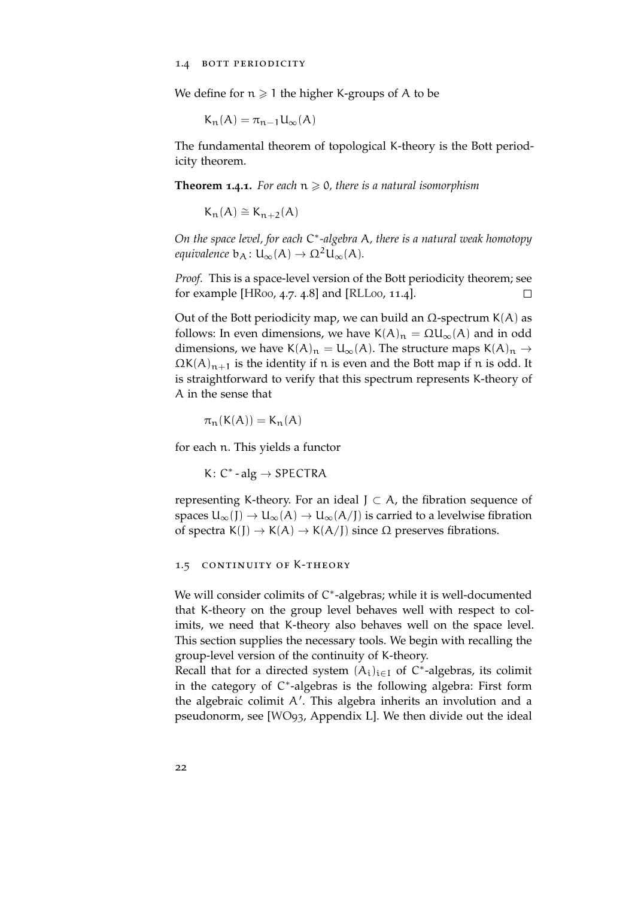We define for $n \geqslant 1$ the higher K-groups of $A$ to be

$$K_n(A) = \pi_{n-1} U_\infty(A)$$

The fundamental theorem of topological K-theory is the Bott periodicity theorem.

**Theorem 1.4.1.** *For each $n \geqslant 0$, there is a natural isomorphism*

$$K_n(A) \cong K_{n+2}(A)$$

*On the space level, for each $C^*$-algebra $A$, there is a natural weak homotopy equivalence $b_A \colon U_\infty(A) \to \Omega^2 U_\infty(A)$.*

*Proof.* This is a space-level version of the Bott periodicity theorem; see for example [HR00, 4.7. 4.8] and [RLL00, 11.4]. □

Out of the Bott periodicity map, we can build an $\Omega$-spectrum $K(A)$ as follows: In even dimensions, we have $K(A)_n = \Omega U_\infty(A)$ and in odd dimensions, we have $K(A)_n = U_\infty(A)$. The structure maps $K(A)_n \to \Omega K(A)_{n+1}$ is the identity if $n$ is even and the Bott map if $n$ is odd. It is straightforward to verify that this spectrum represents K-theory of $A$ in the sense that

$$\pi_n(K(A)) = K_n(A)$$

for each $n$. This yields a functor

$$K \colon C^*\text{-alg} \to \mathsf{SPECTRA}$$

representing K-theory. For an ideal $J \subset A$, the fibration sequence of spaces $U_\infty(J) \to U_\infty(A) \to U_\infty(A/J)$ is carried to a levelwise fibration of spectra $K(J) \to K(A) \to K(A/J)$ since $\Omega$ preserves fibrations.

## 1.5 Continuity of K-theory

We will consider colimits of $C^*$-algebras; while it is well-documented that K-theory on the group level behaves well with respect to colimits, we need that K-theory also behaves well on the space level. This section supplies the necessary tools. We begin with recalling the group-level version of the continuity of K-theory.

Recall that for a directed system $(A_i)_{i \in I}$ of $C^*$-algebras, its colimit in the category of $C^*$-algebras is the following algebra: First form the algebraic colimit $A'$. This algebra inherits an involution and a pseudonorm, see [WO93, Appendix L]. We then divide out the ideal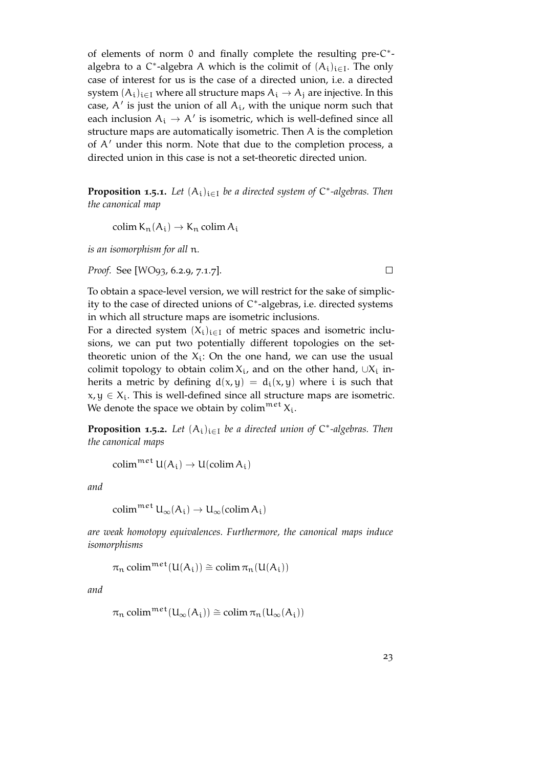of elements of norm 0 and finally complete the resulting pre-$C^*$-algebra to a $C^*$-algebra $A$ which is the colimit of $(A_i)_{i\in I}$. The only case of interest for us is the case of a directed union, i.e. a directed system $(A_i)_{i\in I}$ where all structure maps $A_i \to A_j$ are injective. In this case, $A'$ is just the union of all $A_i$, with the unique norm such that each inclusion $A_i \to A'$ is isometric, which is well-defined since all structure maps are automatically isometric. Then $A$ is the completion of $A'$ under this norm. Note that due to the completion process, a directed union in this case is not a set-theoretic directed union.

**Proposition 1.5.1.** *Let $(A_i)_{i\in I}$ be a directed system of $C^*$-algebras. Then the canonical map*

$$\operatorname{colim} K_n(A_i) \to K_n \operatorname{colim} A_i$$

*is an isomorphism for all $n$.*

*Proof.* See [WO93, 6.2.9, 7.1.7]. □

To obtain a space-level version, we will restrict for the sake of simplicity to the case of directed unions of $C^*$-algebras, i.e. directed systems in which all structure maps are isometric inclusions.

For a directed system $(X_i)_{i\in I}$ of metric spaces and isometric inclusions, we can put two potentially different topologies on the set-theoretic union of the $X_i$: On the one hand, we can use the usual colimit topology to obtain $\operatorname{colim} X_i$, and on the other hand, $\cup X_i$ inherits a metric by defining $d(x,y) = d_i(x,y)$ where $i$ is such that $x, y \in X_i$. This is well-defined since all structure maps are isometric. We denote the space we obtain by $\operatorname{colim}^{met} X_i$.

**Proposition 1.5.2.** *Let $(A_i)_{i\in I}$ be a directed union of $C^*$-algebras. Then the canonical maps*

$$\operatorname{colim}^{met} U(A_i) \to U(\operatorname{colim} A_i)$$

*and*

$$\operatorname{colim}^{met} U_\infty(A_i) \to U_\infty(\operatorname{colim} A_i)$$

*are weak homotopy equivalences. Furthermore, the canonical maps induce isomorphisms*

$$\pi_n \operatorname{colim}^{met}(U(A_i)) \cong \operatorname{colim} \pi_n(U(A_i))$$

*and*

$$\pi_n \operatorname{colim}^{met}(U_\infty(A_i)) \cong \operatorname{colim} \pi_n(U_\infty(A_i))$$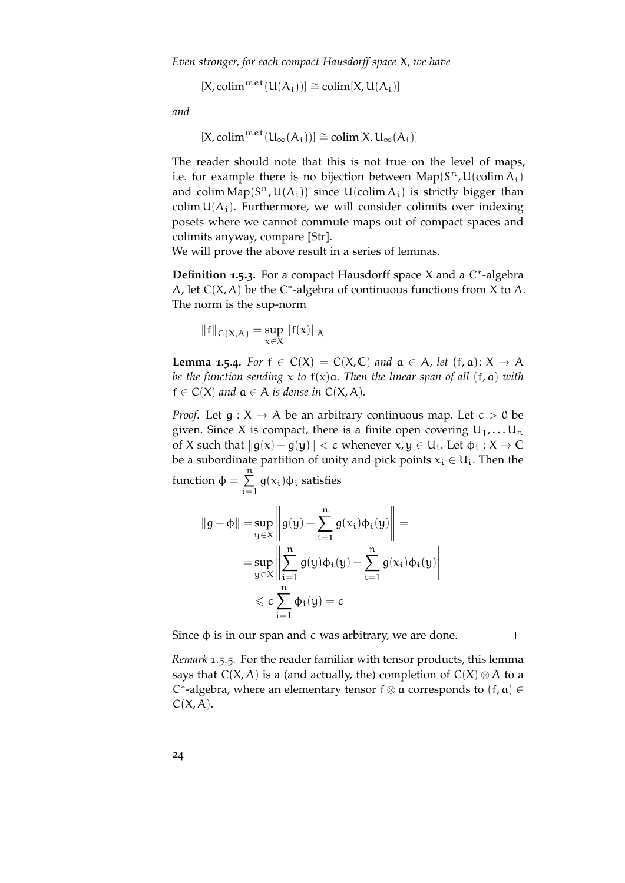*Even stronger, for each compact Hausdorff space* $X$*, we have*

$$[X, \operatorname{colim}^{met}(U(A_i))] \cong \operatorname{colim}[X, U(A_i)]$$

*and*

$$[X, \operatorname{colim}^{met}(U_\infty(A_i))] \cong \operatorname{colim}[X, U_\infty(A_i)]$$

The reader should note that this is not true on the level of maps, i.e. for example there is no bijection between $\operatorname{Map}(S^n, U(\operatorname{colim} A_i)$ and $\operatorname{colim} \operatorname{Map}(S^n, U(A_i))$ since $U(\operatorname{colim} A_i)$ is strictly bigger than $\operatorname{colim} U(A_i)$. Furthermore, we will consider colimits over indexing posets where we cannot commute maps out of compact spaces and colimits anyway, compare [Str].

We will prove the above result in a series of lemmas.

**Definition 1.5.3.** For a compact Hausdorff space $X$ and a $C^*$-algebra $A$, let $C(X, A)$ be the $C^*$-algebra of continuous functions from $X$ to $A$. The norm is the sup-norm

$$\|f\|_{C(X,A)} = \sup_{x \in X} \|f(x)\|_A$$

**Lemma 1.5.4.** *For* $f \in C(X) = C(X, \mathbb{C})$ *and* $a \in A$*, let* $(f, a) \colon X \to A$ *be the function sending* $x$ *to* $f(x)a$*. Then the linear span of all* $(f, a)$ *with* $f \in C(X)$ *and* $a \in A$ *is dense in* $C(X, A)$*.*

*Proof.* Let $g : X \to A$ be an arbitrary continuous map. Let $\epsilon > 0$ be given. Since $X$ is compact, there is a finite open covering $U_1, \dots U_n$ of $X$ such that $\|g(x) - g(y)\| < \epsilon$ whenever $x, y \in U_i$. Let $\phi_i : X \to \mathbb{C}$ be a subordinate partition of unity and pick points $x_i \in U_i$. Then the function $\phi = \sum_{i=1}^{n} g(x_i)\phi_i$ satisfies

$$\begin{aligned}
\|g - \phi\| &= \sup_{y \in X} \left\| g(y) - \sum_{i=1}^{n} g(x_i)\phi_i(y) \right\| = \\
&= \sup_{y \in X} \left\| \sum_{i=1}^{n} g(y)\phi_i(y) - \sum_{i=1}^{n} g(x_i)\phi_i(y) \right\| \\
&\leqslant \epsilon \sum_{i=1}^{n} \phi_i(y) = \epsilon
\end{aligned}$$

Since $\phi$ is in our span and $\epsilon$ was arbitrary, we are done. □

*Remark* 1.5.5. For the reader familiar with tensor products, this lemma says that $C(X, A)$ is a (and actually, the) completion of $C(X) \otimes A$ to a $C^*$-algebra, where an elementary tensor $f \otimes a$ corresponds to $(f, a) \in C(X, A)$.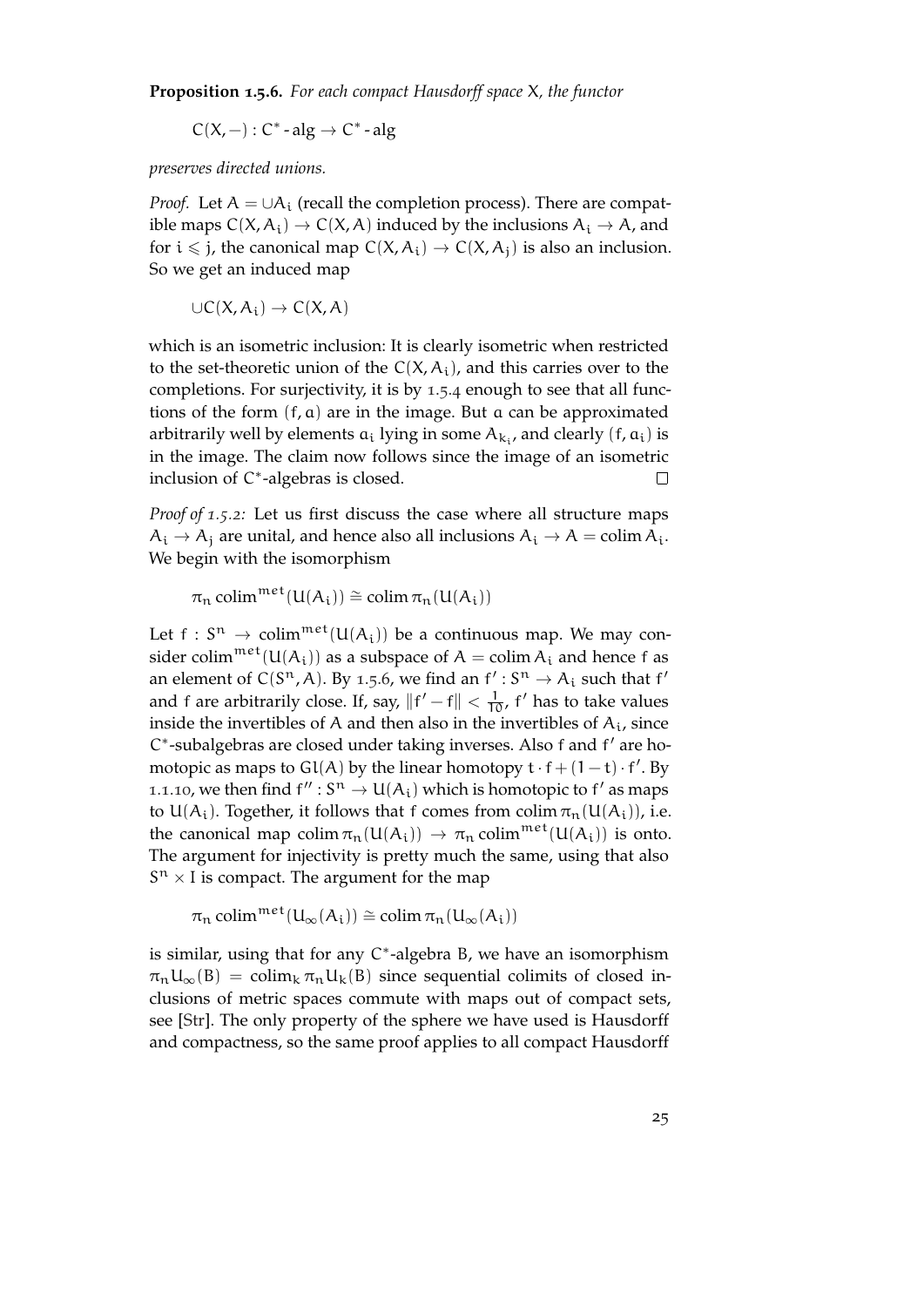**Proposition 1.5.6.** *For each compact Hausdorff space $X$, the functor*

$$C(X, -) : C^* \text{- alg} \to C^* \text{- alg}$$

*preserves directed unions.*

*Proof.* Let $A = \cup A_i$ (recall the completion process). There are compatible maps $C(X, A_i) \to C(X, A)$ induced by the inclusions $A_i \to A$, and for $i \leqslant j$, the canonical map $C(X, A_i) \to C(X, A_j)$ is also an inclusion. So we get an induced map

$$\cup C(X, A_i) \to C(X, A)$$

which is an isometric inclusion: It is clearly isometric when restricted to the set-theoretic union of the $C(X, A_i)$, and this carries over to the completions. For surjectivity, it is by 1.5.4 enough to see that all functions of the form $(f, a)$ are in the image. But $a$ can be approximated arbitrarily well by elements $a_i$ lying in some $A_{k_i}$, and clearly $(f, a_i)$ is in the image. The claim now follows since the image of an isometric inclusion of $C^*$-algebras is closed. $\square$

*Proof of 1.5.2:* Let us first discuss the case where all structure maps $A_i \to A_j$ are unital, and hence also all inclusions $A_i \to A = \operatorname{colim} A_i$. We begin with the isomorphism

$$\pi_n \operatorname{colim}^{met}(U(A_i)) \cong \operatorname{colim} \pi_n(U(A_i))$$

Let $f : S^n \to \operatorname{colim}^{met}(U(A_i))$ be a continuous map. We may consider $\operatorname{colim}^{met}(U(A_i))$ as a subspace of $A = \operatorname{colim} A_i$ and hence $f$ as an element of $C(S^n, A)$. By 1.5.6, we find an $f' : S^n \to A_i$ such that $f'$ and $f$ are arbitrarily close. If, say, $\|f' - f\| < \frac{1}{10}$, $f'$ has to take values inside the invertibles of $A$ and then also in the invertibles of $A_i$, since $C^*$-subalgebras are closed under taking inverses. Also $f$ and $f'$ are homotopic as maps to $Gl(A)$ by the linear homotopy $t \cdot f + (1-t) \cdot f'$. By 1.1.10, we then find $f'' : S^n \to U(A_i)$ which is homotopic to $f'$ as maps to $U(A_i)$. Together, it follows that $f$ comes from $\operatorname{colim} \pi_n(U(A_i))$, i.e. the canonical map $\operatorname{colim} \pi_n(U(A_i)) \to \pi_n \operatorname{colim}^{met}(U(A_i))$ is onto. The argument for injectivity is pretty much the same, using that also $S^n \times I$ is compact. The argument for the map

$$\pi_n \operatorname{colim}^{met}(U_\infty(A_i)) \cong \operatorname{colim} \pi_n(U_\infty(A_i))$$

is similar, using that for any $C^*$-algebra $B$, we have an isomorphism $\pi_n U_\infty(B) = \operatorname{colim}_k \pi_n U_k(B)$ since sequential colimits of closed inclusions of metric spaces commute with maps out of compact sets, see [Str]. The only property of the sphere we have used is Hausdorff and compactness, so the same proof applies to all compact Hausdorff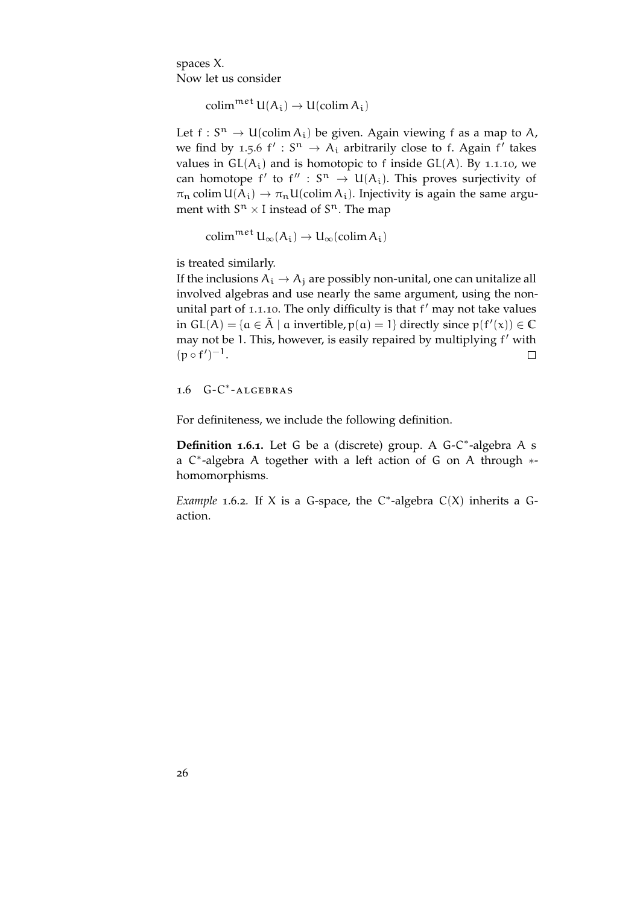spaces X.
Now let us consider

$$\operatorname{colim}^{met} U(A_i) \to U(\operatorname{colim} A_i)$$

Let $f : S^n \to U(\operatorname{colim} A_i)$ be given. Again viewing f as a map to A, we find by 1.5.6 $f' : S^n \to A_i$ arbitrarily close to f. Again $f'$ takes values in $GL(A_i)$ and is homotopic to f inside $GL(A)$. By 1.1.10, we can homotope $f'$ to $f'' : S^n \to U(A_i)$. This proves surjectivity of $\pi_n \operatorname{colim} U(A_i) \to \pi_n U(\operatorname{colim} A_i)$. Injectivity is again the same argument with $S^n \times I$ instead of $S^n$. The map

$$\operatorname{colim}^{met} U_\infty(A_i) \to U_\infty(\operatorname{colim} A_i)$$

is treated similarly.
If the inclusions $A_i \to A_j$ are possibly non-unital, one can unitalize all involved algebras and use nearly the same argument, using the non-unital part of 1.1.10. The only difficulty is that $f'$ may not take values in $GL(A) = \{a \in \tilde{A} \mid a \text{ invertible}, p(a) = 1\}$ directly since $p(f'(x)) \in \mathbb{C}$ may not be 1. This, however, is easily repaired by multiplying $f'$ with $(p \circ f')^{-1}$. □

## 1.6 G-C*-ALGEBRAS

For definiteness, we include the following definition.

**Definition 1.6.1.** Let G be a (discrete) group. A G-$C^*$-algebra A s a $C^*$-algebra A together with a left action of G on A through $*$-homomorphisms.

*Example* 1.6.2. If X is a G-space, the $C^*$-algebra $C(X)$ inherits a G-action.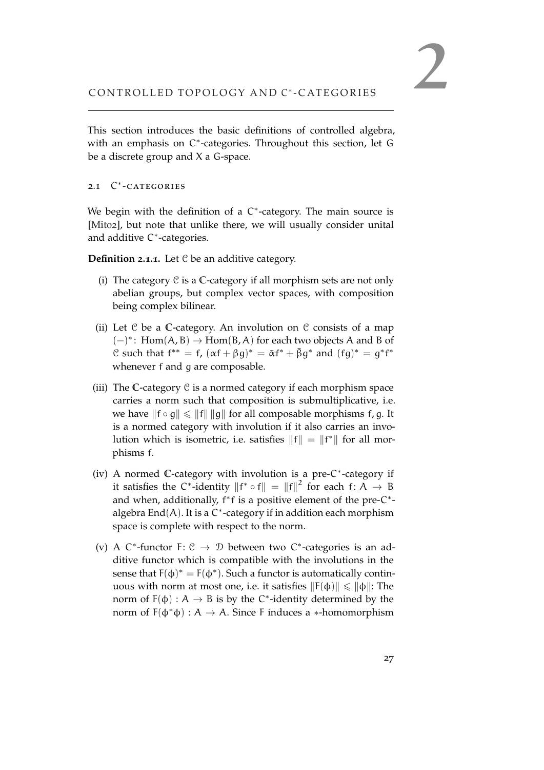# 2 CONTROLLED TOPOLOGY AND $C^*$-CATEGORIES

This section introduces the basic definitions of controlled algebra, with an emphasis on $C^*$-categories. Throughout this section, let $G$ be a discrete group and $X$ a $G$-space.

## 2.1 $C^*$-categories

We begin with the definition of a $C^*$-category. The main source is [Mit02], but note that unlike there, we will usually consider unital and additive $C^*$-categories.

**Definition 2.1.1.** Let $\mathcal{C}$ be an additive category.

(i) The category $\mathcal{C}$ is a $\mathbb{C}$-category if all morphism sets are not only abelian groups, but complex vector spaces, with composition being complex bilinear.

(ii) Let $\mathcal{C}$ be a $\mathbb{C}$-category. An involution on $\mathcal{C}$ consists of a map $(-)^*\colon \operatorname{Hom}(A, B) \to \operatorname{Hom}(B, A)$ for each two objects $A$ and $B$ of $\mathcal{C}$ such that $f^{**} = f$, $(\alpha f + \beta g)^* = \bar{\alpha} f^* + \bar{\beta} g^*$ and $(fg)^* = g^* f^*$ whenever $f$ and $g$ are composable.

(iii) The $\mathbb{C}$-category $\mathcal{C}$ is a normed category if each morphism space carries a norm such that composition is submultiplicative, i.e. we have $\|f \circ g\| \leqslant \|f\| \, \|g\|$ for all composable morphisms $f, g$. It is a normed category with involution if it also carries an involution which is isometric, i.e. satisfies $\|f\| = \|f^*\|$ for all morphisms $f$.

(iv) A normed $\mathbb{C}$-category with involution is a pre-$C^*$-category if it satisfies the $C^*$-identity $\|f^* \circ f\| = \|f\|^2$ for each $f\colon A \to B$ and when, additionally, $f^* f$ is a positive element of the pre-$C^*$-algebra $\operatorname{End}(A)$. It is a $C^*$-category if in addition each morphism space is complete with respect to the norm.

(v) A $C^*$-functor $F\colon \mathcal{C} \to \mathcal{D}$ between two $C^*$-categories is an additive functor which is compatible with the involutions in the sense that $F(\phi)^* = F(\phi^*)$. Such a functor is automatically continuous with norm at most one, i.e. it satisfies $\|F(\phi)\| \leqslant \|\phi\|$: The norm of $F(\phi) : A \to B$ is by the $C^*$-identity determined by the norm of $F(\phi^* \phi) : A \to A$. Since $F$ induces a $*$-homomorphism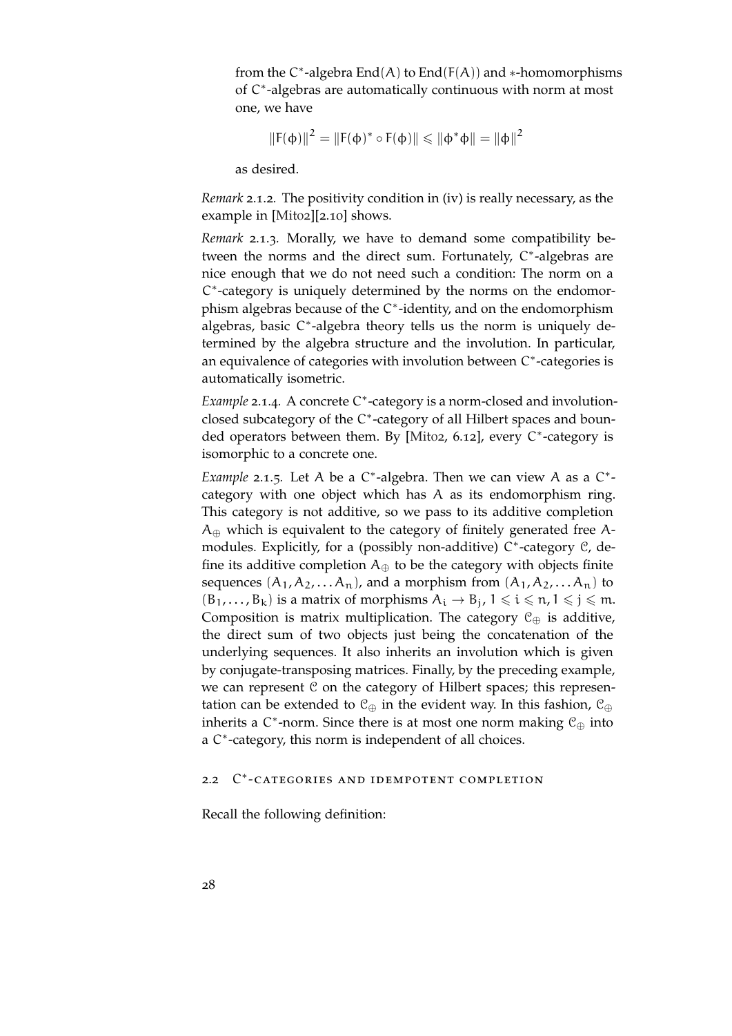from the $C^*$-algebra $\mathrm{End}(A)$ to $\mathrm{End}(F(A))$ and $*$-homomorphisms of $C^*$-algebras are automatically continuous with norm at most one, we have

$$\|F(\phi)\|^2 = \|F(\phi)^* \circ F(\phi)\| \leqslant \|\phi^*\phi\| = \|\phi\|^2$$

as desired.

*Remark* 2.1.2. The positivity condition in (iv) is really necessary, as the example in [Mit02][2.10] shows.

*Remark* 2.1.3. Morally, we have to demand some compatibility between the norms and the direct sum. Fortunately, $C^*$-algebras are nice enough that we do not need such a condition: The norm on a $C^*$-category is uniquely determined by the norms on the endomorphism algebras because of the $C^*$-identity, and on the endomorphism algebras, basic $C^*$-algebra theory tells us the norm is uniquely determined by the algebra structure and the involution. In particular, an equivalence of categories with involution between $C^*$-categories is automatically isometric.

*Example* 2.1.4. A concrete $C^*$-category is a norm-closed and involution-closed subcategory of the $C^*$-category of all Hilbert spaces and bounded operators between them. By [Mit02, 6.12], every $C^*$-category is isomorphic to a concrete one.

*Example* 2.1.5. Let $A$ be a $C^*$-algebra. Then we can view $A$ as a $C^*$-category with one object which has $A$ as its endomorphism ring. This category is not additive, so we pass to its additive completion $A_\oplus$ which is equivalent to the category of finitely generated free $A$-modules. Explicitly, for a (possibly non-additive) $C^*$-category $\mathcal{C}$, define its additive completion $A_\oplus$ to be the category with objects finite sequences $(A_1, A_2, \ldots A_n)$, and a morphism from $(A_1, A_2, \ldots A_n)$ to $(B_1, \ldots, B_k)$ is a matrix of morphisms $A_i \to B_j$, $1 \leqslant i \leqslant n, 1 \leqslant j \leqslant m$. Composition is matrix multiplication. The category $\mathcal{C}_\oplus$ is additive, the direct sum of two objects just being the concatenation of the underlying sequences. It also inherits an involution which is given by conjugate-transposing matrices. Finally, by the preceding example, we can represent $\mathcal{C}$ on the category of Hilbert spaces; this representation can be extended to $\mathcal{C}_\oplus$ in the evident way. In this fashion, $\mathcal{C}_\oplus$ inherits a $C^*$-norm. Since there is at most one norm making $\mathcal{C}_\oplus$ into a $C^*$-category, this norm is independent of all choices.

## 2.2 $C^*$-categories and idempotent completion

Recall the following definition: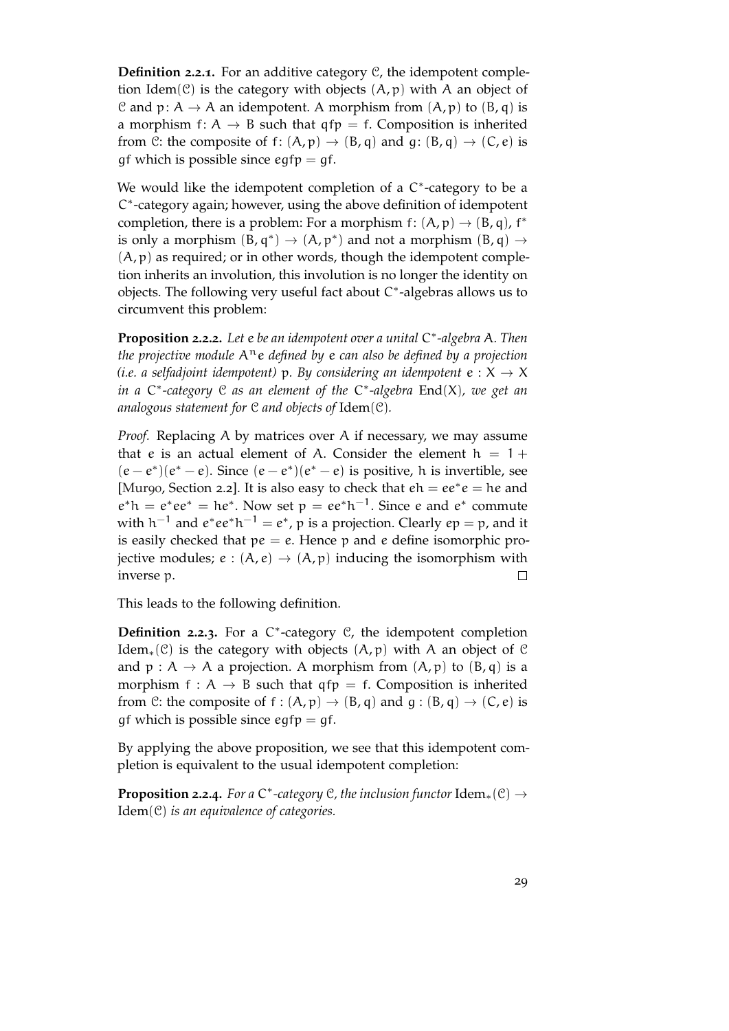**Definition 2.2.1.** For an additive category $\mathcal{C}$, the idempotent completion $\mathrm{Idem}(\mathcal{C})$ is the category with objects $(A, p)$ with $A$ an object of $\mathcal{C}$ and $p \colon A \to A$ an idempotent. A morphism from $(A, p)$ to $(B, q)$ is a morphism $f \colon A \to B$ such that $qfp = f$. Composition is inherited from $\mathcal{C}$: the composite of $f \colon (A, p) \to (B, q)$ and $g \colon (B, q) \to (C, e)$ is $gf$ which is possible since $egfp = gf$.

We would like the idempotent completion of a $C^*$-category to be a $C^*$-category again; however, using the above definition of idempotent completion, there is a problem: For a morphism $f \colon (A, p) \to (B, q)$, $f^*$ is only a morphism $(B, q^*) \to (A, p^*)$ and not a morphism $(B, q) \to (A, p)$ as required; or in other words, though the idempotent completion inherits an involution, this involution is no longer the identity on objects. The following very useful fact about $C^*$-algebras allows us to circumvent this problem:

**Proposition 2.2.2.** *Let $e$ be an idempotent over a unital $C^*$-algebra $A$. Then the projective module $A^n e$ defined by $e$ can also be defined by a projection (i.e. a selfadjoint idempotent) $p$. By considering an idempotent $e : X \to X$ in a $C^*$-category $\mathcal{C}$ as an element of the $C^*$-algebra $\mathrm{End}(X)$, we get an analogous statement for $\mathcal{C}$ and objects of $\mathrm{Idem}(\mathcal{C})$.*

*Proof.* Replacing $A$ by matrices over $A$ if necessary, we may assume that $e$ is an actual element of $A$. Consider the element $h = 1 + (e - e^*)(e^* - e)$. Since $(e - e^*)(e^* - e)$ is positive, $h$ is invertible, see [Mur90, Section 2.2]. It is also easy to check that $eh = ee^*e = he$ and $e^*h = e^*ee^* = he^*$. Now set $p = ee^*h^{-1}$. Since $e$ and $e^*$ commute with $h^{-1}$ and $e^*ee^*h^{-1} = e^*$, $p$ is a projection. Clearly $ep = p$, and it is easily checked that $pe = e$. Hence $p$ and $e$ define isomorphic projective modules; $e : (A, e) \to (A, p)$ inducing the isomorphism with inverse $p$. $\square$

This leads to the following definition.

**Definition 2.2.3.** For a $C^*$-category $\mathcal{C}$, the idempotent completion $\mathrm{Idem}_*(\mathcal{C})$ is the category with objects $(A, p)$ with $A$ an object of $\mathcal{C}$ and $p : A \to A$ a projection. A morphism from $(A, p)$ to $(B, q)$ is a morphism $f : A \to B$ such that $qfp = f$. Composition is inherited from $\mathcal{C}$: the composite of $f : (A, p) \to (B, q)$ and $g : (B, q) \to (C, e)$ is $gf$ which is possible since $egfp = gf$.

By applying the above proposition, we see that this idempotent completion is equivalent to the usual idempotent completion:

**Proposition 2.2.4.** *For a $C^*$-category $\mathcal{C}$, the inclusion functor $\mathrm{Idem}_*(\mathcal{C}) \to \mathrm{Idem}(\mathcal{C})$ is an equivalence of categories.*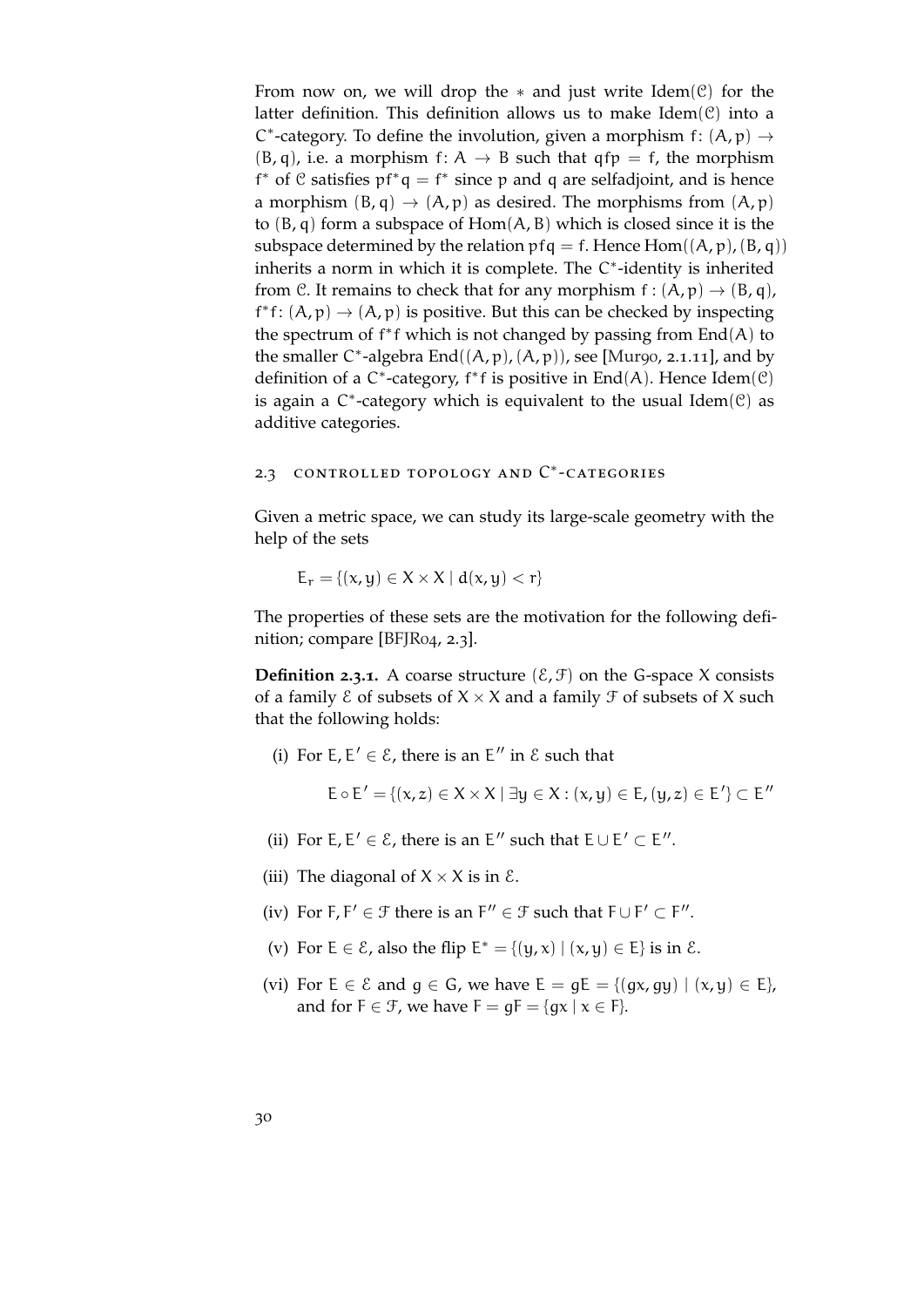From now on, we will drop the $*$ and just write $\mathrm{Idem}(\mathcal{C})$ for the latter definition. This definition allows us to make $\mathrm{Idem}(\mathcal{C})$ into a $C^*$-category. To define the involution, given a morphism $f\colon (A, p) \to (B, q)$, i.e. a morphism $f\colon A \to B$ such that $qfp = f$, the morphism $f^*$ of $\mathcal{C}$ satisfies $pf^*q = f^*$ since $p$ and $q$ are selfadjoint, and is hence a morphism $(B, q) \to (A, p)$ as desired. The morphisms from $(A, p)$ to $(B, q)$ form a subspace of $\mathrm{Hom}(A, B)$ which is closed since it is the subspace determined by the relation $pfq = f$. Hence $\mathrm{Hom}((A, p), (B, q))$ inherits a norm in which it is complete. The $C^*$-identity is inherited from $\mathcal{C}$. It remains to check that for any morphism $f : (A, p) \to (B, q)$, $f^*f\colon (A, p) \to (A, p)$ is positive. But this can be checked by inspecting the spectrum of $f^*f$ which is not changed by passing from $\mathrm{End}(A)$ to the smaller $C^*$-algebra $\mathrm{End}((A, p), (A, p))$, see [Mur90, 2.1.11], and by definition of a $C^*$-category, $f^*f$ is positive in $\mathrm{End}(A)$. Hence $\mathrm{Idem}(\mathcal{C})$ is again a $C^*$-category which is equivalent to the usual $\mathrm{Idem}(\mathcal{C})$ as additive categories.

## 2.3 Controlled topology and $C^*$-categories

Given a metric space, we can study its large-scale geometry with the help of the sets

$$E_r = \{(x, y) \in X \times X \mid d(x, y) < r\}$$

The properties of these sets are the motivation for the following definition; compare [BFJR04, 2.3].

**Definition 2.3.1.** A coarse structure $(\mathcal{E}, \mathcal{F})$ on the G-space $X$ consists of a family $\mathcal{E}$ of subsets of $X \times X$ and a family $\mathcal{F}$ of subsets of $X$ such that the following holds:

(i) For $E, E' \in \mathcal{E}$, there is an $E''$ in $\mathcal{E}$ such that

$$E \circ E' = \{(x, z) \in X \times X \mid \exists y \in X : (x, y) \in E, (y, z) \in E'\} \subset E''$$

(ii) For $E, E' \in \mathcal{E}$, there is an $E''$ such that $E \cup E' \subset E''$.

(iii) The diagonal of $X \times X$ is in $\mathcal{E}$.

(iv) For $F, F' \in \mathcal{F}$ there is an $F'' \in \mathcal{F}$ such that $F \cup F' \subset F''$.

(v) For $E \in \mathcal{E}$, also the flip $E^* = \{(y, x) \mid (x, y) \in E\}$ is in $\mathcal{E}$.

(vi) For $E \in \mathcal{E}$ and $g \in G$, we have $E = gE = \{(gx, gy) \mid (x, y) \in E\}$, and for $F \in \mathcal{F}$, we have $F = gF = \{gx \mid x \in F\}$.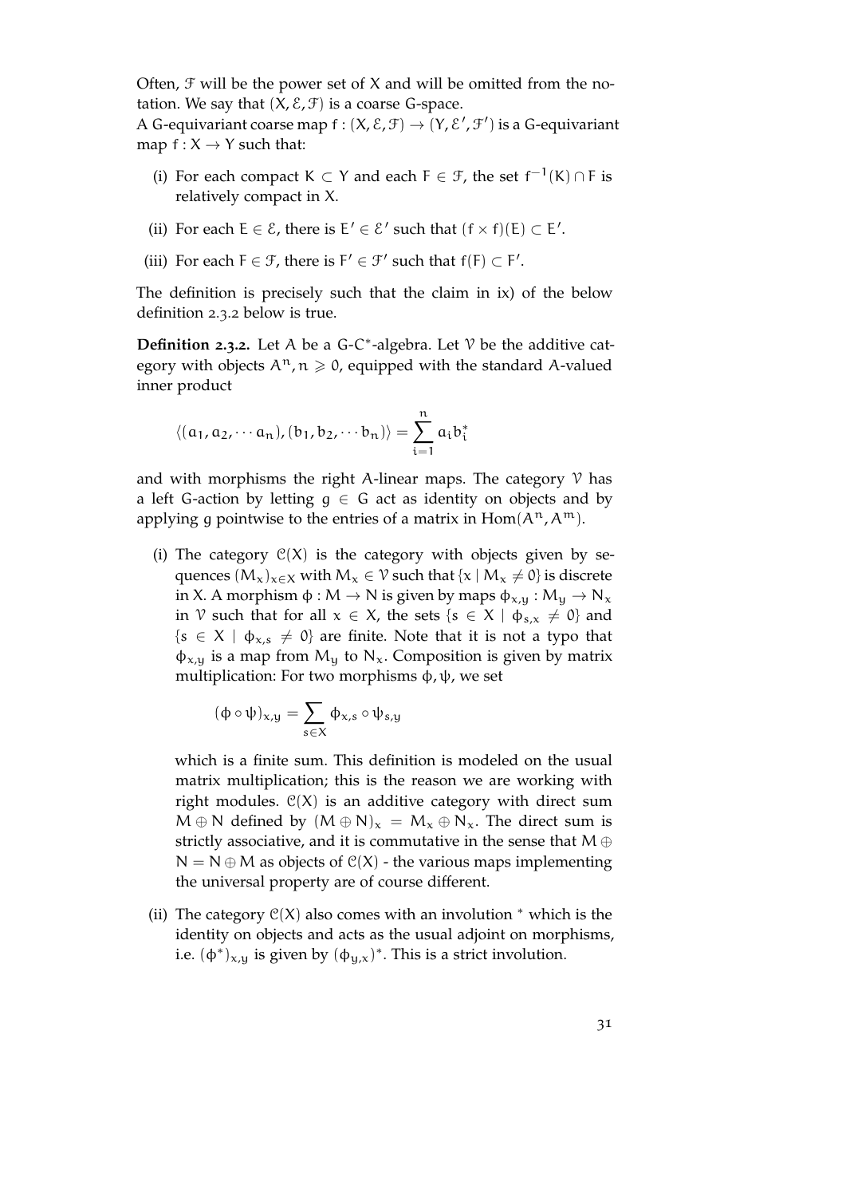Often, $\mathcal{F}$ will be the power set of $X$ and will be omitted from the notation. We say that $(X, \mathcal{E}, \mathcal{F})$ is a coarse $G$-space.

A $G$-equivariant coarse map $f : (X, \mathcal{E}, \mathcal{F}) \to (Y, \mathcal{E}', \mathcal{F}')$ is a $G$-equivariant map $f : X \to Y$ such that:

(i) For each compact $K \subset Y$ and each $F \in \mathcal{F}$, the set $f^{-1}(K) \cap F$ is relatively compact in $X$.

(ii) For each $E \in \mathcal{E}$, there is $E' \in \mathcal{E}'$ such that $(f \times f)(E) \subset E'$.

(iii) For each $F \in \mathcal{F}$, there is $F' \in \mathcal{F}'$ such that $f(F) \subset F'$.

The definition is precisely such that the claim in ix) of the below definition 2.3.2 below is true.

**Definition 2.3.2.** Let $A$ be a $G$-$C^*$-algebra. Let $\mathcal{V}$ be the additive category with objects $A^n, n \geqslant 0$, equipped with the standard $A$-valued inner product

$$\langle (a_1, a_2, \cdots a_n), (b_1, b_2, \cdots b_n) \rangle = \sum_{i=1}^{n} a_i b_i^*$$

and with morphisms the right $A$-linear maps. The category $\mathcal{V}$ has a left $G$-action by letting $g \in G$ act as identity on objects and by applying $g$ pointwise to the entries of a matrix in $\mathrm{Hom}(A^n, A^m)$.

(i) The category $\mathcal{C}(X)$ is the category with objects given by sequences $(M_x)_{x \in X}$ with $M_x \in \mathcal{V}$ such that $\{x \mid M_x \neq 0\}$ is discrete in $X$. A morphism $\phi : M \to N$ is given by maps $\phi_{x,y} : M_y \to N_x$ in $\mathcal{V}$ such that for all $x \in X$, the sets $\{s \in X \mid \phi_{s,x} \neq 0\}$ and $\{s \in X \mid \phi_{x,s} \neq 0\}$ are finite. Note that it is not a typo that $\phi_{x,y}$ is a map from $M_y$ to $N_x$. Composition is given by matrix multiplication: For two morphisms $\phi, \psi$, we set

$$(\phi \circ \psi)_{x,y} = \sum_{s \in X} \phi_{x,s} \circ \psi_{s,y}$$

which is a finite sum. This definition is modeled on the usual matrix multiplication; this is the reason we are working with right modules. $\mathcal{C}(X)$ is an additive category with direct sum $M \oplus N$ defined by $(M \oplus N)_x = M_x \oplus N_x$. The direct sum is strictly associative, and it is commutative in the sense that $M \oplus N = N \oplus M$ as objects of $\mathcal{C}(X)$ - the various maps implementing the universal property are of course different.

(ii) The category $\mathcal{C}(X)$ also comes with an involution $^*$ which is the identity on objects and acts as the usual adjoint on morphisms, i.e. $(\phi^*)_{x,y}$ is given by $(\phi_{y,x})^*$. This is a strict involution.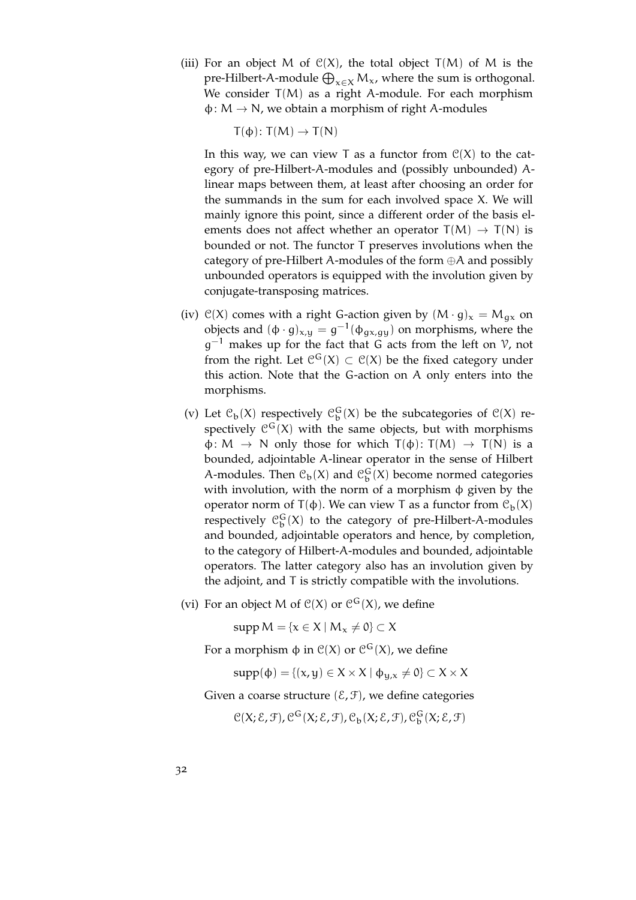(iii) For an object $M$ of $\mathcal{C}(X)$, the total object $T(M)$ of $M$ is the pre-Hilbert-$A$-module $\bigoplus_{x \in X} M_x$, where the sum is orthogonal. We consider $T(M)$ as a right $A$-module. For each morphism $\phi \colon M \to N$, we obtain a morphism of right $A$-modules

$$T(\phi) \colon T(M) \to T(N)$$

In this way, we can view $T$ as a functor from $\mathcal{C}(X)$ to the category of pre-Hilbert-$A$-modules and (possibly unbounded) $A$-linear maps between them, at least after choosing an order for the summands in the sum for each involved space $X$. We will mainly ignore this point, since a different order of the basis elements does not affect whether an operator $T(M) \to T(N)$ is bounded or not. The functor $T$ preserves involutions when the category of pre-Hilbert $A$-modules of the form $\oplus A$ and possibly unbounded operators is equipped with the involution given by conjugate-transposing matrices.

(iv) $\mathcal{C}(X)$ comes with a right $G$-action given by $(M \cdot g)_x = M_{gx}$ on objects and $(\phi \cdot g)_{x,y} = g^{-1}(\phi_{gx,gy})$ on morphisms, where the $g^{-1}$ makes up for the fact that $G$ acts from the left on $\mathcal{V}$, not from the right. Let $\mathcal{C}^G(X) \subset \mathcal{C}(X)$ be the fixed category under this action. Note that the $G$-action on $A$ only enters into the morphisms.

(v) Let $\mathcal{C}_b(X)$ respectively $\mathcal{C}_b^G(X)$ be the subcategories of $\mathcal{C}(X)$ respectively $\mathcal{C}^G(X)$ with the same objects, but with morphisms $\phi \colon M \to N$ only those for which $T(\phi) \colon T(M) \to T(N)$ is a bounded, adjointable $A$-linear operator in the sense of Hilbert $A$-modules. Then $\mathcal{C}_b(X)$ and $\mathcal{C}_b^G(X)$ become normed categories with involution, with the norm of a morphism $\phi$ given by the operator norm of $T(\phi)$. We can view $T$ as a functor from $\mathcal{C}_b(X)$ respectively $\mathcal{C}_b^G(X)$ to the category of pre-Hilbert-$A$-modules and bounded, adjointable operators and hence, by completion, to the category of Hilbert-$A$-modules and bounded, adjointable operators. The latter category also has an involution given by the adjoint, and $T$ is strictly compatible with the involutions.

(vi) For an object $M$ of $\mathcal{C}(X)$ or $\mathcal{C}^G(X)$, we define

$$\operatorname{supp} M = \{x \in X \mid M_x \neq 0\} \subset X$$

For a morphism $\phi$ in $\mathcal{C}(X)$ or $\mathcal{C}^G(X)$, we define

$$\operatorname{supp}(\phi) = \{(x, y) \in X \times X \mid \phi_{y,x} \neq 0\} \subset X \times X$$

Given a coarse structure $(\mathcal{E}, \mathcal{F})$, we define categories

$$\mathcal{C}(X; \mathcal{E}, \mathcal{F}), \mathcal{C}^G(X; \mathcal{E}, \mathcal{F}), \mathcal{C}_b(X; \mathcal{E}, \mathcal{F}), \mathcal{C}_b^G(X; \mathcal{E}, \mathcal{F})$$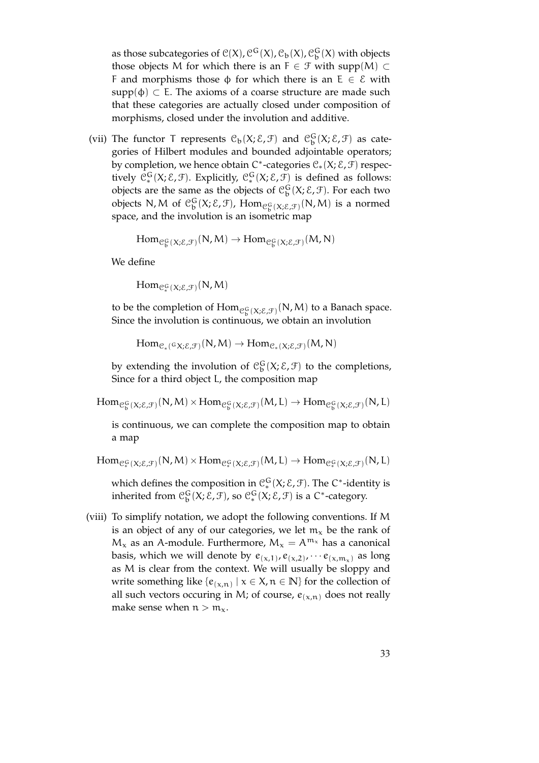as those subcategories of $\mathcal{C}(X), \mathcal{C}^G(X), \mathcal{C}_b(X), \mathcal{C}_b^G(X)$ with objects those objects $M$ for which there is an $F \in \mathcal{F}$ with $\text{supp}(M) \subset F$ and morphisms those $\phi$ for which there is an $E \in \mathcal{E}$ with $\text{supp}(\phi) \subset E$. The axioms of a coarse structure are made such that these categories are actually closed under composition of morphisms, closed under the involution and additive.

(vii) The functor $T$ represents $\mathcal{C}_b(X; \mathcal{E}, \mathcal{F})$ and $\mathcal{C}_b^G(X; \mathcal{E}, \mathcal{F})$ as categories of Hilbert modules and bounded adjointable operators; by completion, we hence obtain $C^*$-categories $\mathcal{C}_*(X; \mathcal{E}, \mathcal{F})$ respectively $\mathcal{C}_*^G(X; \mathcal{E}, \mathcal{F})$. Explicitly, $\mathcal{C}_*^G(X; \mathcal{E}, \mathcal{F})$ is defined as follows: objects are the same as the objects of $\mathcal{C}_b^G(X; \mathcal{E}, \mathcal{F})$. For each two objects $N, M$ of $\mathcal{C}_b^G(X; \mathcal{E}, \mathcal{F})$, $\text{Hom}_{\mathcal{C}_b^G(X;\mathcal{E},\mathcal{F})}(N, M)$ is a normed space, and the involution is an isometric map

$$\text{Hom}_{\mathcal{C}_b^G(X;\mathcal{E},\mathcal{F})}(N, M) \to \text{Hom}_{\mathcal{C}_b^G(X;\mathcal{E},\mathcal{F})}(M, N)$$

We define

$$\text{Hom}_{\mathcal{C}_*^G(X;\mathcal{E},\mathcal{F})}(N, M)$$

to be the completion of $\text{Hom}_{\mathcal{C}_b^G(X;\mathcal{E},\mathcal{F})}(N, M)$ to a Banach space. Since the involution is continuous, we obtain an involution

$$\text{Hom}_{\mathcal{C}_*({}^G X;\mathcal{E},\mathcal{F})}(N, M) \to \text{Hom}_{\mathcal{C}_*(X;\mathcal{E},\mathcal{F})}(M, N)$$

by extending the involution of $\mathcal{C}_b^G(X; \mathcal{E}, \mathcal{F})$ to the completions, Since for a third object $L$, the composition map

$$\text{Hom}_{\mathcal{C}_b^G(X;\mathcal{E},\mathcal{F})}(N, M) \times \text{Hom}_{\mathcal{C}_b^G(X;\mathcal{E},\mathcal{F})}(M, L) \to \text{Hom}_{\mathcal{C}_b^G(X;\mathcal{E},\mathcal{F})}(N, L)$$

is continuous, we can complete the composition map to obtain a map

$$\text{Hom}_{\mathcal{C}_*^G(X;\mathcal{E},\mathcal{F})}(N, M) \times \text{Hom}_{\mathcal{C}_*^G(X;\mathcal{E},\mathcal{F})}(M, L) \to \text{Hom}_{\mathcal{C}_*^G(X;\mathcal{E},\mathcal{F})}(N, L)$$

which defines the composition in $\mathcal{C}_*^G(X; \mathcal{E}, \mathcal{F})$. The $C^*$-identity is inherited from $\mathcal{C}_b^G(X; \mathcal{E}, \mathcal{F})$, so $\mathcal{C}_*^G(X; \mathcal{E}, \mathcal{F})$ is a $C^*$-category.

(viii) To simplify notation, we adopt the following conventions. If $M$ is an object of any of our categories, we let $m_x$ be the rank of $M_x$ as an $A$-module. Furthermore, $M_x = A^{m_x}$ has a canonical basis, which we will denote by $e_{(x,1)}, e_{(x,2)}, \cdots e_{(x,m_x)}$ as long as $M$ is clear from the context. We will usually be sloppy and write something like $\{e_{(x,n)} \mid x \in X, n \in \mathbb{N}\}$ for the collection of all such vectors occuring in $M$; of course, $e_{(x,n)}$ does not really make sense when $n > m_x$.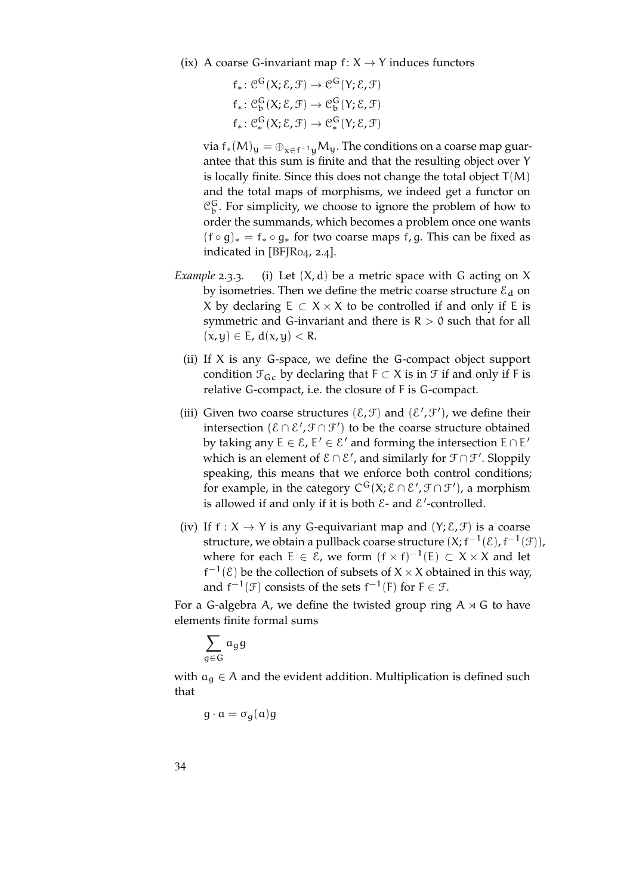(ix) A coarse G-invariant map $f\colon X \to Y$ induces functors

$$f_*\colon \mathcal{C}^G(X;\mathcal{E},\mathcal{F}) \to \mathcal{C}^G(Y;\mathcal{E},\mathcal{F})$$
$$f_*\colon \mathcal{C}^G_b(X;\mathcal{E},\mathcal{F}) \to \mathcal{C}^G_b(Y;\mathcal{E},\mathcal{F})$$
$$f_*\colon \mathcal{C}^G_*(X;\mathcal{E},\mathcal{F}) \to \mathcal{C}^G_*(Y;\mathcal{E},\mathcal{F})$$

via $f_*(M)_y = \oplus_{x \in f^{-1}y} M_y$. The conditions on a coarse map guarantee that this sum is finite and that the resulting object over $Y$ is locally finite. Since this does not change the total object $T(M)$ and the total maps of morphisms, we indeed get a functor on $\mathcal{C}^G_b$. For simplicity, we choose to ignore the problem of how to order the summands, which becomes a problem once one wants $(f \circ g)_* = f_* \circ g_*$ for two coarse maps $f, g$. This can be fixed as indicated in [BFJR04, 2.4].

*Example* 2.3.3. (i) Let $(X, d)$ be a metric space with $G$ acting on $X$ by isometries. Then we define the metric coarse structure $\mathcal{E}_d$ on $X$ by declaring $E \subset X \times X$ to be controlled if and only if $E$ is symmetric and $G$-invariant and there is $R > 0$ such that for all $(x, y) \in E$, $d(x, y) < R$.

(ii) If $X$ is any $G$-space, we define the $G$-compact object support condition $\mathcal{F}_{Gc}$ by declaring that $F \subset X$ is in $\mathcal{F}$ if and only if $F$ is relative $G$-compact, i.e. the closure of $F$ is $G$-compact.

(iii) Given two coarse structures $(\mathcal{E}, \mathcal{F})$ and $(\mathcal{E}', \mathcal{F}')$, we define their intersection $(\mathcal{E} \cap \mathcal{E}', \mathcal{F} \cap \mathcal{F}')$ to be the coarse structure obtained by taking any $E \in \mathcal{E}$, $E' \in \mathcal{E}'$ and forming the intersection $E \cap E'$ which is an element of $\mathcal{E} \cap \mathcal{E}'$, and similarly for $\mathcal{F} \cap \mathcal{F}'$. Sloppily speaking, this means that we enforce both control conditions; for example, in the category $C^G(X; \mathcal{E} \cap \mathcal{E}', \mathcal{F} \cap \mathcal{F}')$, a morphism is allowed if and only if it is both $\mathcal{E}$- and $\mathcal{E}'$-controlled.

(iv) If $f : X \to Y$ is any $G$-equivariant map and $(Y; \mathcal{E}, \mathcal{F})$ is a coarse structure, we obtain a pullback coarse structure $(X; f^{-1}(\mathcal{E}), f^{-1}(\mathcal{F}))$, where for each $E \in \mathcal{E}$, we form $(f \times f)^{-1}(E) \subset X \times X$ and let $f^{-1}(\mathcal{E})$ be the collection of subsets of $X \times X$ obtained in this way, and $f^{-1}(\mathcal{F})$ consists of the sets $f^{-1}(F)$ for $F \in \mathcal{F}$.

For a $G$-algebra $A$, we define the twisted group ring $A \rtimes G$ to have elements finite formal sums

$$\sum_{g \in G} a_g g$$

with $a_g \in A$ and the evident addition. Multiplication is defined such that

$$g \cdot a = \sigma_g(a) g$$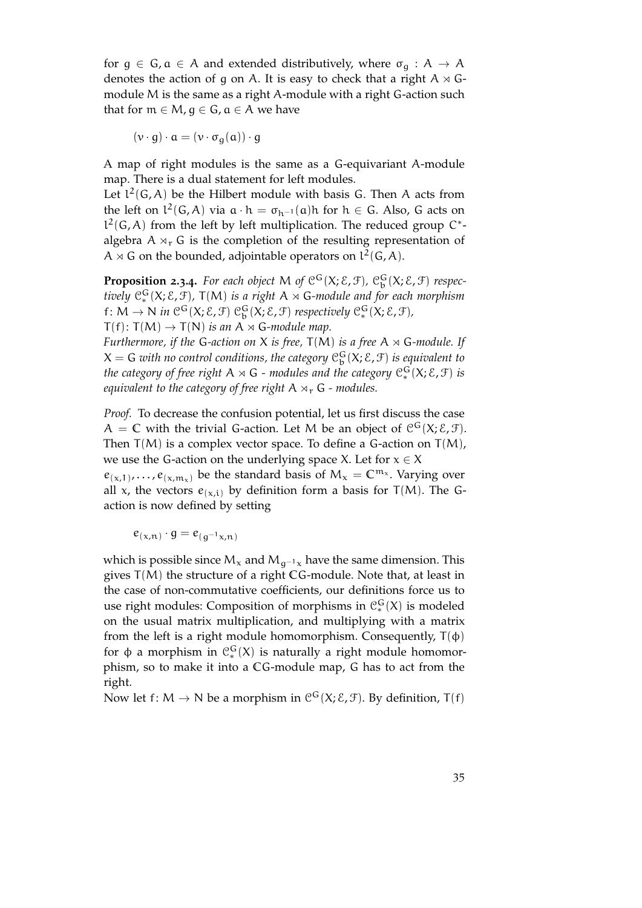for $g \in G, a \in A$ and extended distributively, where $\sigma_g : A \to A$ denotes the action of $g$ on $A$. It is easy to check that a right $A \rtimes G$-module $M$ is the same as a right $A$-module with a right $G$-action such that for $m \in M, g \in G, a \in A$ we have

$$(v \cdot g) \cdot a = (v \cdot \sigma_g(a)) \cdot g$$

A map of right modules is the same as a $G$-equivariant $A$-module map. There is a dual statement for left modules.

Let $l^2(G, A)$ be the Hilbert module with basis $G$. Then $A$ acts from the left on $l^2(G, A)$ via $a \cdot h = \sigma_{h^{-1}}(a)h$ for $h \in G$. Also, $G$ acts on $l^2(G, A)$ from the left by left multiplication. The reduced group $C^*$-algebra $A \rtimes_r G$ is the completion of the resulting representation of $A \rtimes G$ on the bounded, adjointable operators on $l^2(G, A)$.

**Proposition 2.3.4.** *For each object $M$ of $\mathcal{C}^G(X; \mathcal{E}, \mathcal{F})$, $\mathcal{C}^G_b(X; \mathcal{E}, \mathcal{F})$ respectively $\mathcal{C}^G_*(X; \mathcal{E}, \mathcal{F})$, $T(M)$ is a right $A \rtimes G$-module and for each morphism $f \colon M \to N$ in $\mathcal{C}^G(X; \mathcal{E}, \mathcal{F})$ $\mathcal{C}^G_b(X; \mathcal{E}, \mathcal{F})$ respectively $\mathcal{C}^G_*(X; \mathcal{E}, \mathcal{F})$, $T(f) \colon T(M) \to T(N)$ is an $A \rtimes G$-module map.*

*Furthermore, if the $G$-action on $X$ is free, $T(M)$ is a free $A \rtimes G$-module. If $X = G$ with no control conditions, the category $\mathcal{C}^G_b(X; \mathcal{E}, \mathcal{F})$ is equivalent to the category of free right $A \rtimes G$ - modules and the category $\mathcal{C}^G_*(X; \mathcal{E}, \mathcal{F})$ is equivalent to the category of free right $A \rtimes_r G$ - modules.*

*Proof.* To decrease the confusion potential, let us first discuss the case $A = \mathbb{C}$ with the trivial $G$-action. Let $M$ be an object of $\mathcal{C}^G(X; \mathcal{E}, \mathcal{F})$. Then $T(M)$ is a complex vector space. To define a $G$-action on $T(M)$, we use the $G$-action on the underlying space $X$. Let for $x \in X$ $e_{(x,1)}, \dots, e_{(x,m_x)}$ be the standard basis of $M_x = \mathbb{C}^{m_x}$. Varying over all $x$, the vectors $e_{(x,i)}$ by definition form a basis for $T(M)$. The $G$-action is now defined by setting

$$e_{(x,n)} \cdot g = e_{(g^{-1}x,n)}$$

which is possible since $M_x$ and $M_{g^{-1}x}$ have the same dimension. This gives $T(M)$ the structure of a right $\mathbb{C}G$-module. Note that, at least in the case of non-commutative coefficients, our definitions force us to use right modules: Composition of morphisms in $\mathcal{C}^G_*(X)$ is modeled on the usual matrix multiplication, and multiplying with a matrix from the left is a right module homomorphism. Consequently, $T(\phi)$ for $\phi$ a morphism in $\mathcal{C}^G_*(X)$ is naturally a right module homomorphism, so to make it into a $\mathbb{C}G$-module map, $G$ has to act from the right.

Now let $f \colon M \to N$ be a morphism in $\mathcal{C}^G(X; \mathcal{E}, \mathcal{F})$. By definition, $T(f)$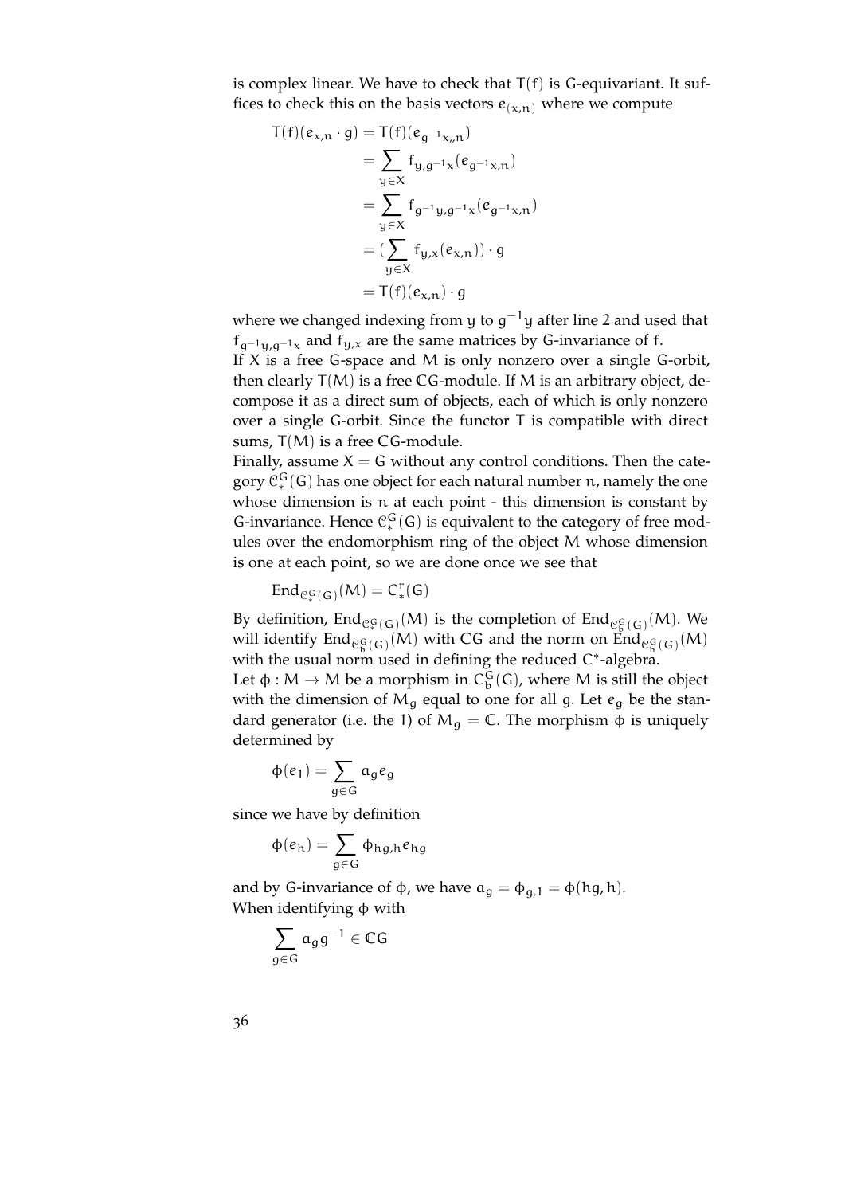is complex linear. We have to check that $T(f)$ is G-equivariant. It suffices to check this on the basis vectors $e_{(x,n)}$ where we compute

$$\begin{aligned}
T(f)(e_{x,n} \cdot g) &= T(f)(e_{g^{-1}x,,n}) \\
&= \sum_{y \in X} f_{y,g^{-1}x}(e_{g^{-1}x,n}) \\
&= \sum_{y \in X} f_{g^{-1}y,g^{-1}x}(e_{g^{-1}x,n}) \\
&= (\sum_{y \in X} f_{y,x}(e_{x,n})) \cdot g \\
&= T(f)(e_{x,n}) \cdot g
\end{aligned}$$

where we changed indexing from $y$ to $g^{-1}y$ after line 2 and used that $f_{g^{-1}y,g^{-1}x}$ and $f_{y,x}$ are the same matrices by G-invariance of $f$.
If $X$ is a free G-space and $M$ is only nonzero over a single G-orbit, then clearly $T(M)$ is a free $\mathbb{C}G$-module. If $M$ is an arbitrary object, decompose it as a direct sum of objects, each of which is only nonzero over a single G-orbit. Since the functor $T$ is compatible with direct sums, $T(M)$ is a free $\mathbb{C}G$-module.
Finally, assume $X = G$ without any control conditions. Then the category $\mathcal{C}^G_*(G)$ has one object for each natural number $n$, namely the one whose dimension is $n$ at each point - this dimension is constant by G-invariance. Hence $\mathcal{C}^G_*(G)$ is equivalent to the category of free modules over the endomorphism ring of the object $M$ whose dimension is one at each point, so we are done once we see that

$$\mathrm{End}_{\mathcal{C}^G_*(G)}(M) = C^r_*(G)$$

By definition, $\mathrm{End}_{\mathcal{C}^G_*(G)}(M)$ is the completion of $\mathrm{End}_{\mathcal{C}^G_b(G)}(M)$. We will identify $\mathrm{End}_{\mathcal{C}^G_b(G)}(M)$ with $\mathbb{C}G$ and the norm on $\mathrm{End}_{\mathcal{C}^G_b(G)}(M)$ with the usual norm used in defining the reduced $C^*$-algebra.
Let $\phi : M \to M$ be a morphism in $C^G_b(G)$, where $M$ is still the object with the dimension of $M_g$ equal to one for all $g$. Let $e_g$ be the standard generator (i.e. the 1) of $M_g = \mathbb{C}$. The morphism $\phi$ is uniquely determined by

$$\phi(e_1) = \sum_{g \in G} a_g e_g$$

since we have by definition

$$\phi(e_h) = \sum_{g \in G} \phi_{hg,h} e_{hg}$$

and by G-invariance of $\phi$, we have $a_g = \phi_{g,1} = \phi(hg, h)$.
When identifying $\phi$ with

$$\sum_{g \in G} a_g g^{-1} \in \mathbb{C}G$$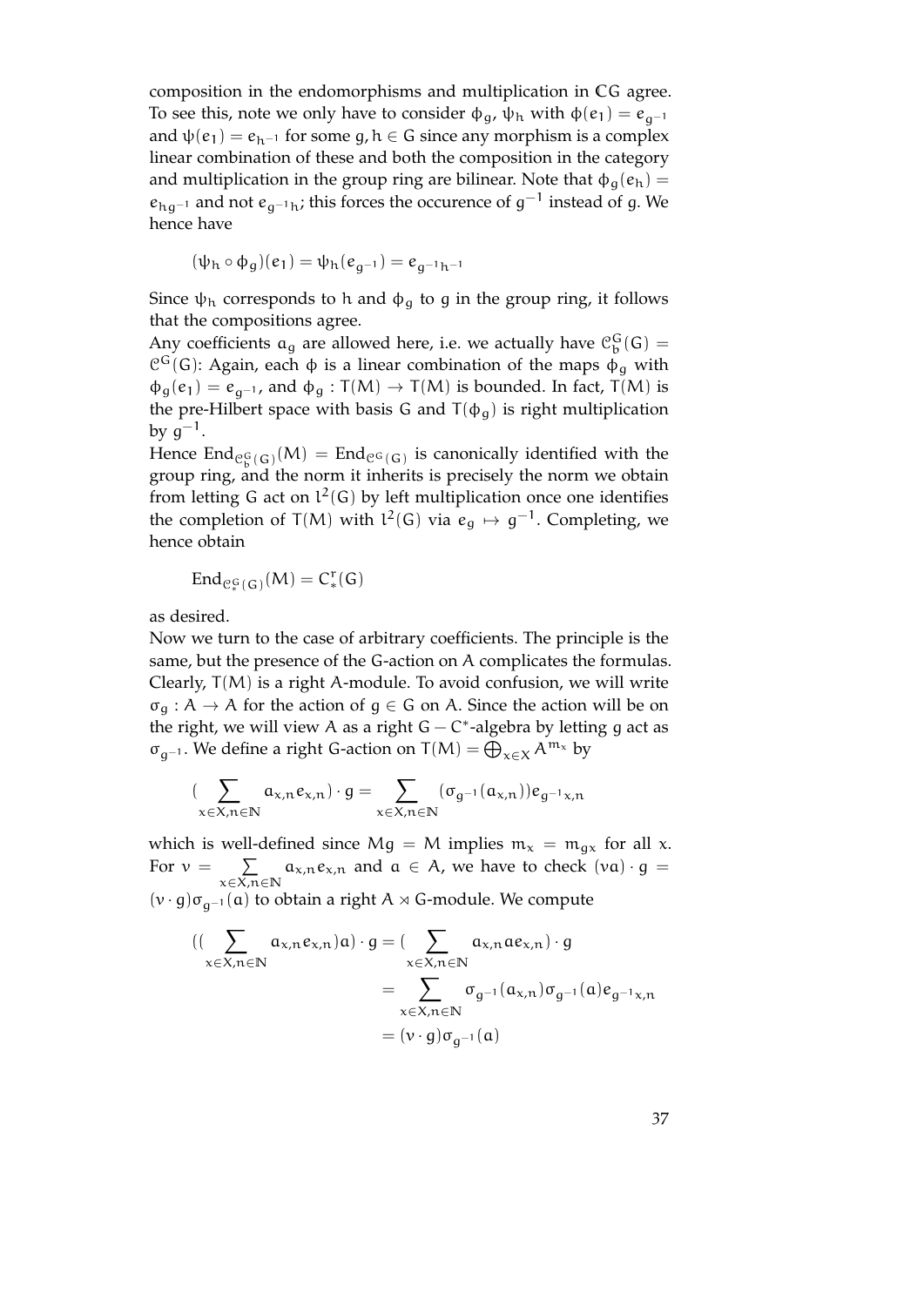composition in the endomorphisms and multiplication in $\mathbb{C}G$ agree. To see this, note we only have to consider $\phi_g$, $\psi_h$ with $\phi(e_1) = e_{g^{-1}}$ and $\psi(e_1) = e_{h^{-1}}$ for some $g, h \in G$ since any morphism is a complex linear combination of these and both the composition in the category and multiplication in the group ring are bilinear. Note that $\phi_g(e_h) = e_{hg^{-1}}$ and not $e_{g^{-1}h}$; this forces the occurence of $g^{-1}$ instead of $g$. We hence have

$$(\psi_h \circ \phi_g)(e_1) = \psi_h(e_{g^{-1}}) = e_{g^{-1}h^{-1}}$$

Since $\psi_h$ corresponds to $h$ and $\phi_g$ to $g$ in the group ring, it follows that the compositions agree.

Any coefficients $a_g$ are allowed here, i.e. we actually have $\mathcal{C}_b^G(G) = \mathcal{C}^G(G)$: Again, each $\phi$ is a linear combination of the maps $\phi_g$ with $\phi_g(e_1) = e_{g^{-1}}$, and $\phi_g : T(M) \to T(M)$ is bounded. In fact, $T(M)$ is the pre-Hilbert space with basis $G$ and $T(\phi_g)$ is right multiplication by $g^{-1}$.

Hence $\mathrm{End}_{\mathcal{C}_b^G(G)}(M) = \mathrm{End}_{\mathcal{C}^G(G)}$ is canonically identified with the group ring, and the norm it inherits is precisely the norm we obtain from letting $G$ act on $l^2(G)$ by left multiplication once one identifies the completion of $T(M)$ with $l^2(G)$ via $e_g \mapsto g^{-1}$. Completing, we hence obtain

$$\mathrm{End}_{\mathcal{C}_*^G(G)}(M) = C_*^r(G)$$

as desired.

Now we turn to the case of arbitrary coefficients. The principle is the same, but the presence of the $G$-action on $A$ complicates the formulas. Clearly, $T(M)$ is a right $A$-module. To avoid confusion, we will write $\sigma_g : A \to A$ for the action of $g \in G$ on $A$. Since the action will be on the right, we will view $A$ as a right $G - C^*$-algebra by letting $g$ act as $\sigma_{g^{-1}}$. We define a right $G$-action on $T(M) = \bigoplus_{x \in X} A^{m_x}$ by

$$\Big(\sum_{x \in X, n \in \mathbb{N}} a_{x,n} e_{x,n}\Big) \cdot g = \sum_{x \in X, n \in \mathbb{N}} (\sigma_{g^{-1}}(a_{x,n})) e_{g^{-1}x,n}$$

which is well-defined since $Mg = M$ implies $m_x = m_{gx}$ for all $x$. For $v = \sum_{x \in X, n \in \mathbb{N}} a_{x,n} e_{x,n}$ and $a \in A$, we have to check $(va) \cdot g = (v \cdot g)\sigma_{g^{-1}}(a)$ to obtain a right $A \rtimes G$-module. We compute

$$\begin{aligned}
\Big(\Big(\sum_{x \in X, n \in \mathbb{N}} a_{x,n} e_{x,n}\Big) a\Big) \cdot g &= \Big(\sum_{x \in X, n \in \mathbb{N}} a_{x,n} a e_{x,n}\Big) \cdot g \\
&= \sum_{x \in X, n \in \mathbb{N}} \sigma_{g^{-1}}(a_{x,n}) \sigma_{g^{-1}}(a) e_{g^{-1}x,n} \\
&= (v \cdot g) \sigma_{g^{-1}}(a)
\end{aligned}$$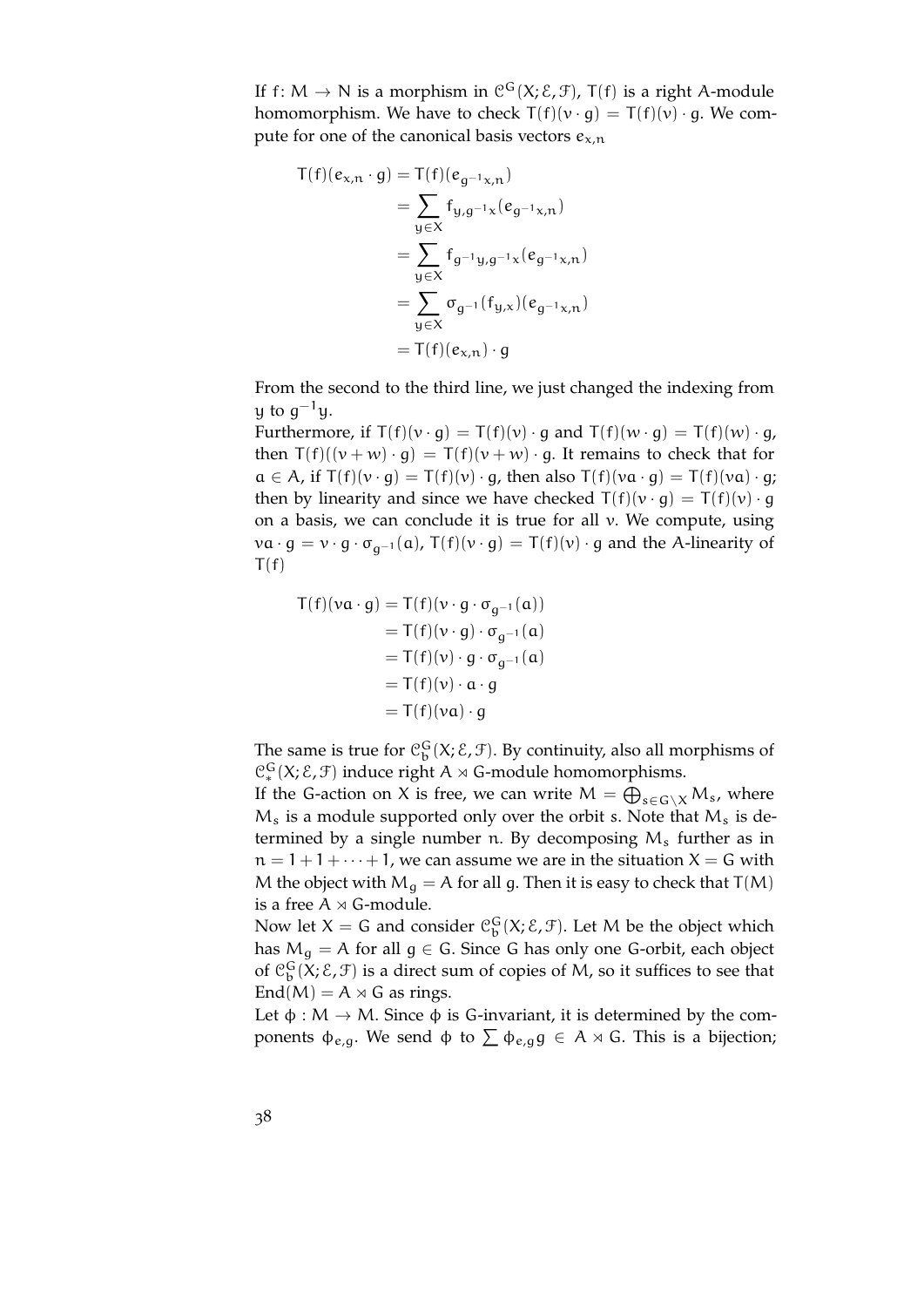If $f\colon M \to N$ is a morphism in $\mathcal{C}^G(X; \mathcal{E}, \mathcal{F})$, $T(f)$ is a right $A$-module homomorphism. We have to check $T(f)(v \cdot g) = T(f)(v) \cdot g$. We compute for one of the canonical basis vectors $e_{x,n}$

$$
\begin{aligned}
T(f)(e_{x,n} \cdot g) &= T(f)(e_{g^{-1}x,n}) \\
&= \sum_{y \in X} f_{y,g^{-1}x}(e_{g^{-1}x,n}) \\
&= \sum_{y \in X} f_{g^{-1}y,g^{-1}x}(e_{g^{-1}x,n}) \\
&= \sum_{y \in X} \sigma_{g^{-1}}(f_{y,x})(e_{g^{-1}x,n}) \\
&= T(f)(e_{x,n}) \cdot g
\end{aligned}
$$

From the second to the third line, we just changed the indexing from $y$ to $g^{-1}y$.

Furthermore, if $T(f)(v \cdot g) = T(f)(v) \cdot g$ and $T(f)(w \cdot g) = T(f)(w) \cdot g$, then $T(f)((v+w) \cdot g) = T(f)(v+w) \cdot g$. It remains to check that for $a \in A$, if $T(f)(v \cdot g) = T(f)(v) \cdot g$, then also $T(f)(va \cdot g) = T(f)(va) \cdot g$; then by linearity and since we have checked $T(f)(v \cdot g) = T(f)(v) \cdot g$ on a basis, we can conclude it is true for all $v$. We compute, using $va \cdot g = v \cdot g \cdot \sigma_{g^{-1}}(a)$, $T(f)(v \cdot g) = T(f)(v) \cdot g$ and the $A$-linearity of $T(f)$

$$
\begin{aligned}
T(f)(va \cdot g) &= T(f)(v \cdot g \cdot \sigma_{g^{-1}}(a)) \\
&= T(f)(v \cdot g) \cdot \sigma_{g^{-1}}(a) \\
&= T(f)(v) \cdot g \cdot \sigma_{g^{-1}}(a) \\
&= T(f)(v) \cdot a \cdot g \\
&= T(f)(va) \cdot g
\end{aligned}
$$

The same is true for $\mathcal{C}^G_b(X; \mathcal{E}, \mathcal{F})$. By continuity, also all morphisms of $\mathcal{C}^G_*(X; \mathcal{E}, \mathcal{F})$ induce right $A \rtimes G$-module homomorphisms.

If the $G$-action on $X$ is free, we can write $M = \bigoplus_{s \in G \backslash X} M_s$, where $M_s$ is a module supported only over the orbit $s$. Note that $M_s$ is determined by a single number $n$. By decomposing $M_s$ further as in $n = 1 + 1 + \cdots + 1$, we can assume we are in the situation $X = G$ with $M$ the object with $M_g = A$ for all $g$. Then it is easy to check that $T(M)$ is a free $A \rtimes G$-module.

Now let $X = G$ and consider $\mathcal{C}^G_b(X; \mathcal{E}, \mathcal{F})$. Let $M$ be the object which has $M_g = A$ for all $g \in G$. Since $G$ has only one $G$-orbit, each object of $\mathcal{C}^G_b(X; \mathcal{E}, \mathcal{F})$ is a direct sum of copies of $M$, so it suffices to see that $\mathrm{End}(M) = A \rtimes G$ as rings.

Let $\phi : M \to M$. Since $\phi$ is $G$-invariant, it is determined by the components $\phi_{e,g}$. We send $\phi$ to $\sum \phi_{e,g} g \in A \rtimes G$. This is a bijection;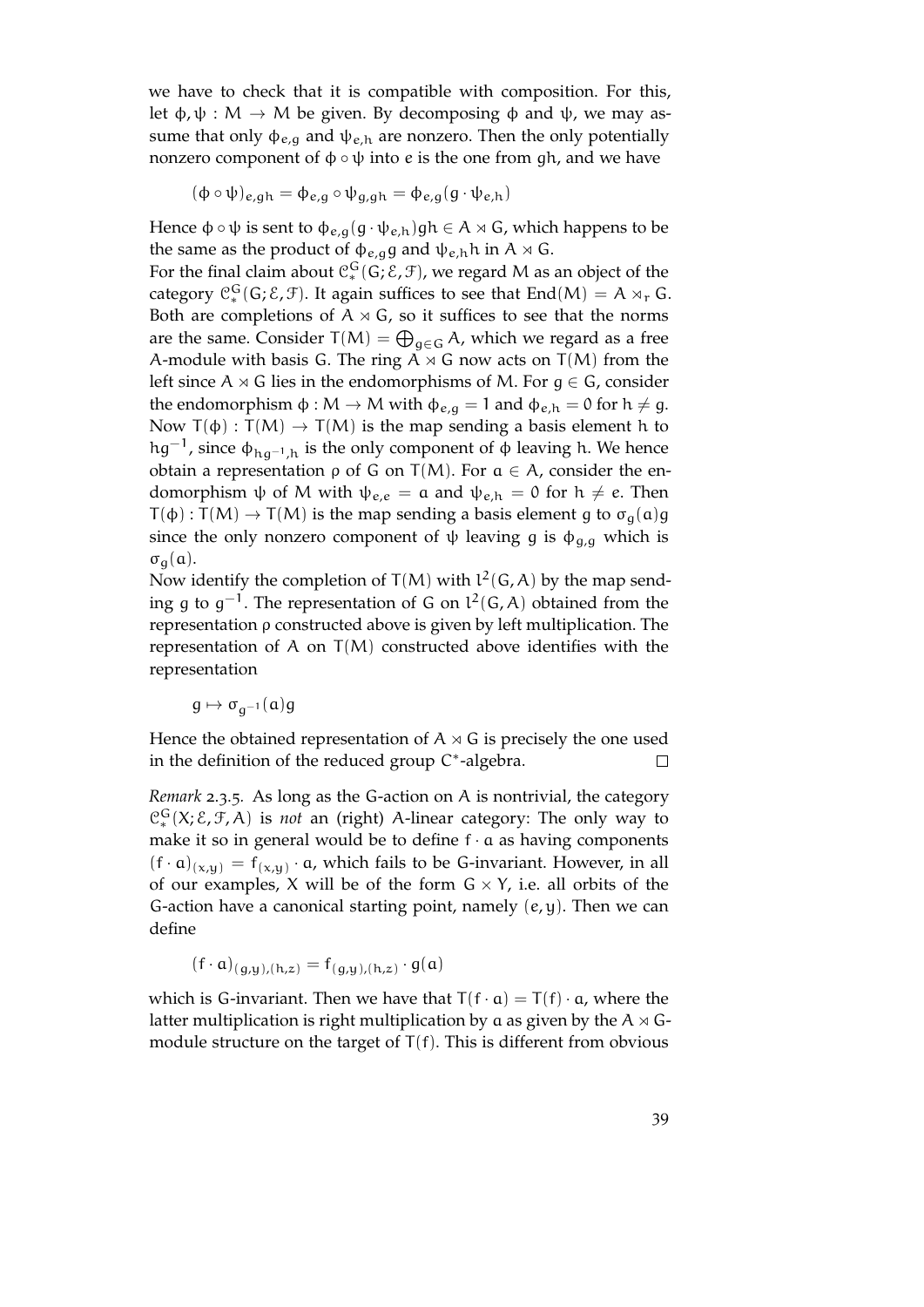we have to check that it is compatible with composition. For this, let $\phi, \psi : M \to M$ be given. By decomposing $\phi$ and $\psi$, we may assume that only $\phi_{e,g}$ and $\psi_{e,h}$ are nonzero. Then the only potentially nonzero component of $\phi \circ \psi$ into $e$ is the one from $gh$, and we have

$$(\phi \circ \psi)_{e,gh} = \phi_{e,g} \circ \psi_{g,gh} = \phi_{e,g}(g \cdot \psi_{e,h})$$

Hence $\phi \circ \psi$ is sent to $\phi_{e,g}(g \cdot \psi_{e,h})gh \in A \rtimes G$, which happens to be the same as the product of $\phi_{e,g}g$ and $\psi_{e,h}h$ in $A \rtimes G$.

For the final claim about $\mathcal{C}^G_*(G; \mathcal{E}, \mathcal{F})$, we regard $M$ as an object of the category $\mathcal{C}^G_*(G; \mathcal{E}, \mathcal{F})$. It again suffices to see that $\operatorname{End}(M) = A \rtimes_r G$. Both are completions of $A \rtimes G$, so it suffices to see that the norms are the same. Consider $T(M) = \bigoplus_{g \in G} A$, which we regard as a free $A$-module with basis $G$. The ring $A \rtimes G$ now acts on $T(M)$ from the left since $A \rtimes G$ lies in the endomorphisms of $M$. For $g \in G$, consider the endomorphism $\phi : M \to M$ with $\phi_{e,g} = 1$ and $\phi_{e,h} = 0$ for $h \neq g$. Now $T(\phi) : T(M) \to T(M)$ is the map sending a basis element $h$ to $hg^{-1}$, since $\phi_{hg^{-1},h}$ is the only component of $\phi$ leaving $h$. We hence obtain a representation $\rho$ of $G$ on $T(M)$. For $a \in A$, consider the endomorphism $\psi$ of $M$ with $\psi_{e,e} = a$ and $\psi_{e,h} = 0$ for $h \neq e$. Then $T(\phi) : T(M) \to T(M)$ is the map sending a basis element $g$ to $\sigma_g(a)g$ since the only nonzero component of $\psi$ leaving $g$ is $\phi_{g,g}$ which is $\sigma_g(a)$.

Now identify the completion of $T(M)$ with $l^2(G, A)$ by the map sending $g$ to $g^{-1}$. The representation of $G$ on $l^2(G, A)$ obtained from the representation $\rho$ constructed above is given by left multiplication. The representation of $A$ on $T(M)$ constructed above identifies with the representation

$$g \mapsto \sigma_{g^{-1}}(a)g$$

Hence the obtained representation of $A \rtimes G$ is precisely the one used in the definition of the reduced group $C^*$-algebra. $\square$

*Remark* 2.3.5. As long as the $G$-action on $A$ is nontrivial, the category $\mathcal{C}^G_*(X; \mathcal{E}, \mathcal{F}, A)$ is *not* an (right) $A$-linear category: The only way to make it so in general would be to define $f \cdot a$ as having components $(f \cdot a)_{(x,y)} = f_{(x,y)} \cdot a$, which fails to be $G$-invariant. However, in all of our examples, $X$ will be of the form $G \times Y$, i.e. all orbits of the $G$-action have a canonical starting point, namely $(e, y)$. Then we can define

$$(f \cdot a)_{(g,y),(h,z)} = f_{(g,y),(h,z)} \cdot g(a)$$

which is $G$-invariant. Then we have that $T(f \cdot a) = T(f) \cdot a$, where the latter multiplication is right multiplication by $a$ as given by the $A \rtimes G$-module structure on the target of $T(f)$. This is different from obvious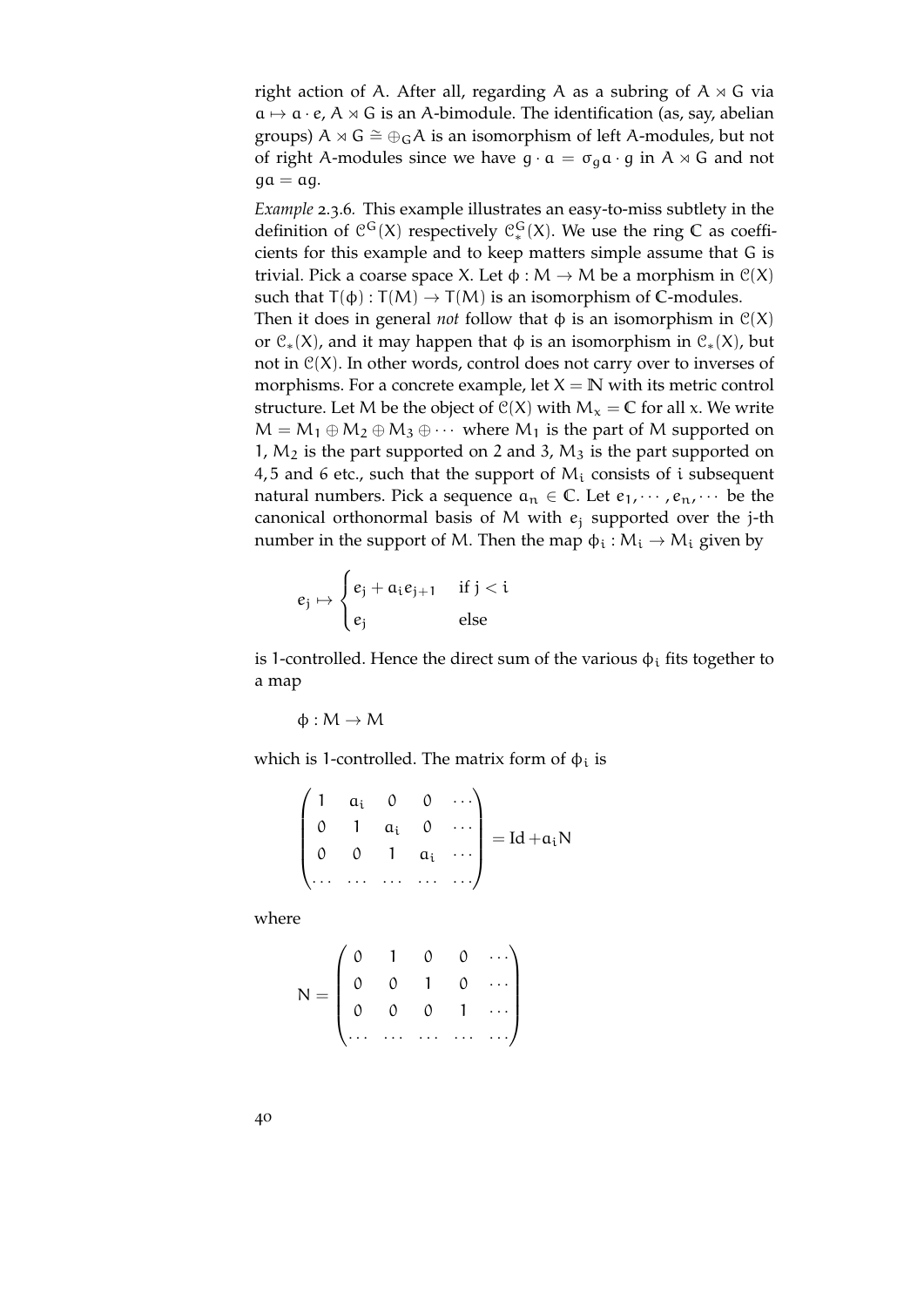right action of $A$. After all, regarding $A$ as a subring of $A \rtimes G$ via $a \mapsto a \cdot e$, $A \rtimes G$ is an $A$-bimodule. The identification (as, say, abelian groups) $A \rtimes G \cong \oplus_G A$ is an isomorphism of left $A$-modules, but not of right $A$-modules since we have $g \cdot a = \sigma_g a \cdot g$ in $A \rtimes G$ and not $ga = ag$.

*Example* 2.3.6. This example illustrates an easy-to-miss subtlety in the definition of $\mathcal{C}^G(X)$ respectively $\mathcal{C}^G_*(X)$. We use the ring $\mathbb{C}$ as coefficients for this example and to keep matters simple assume that $G$ is trivial. Pick a coarse space $X$. Let $\phi : M \to M$ be a morphism in $\mathcal{C}(X)$ such that $T(\phi) : T(M) \to T(M)$ is an isomorphism of $\mathbb{C}$-modules.
Then it does in general *not* follow that $\phi$ is an isomorphism in $\mathcal{C}(X)$ or $\mathcal{C}_*(X)$, and it may happen that $\phi$ is an isomorphism in $\mathcal{C}_*(X)$, but not in $\mathcal{C}(X)$. In other words, control does not carry over to inverses of morphisms. For a concrete example, let $X = \mathbb{N}$ with its metric control structure. Let $M$ be the object of $\mathcal{C}(X)$ with $M_x = \mathbb{C}$ for all $x$. We write $M = M_1 \oplus M_2 \oplus M_3 \oplus \cdots$ where $M_1$ is the part of $M$ supported on 1, $M_2$ is the part supported on 2 and 3, $M_3$ is the part supported on 4, 5 and 6 etc., such that the support of $M_i$ consists of $i$ subsequent natural numbers. Pick a sequence $a_n \in \mathbb{C}$. Let $e_1, \cdots, e_n, \cdots$ be the canonical orthonormal basis of $M$ with $e_j$ supported over the $j$-th number in the support of $M$. Then the map $\phi_i : M_i \to M_i$ given by

$$e_j \mapsto \begin{cases} e_j + a_i e_{j+1} & \text{if } j < i \\ e_j & \text{else} \end{cases}$$

is 1-controlled. Hence the direct sum of the various $\phi_i$ fits together to a map

$$\phi : M \to M$$

which is 1-controlled. The matrix form of $\phi_i$ is

$$\begin{pmatrix} 1 & a_i & 0 & 0 & \cdots \\ 0 & 1 & a_i & 0 & \cdots \\ 0 & 0 & 1 & a_i & \cdots \\ \cdots & \cdots & \cdots & \cdots & \cdots \end{pmatrix} = \mathrm{Id} + a_i N$$

where

$$N = \begin{pmatrix} 0 & 1 & 0 & 0 & \cdots \\ 0 & 0 & 1 & 0 & \cdots \\ 0 & 0 & 0 & 1 & \cdots \\ \cdots & \cdots & \cdots & \cdots & \cdots \end{pmatrix}$$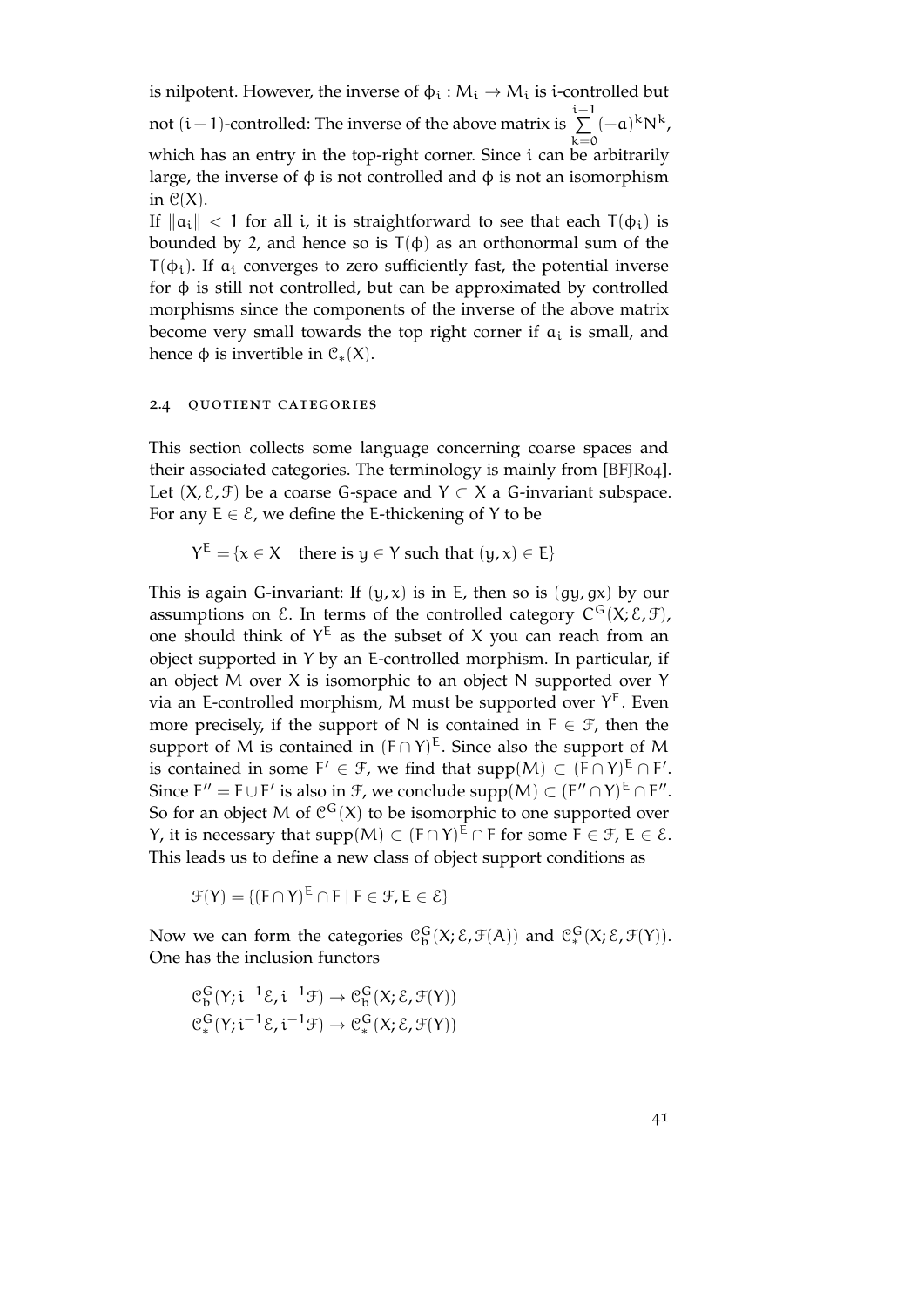is nilpotent. However, the inverse of $\phi_i : M_i \to M_i$ is $i$-controlled but not $(i-1)$-controlled: The inverse of the above matrix is $\sum_{k=0}^{i-1} (-a)^k N^k$, which has an entry in the top-right corner. Since $i$ can be arbitrarily large, the inverse of $\phi$ is not controlled and $\phi$ is not an isomorphism in $\mathcal{C}(X)$.

If $\|a_i\| < 1$ for all $i$, it is straightforward to see that each $T(\phi_i)$ is bounded by 2, and hence so is $T(\phi)$ as an orthonormal sum of the $T(\phi_i)$. If $a_i$ converges to zero sufficiently fast, the potential inverse for $\phi$ is still not controlled, but can be approximated by controlled morphisms since the components of the inverse of the above matrix become very small towards the top right corner if $a_i$ is small, and hence $\phi$ is invertible in $\mathcal{C}_*(X)$.

## 2.4 Quotient categories

This section collects some language concerning coarse spaces and their associated categories. The terminology is mainly from [BFJR04]. Let $(X, \mathcal{E}, \mathcal{F})$ be a coarse G-space and $Y \subset X$ a G-invariant subspace. For any $E \in \mathcal{E}$, we define the E-thickening of Y to be

$$Y^E = \{x \in X \mid \text{ there is } y \in Y \text{ such that } (y, x) \in E\}$$

This is again G-invariant: If $(y, x)$ is in E, then so is $(gy, gx)$ by our assumptions on $\mathcal{E}$. In terms of the controlled category $C^G(X; \mathcal{E}, \mathcal{F})$, one should think of $Y^E$ as the subset of X you can reach from an object supported in Y by an E-controlled morphism. In particular, if an object M over X is isomorphic to an object N supported over Y via an E-controlled morphism, M must be supported over $Y^E$. Even more precisely, if the support of N is contained in $F \in \mathcal{F}$, then the support of M is contained in $(F \cap Y)^E$. Since also the support of M is contained in some $F' \in \mathcal{F}$, we find that $\operatorname{supp}(M) \subset (F \cap Y)^E \cap F'$. Since $F'' = F \cup F'$ is also in $\mathcal{F}$, we conclude $\operatorname{supp}(M) \subset (F'' \cap Y)^E \cap F''$. So for an object M of $\mathcal{C}^G(X)$ to be isomorphic to one supported over Y, it is necessary that $\operatorname{supp}(M) \subset (F \cap Y)^E \cap F$ for some $F \in \mathcal{F}$, $E \in \mathcal{E}$. This leads us to define a new class of object support conditions as

$$\mathcal{F}(Y) = \{(F \cap Y)^E \cap F \mid F \in \mathcal{F}, E \in \mathcal{E}\}$$

Now we can form the categories $\mathcal{C}^G_b(X; \mathcal{E}, \mathcal{F}(A))$ and $\mathcal{C}^G_*(X; \mathcal{E}, \mathcal{F}(Y))$. One has the inclusion functors

$$\mathcal{C}^G_b(Y; i^{-1}\mathcal{E}, i^{-1}\mathcal{F}) \to \mathcal{C}^G_b(X; \mathcal{E}, \mathcal{F}(Y))$$
$$\mathcal{C}^G_*(Y; i^{-1}\mathcal{E}, i^{-1}\mathcal{F}) \to \mathcal{C}^G_*(X; \mathcal{E}, \mathcal{F}(Y))$$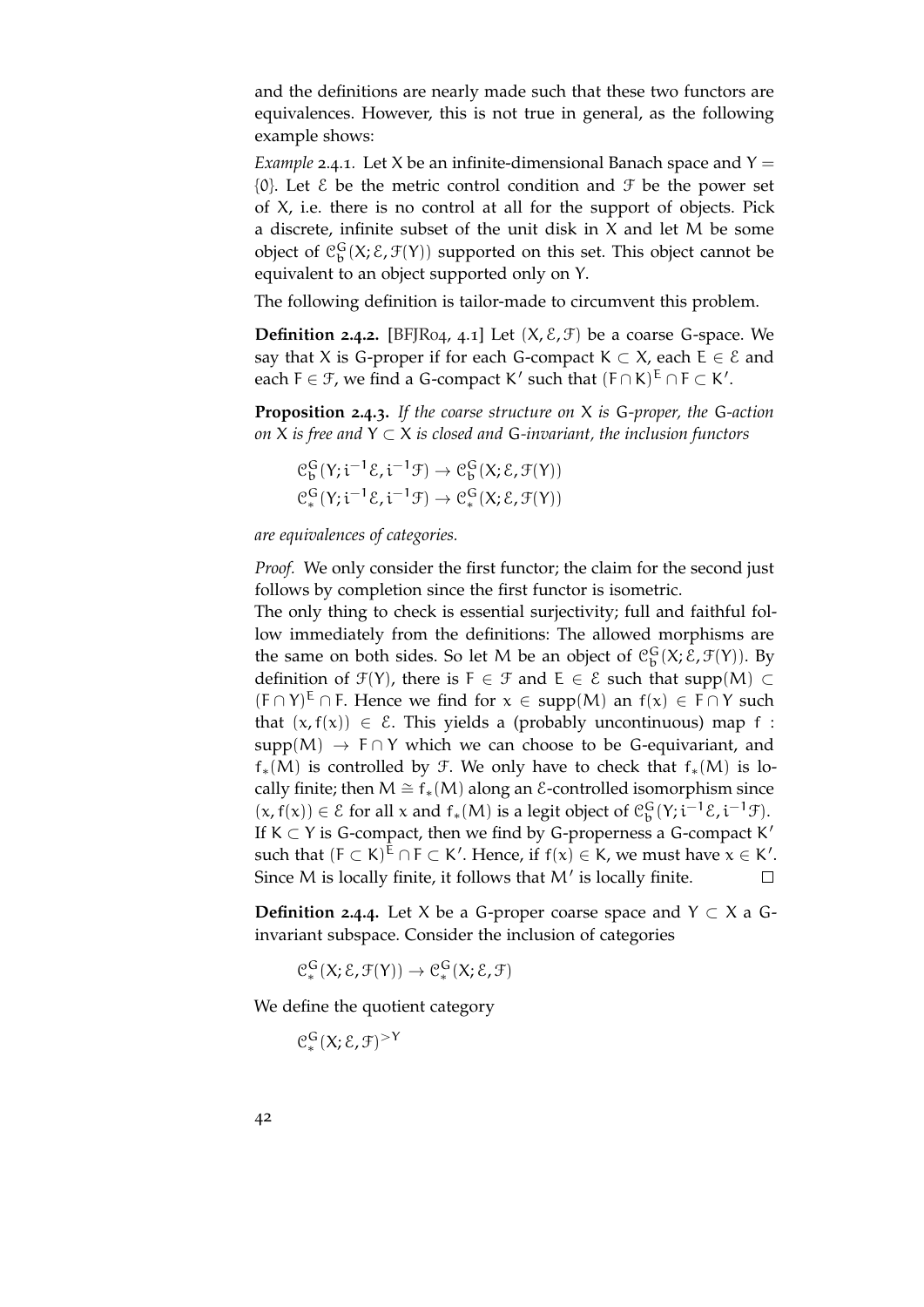and the definitions are nearly made such that these two functors are equivalences. However, this is not true in general, as the following example shows:

*Example* 2.4.1. Let $X$ be an infinite-dimensional Banach space and $Y = \{0\}$. Let $\mathcal{E}$ be the metric control condition and $\mathcal{F}$ be the power set of $X$, i.e. there is no control at all for the support of objects. Pick a discrete, infinite subset of the unit disk in $X$ and let $M$ be some object of $\mathcal{C}^G_b(X;\mathcal{E},\mathcal{F}(Y))$ supported on this set. This object cannot be equivalent to an object supported only on $Y$.

The following definition is tailor-made to circumvent this problem.

**Definition 2.4.2.** [BFJR04, 4.1] Let $(X,\mathcal{E},\mathcal{F})$ be a coarse $G$-space. We say that $X$ is $G$-proper if for each $G$-compact $K \subset X$, each $E \in \mathcal{E}$ and each $F \in \mathcal{F}$, we find a $G$-compact $K'$ such that $(F \cap K)^E \cap F \subset K'$.

**Proposition 2.4.3.** *If the coarse structure on $X$ is $G$-proper, the $G$-action on $X$ is free and $Y \subset X$ is closed and $G$-invariant, the inclusion functors*

$$\mathcal{C}^G_b(Y; i^{-1}\mathcal{E}, i^{-1}\mathcal{F}) \to \mathcal{C}^G_b(X;\mathcal{E},\mathcal{F}(Y))$$
$$\mathcal{C}^G_*(Y; i^{-1}\mathcal{E}, i^{-1}\mathcal{F}) \to \mathcal{C}^G_*(X;\mathcal{E},\mathcal{F}(Y))$$

*are equivalences of categories.*

*Proof.* We only consider the first functor; the claim for the second just follows by completion since the first functor is isometric.
The only thing to check is essential surjectivity; full and faithful follow immediately from the definitions: The allowed morphisms are the same on both sides. So let $M$ be an object of $\mathcal{C}^G_b(X;\mathcal{E},\mathcal{F}(Y))$. By definition of $\mathcal{F}(Y)$, there is $F \in \mathcal{F}$ and $E \in \mathcal{E}$ such that $\operatorname{supp}(M) \subset (F \cap Y)^E \cap F$. Hence we find for $x \in \operatorname{supp}(M)$ an $f(x) \in F \cap Y$ such that $(x, f(x)) \in \mathcal{E}$. This yields a (probably uncontinuous) map $f : \operatorname{supp}(M) \to F \cap Y$ which we can choose to be $G$-equivariant, and $f_*(M)$ is controlled by $\mathcal{F}$. We only have to check that $f_*(M)$ is locally finite; then $M \cong f_*(M)$ along an $\mathcal{E}$-controlled isomorphism since $(x, f(x)) \in \mathcal{E}$ for all $x$ and $f_*(M)$ is a legit object of $\mathcal{C}^G_b(Y; i^{-1}\mathcal{E}, i^{-1}\mathcal{F})$.
If $K \subset Y$ is $G$-compact, then we find by $G$-properness a $G$-compact $K'$ such that $(F \subset K)^E \cap F \subset K'$. Hence, if $f(x) \in K$, we must have $x \in K'$. Since $M$ is locally finite, it follows that $M'$ is locally finite. ∎

**Definition 2.4.4.** Let $X$ be a $G$-proper coarse space and $Y \subset X$ a $G$-invariant subspace. Consider the inclusion of categories

$$\mathcal{C}^G_*(X;\mathcal{E},\mathcal{F}(Y)) \to \mathcal{C}^G_*(X;\mathcal{E},\mathcal{F})$$

We define the quotient category

$$\mathcal{C}^G_*(X;\mathcal{E},\mathcal{F})^{>Y}$$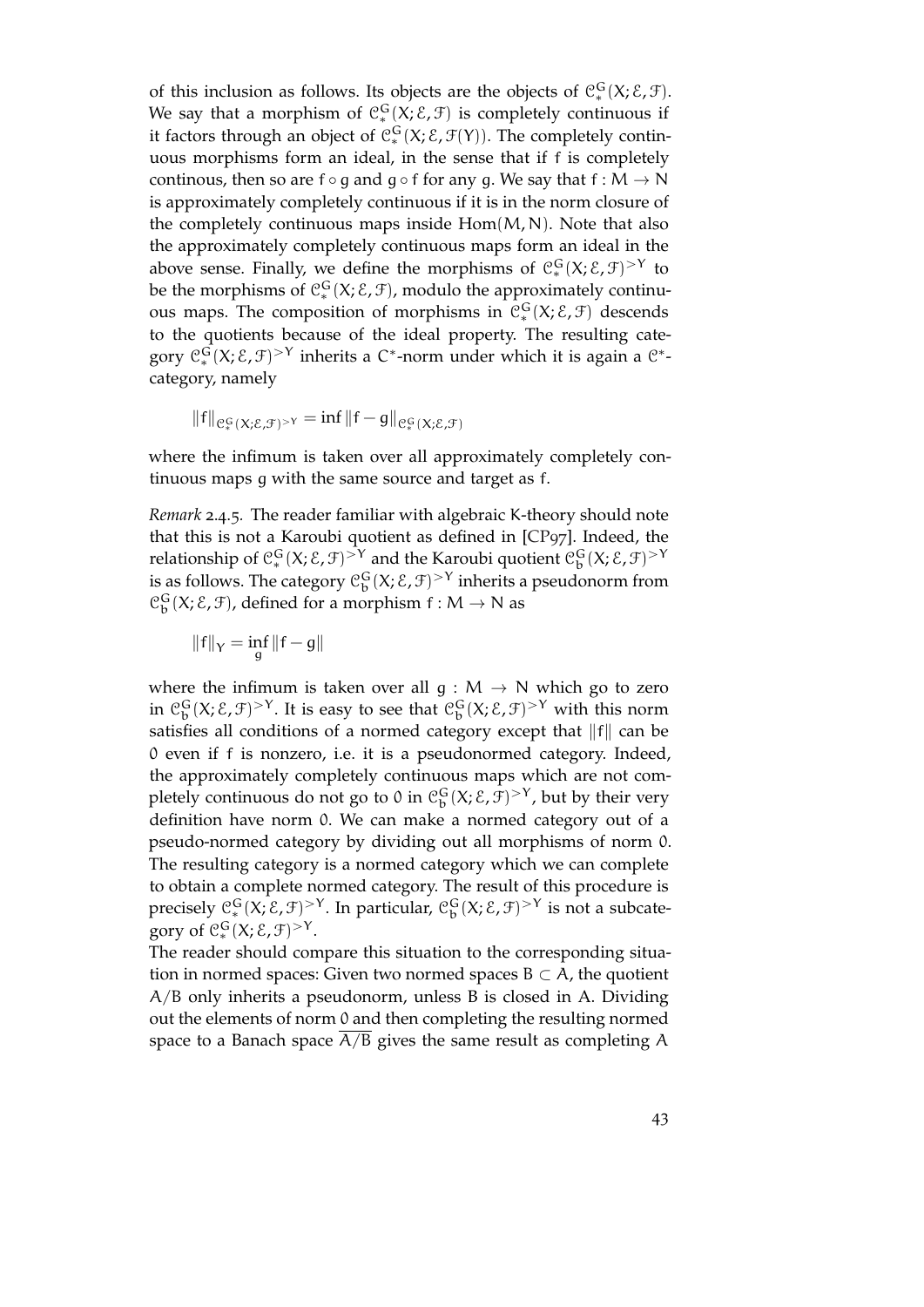of this inclusion as follows. Its objects are the objects of $\mathcal{C}^G_*(X;\mathcal{E},\mathcal{F})$. We say that a morphism of $\mathcal{C}^G_*(X;\mathcal{E},\mathcal{F})$ is completely continuous if it factors through an object of $\mathcal{C}^G_*(X;\mathcal{E},\mathcal{F}(Y))$. The completely continuous morphisms form an ideal, in the sense that if $f$ is completely continous, then so are $f\circ g$ and $g\circ f$ for any $g$. We say that $f: M\to N$ is approximately completely continuous if it is in the norm closure of the completely continuous maps inside $\mathrm{Hom}(M,N)$. Note that also the approximately completely continuous maps form an ideal in the above sense. Finally, we define the morphisms of $\mathcal{C}^G_*(X;\mathcal{E},\mathcal{F})^{>Y}$ to be the morphisms of $\mathcal{C}^G_*(X;\mathcal{E},\mathcal{F})$, modulo the approximately continuous maps. The composition of morphisms in $\mathcal{C}^G_*(X;\mathcal{E},\mathcal{F})$ descends to the quotients because of the ideal property. The resulting category $\mathcal{C}^G_*(X;\mathcal{E},\mathcal{F})^{>Y}$ inherits a $C^*$-norm under which it is again a $\mathcal{C}^*$-category, namely

$$\|f\|_{\mathcal{C}^G_*(X;\mathcal{E},\mathcal{F})^{>Y}} = \inf \|f-g\|_{\mathcal{C}^G_*(X;\mathcal{E},\mathcal{F})}$$

where the infimum is taken over all approximately completely continuous maps $g$ with the same source and target as $f$.

*Remark* 2.4.5. The reader familiar with algebraic K-theory should note that this is not a Karoubi quotient as defined in [CP97]. Indeed, the relationship of $\mathcal{C}^G_*(X;\mathcal{E},\mathcal{F})^{>Y}$ and the Karoubi quotient $\mathcal{C}^G_b(X;\mathcal{E},\mathcal{F})^{>Y}$ is as follows. The category $\mathcal{C}^G_b(X;\mathcal{E},\mathcal{F})^{>Y}$ inherits a pseudonorm from $\mathcal{C}^G_b(X;\mathcal{E},\mathcal{F})$, defined for a morphism $f: M\to N$ as

$$\|f\|_Y = \inf_g \|f-g\|$$

where the infimum is taken over all $g: M\to N$ which go to zero in $\mathcal{C}^G_b(X;\mathcal{E},\mathcal{F})^{>Y}$. It is easy to see that $\mathcal{C}^G_b(X;\mathcal{E},\mathcal{F})^{>Y}$ with this norm satisfies all conditions of a normed category except that $\|f\|$ can be $0$ even if $f$ is nonzero, i.e. it is a pseudonormed category. Indeed, the approximately completely continuous maps which are not completely continuous do not go to $0$ in $\mathcal{C}^G_b(X;\mathcal{E},\mathcal{F})^{>Y}$, but by their very definition have norm $0$. We can make a normed category out of a pseudo-normed category by dividing out all morphisms of norm $0$. The resulting category is a normed category which we can complete to obtain a complete normed category. The result of this procedure is precisely $\mathcal{C}^G_*(X;\mathcal{E},\mathcal{F})^{>Y}$. In particular, $\mathcal{C}^G_b(X;\mathcal{E},\mathcal{F})^{>Y}$ is not a subcategory of $\mathcal{C}^G_*(X;\mathcal{E},\mathcal{F})^{>Y}$.

The reader should compare this situation to the corresponding situation in normed spaces: Given two normed spaces $B\subset A$, the quotient $A/B$ only inherits a pseudonorm, unless $B$ is closed in $A$. Dividing out the elements of norm $0$ and then completing the resulting normed space to a Banach space $\overline{A/B}$ gives the same result as completing $A$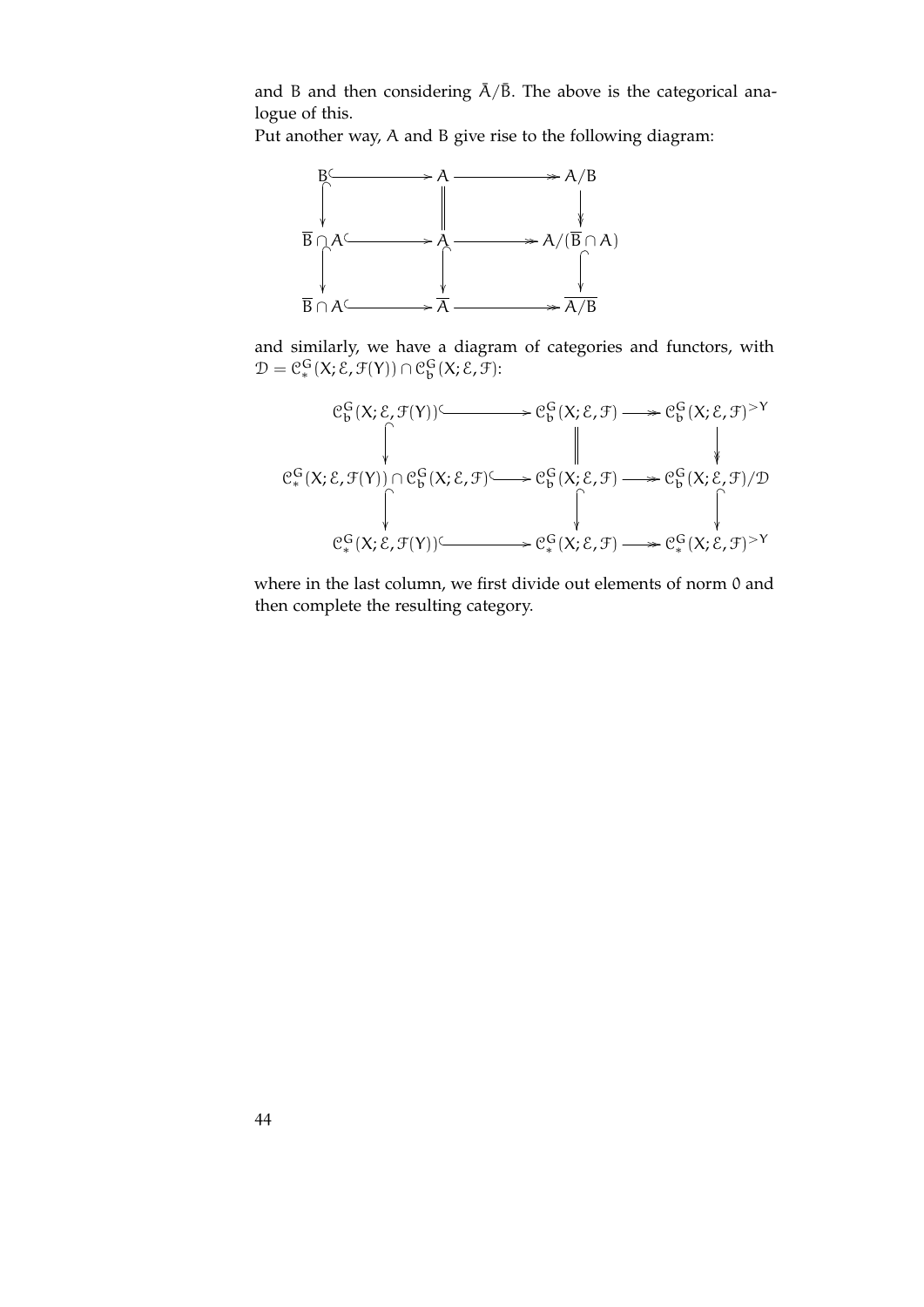and B and then considering $\bar{A}/\bar{B}$. The above is the categorical analogue of this.

Put another way, A and B give rise to the following diagram:

$$
\begin{array}{ccccc}
B & \hookrightarrow & A & \twoheadrightarrow & A/B \\
\downarrow & & \| & & \downarrow \\
\overline{B} \cap A & \hookrightarrow & A & \twoheadrightarrow & A/(\overline{B} \cap A) \\
\downarrow & & \downarrow & & \downarrow \\
\overline{B} \cap A & \hookrightarrow & \overline{A} & \twoheadrightarrow & \overline{A/B}
\end{array}
$$

and similarly, we have a diagram of categories and functors, with $\mathcal{D} = \mathcal{C}^G_*(X; \mathcal{E}, \mathcal{F}(Y)) \cap \mathcal{C}^G_b(X; \mathcal{E}, \mathcal{F})$:

$$
\begin{array}{ccccc}
\mathcal{C}^G_b(X; \mathcal{E}, \mathcal{F}(Y)) & \hookrightarrow & \mathcal{C}^G_b(X; \mathcal{E}, \mathcal{F}) & \twoheadrightarrow & \mathcal{C}^G_b(X; \mathcal{E}, \mathcal{F})^{>Y} \\
\downarrow & & \| & & \downarrow \\
\mathcal{C}^G_*(X; \mathcal{E}, \mathcal{F}(Y)) \cap \mathcal{C}^G_b(X; \mathcal{E}, \mathcal{F}) & \hookrightarrow & \mathcal{C}^G_b(X; \mathcal{E}, \mathcal{F}) & \twoheadrightarrow & \mathcal{C}^G_b(X; \mathcal{E}, \mathcal{F})/\mathcal{D} \\
\downarrow & & \downarrow & & \downarrow \\
\mathcal{C}^G_*(X; \mathcal{E}, \mathcal{F}(Y)) & \hookrightarrow & \mathcal{C}^G_*(X; \mathcal{E}, \mathcal{F}) & \twoheadrightarrow & \mathcal{C}^G_*(X; \mathcal{E}, \mathcal{F})^{>Y}
\end{array}
$$

where in the last column, we first divide out elements of norm 0 and then complete the resulting category.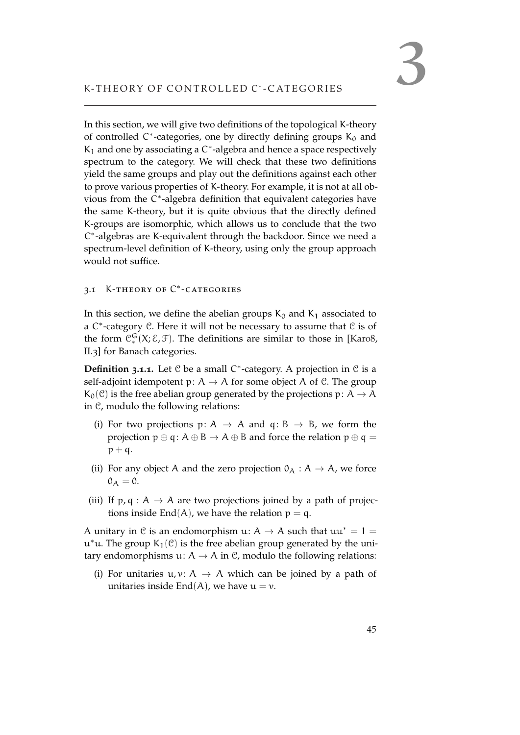# 3 K-THEORY OF CONTROLLED $C^*$-CATEGORIES

In this section, we will give two definitions of the topological K-theory of controlled $C^*$-categories, one by directly defining groups $K_0$ and $K_1$ and one by associating a $C^*$-algebra and hence a space respectively spectrum to the category. We will check that these two definitions yield the same groups and play out the definitions against each other to prove various properties of K-theory. For example, it is not at all obvious from the $C^*$-algebra definition that equivalent categories have the same K-theory, but it is quite obvious that the directly defined K-groups are isomorphic, which allows us to conclude that the two $C^*$-algebras are K-equivalent through the backdoor. Since we need a spectrum-level definition of K-theory, using only the group approach would not suffice.

## 3.1 K-theory of $C^*$-categories

In this section, we define the abelian groups $K_0$ and $K_1$ associated to a $C^*$-category $\mathcal{C}$. Here it will not be necessary to assume that $\mathcal{C}$ is of the form $\mathcal{C}^G_*(X; \mathcal{E}, \mathcal{F})$. The definitions are similar to those in [Kar08, II.3] for Banach categories.

**Definition 3.1.1.** Let $\mathcal{C}$ be a small $C^*$-category. A projection in $\mathcal{C}$ is a self-adjoint idempotent $p\colon A \to A$ for some object $A$ of $\mathcal{C}$. The group $K_0(\mathcal{C})$ is the free abelian group generated by the projections $p\colon A \to A$ in $\mathcal{C}$, modulo the following relations:

(i) For two projections $p\colon A \to A$ and $q\colon B \to B$, we form the projection $p \oplus q\colon A \oplus B \to A \oplus B$ and force the relation $p \oplus q = p + q$.

(ii) For any object $A$ and the zero projection $0_A : A \to A$, we force $0_A = 0$.

(iii) If $p, q : A \to A$ are two projections joined by a path of projections inside $\operatorname{End}(A)$, we have the relation $p = q$.

A unitary in $\mathcal{C}$ is an endomorphism $u\colon A \to A$ such that $uu^* = 1 = u^*u$. The group $K_1(\mathcal{C})$ is the free abelian group generated by the unitary endomorphisms $u\colon A \to A$ in $\mathcal{C}$, modulo the following relations:

(i) For unitaries $u, v\colon A \to A$ which can be joined by a path of unitaries inside $\operatorname{End}(A)$, we have $u = v$.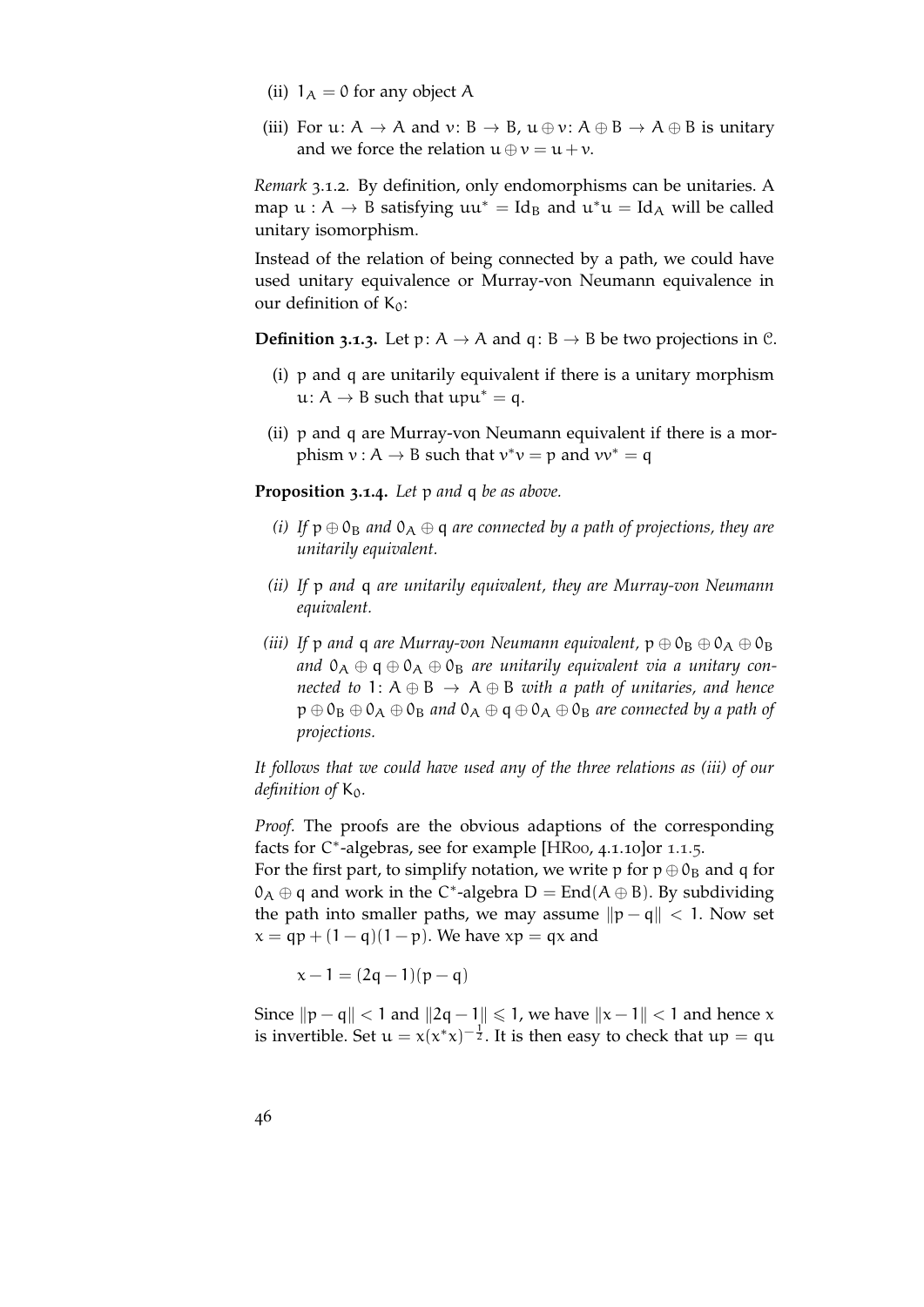(ii) $1_A = 0$ for any object $A$

(iii) For $u\colon A \to A$ and $v\colon B \to B$, $u \oplus v\colon A \oplus B \to A \oplus B$ is unitary and we force the relation $u \oplus v = u + v$.

*Remark* 3.1.2. By definition, only endomorphisms can be unitaries. A map $u : A \to B$ satisfying $uu^* = \mathrm{Id}_B$ and $u^*u = \mathrm{Id}_A$ will be called unitary isomorphism.

Instead of the relation of being connected by a path, we could have used unitary equivalence or Murray-von Neumann equivalence in our definition of $K_0$:

**Definition 3.1.3.** Let $p\colon A \to A$ and $q\colon B \to B$ be two projections in $\mathcal{C}$.

(i) $p$ and $q$ are unitarily equivalent if there is a unitary morphism $u\colon A \to B$ such that $upu^* = q$.

(ii) $p$ and $q$ are Murray-von Neumann equivalent if there is a morphism $v : A \to B$ such that $v^*v = p$ and $vv^* = q$

**Proposition 3.1.4.** *Let* $p$ *and* $q$ *be as above.*

*(i) If* $p \oplus 0_B$ *and* $0_A \oplus q$ *are connected by a path of projections, they are unitarily equivalent.*

*(ii) If* $p$ *and* $q$ *are unitarily equivalent, they are Murray-von Neumann equivalent.*

*(iii) If* $p$ *and* $q$ *are Murray-von Neumann equivalent,* $p \oplus 0_B \oplus 0_A \oplus 0_B$ *and* $0_A \oplus q \oplus 0_A \oplus 0_B$ *are unitarily equivalent via a unitary connected to* $1\colon A \oplus B \to A \oplus B$ *with a path of unitaries, and hence* $p \oplus 0_B \oplus 0_A \oplus 0_B$ *and* $0_A \oplus q \oplus 0_A \oplus 0_B$ *are connected by a path of projections.*

*It follows that we could have used any of the three relations as (iii) of our definition of* $K_0$.

*Proof.* The proofs are the obvious adaptions of the corresponding facts for $C^*$-algebras, see for example [HR00, 4.1.10]or 1.1.5.
For the first part, to simplify notation, we write $p$ for $p \oplus 0_B$ and $q$ for $0_A \oplus q$ and work in the $C^*$-algebra $D = \mathrm{End}(A \oplus B)$. By subdividing the path into smaller paths, we may assume $\|p - q\| < 1$. Now set $x = qp + (1-q)(1-p)$. We have $xp = qx$ and

$$x - 1 = (2q - 1)(p - q)$$

Since $\|p - q\| < 1$ and $\|2q - 1\| \leqslant 1$, we have $\|x - 1\| < 1$ and hence $x$ is invertible. Set $u = x(x^*x)^{-\frac{1}{2}}$. It is then easy to check that $up = qu$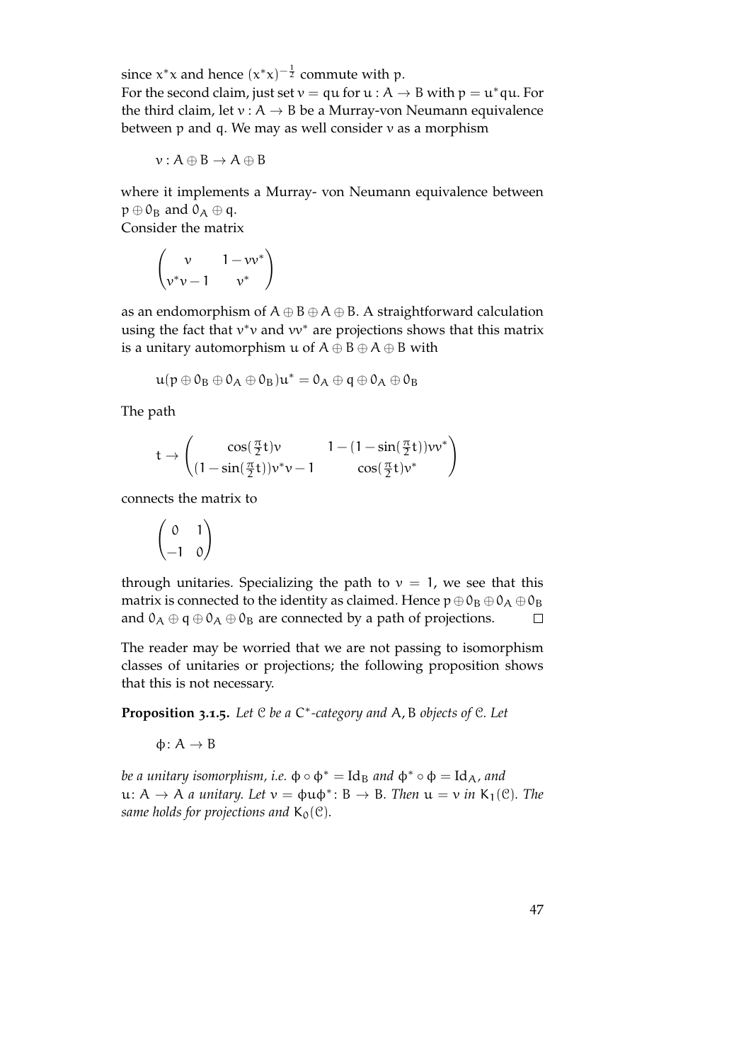since $x^*x$ and hence $(x^*x)^{-\frac{1}{2}}$ commute with $p$.
For the second claim, just set $v = qu$ for $u : A \to B$ with $p = u^*qu$. For the third claim, let $v : A \to B$ be a Murray-von Neumann equivalence between $p$ and $q$. We may as well consider $v$ as a morphism

$$v : A \oplus B \to A \oplus B$$

where it implements a Murray- von Neumann equivalence between $p \oplus 0_B$ and $0_A \oplus q$.
Consider the matrix

$$\begin{pmatrix} v & 1 - vv^* \\ v^*v - 1 & v^* \end{pmatrix}$$

as an endomorphism of $A \oplus B \oplus A \oplus B$. A straightforward calculation using the fact that $v^*v$ and $vv^*$ are projections shows that this matrix is a unitary automorphism $u$ of $A \oplus B \oplus A \oplus B$ with

$$u(p \oplus 0_B \oplus 0_A \oplus 0_B)u^* = 0_A \oplus q \oplus 0_A \oplus 0_B$$

The path

$$t \to \begin{pmatrix} \cos(\frac{\pi}{2}t)v & 1 - (1 - \sin(\frac{\pi}{2}t))vv^* \\ (1 - \sin(\frac{\pi}{2}t))v^*v - 1 & \cos(\frac{\pi}{2}t)v^* \end{pmatrix}$$

connects the matrix to

$$\begin{pmatrix} 0 & 1 \\ -1 & 0 \end{pmatrix}$$

through unitaries. Specializing the path to $v = 1$, we see that this matrix is connected to the identity as claimed. Hence $p \oplus 0_B \oplus 0_A \oplus 0_B$ and $0_A \oplus q \oplus 0_A \oplus 0_B$ are connected by a path of projections. □

The reader may be worried that we are not passing to isomorphism classes of unitaries or projections; the following proposition shows that this is not necessary.

**Proposition 3.1.5.** *Let $\mathcal{C}$ be a $C^*$-category and $A, B$ objects of $\mathcal{C}$. Let*

$$\phi \colon A \to B$$

*be a unitary isomorphism, i.e. $\phi \circ \phi^* = \mathrm{Id}_B$ and $\phi^* \circ \phi = \mathrm{Id}_A$, and $u \colon A \to A$ a unitary. Let $v = \phi u \phi^* \colon B \to B$. Then $u = v$ in $K_1(\mathcal{C})$. The same holds for projections and $K_0(\mathcal{C})$.*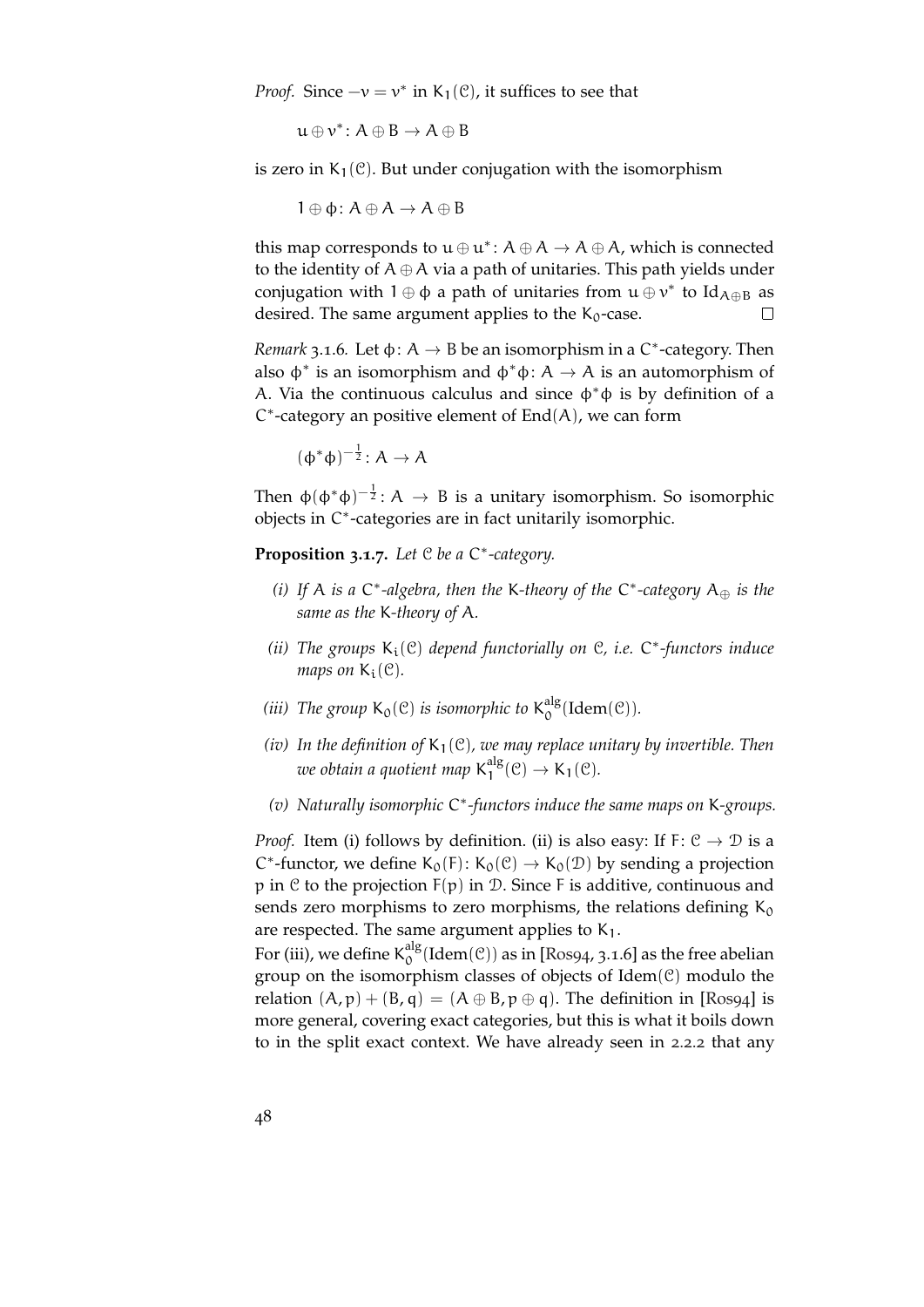*Proof.* Since $-v = v^*$ in $K_1(\mathcal{C})$, it suffices to see that

$$u \oplus v^* \colon A \oplus B \to A \oplus B$$

is zero in $K_1(\mathcal{C})$. But under conjugation with the isomorphism

$$1 \oplus \phi \colon A \oplus A \to A \oplus B$$

this map corresponds to $u \oplus u^* \colon A \oplus A \to A \oplus A$, which is connected to the identity of $A \oplus A$ via a path of unitaries. This path yields under conjugation with $1 \oplus \phi$ a path of unitaries from $u \oplus v^*$ to $\mathrm{Id}_{A \oplus B}$ as desired. The same argument applies to the $K_0$-case. □

*Remark* 3.1.6. Let $\phi \colon A \to B$ be an isomorphism in a $C^*$-category. Then also $\phi^*$ is an isomorphism and $\phi^*\phi \colon A \to A$ is an automorphism of $A$. Via the continuous calculus and since $\phi^*\phi$ is by definition of a $C^*$-category an positive element of $\mathrm{End}(A)$, we can form

$$(\phi^*\phi)^{-\frac{1}{2}} \colon A \to A$$

Then $\phi(\phi^*\phi)^{-\frac{1}{2}} \colon A \to B$ is a unitary isomorphism. So isomorphic objects in $C^*$-categories are in fact unitarily isomorphic.

**Proposition 3.1.7.** *Let $\mathcal{C}$ be a $C^*$-category.*

*(i) If $A$ is a $C^*$-algebra, then the $K$-theory of the $C^*$-category $A_\oplus$ is the same as the $K$-theory of $A$.*

*(ii) The groups $K_i(\mathcal{C})$ depend functorially on $\mathcal{C}$, i.e. $C^*$-functors induce maps on $K_i(\mathcal{C})$.*

*(iii) The group $K_0(\mathcal{C})$ is isomorphic to $K_0^{\mathrm{alg}}(\mathrm{Idem}(\mathcal{C}))$.*

*(iv) In the definition of $K_1(\mathcal{C})$, we may replace unitary by invertible. Then we obtain a quotient map $K_1^{\mathrm{alg}}(\mathcal{C}) \to K_1(\mathcal{C})$.*

*(v) Naturally isomorphic $C^*$-functors induce the same maps on $K$-groups.*

*Proof.* Item (i) follows by definition. (ii) is also easy: If $F \colon \mathcal{C} \to \mathcal{D}$ is a $C^*$-functor, we define $K_0(F) \colon K_0(\mathcal{C}) \to K_0(\mathcal{D})$ by sending a projection $p$ in $\mathcal{C}$ to the projection $F(p)$ in $\mathcal{D}$. Since $F$ is additive, continuous and sends zero morphisms to zero morphisms, the relations defining $K_0$ are respected. The same argument applies to $K_1$.
For (iii), we define $K_0^{\mathrm{alg}}(\mathrm{Idem}(\mathcal{C}))$ as in [Ros94, 3.1.6] as the free abelian group on the isomorphism classes of objects of $\mathrm{Idem}(\mathcal{C})$ modulo the relation $(A, p) + (B, q) = (A \oplus B, p \oplus q)$. The definition in [Ros94] is more general, covering exact categories, but this is what it boils down to in the split exact context. We have already seen in 2.2.2 that any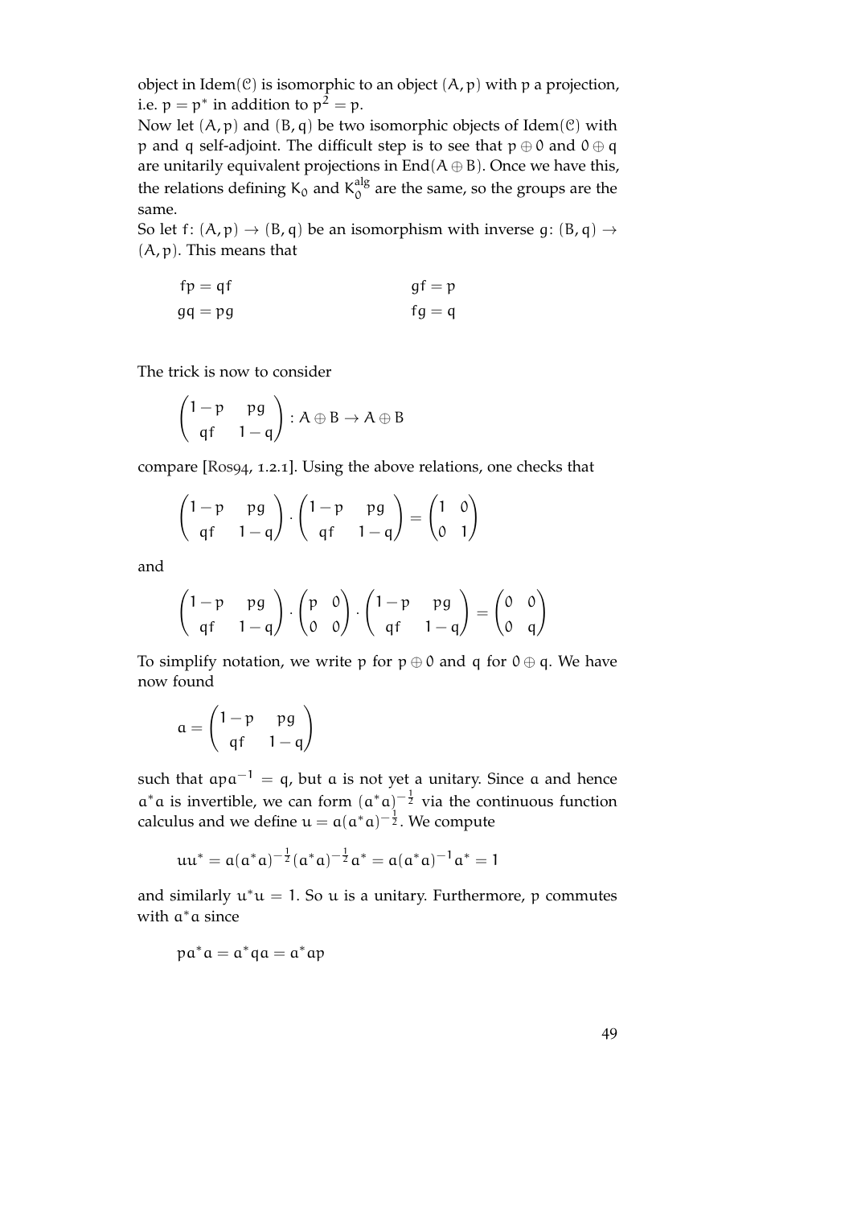object in $\mathrm{Idem}(\mathcal{C})$ is isomorphic to an object $(A, p)$ with $p$ a projection, i.e. $p = p^*$ in addition to $p^2 = p$.

Now let $(A, p)$ and $(B, q)$ be two isomorphic objects of $\mathrm{Idem}(\mathcal{C})$ with $p$ and $q$ self-adjoint. The difficult step is to see that $p \oplus 0$ and $0 \oplus q$ are unitarily equivalent projections in $\mathrm{End}(A \oplus B)$. Once we have this, the relations defining $K_0$ and $K_0^{\mathrm{alg}}$ are the same, so the groups are the same.

So let $f\colon (A, p) \to (B, q)$ be an isomorphism with inverse $g\colon (B, q) \to (A, p)$. This means that

$$
\begin{aligned}
fp &= qf & \qquad gf &= p \\
gq &= pg & \qquad fg &= q
\end{aligned}
$$

The trick is now to consider

$$
\begin{pmatrix} 1-p & pg \\ qf & 1-q \end{pmatrix} : A \oplus B \to A \oplus B
$$

compare [Ros94, 1.2.1]. Using the above relations, one checks that

$$
\begin{pmatrix} 1-p & pg \\ qf & 1-q \end{pmatrix} \cdot \begin{pmatrix} 1-p & pg \\ qf & 1-q \end{pmatrix} = \begin{pmatrix} 1 & 0 \\ 0 & 1 \end{pmatrix}
$$

and

$$
\begin{pmatrix} 1-p & pg \\ qf & 1-q \end{pmatrix} \cdot \begin{pmatrix} p & 0 \\ 0 & 0 \end{pmatrix} \cdot \begin{pmatrix} 1-p & pg \\ qf & 1-q \end{pmatrix} = \begin{pmatrix} 0 & 0 \\ 0 & q \end{pmatrix}
$$

To simplify notation, we write $p$ for $p \oplus 0$ and $q$ for $0 \oplus q$. We have now found

$$
a = \begin{pmatrix} 1-p & pg \\ qf & 1-q \end{pmatrix}
$$

such that $apa^{-1} = q$, but $a$ is not yet a unitary. Since $a$ and hence $a^*a$ is invertible, we can form $(a^*a)^{-\frac{1}{2}}$ via the continuous function calculus and we define $u = a(a^*a)^{-\frac{1}{2}}$. We compute

$$
uu^* = a(a^*a)^{-\frac{1}{2}}(a^*a)^{-\frac{1}{2}}a^* = a(a^*a)^{-1}a^* = 1
$$

and similarly $u^*u = 1$. So $u$ is a unitary. Furthermore, $p$ commutes with $a^*a$ since

$$
pa^*a = a^*qa = a^*ap
$$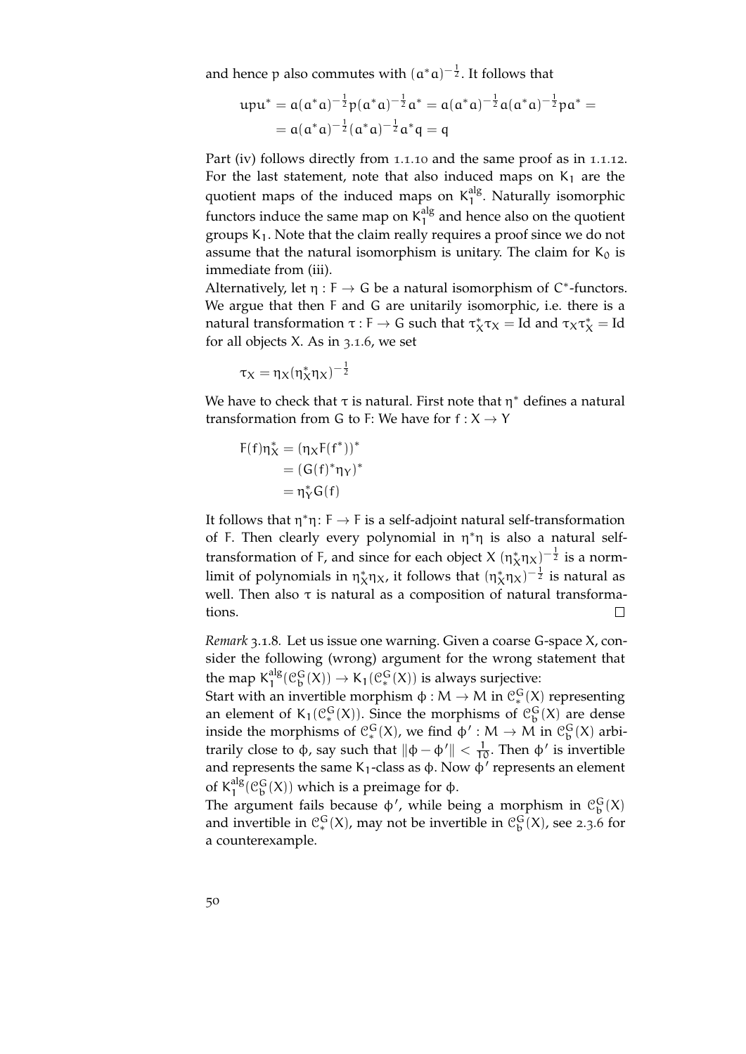and hence p also commutes with $(a^*a)^{-\frac{1}{2}}$. It follows that

$$upu^* = a(a^*a)^{-\frac{1}{2}}p(a^*a)^{-\frac{1}{2}}a^* = a(a^*a)^{-\frac{1}{2}}a(a^*a)^{-\frac{1}{2}}pa^* =$$
$$= a(a^*a)^{-\frac{1}{2}}(a^*a)^{-\frac{1}{2}}a^*q = q$$

Part (iv) follows directly from 1.1.10 and the same proof as in 1.1.12. For the last statement, note that also induced maps on $K_1$ are the quotient maps of the induced maps on $K_1^{\mathrm{alg}}$. Naturally isomorphic functors induce the same map on $K_1^{\mathrm{alg}}$ and hence also on the quotient groups $K_1$. Note that the claim really requires a proof since we do not assume that the natural isomorphism is unitary. The claim for $K_0$ is immediate from (iii).

Alternatively, let $\eta : F \to G$ be a natural isomorphism of $C^*$-functors. We argue that then F and G are unitarily isomorphic, i.e. there is a natural transformation $\tau : F \to G$ such that $\tau_X^*\tau_X = \mathrm{Id}$ and $\tau_X\tau_X^* = \mathrm{Id}$ for all objects X. As in 3.1.6, we set

$$\tau_X = \eta_X(\eta_X^*\eta_X)^{-\frac{1}{2}}$$

We have to check that $\tau$ is natural. First note that $\eta^*$ defines a natural transformation from G to F: We have for $f : X \to Y$

$$\begin{aligned}
F(f)\eta_X^* &= (\eta_X F(f^*))^* \\
&= (G(f)^*\eta_Y)^* \\
&= \eta_Y^* G(f)
\end{aligned}$$

It follows that $\eta^*\eta \colon F \to F$ is a self-adjoint natural self-transformation of F. Then clearly every polynomial in $\eta^*\eta$ is also a natural self-transformation of F, and since for each object X $(\eta_X^*\eta_X)^{-\frac{1}{2}}$ is a norm-limit of polynomials in $\eta_X^*\eta_X$, it follows that $(\eta_X^*\eta_X)^{-\frac{1}{2}}$ is natural as well. Then also $\tau$ is natural as a composition of natural transformations. □

*Remark* 3.1.8. Let us issue one warning. Given a coarse G-space X, consider the following (wrong) argument for the wrong statement that the map $K_1^{\mathrm{alg}}(\mathcal{C}_b^G(X)) \to K_1(\mathcal{C}_*^G(X))$ is always surjective:

Start with an invertible morphism $\phi : M \to M$ in $\mathcal{C}_*^G(X)$ representing an element of $K_1(\mathcal{C}_*^G(X))$. Since the morphisms of $\mathcal{C}_b^G(X)$ are dense inside the morphisms of $\mathcal{C}_*^G(X)$, we find $\phi' : M \to M$ in $\mathcal{C}_b^G(X)$ arbitrarily close to $\phi$, say such that $\|\phi - \phi'\| < \frac{1}{10}$. Then $\phi'$ is invertible and represents the same $K_1$-class as $\phi$. Now $\phi'$ represents an element of $K_1^{\mathrm{alg}}(\mathcal{C}_b^G(X))$ which is a preimage for $\phi$.

The argument fails because $\phi'$, while being a morphism in $\mathcal{C}_b^G(X)$ and invertible in $\mathcal{C}_*^G(X)$, may not be invertible in $\mathcal{C}_b^G(X)$, see 2.3.6 for a counterexample.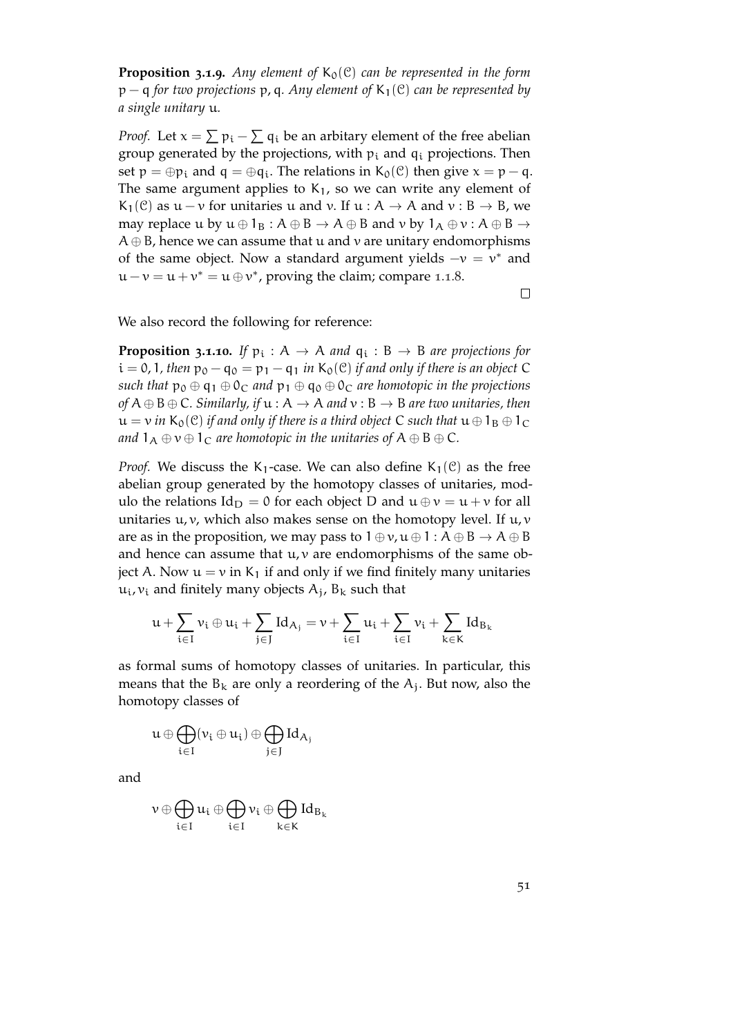**Proposition 3.1.9.** *Any element of $K_0(\mathcal{C})$ can be represented in the form $p - q$ for two projections $p, q$. Any element of $K_1(\mathcal{C})$ can be represented by a single unitary $u$.*

*Proof.* Let $x = \sum p_i - \sum q_i$ be an arbitary element of the free abelian group generated by the projections, with $p_i$ and $q_i$ projections. Then set $p = \oplus p_i$ and $q = \oplus q_i$. The relations in $K_0(\mathcal{C})$ then give $x = p - q$. The same argument applies to $K_1$, so we can write any element of $K_1(\mathcal{C})$ as $u - v$ for unitaries $u$ and $v$. If $u : A \to A$ and $v : B \to B$, we may replace $u$ by $u \oplus 1_B : A \oplus B \to A \oplus B$ and $v$ by $1_A \oplus v : A \oplus B \to A \oplus B$, hence we can assume that $u$ and $v$ are unitary endomorphisms of the same object. Now a standard argument yields $-v = v^*$ and $u - v = u + v^* = u \oplus v^*$, proving the claim; compare 1.1.8. □

We also record the following for reference:

**Proposition 3.1.10.** *If $p_i : A \to A$ and $q_i : B \to B$ are projections for $i = 0, 1$, then $p_0 - q_0 = p_1 - q_1$ in $K_0(\mathcal{C})$ if and only if there is an object $C$ such that $p_0 \oplus q_1 \oplus 0_C$ and $p_1 \oplus q_0 \oplus 0_C$ are homotopic in the projections of $A \oplus B \oplus C$. Similarly, if $u : A \to A$ and $v : B \to B$ are two unitaries, then $u = v$ in $K_0(\mathcal{C})$ if and only if there is a third object $C$ such that $u \oplus 1_B \oplus 1_C$ and $1_A \oplus v \oplus 1_C$ are homotopic in the unitaries of $A \oplus B \oplus C$.*

*Proof.* We discuss the $K_1$-case. We can also define $K_1(\mathcal{C})$ as the free abelian group generated by the homotopy classes of unitaries, modulo the relations $\mathrm{Id}_D = 0$ for each object $D$ and $u \oplus v = u + v$ for all unitaries $u, v$, which also makes sense on the homotopy level. If $u, v$ are as in the proposition, we may pass to $1 \oplus v, u \oplus 1 : A \oplus B \to A \oplus B$ and hence can assume that $u, v$ are endomorphisms of the same object $A$. Now $u = v$ in $K_1$ if and only if we find finitely many unitaries $u_i, v_i$ and finitely many objects $A_j$, $B_k$ such that

$$u + \sum_{i \in I} v_i \oplus u_i + \sum_{j \in J} \mathrm{Id}_{A_j} = v + \sum_{i \in I} u_i + \sum_{i \in I} v_i + \sum_{k \in K} \mathrm{Id}_{B_k}$$

as formal sums of homotopy classes of unitaries. In particular, this means that the $B_k$ are only a reordering of the $A_j$. But now, also the homotopy classes of

$$u \oplus \bigoplus_{i \in I} (v_i \oplus u_i) \oplus \bigoplus_{j \in J} \mathrm{Id}_{A_j}$$

and

$$v \oplus \bigoplus_{i \in I} u_i \oplus \bigoplus_{i \in I} v_i \oplus \bigoplus_{k \in K} \mathrm{Id}_{B_k}$$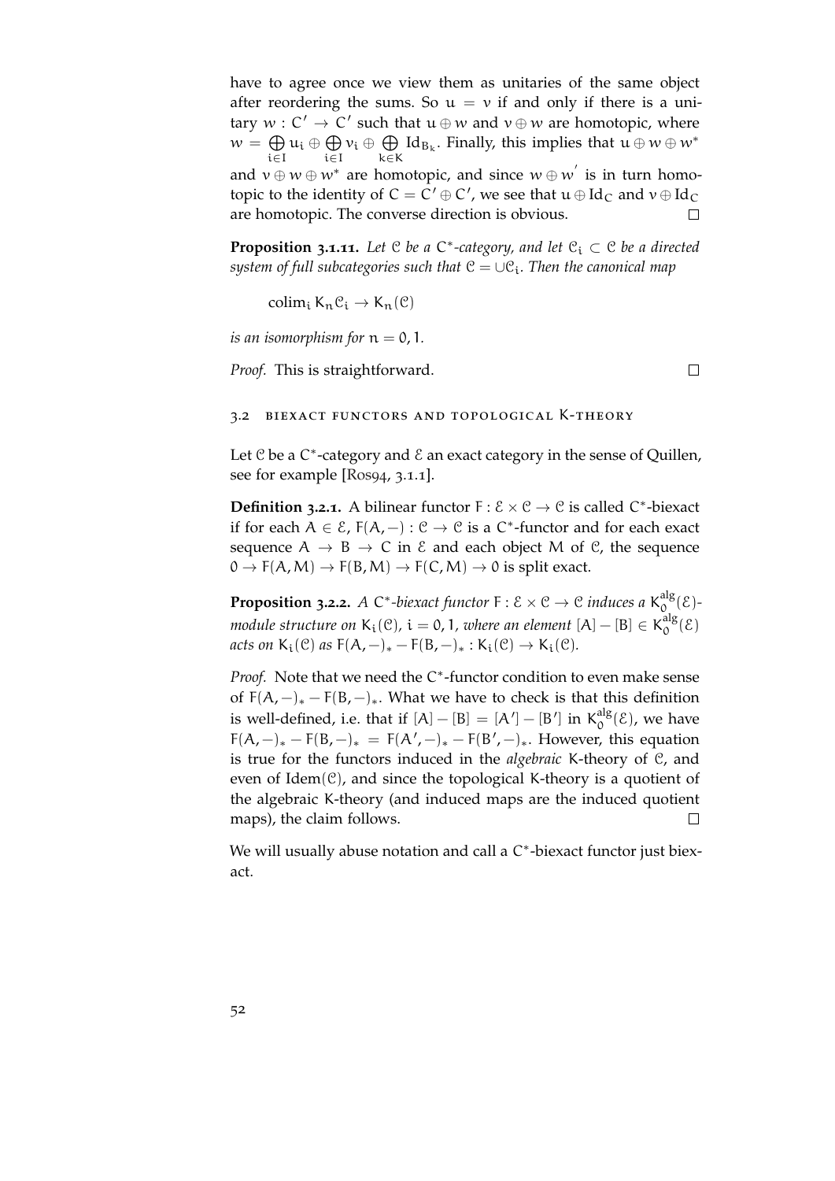have to agree once we view them as unitaries of the same object after reordering the sums. So $u = v$ if and only if there is a unitary $w : C' \to C'$ such that $u \oplus w$ and $v \oplus w$ are homotopic, where $w = \bigoplus_{i \in I} u_i \oplus \bigoplus_{i \in I} v_i \oplus \bigoplus_{k \in K} \mathrm{Id}_{B_k}$. Finally, this implies that $u \oplus w \oplus w^*$ and $v \oplus w \oplus w^*$ are homotopic, and since $w \oplus w'$ is in turn homotopic to the identity of $C = C' \oplus C'$, we see that $u \oplus \mathrm{Id}_C$ and $v \oplus \mathrm{Id}_C$ are homotopic. The converse direction is obvious. □

**Proposition 3.1.11.** *Let $\mathcal{C}$ be a $C^*$-category, and let $\mathcal{C}_i \subset \mathcal{C}$ be a directed system of full subcategories such that $\mathcal{C} = \cup \mathcal{C}_i$. Then the canonical map*

$$\mathrm{colim}_i \, K_n \mathcal{C}_i \to K_n(\mathcal{C})$$

*is an isomorphism for $n = 0, 1$.*

*Proof.* This is straightforward. □

## 3.2 Biexact functors and topological K-theory

Let $\mathcal{C}$ be a $C^*$-category and $\mathcal{E}$ an exact category in the sense of Quillen, see for example [Ros94, 3.1.1].

**Definition 3.2.1.** A bilinear functor $F : \mathcal{E} \times \mathcal{C} \to \mathcal{C}$ is called $C^*$-biexact if for each $A \in \mathcal{E}$, $F(A, -) : \mathcal{C} \to \mathcal{C}$ is a $C^*$-functor and for each exact sequence $A \to B \to C$ in $\mathcal{E}$ and each object $M$ of $\mathcal{C}$, the sequence $0 \to F(A, M) \to F(B, M) \to F(C, M) \to 0$ is split exact.

**Proposition 3.2.2.** *A $C^*$-biexact functor $F : \mathcal{E} \times \mathcal{C} \to \mathcal{C}$ induces a $K_0^{\mathrm{alg}}(\mathcal{E})$-module structure on $K_i(\mathcal{C})$, $i = 0, 1$, where an element $[A] - [B] \in K_0^{\mathrm{alg}}(\mathcal{E})$ acts on $K_i(\mathcal{C})$ as $F(A, -)_* - F(B, -)_* : K_i(\mathcal{C}) \to K_i(\mathcal{C})$.*

*Proof.* Note that we need the $C^*$-functor condition to even make sense of $F(A, -)_* - F(B, -)_*$. What we have to check is that this definition is well-defined, i.e. that if $[A] - [B] = [A'] - [B']$ in $K_0^{\mathrm{alg}}(\mathcal{E})$, we have $F(A, -)_* - F(B, -)_* = F(A', -)_* - F(B', -)_*$. However, this equation is true for the functors induced in the *algebraic* K-theory of $\mathcal{C}$, and even of $\mathrm{Idem}(\mathcal{C})$, and since the topological K-theory is a quotient of the algebraic K-theory (and induced maps are the induced quotient maps), the claim follows. □

We will usually abuse notation and call a $C^*$-biexact functor just biexact.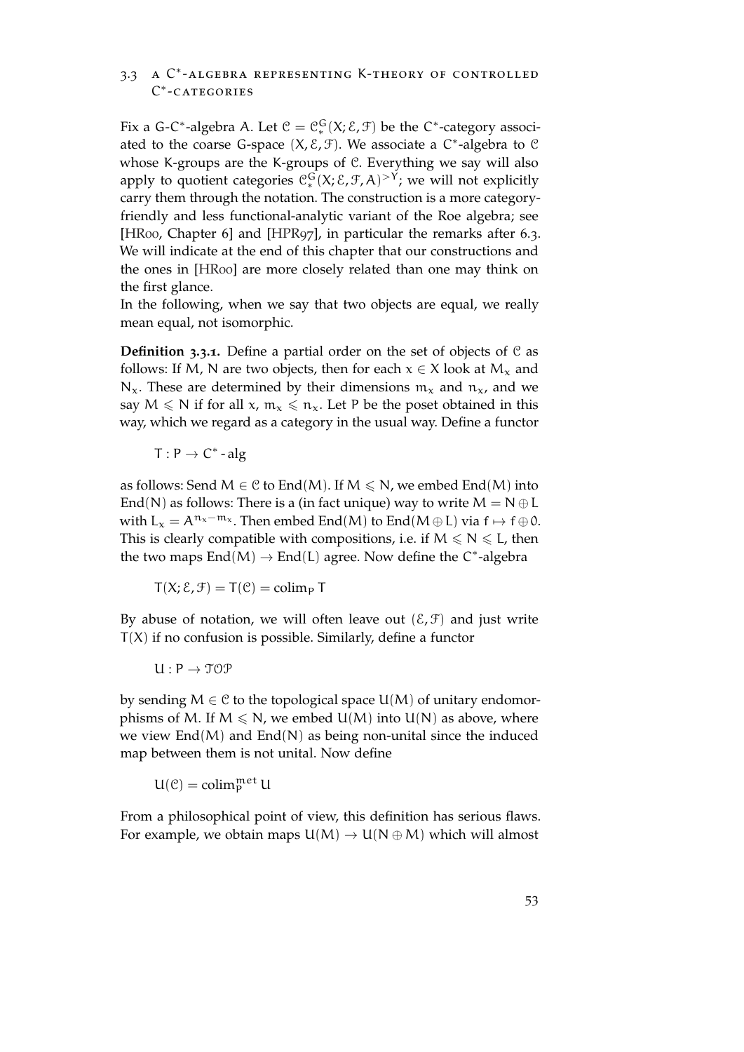## 3.3 A $C^*$-algebra representing K-theory of controlled $C^*$-categories

Fix a G-$C^*$-algebra $A$. Let $\mathcal{C} = \mathcal{C}^G_*(X; \mathcal{E}, \mathcal{F})$ be the $C^*$-category associated to the coarse G-space $(X, \mathcal{E}, \mathcal{F})$. We associate a $C^*$-algebra to $\mathcal{C}$ whose K-groups are the K-groups of $\mathcal{C}$. Everything we say will also apply to quotient categories $\mathcal{C}^G_*(X; \mathcal{E}, \mathcal{F}, A)^{>Y}$; we will not explicitly carry them through the notation. The construction is a more category-friendly and less functional-analytic variant of the Roe algebra; see [HR00, Chapter 6] and [HPR97], in particular the remarks after 6.3. We will indicate at the end of this chapter that our constructions and the ones in [HR00] are more closely related than one may think on the first glance.

In the following, when we say that two objects are equal, we really mean equal, not isomorphic.

**Definition 3.3.1.** Define a partial order on the set of objects of $\mathcal{C}$ as follows: If $M$, $N$ are two objects, then for each $x \in X$ look at $M_x$ and $N_x$. These are determined by their dimensions $m_x$ and $n_x$, and we say $M \leqslant N$ if for all $x$, $m_x \leqslant n_x$. Let $P$ be the poset obtained in this way, which we regard as a category in the usual way. Define a functor

$$T : P \to C^*\text{-alg}$$

as follows: Send $M \in \mathcal{C}$ to $\mathrm{End}(M)$. If $M \leqslant N$, we embed $\mathrm{End}(M)$ into $\mathrm{End}(N)$ as follows: There is a (in fact unique) way to write $M = N \oplus L$ with $L_x = A^{n_x - m_x}$. Then embed $\mathrm{End}(M)$ to $\mathrm{End}(M \oplus L)$ via $f \mapsto f \oplus 0$. This is clearly compatible with compositions, i.e. if $M \leqslant N \leqslant L$, then the two maps $\mathrm{End}(M) \to \mathrm{End}(L)$ agree. Now define the $C^*$-algebra

$$T(X; \mathcal{E}, \mathcal{F}) = T(\mathcal{C}) = \mathrm{colim}_P\, T$$

By abuse of notation, we will often leave out $(\mathcal{E}, \mathcal{F})$ and just write $T(X)$ if no confusion is possible. Similarly, define a functor

$$U : P \to \mathcal{TOP}$$

by sending $M \in \mathcal{C}$ to the topological space $U(M)$ of unitary endomorphisms of $M$. If $M \leqslant N$, we embed $U(M)$ into $U(N)$ as above, where we view $\mathrm{End}(M)$ and $\mathrm{End}(N)$ as being non-unital since the induced map between them is not unital. Now define

$$U(\mathcal{C}) = \mathrm{colim}^{met}_P\, U$$

From a philosophical point of view, this definition has serious flaws. For example, we obtain maps $U(M) \to U(N \oplus M)$ which will almost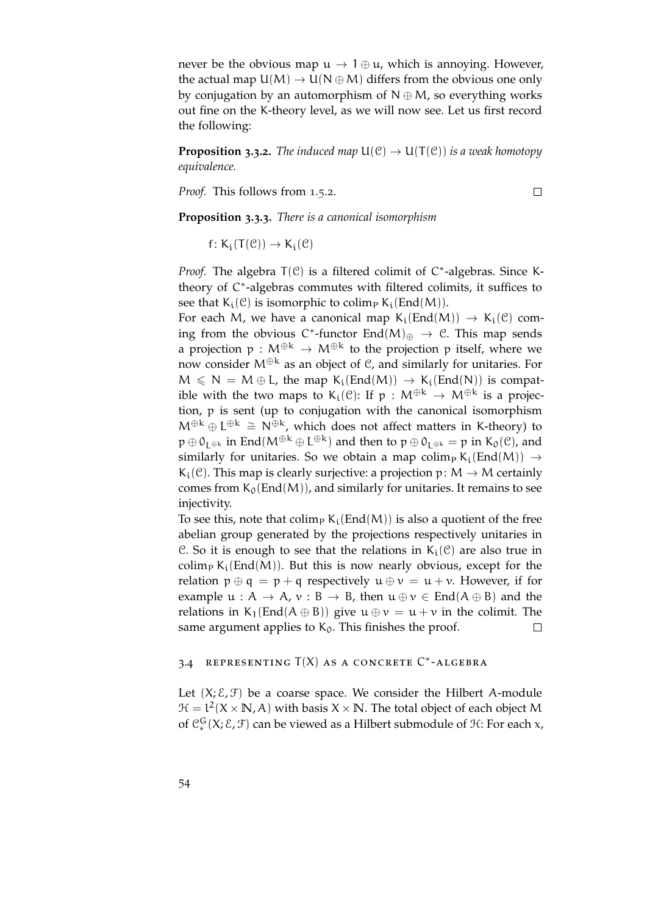never be the obvious map $u \to 1 \oplus u$, which is annoying. However, the actual map $U(M) \to U(N \oplus M)$ differs from the obvious one only by conjugation by an automorphism of $N \oplus M$, so everything works out fine on the K-theory level, as we will now see. Let us first record the following:

**Proposition 3.3.2.** *The induced map $U(\mathcal{C}) \to U(T(\mathcal{C}))$ is a weak homotopy equivalence.*

*Proof.* This follows from 1.5.2. □

**Proposition 3.3.3.** *There is a canonical isomorphism*

$$f\colon K_i(T(\mathcal{C})) \to K_i(\mathcal{C})$$

*Proof.* The algebra $T(\mathcal{C})$ is a filtered colimit of $C^*$-algebras. Since K-theory of $C^*$-algebras commutes with filtered colimits, it suffices to see that $K_i(\mathcal{C})$ is isomorphic to $\operatorname{colim}_P K_i(\operatorname{End}(M))$.

For each $M$, we have a canonical map $K_i(\operatorname{End}(M)) \to K_i(\mathcal{C})$ coming from the obvious $C^*$-functor $\operatorname{End}(M)_\oplus \to \mathcal{C}$. This map sends a projection $p : M^{\oplus k} \to M^{\oplus k}$ to the projection $p$ itself, where we now consider $M^{\oplus k}$ as an object of $\mathcal{C}$, and similarly for unitaries. For $M \leqslant N = M \oplus L$, the map $K_i(\operatorname{End}(M)) \to K_i(\operatorname{End}(N))$ is compatible with the two maps to $K_i(\mathcal{C})$: If $p : M^{\oplus k} \to M^{\oplus k}$ is a projection, $p$ is sent (up to conjugation with the canonical isomorphism $M^{\oplus k} \oplus L^{\oplus k} \cong N^{\oplus k}$, which does not affect matters in K-theory) to $p \oplus 0_{L^{\oplus k}}$ in $\operatorname{End}(M^{\oplus k} \oplus L^{\oplus k})$ and then to $p \oplus 0_{L^{\oplus k}} = p$ in $K_0(\mathcal{C})$, and similarly for unitaries. So we obtain a map $\operatorname{colim}_P K_i(\operatorname{End}(M)) \to K_i(\mathcal{C})$. This map is clearly surjective: a projection $p\colon M \to M$ certainly comes from $K_0(\operatorname{End}(M))$, and similarly for unitaries. It remains to see injectivity.

To see this, note that $\operatorname{colim}_P K_i(\operatorname{End}(M))$ is also a quotient of the free abelian group generated by the projections respectively unitaries in $\mathcal{C}$. So it is enough to see that the relations in $K_i(\mathcal{C})$ are also true in $\operatorname{colim}_P K_i(\operatorname{End}(M))$. But this is now nearly obvious, except for the relation $p \oplus q = p + q$ respectively $u \oplus v = u + v$. However, if for example $u : A \to A$, $v : B \to B$, then $u \oplus v \in \operatorname{End}(A \oplus B)$ and the relations in $K_1(\operatorname{End}(A \oplus B))$ give $u \oplus v = u + v$ in the colimit. The same argument applies to $K_0$. This finishes the proof. □

## 3.4 Representing $T(X)$ as a concrete $C^*$-algebra

Let $(X; \mathcal{E}, \mathcal{F})$ be a coarse space. We consider the Hilbert $A$-module $\mathcal{H} = l^2(X \times \mathbb{N}, A)$ with basis $X \times \mathbb{N}$. The total object of each object $M$ of $\mathcal{C}^G_*(X; \mathcal{E}, \mathcal{F})$ can be viewed as a Hilbert submodule of $\mathcal{H}$: For each $x$,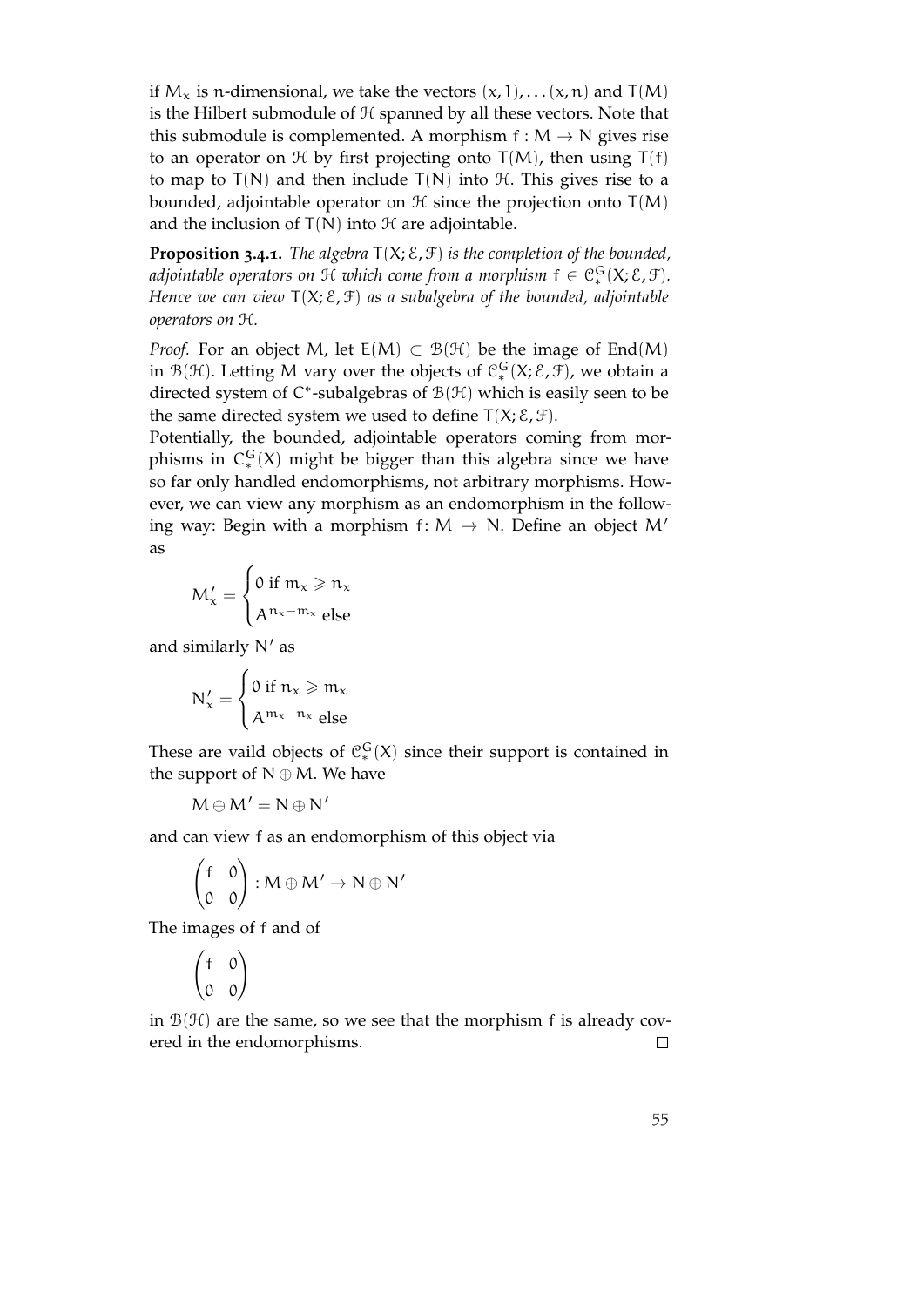if $M_x$ is $n$-dimensional, we take the vectors $(x, 1), \dots (x, n)$ and $T(M)$ is the Hilbert submodule of $\mathcal{H}$ spanned by all these vectors. Note that this submodule is complemented. A morphism $f : M \to N$ gives rise to an operator on $\mathcal{H}$ by first projecting onto $T(M)$, then using $T(f)$ to map to $T(N)$ and then include $T(N)$ into $\mathcal{H}$. This gives rise to a bounded, adjointable operator on $\mathcal{H}$ since the projection onto $T(M)$ and the inclusion of $T(N)$ into $\mathcal{H}$ are adjointable.

**Proposition 3.4.1.** *The algebra $T(X; \mathcal{E}, \mathcal{F})$ is the completion of the bounded, adjointable operators on $\mathcal{H}$ which come from a morphism $f \in \mathcal{C}^G_*(X; \mathcal{E}, \mathcal{F})$. Hence we can view $T(X; \mathcal{E}, \mathcal{F})$ as a subalgebra of the bounded, adjointable operators on $\mathcal{H}$.*

*Proof.* For an object $M$, let $E(M) \subset \mathcal{B}(\mathcal{H})$ be the image of $\mathrm{End}(M)$ in $\mathcal{B}(\mathcal{H})$. Letting $M$ vary over the objects of $\mathcal{C}^G_*(X; \mathcal{E}, \mathcal{F})$, we obtain a directed system of $C^*$-subalgebras of $\mathcal{B}(\mathcal{H})$ which is easily seen to be the same directed system we used to define $T(X; \mathcal{E}, \mathcal{F})$.

Potentially, the bounded, adjointable operators coming from morphisms in $C^G_*(X)$ might be bigger than this algebra since we have so far only handled endomorphisms, not arbitrary morphisms. However, we can view any morphism as an endomorphism in the following way: Begin with a morphism $f\colon M \to N$. Define an object $M'$ as

$$M'_x = \begin{cases} 0 \text{ if } m_x \geqslant n_x \\ A^{n_x - m_x} \text{ else} \end{cases}$$

and similarly $N'$ as

$$N'_x = \begin{cases} 0 \text{ if } n_x \geqslant m_x \\ A^{m_x - n_x} \text{ else} \end{cases}$$

These are vaild objects of $\mathcal{C}^G_*(X)$ since their support is contained in the support of $N \oplus M$. We have

$$M \oplus M' = N \oplus N'$$

and can view $f$ as an endomorphism of this object via

$$\begin{pmatrix} f & 0 \\ 0 & 0 \end{pmatrix} : M \oplus M' \to N \oplus N'$$

The images of $f$ and of

$$\begin{pmatrix} f & 0 \\ 0 & 0 \end{pmatrix}$$

in $\mathcal{B}(\mathcal{H})$ are the same, so we see that the morphism $f$ is already covered in the endomorphisms. $\square$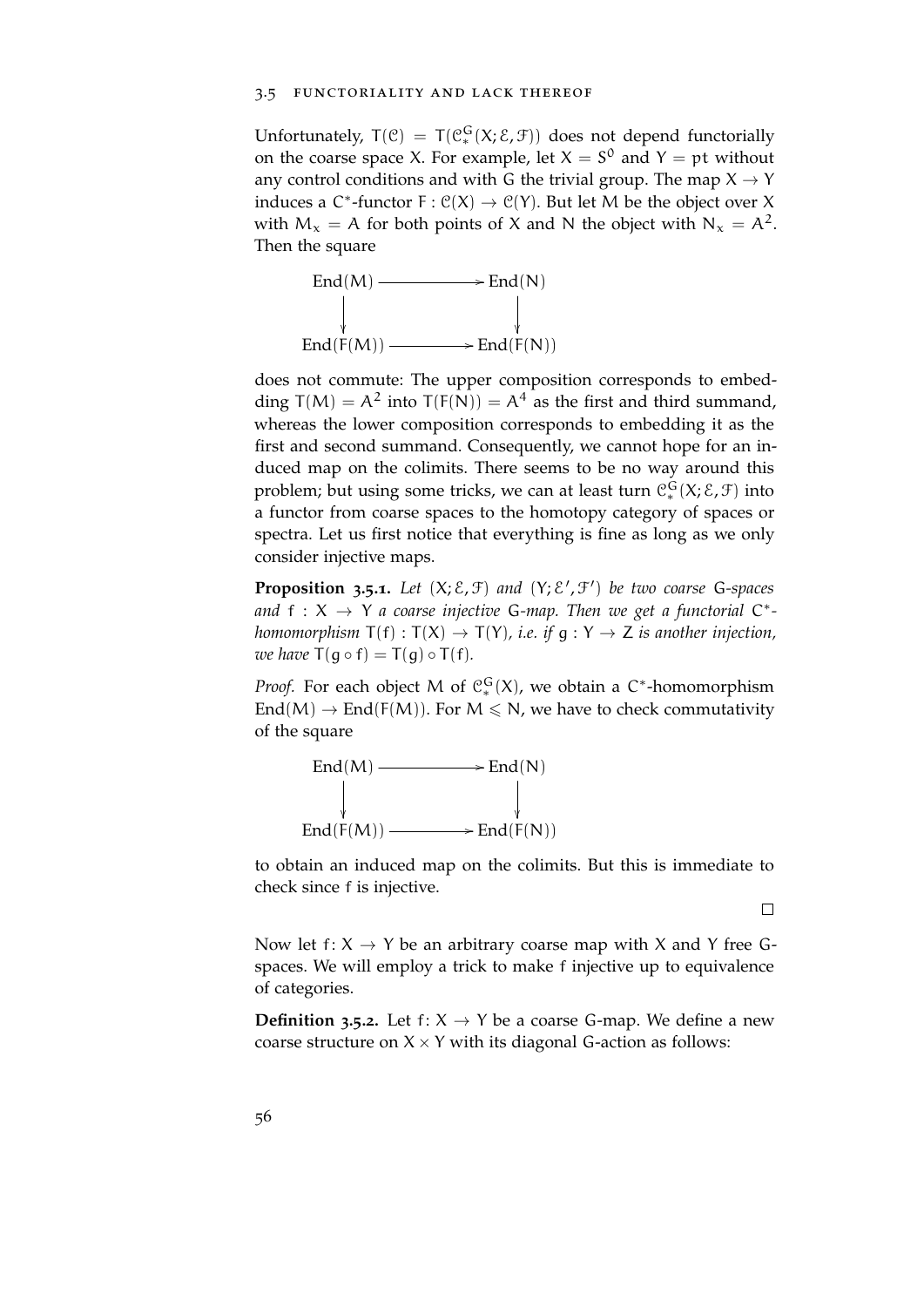Unfortunately, $T(\mathcal{C}) = T(\mathcal{C}^G_*(X;\mathcal{E},\mathcal{F}))$ does not depend functorially on the coarse space X. For example, let $X = S^0$ and $Y = \mathrm{pt}$ without any control conditions and with G the trivial group. The map $X \to Y$ induces a $C^*$-functor $F\colon \mathcal{C}(X) \to \mathcal{C}(Y)$. But let M be the object over X with $M_x = A$ for both points of X and N the object with $N_x = A^2$. Then the square

$$\begin{array}{ccc} \mathrm{End}(M) & \longrightarrow & \mathrm{End}(N) \\ \downarrow & & \downarrow \\ \mathrm{End}(F(M)) & \longrightarrow & \mathrm{End}(F(N)) \end{array}$$

does not commute: The upper composition corresponds to embedding $T(M) = A^2$ into $T(F(N)) = A^4$ as the first and third summand, whereas the lower composition corresponds to embedding it as the first and second summand. Consequently, we cannot hope for an induced map on the colimits. There seems to be no way around this problem; but using some tricks, we can at least turn $\mathcal{C}^G_*(X;\mathcal{E},\mathcal{F})$ into a functor from coarse spaces to the homotopy category of spaces or spectra. Let us first notice that everything is fine as long as we only consider injective maps.

**Proposition 3.5.1.** *Let $(X;\mathcal{E},\mathcal{F})$ and $(Y;\mathcal{E}',\mathcal{F}')$ be two coarse G-spaces and $f\colon X \to Y$ a coarse injective G-map. Then we get a functorial $C^*$-homomorphism $T(f)\colon T(X) \to T(Y)$, i.e. if $g\colon Y \to Z$ is another injection, we have $T(g \circ f) = T(g) \circ T(f)$.*

*Proof.* For each object M of $\mathcal{C}^G_*(X)$, we obtain a $C^*$-homomorphism $\mathrm{End}(M) \to \mathrm{End}(F(M))$. For $M \leqslant N$, we have to check commutativity of the square

$$\begin{array}{ccc} \mathrm{End}(M) & \longrightarrow & \mathrm{End}(N) \\ \downarrow & & \downarrow \\ \mathrm{End}(F(M)) & \longrightarrow & \mathrm{End}(F(N)) \end{array}$$

to obtain an induced map on the colimits. But this is immediate to check since f is injective. □

Now let $f\colon X \to Y$ be an arbitrary coarse map with X and Y free G-spaces. We will employ a trick to make f injective up to equivalence of categories.

**Definition 3.5.2.** Let $f\colon X \to Y$ be a coarse G-map. We define a new coarse structure on $X \times Y$ with its diagonal G-action as follows: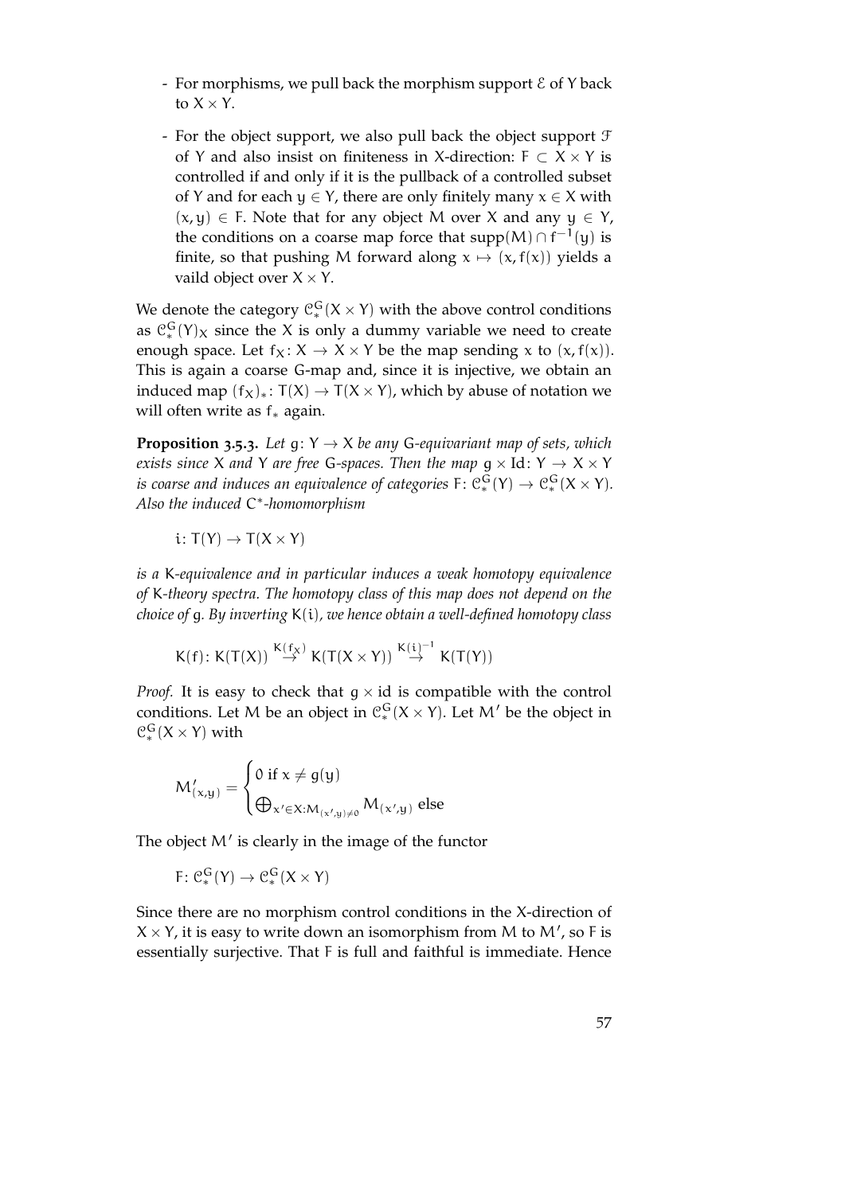- For morphisms, we pull back the morphism support $\mathcal{E}$ of $Y$ back to $X \times Y$.

- For the object support, we also pull back the object support $\mathcal{F}$ of $Y$ and also insist on finiteness in $X$-direction: $F \subset X \times Y$ is controlled if and only if it is the pullback of a controlled subset of $Y$ and for each $y \in Y$, there are only finitely many $x \in X$ with $(x, y) \in F$. Note that for any object $M$ over $X$ and any $y \in Y$, the conditions on a coarse map force that $\operatorname{supp}(M) \cap f^{-1}(y)$ is finite, so that pushing $M$ forward along $x \mapsto (x, f(x))$ yields a vaild object over $X \times Y$.

We denote the category $\mathcal{C}^G_*(X \times Y)$ with the above control conditions as $\mathcal{C}^G_*(Y)_X$ since the $X$ is only a dummy variable we need to create enough space. Let $f_X\colon X \to X \times Y$ be the map sending $x$ to $(x, f(x))$. This is again a coarse $G$-map and, since it is injective, we obtain an induced map $(f_X)_*\colon T(X) \to T(X \times Y)$, which by abuse of notation we will often write as $f_*$ again.

**Proposition 3.5.3.** *Let $g\colon Y \to X$ be any $G$-equivariant map of sets, which exists since $X$ and $Y$ are free $G$-spaces. Then the map $g \times \mathrm{Id}\colon Y \to X \times Y$ is coarse and induces an equivalence of categories $F\colon \mathcal{C}^G_*(Y) \to \mathcal{C}^G_*(X \times Y)$. Also the induced $C^*$-homomorphism*

$$i\colon T(Y) \to T(X \times Y)$$

*is a $K$-equivalence and in particular induces a weak homotopy equivalence of $K$-theory spectra. The homotopy class of this map does not depend on the choice of $g$. By inverting $K(i)$, we hence obtain a well-defined homotopy class*

$$K(f)\colon K(T(X)) \overset{K(f_X)}{\to} K(T(X \times Y)) \overset{K(i)^{-1}}{\to} K(T(Y))$$

*Proof.* It is easy to check that $g \times \mathrm{id}$ is compatible with the control conditions. Let $M$ be an object in $\mathcal{C}^G_*(X \times Y)$. Let $M'$ be the object in $\mathcal{C}^G_*(X \times Y)$ with

$$M'_{(x,y)} = \begin{cases} 0 \text{ if } x \neq g(y) \\ \bigoplus_{x' \in X : M_{(x',y)} \neq 0} M_{(x',y)} \text{ else} \end{cases}$$

The object $M'$ is clearly in the image of the functor

$$F\colon \mathcal{C}^G_*(Y) \to \mathcal{C}^G_*(X \times Y)$$

Since there are no morphism control conditions in the $X$-direction of $X \times Y$, it is easy to write down an isomorphism from $M$ to $M'$, so $F$ is essentially surjective. That $F$ is full and faithful is immediate. Hence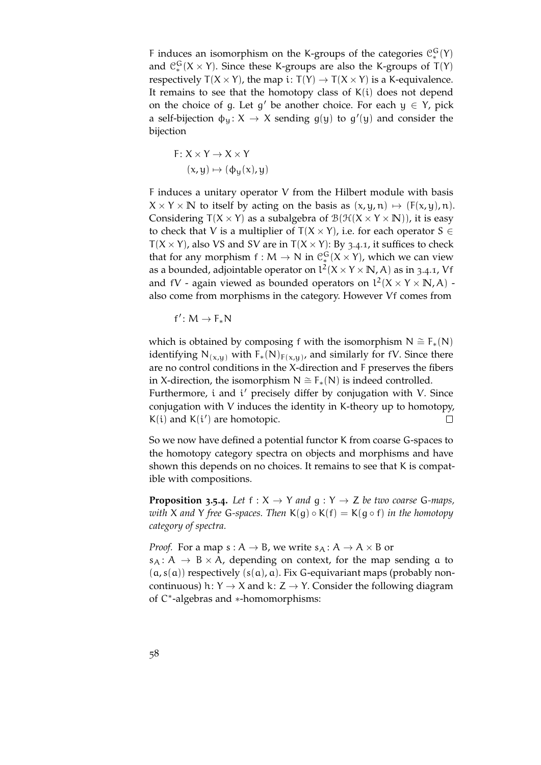$F$ induces an isomorphism on the K-groups of the categories $\mathcal{C}^G_*(Y)$ and $\mathcal{C}^G_*(X \times Y)$. Since these K-groups are also the K-groups of $T(Y)$ respectively $T(X \times Y)$, the map $i \colon T(Y) \to T(X \times Y)$ is a K-equivalence. It remains to see that the homotopy class of $K(i)$ does not depend on the choice of $g$. Let $g'$ be another choice. For each $y \in Y$, pick a self-bijection $\phi_y \colon X \to X$ sending $g(y)$ to $g'(y)$ and consider the bijection

$$
\begin{aligned}
F \colon X \times Y &\to X \times Y \\
(x, y) &\mapsto (\phi_y(x), y)
\end{aligned}
$$

$F$ induces a unitary operator $V$ from the Hilbert module with basis $X \times Y \times \mathbb{N}$ to itself by acting on the basis as $(x, y, n) \mapsto (F(x, y), n)$. Considering $T(X \times Y)$ as a subalgebra of $\mathcal{B}(\mathcal{H}(X \times Y \times \mathbb{N}))$, it is easy to check that $V$ is a multiplier of $T(X \times Y)$, i.e. for each operator $S \in T(X \times Y)$, also $VS$ and $SV$ are in $T(X \times Y)$: By 3.4.1, it suffices to check that for any morphism $f : M \to N$ in $\mathcal{C}^G_*(X \times Y)$, which we can view as a bounded, adjointable operator on $l^2(X \times Y \times \mathbb{N}, A)$ as in 3.4.1, $Vf$ and $fV$ - again viewed as bounded operators on $l^2(X \times Y \times \mathbb{N}, A)$ - also come from morphisms in the category. However $Vf$ comes from

$$
f' \colon M \to F_* N
$$

which is obtained by composing $f$ with the isomorphism $N \cong F_*(N)$ identifying $N_{(x,y)}$ with $F_*(N)_{F(x,y)}$, and similarly for $fV$. Since there are no control conditions in the X-direction and $F$ preserves the fibers in X-direction, the isomorphism $N \cong F_*(N)$ is indeed controlled.
Furthermore, $i$ and $i'$ precisely differ by conjugation with $V$. Since conjugation with $V$ induces the identity in K-theory up to homotopy, $K(i)$ and $K(i')$ are homotopic. □

So we now have defined a potential functor $K$ from coarse G-spaces to the homotopy category spectra on objects and morphisms and have shown this depends on no choices. It remains to see that $K$ is compatible with compositions.

**Proposition 3.5.4.** *Let $f : X \to Y$ and $g : Y \to Z$ be two coarse G-maps, with $X$ and $Y$ free G-spaces. Then $K(g) \circ K(f) = K(g \circ f)$ in the homotopy category of spectra.*

*Proof.* For a map $s : A \to B$, we write $s_A \colon A \to A \times B$ or $s_A \colon A \to B \times A$, depending on context, for the map sending $a$ to $(a, s(a))$ respectively $(s(a), a)$. Fix G-equivariant maps (probably non-continuous) $h \colon Y \to X$ and $k \colon Z \to Y$. Consider the following diagram of $C^*$-algebras and $*$-homomorphisms: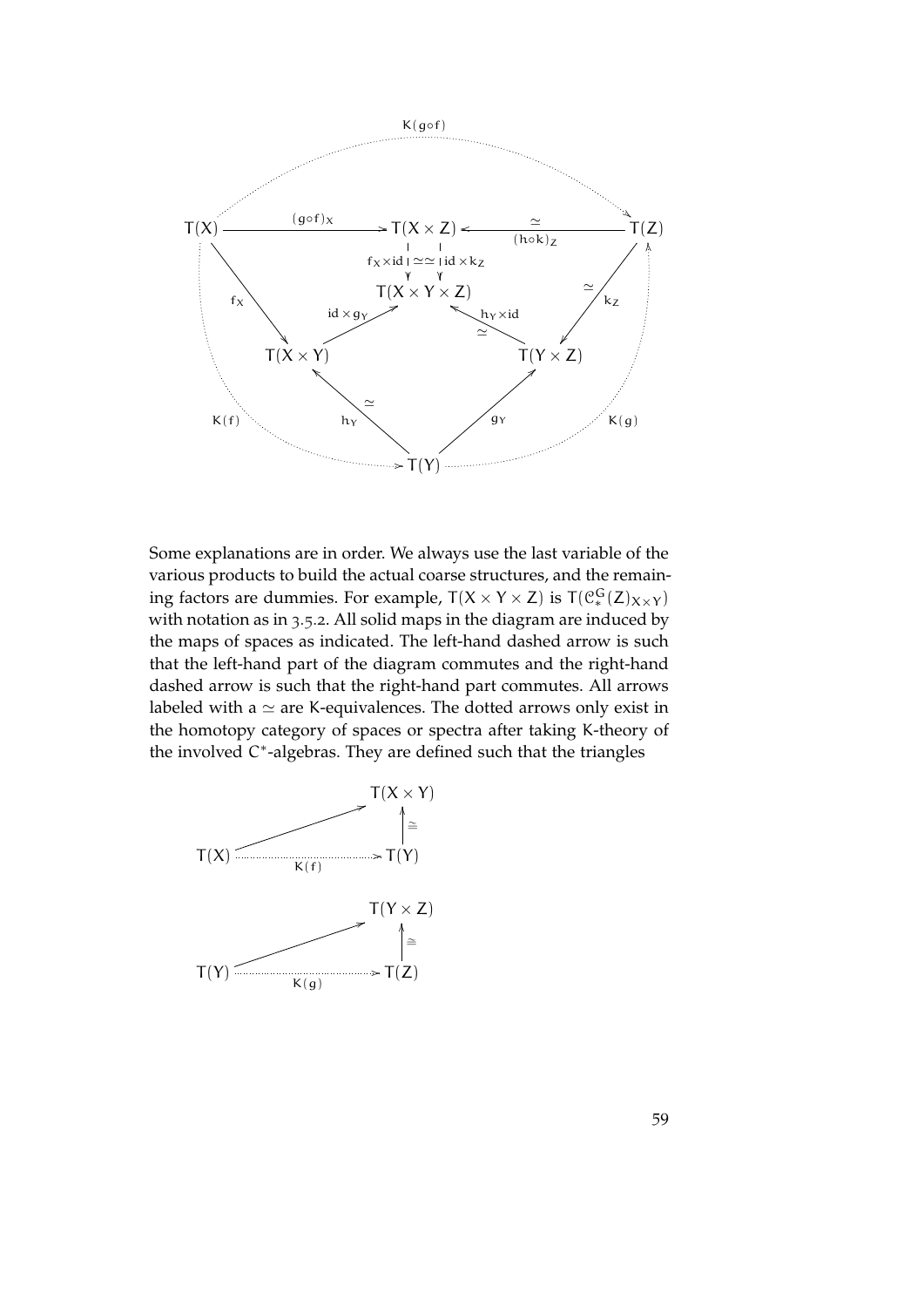$$
\begin{array}{ccccc}
 & & K(g\circ f) & & \\
T(X) & \xrightarrow{(g\circ f)_X} & T(X\times Z) & \xleftarrow[\simeq]{(h\circ k)_Z} & T(Z) \\
 & & f_X\times \mathrm{id} \downarrow \simeq\simeq \downarrow \mathrm{id}\times k_Z & & \\
 & & T(X\times Y\times Z) & & \\
 f_X \searrow & \mathrm{id}\times g_Y \nearrow & & \nwarrow h_Y\times \mathrm{id}\ \simeq & \swarrow k_Z\ \simeq \\
 & T(X\times Y) & & T(Y\times Z) & \\
 K(f) & \nwarrow h_Y\ \simeq & & \nearrow g_Y & K(g) \\
 & & T(Y) & &
\end{array}
$$

Some explanations are in order. We always use the last variable of the various products to build the actual coarse structures, and the remaining factors are dummies. For example, $T(X \times Y \times Z)$ is $T(\mathcal{C}^G_*(Z)_{X\times Y})$ with notation as in 3.5.2. All solid maps in the diagram are induced by the maps of spaces as indicated. The left-hand dashed arrow is such that the left-hand part of the diagram commutes and the right-hand dashed arrow is such that the right-hand part commutes. All arrows labeled with a $\simeq$ are K-equivalences. The dotted arrows only exist in the homotopy category of spaces or spectra after taking K-theory of the involved $C^*$-algebras. They are defined such that the triangles

$$
\begin{array}{ccc}
 & & T(X\times Y) \\
 & \nearrow & \uparrow \cong \\
T(X) & \xrightarrow{K(f)} & T(Y)
\end{array}
$$

$$
\begin{array}{ccc}
 & & T(Y\times Z) \\
 & \nearrow & \uparrow \cong \\
T(Y) & \xrightarrow{K(g)} & T(Z)
\end{array}
$$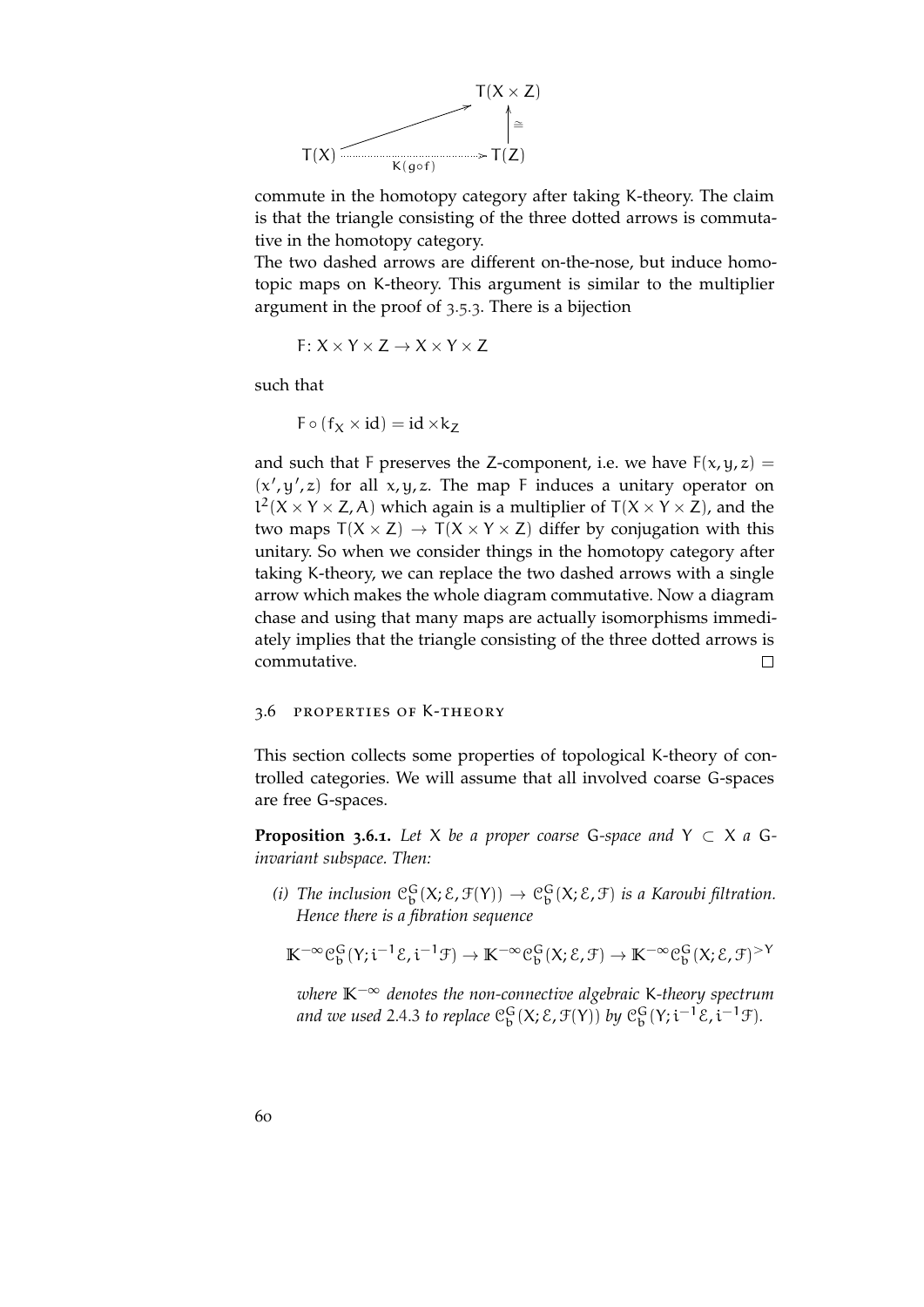$$
\begin{array}{ccc}
 & & T(X \times Z) \\
 & \nearrow & \uparrow \cong \\
T(X) & \xrightarrow[K(g \circ f)]{\cdots\cdots} & T(Z)
\end{array}
$$

commute in the homotopy category after taking K-theory. The claim is that the triangle consisting of the three dotted arrows is commutative in the homotopy category.

The two dashed arrows are different on-the-nose, but induce homotopic maps on K-theory. This argument is similar to the multiplier argument in the proof of 3.5.3. There is a bijection

$$F \colon X \times Y \times Z \to X \times Y \times Z$$

such that

$$F \circ (f_X \times \mathrm{id}) = \mathrm{id} \times k_Z$$

and such that $F$ preserves the $Z$-component, i.e. we have $F(x, y, z) = (x', y', z)$ for all $x, y, z$. The map $F$ induces a unitary operator on $l^2(X \times Y \times Z, A)$ which again is a multiplier of $T(X \times Y \times Z)$, and the two maps $T(X \times Z) \to T(X \times Y \times Z)$ differ by conjugation with this unitary. So when we consider things in the homotopy category after taking K-theory, we can replace the two dashed arrows with a single arrow which makes the whole diagram commutative. Now a diagram chase and using that many maps are actually isomorphisms immediately implies that the triangle consisting of the three dotted arrows is commutative. □

## 3.6 Properties of K-theory

This section collects some properties of topological K-theory of controlled categories. We will assume that all involved coarse G-spaces are free G-spaces.

**Proposition 3.6.1.** *Let $X$ be a proper coarse $G$-space and $Y \subset X$ a $G$-invariant subspace. Then:*

*(i) The inclusion $\mathcal{C}^G_b(X; \mathcal{E}, \mathcal{F}(Y)) \to \mathcal{C}^G_b(X; \mathcal{E}, \mathcal{F})$ is a Karoubi filtration. Hence there is a fibration sequence*

$$\mathbb{K}^{-\infty}\mathcal{C}^G_b(Y; i^{-1}\mathcal{E}, i^{-1}\mathcal{F}) \to \mathbb{K}^{-\infty}\mathcal{C}^G_b(X; \mathcal{E}, \mathcal{F}) \to \mathbb{K}^{-\infty}\mathcal{C}^G_b(X; \mathcal{E}, \mathcal{F})^{>Y}$$

*where $\mathbb{K}^{-\infty}$ denotes the non-connective algebraic K-theory spectrum and we used 2.4.3 to replace $\mathcal{C}^G_b(X; \mathcal{E}, \mathcal{F}(Y))$ by $\mathcal{C}^G_b(Y; i^{-1}\mathcal{E}, i^{-1}\mathcal{F})$.*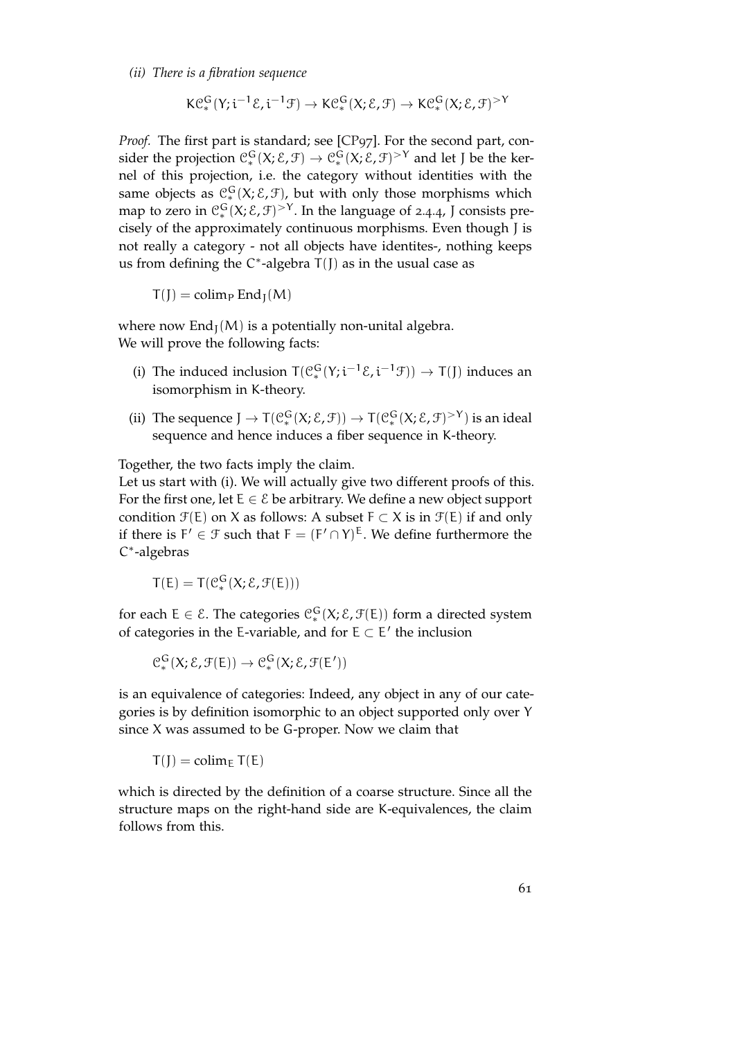*(ii) There is a fibration sequence*

$$K\mathcal{C}^G_*(Y; i^{-1}\mathcal{E}, i^{-1}\mathcal{F}) \to K\mathcal{C}^G_*(X; \mathcal{E}, \mathcal{F}) \to K\mathcal{C}^G_*(X; \mathcal{E}, \mathcal{F})^{>Y}$$

*Proof.* The first part is standard; see [CP97]. For the second part, consider the projection $\mathcal{C}^G_*(X; \mathcal{E}, \mathcal{F}) \to \mathcal{C}^G_*(X; \mathcal{E}, \mathcal{F})^{>Y}$ and let J be the kernel of this projection, i.e. the category without identities with the same objects as $\mathcal{C}^G_*(X; \mathcal{E}, \mathcal{F})$, but with only those morphisms which map to zero in $\mathcal{C}^G_*(X; \mathcal{E}, \mathcal{F})^{>Y}$. In the language of 2.4.4, J consists precisely of the approximately continuous morphisms. Even though J is not really a category - not all objects have identites-, nothing keeps us from defining the $C^*$-algebra $T(J)$ as in the usual case as

$$T(J) = \operatorname{colim}_P \operatorname{End}_J(M)$$

where now $\operatorname{End}_J(M)$ is a potentially non-unital algebra.
We will prove the following facts:

(i) The induced inclusion $T(\mathcal{C}^G_*(Y; i^{-1}\mathcal{E}, i^{-1}\mathcal{F})) \to T(J)$ induces an isomorphism in K-theory.

(ii) The sequence $J \to T(\mathcal{C}^G_*(X; \mathcal{E}, \mathcal{F})) \to T(\mathcal{C}^G_*(X; \mathcal{E}, \mathcal{F})^{>Y})$ is an ideal sequence and hence induces a fiber sequence in K-theory.

Together, the two facts imply the claim.
Let us start with (i). We will actually give two different proofs of this. For the first one, let $E \in \mathcal{E}$ be arbitrary. We define a new object support condition $\mathcal{F}(E)$ on X as follows: A subset $F \subset X$ is in $\mathcal{F}(E)$ if and only if there is $F' \in \mathcal{F}$ such that $F = (F' \cap Y)^E$. We define furthermore the $C^*$-algebras

$$T(E) = T(\mathcal{C}^G_*(X; \mathcal{E}, \mathcal{F}(E)))$$

for each $E \in \mathcal{E}$. The categories $\mathcal{C}^G_*(X; \mathcal{E}, \mathcal{F}(E))$ form a directed system of categories in the E-variable, and for $E \subset E'$ the inclusion

$$\mathcal{C}^G_*(X; \mathcal{E}, \mathcal{F}(E)) \to \mathcal{C}^G_*(X; \mathcal{E}, \mathcal{F}(E'))$$

is an equivalence of categories: Indeed, any object in any of our categories is by definition isomorphic to an object supported only over Y since X was assumed to be G-proper. Now we claim that

$$T(J) = \operatorname{colim}_E T(E)$$

which is directed by the definition of a coarse structure. Since all the structure maps on the right-hand side are K-equivalences, the claim follows from this.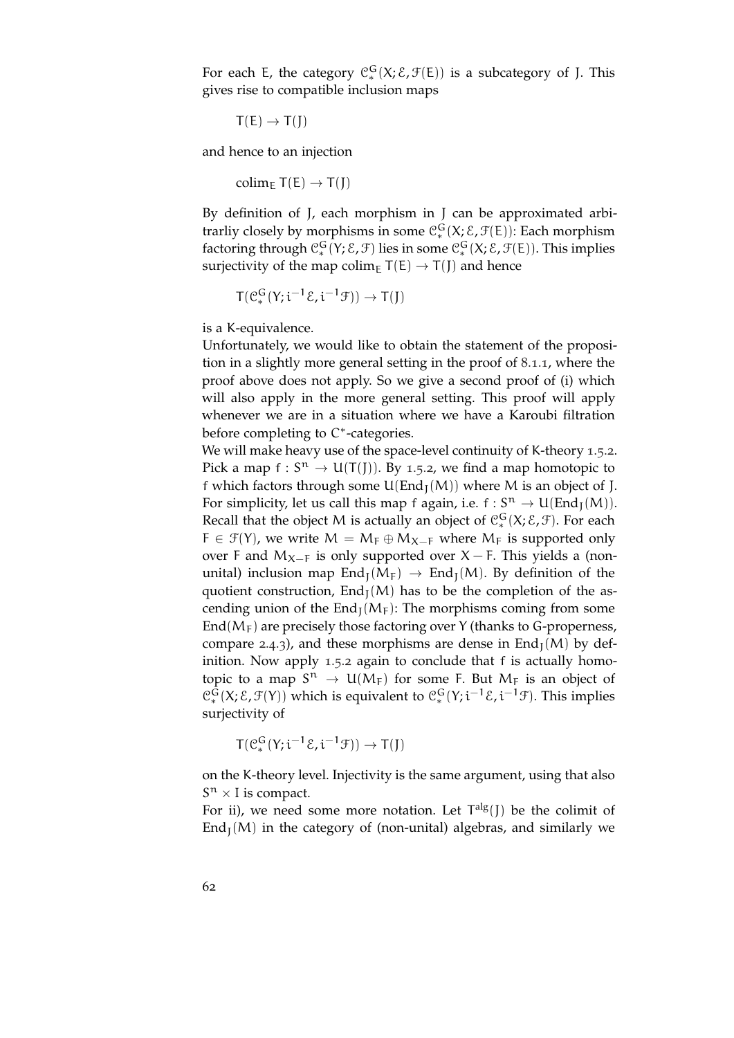For each $E$, the category $\mathcal{C}^G_*(X; \mathcal{E}, \mathcal{F}(E))$ is a subcategory of $J$. This gives rise to compatible inclusion maps

$$T(E) \to T(J)$$

and hence to an injection

$$\operatorname{colim}_E T(E) \to T(J)$$

By definition of $J$, each morphism in $J$ can be approximated arbitrarliy closely by morphisms in some $\mathcal{C}^G_*(X; \mathcal{E}, \mathcal{F}(E))$: Each morphism factoring through $\mathcal{C}^G_*(Y; \mathcal{E}, \mathcal{F})$ lies in some $\mathcal{C}^G_*(X; \mathcal{E}, \mathcal{F}(E))$. This implies surjectivity of the map $\operatorname{colim}_E T(E) \to T(J)$ and hence

$$T(\mathcal{C}^G_*(Y; i^{-1}\mathcal{E}, i^{-1}\mathcal{F})) \to T(J)$$

is a K-equivalence.

Unfortunately, we would like to obtain the statement of the proposition in a slightly more general setting in the proof of 8.1.1, where the proof above does not apply. So we give a second proof of (i) which will also apply in the more general setting. This proof will apply whenever we are in a situation where we have a Karoubi filtration before completing to $C^*$-categories.

We will make heavy use of the space-level continuity of K-theory 1.5.2. Pick a map $f : S^n \to U(T(J))$. By 1.5.2, we find a map homotopic to $f$ which factors through some $U(\operatorname{End}_J(M))$ where $M$ is an object of $J$. For simplicity, let us call this map $f$ again, i.e. $f : S^n \to U(\operatorname{End}_J(M))$. Recall that the object $M$ is actually an object of $\mathcal{C}^G_*(X; \mathcal{E}, \mathcal{F})$. For each $F \in \mathcal{F}(Y)$, we write $M = M_F \oplus M_{X-F}$ where $M_F$ is supported only over $F$ and $M_{X-F}$ is only supported over $X - F$. This yields a (non-unital) inclusion map $\operatorname{End}_J(M_F) \to \operatorname{End}_J(M)$. By definition of the quotient construction, $\operatorname{End}_J(M)$ has to be the completion of the ascending union of the $\operatorname{End}_J(M_F)$: The morphisms coming from some $\operatorname{End}(M_F)$ are precisely those factoring over $Y$ (thanks to $G$-properness, compare 2.4.3), and these morphisms are dense in $\operatorname{End}_J(M)$ by definition. Now apply 1.5.2 again to conclude that $f$ is actually homotopic to a map $S^n \to U(M_F)$ for some $F$. But $M_F$ is an object of $\mathcal{C}^G_*(X; \mathcal{E}, \mathcal{F}(Y))$ which is equivalent to $\mathcal{C}^G_*(Y; i^{-1}\mathcal{E}, i^{-1}\mathcal{F})$. This implies surjectivity of

$$T(\mathcal{C}^G_*(Y; i^{-1}\mathcal{E}, i^{-1}\mathcal{F})) \to T(J)$$

on the K-theory level. Injectivity is the same argument, using that also $S^n \times I$ is compact.

For ii), we need some more notation. Let $T^{\mathrm{alg}}(J)$ be the colimit of $\operatorname{End}_J(M)$ in the category of (non-unital) algebras, and similarly we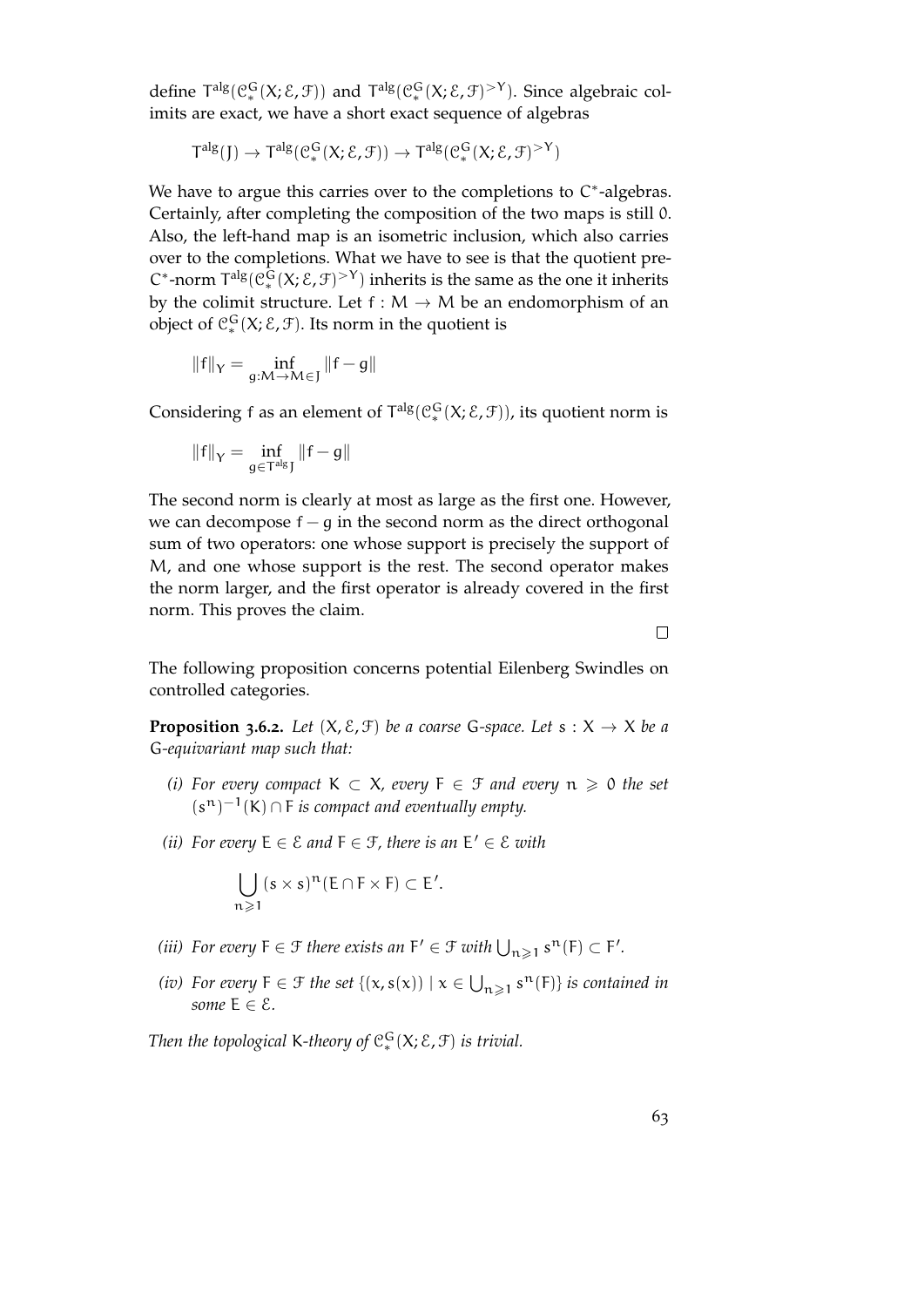define $T^{alg}(\mathcal{C}^G_*(X;\mathcal{E},\mathcal{F}))$ and $T^{alg}(\mathcal{C}^G_*(X;\mathcal{E},\mathcal{F})^{>Y})$. Since algebraic colimits are exact, we have a short exact sequence of algebras

$$T^{alg}(J) \to T^{alg}(\mathcal{C}^G_*(X;\mathcal{E},\mathcal{F})) \to T^{alg}(\mathcal{C}^G_*(X;\mathcal{E},\mathcal{F})^{>Y})$$

We have to argue this carries over to the completions to $C^*$-algebras. Certainly, after completing the composition of the two maps is still 0. Also, the left-hand map is an isometric inclusion, which also carries over to the completions. What we have to see is that the quotient pre-$C^*$-norm $T^{alg}(\mathcal{C}^G_*(X;\mathcal{E},\mathcal{F})^{>Y})$ inherits is the same as the one it inherits by the colimit structure. Let $f : M \to M$ be an endomorphism of an object of $\mathcal{C}^G_*(X;\mathcal{E},\mathcal{F})$. Its norm in the quotient is

$$\|f\|_Y = \inf_{g:M\to M\in J} \|f-g\|$$

Considering $f$ as an element of $T^{alg}(\mathcal{C}^G_*(X;\mathcal{E},\mathcal{F}))$, its quotient norm is

$$\|f\|_Y = \inf_{g\in T^{alg}J} \|f-g\|$$

The second norm is clearly at most as large as the first one. However, we can decompose $f-g$ in the second norm as the direct orthogonal sum of two operators: one whose support is precisely the support of $M$, and one whose support is the rest. The second operator makes the norm larger, and the first operator is already covered in the first norm. This proves the claim.

□

The following proposition concerns potential Eilenberg Swindles on controlled categories.

**Proposition 3.6.2.** *Let $(X,\mathcal{E},\mathcal{F})$ be a coarse $G$-space. Let $s : X \to X$ be a $G$-equivariant map such that:*

*(i) For every compact $K \subset X$, every $F \in \mathcal{F}$ and every $n \geqslant 0$ the set $(s^n)^{-1}(K) \cap F$ is compact and eventually empty.*

*(ii) For every $E \in \mathcal{E}$ and $F \in \mathcal{F}$, there is an $E' \in \mathcal{E}$ with*

$$\bigcup_{n\geqslant 1} (s\times s)^n(E\cap F\times F) \subset E'.$$

*(iii) For every $F \in \mathcal{F}$ there exists an $F' \in \mathcal{F}$ with $\bigcup_{n\geqslant 1} s^n(F) \subset F'$.*

*(iv) For every $F \in \mathcal{F}$ the set $\{(x, s(x)) \mid x \in \bigcup_{n\geqslant 1} s^n(F)\}$ is contained in some $E \in \mathcal{E}$.*

*Then the topological K-theory of $\mathcal{C}^G_*(X;\mathcal{E},\mathcal{F})$ is trivial.*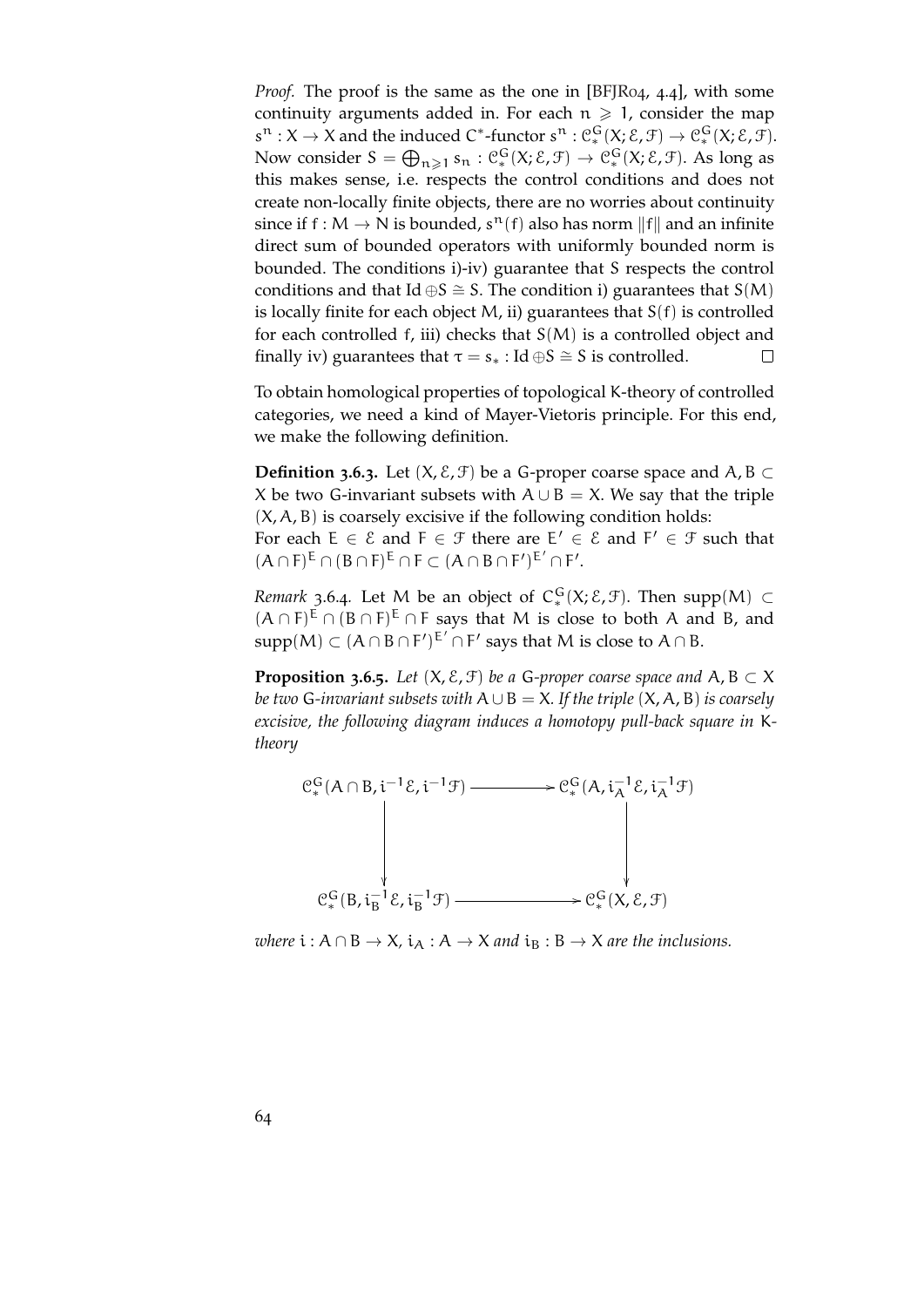*Proof.* The proof is the same as the one in [BFJR04, 4.4], with some continuity arguments added in. For each $n \geqslant 1$, consider the map $s^n : X \to X$ and the induced $C^*$-functor $s^n : \mathcal{C}^G_*(X; \mathcal{E}, \mathcal{F}) \to \mathcal{C}^G_*(X; \mathcal{E}, \mathcal{F})$. Now consider $S = \bigoplus_{n \geqslant 1} s_n : \mathcal{C}^G_*(X; \mathcal{E}, \mathcal{F}) \to \mathcal{C}^G_*(X; \mathcal{E}, \mathcal{F})$. As long as this makes sense, i.e. respects the control conditions and does not create non-locally finite objects, there are no worries about continuity since if $f : M \to N$ is bounded, $s^n(f)$ also has norm $\|f\|$ and an infinite direct sum of bounded operators with uniformly bounded norm is bounded. The conditions i)-iv) guarantee that $S$ respects the control conditions and that $\mathrm{Id} \oplus S \cong S$. The condition i) guarantees that $S(M)$ is locally finite for each object $M$, ii) guarantees that $S(f)$ is controlled for each controlled $f$, iii) checks that $S(M)$ is a controlled object and finally iv) guarantees that $\tau = s_* : \mathrm{Id} \oplus S \cong S$ is controlled. □

To obtain homological properties of topological K-theory of controlled categories, we need a kind of Mayer-Vietoris principle. For this end, we make the following definition.

**Definition 3.6.3.** Let $(X, \mathcal{E}, \mathcal{F})$ be a $G$-proper coarse space and $A, B \subset X$ be two $G$-invariant subsets with $A \cup B = X$. We say that the triple $(X, A, B)$ is coarsely excisive if the following condition holds:
For each $E \in \mathcal{E}$ and $F \in \mathcal{F}$ there are $E' \in \mathcal{E}$ and $F' \in \mathcal{F}$ such that $(A \cap F)^E \cap (B \cap F)^E \cap F \subset (A \cap B \cap F')^{E'} \cap F'$.

*Remark* 3.6.4. Let $M$ be an object of $C^G_*(X; \mathcal{E}, \mathcal{F})$. Then $\mathrm{supp}(M) \subset (A \cap F)^E \cap (B \cap F)^E \cap F$ says that $M$ is close to both $A$ and $B$, and $\mathrm{supp}(M) \subset (A \cap B \cap F')^{E'} \cap F'$ says that $M$ is close to $A \cap B$.

**Proposition 3.6.5.** *Let $(X, \mathcal{E}, \mathcal{F})$ be a $G$-proper coarse space and $A, B \subset X$ be two $G$-invariant subsets with $A \cup B = X$. If the triple $(X, A, B)$ is coarsely excisive, the following diagram induces a homotopy pull-back square in K-theory*

$$\begin{array}{ccc}
\mathcal{C}^G_*(A \cap B, i^{-1}\mathcal{E}, i^{-1}\mathcal{F}) & \longrightarrow & \mathcal{C}^G_*(A, i_A^{-1}\mathcal{E}, i_A^{-1}\mathcal{F}) \\
\downarrow & & \downarrow \\
\mathcal{C}^G_*(B, i_B^{-1}\mathcal{E}, i_B^{-1}\mathcal{F}) & \longrightarrow & \mathcal{C}^G_*(X, \mathcal{E}, \mathcal{F})
\end{array}$$

*where $i : A \cap B \to X$, $i_A : A \to X$ and $i_B : B \to X$ are the inclusions.*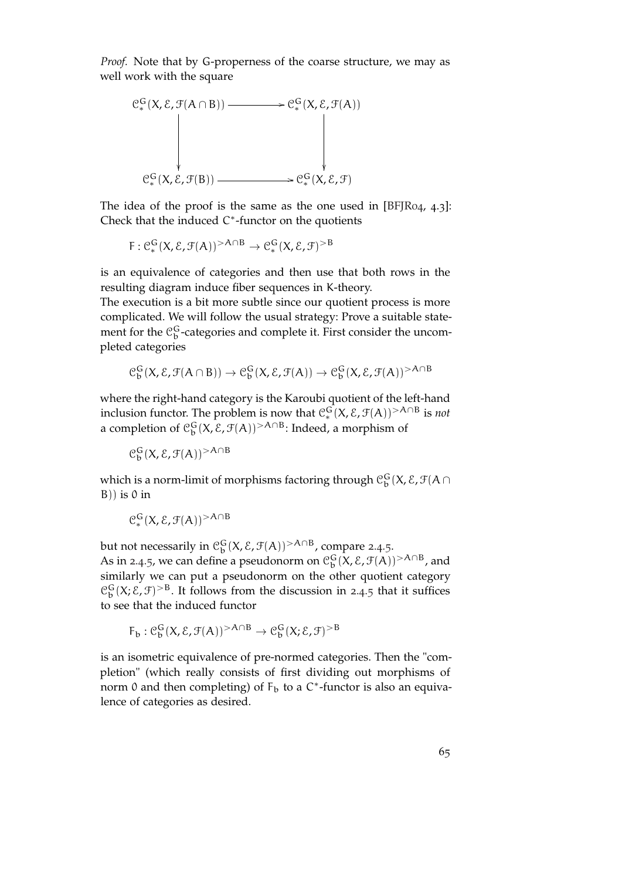*Proof.* Note that by G-properness of the coarse structure, we may as well work with the square

$$\begin{array}{ccc}
\mathcal{C}^G_*(X, \mathcal{E}, \mathcal{F}(A \cap B)) & \longrightarrow & \mathcal{C}^G_*(X, \mathcal{E}, \mathcal{F}(A)) \\
\downarrow & & \downarrow \\
\mathcal{C}^G_*(X, \mathcal{E}, \mathcal{F}(B)) & \longrightarrow & \mathcal{C}^G_*(X, \mathcal{E}, \mathcal{F})
\end{array}$$

The idea of the proof is the same as the one used in [BFJR04, 4.3]: Check that the induced $C^*$-functor on the quotients

$$F : \mathcal{C}^G_*(X, \mathcal{E}, \mathcal{F}(A))^{>A\cap B} \to \mathcal{C}^G_*(X, \mathcal{E}, \mathcal{F})^{>B}$$

is an equivalence of categories and then use that both rows in the resulting diagram induce fiber sequences in K-theory.

The execution is a bit more subtle since our quotient process is more complicated. We will follow the usual strategy: Prove a suitable statement for the $\mathcal{C}^G_b$-categories and complete it. First consider the uncompleted categories

$$\mathcal{C}^G_b(X, \mathcal{E}, \mathcal{F}(A \cap B)) \to \mathcal{C}^G_b(X, \mathcal{E}, \mathcal{F}(A)) \to \mathcal{C}^G_b(X, \mathcal{E}, \mathcal{F}(A))^{>A\cap B}$$

where the right-hand category is the Karoubi quotient of the left-hand inclusion functor. The problem is now that $\mathcal{C}^G_*(X, \mathcal{E}, \mathcal{F}(A))^{>A\cap B}$ is *not* a completion of $\mathcal{C}^G_b(X, \mathcal{E}, \mathcal{F}(A))^{>A\cap B}$: Indeed, a morphism of

$$\mathcal{C}^G_b(X, \mathcal{E}, \mathcal{F}(A))^{>A\cap B}$$

which is a norm-limit of morphisms factoring through $\mathcal{C}^G_b(X, \mathcal{E}, \mathcal{F}(A \cap B))$ is 0 in

$$\mathcal{C}^G_*(X, \mathcal{E}, \mathcal{F}(A))^{>A\cap B}$$

but not necessarily in $\mathcal{C}^G_b(X, \mathcal{E}, \mathcal{F}(A))^{>A\cap B}$, compare 2.4.5.

As in 2.4.5, we can define a pseudonorm on $\mathcal{C}^G_b(X, \mathcal{E}, \mathcal{F}(A))^{>A\cap B}$, and similarly we can put a pseudonorm on the other quotient category $\mathcal{C}^G_b(X; \mathcal{E}, \mathcal{F})^{>B}$. It follows from the discussion in 2.4.5 that it suffices to see that the induced functor

$$F_b : \mathcal{C}^G_b(X, \mathcal{E}, \mathcal{F}(A))^{>A\cap B} \to \mathcal{C}^G_b(X; \mathcal{E}, \mathcal{F})^{>B}$$

is an isometric equivalence of pre-normed categories. Then the "completion" (which really consists of first dividing out morphisms of norm 0 and then completing) of $F_b$ to a $C^*$-functor is also an equivalence of categories as desired.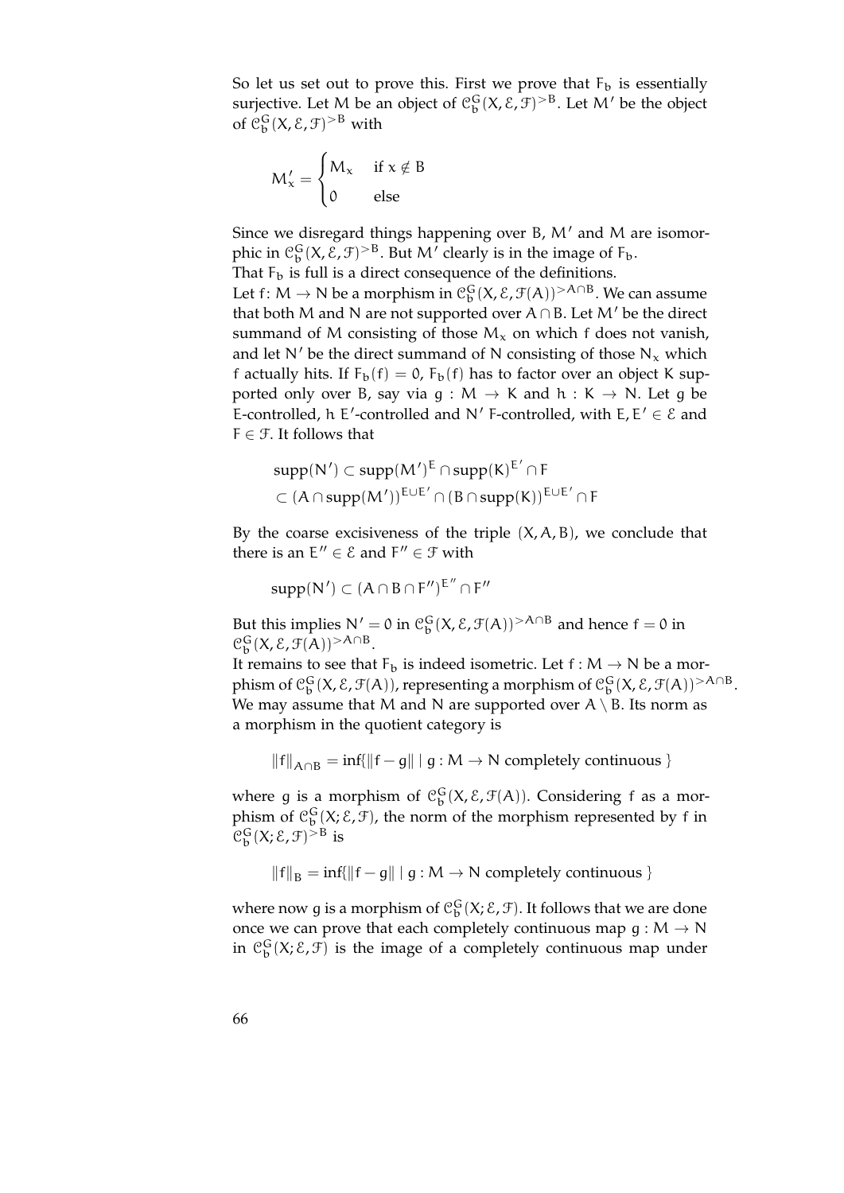So let us set out to prove this. First we prove that $F_b$ is essentially surjective. Let $M$ be an object of $\mathcal{C}_b^G(X, \mathcal{E}, \mathcal{F})^{>B}$. Let $M'$ be the object of $\mathcal{C}_b^G(X, \mathcal{E}, \mathcal{F})^{>B}$ with

$$M'_x = \begin{cases} M_x & \text{if } x \notin B \\ 0 & \text{else} \end{cases}$$

Since we disregard things happening over $B$, $M'$ and $M$ are isomorphic in $\mathcal{C}_b^G(X, \mathcal{E}, \mathcal{F})^{>B}$. But $M'$ clearly is in the image of $F_b$.

That $F_b$ is full is a direct consequence of the definitions.

Let $f\colon M \to N$ be a morphism in $\mathcal{C}_b^G(X, \mathcal{E}, \mathcal{F}(A))^{>A\cap B}$. We can assume that both $M$ and $N$ are not supported over $A \cap B$. Let $M'$ be the direct summand of $M$ consisting of those $M_x$ on which $f$ does not vanish, and let $N'$ be the direct summand of $N$ consisting of those $N_x$ which $f$ actually hits. If $F_b(f) = 0$, $F_b(f)$ has to factor over an object $K$ supported only over $B$, say via $g : M \to K$ and $h : K \to N$. Let $g$ be $E$-controlled, $h$ $E'$-controlled and $N'$ $F$-controlled, with $E, E' \in \mathcal{E}$ and $F \in \mathcal{F}$. It follows that

$$\begin{aligned} &\operatorname{supp}(N') \subset \operatorname{supp}(M')^E \cap \operatorname{supp}(K)^{E'} \cap F \\ &\subset (A \cap \operatorname{supp}(M'))^{E\cup E'} \cap (B \cap \operatorname{supp}(K))^{E\cup E'} \cap F \end{aligned}$$

By the coarse excisiveness of the triple $(X, A, B)$, we conclude that there is an $E'' \in \mathcal{E}$ and $F'' \in \mathcal{F}$ with

$$\operatorname{supp}(N') \subset (A \cap B \cap F'')^{E''} \cap F''$$

But this implies $N' = 0$ in $\mathcal{C}_b^G(X, \mathcal{E}, \mathcal{F}(A))^{>A\cap B}$ and hence $f = 0$ in $\mathcal{C}_b^G(X, \mathcal{E}, \mathcal{F}(A))^{>A\cap B}$.

It remains to see that $F_b$ is indeed isometric. Let $f : M \to N$ be a morphism of $\mathcal{C}_b^G(X, \mathcal{E}, \mathcal{F}(A))$, representing a morphism of $\mathcal{C}_b^G(X, \mathcal{E}, \mathcal{F}(A))^{>A\cap B}$. We may assume that $M$ and $N$ are supported over $A \setminus B$. Its norm as a morphism in the quotient category is

$$\|f\|_{A\cap B} = \inf\{\|f - g\| \mid g : M \to N \text{ completely continuous } \}$$

where $g$ is a morphism of $\mathcal{C}_b^G(X, \mathcal{E}, \mathcal{F}(A))$. Considering $f$ as a morphism of $\mathcal{C}_b^G(X; \mathcal{E}, \mathcal{F})$, the norm of the morphism represented by $f$ in $\mathcal{C}_b^G(X; \mathcal{E}, \mathcal{F})^{>B}$ is

$$\|f\|_B = \inf\{\|f - g\| \mid g : M \to N \text{ completely continuous } \}$$

where now $g$ is a morphism of $\mathcal{C}_b^G(X; \mathcal{E}, \mathcal{F})$. It follows that we are done once we can prove that each completely continuous map $g : M \to N$ in $\mathcal{C}_b^G(X; \mathcal{E}, \mathcal{F})$ is the image of a completely continuous map under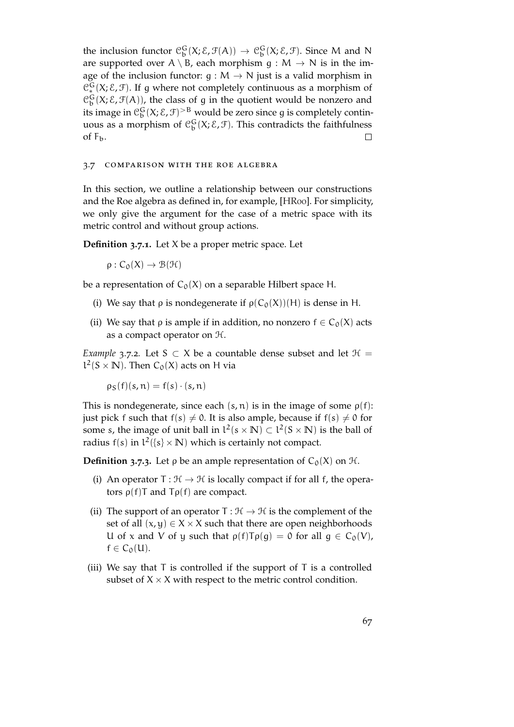the inclusion functor $\mathcal{C}_b^G(X; \mathcal{E}, \mathcal{F}(A)) \to \mathcal{C}_b^G(X; \mathcal{E}, \mathcal{F})$. Since M and N are supported over $A \setminus B$, each morphism $g : M \to N$ is in the image of the inclusion functor: $g : M \to N$ just is a valid morphism in $\mathcal{C}_*^G(X; \mathcal{E}, \mathcal{F})$. If g where not completely continuous as a morphism of $\mathcal{C}_b^G(X; \mathcal{E}, \mathcal{F}(A))$, the class of g in the quotient would be nonzero and its image in $\mathcal{C}_b^G(X; \mathcal{E}, \mathcal{F})^{>B}$ would be zero since g is completely continuous as a morphism of $\mathcal{C}_b^G(X; \mathcal{E}, \mathcal{F})$. This contradicts the faithfulness of $F_b$. □

## 3.7 Comparison with the Roe algebra

In this section, we outline a relationship between our constructions and the Roe algebra as defined in, for example, [HR00]. For simplicity, we only give the argument for the case of a metric space with its metric control and without group actions.

**Definition 3.7.1.** Let X be a proper metric space. Let

$$\rho : C_0(X) \to \mathcal{B}(\mathcal{H})$$

be a representation of $C_0(X)$ on a separable Hilbert space H.

(i) We say that $\rho$ is nondegenerate if $\rho(C_0(X))(H)$ is dense in H.

(ii) We say that $\rho$ is ample if in addition, no nonzero $f \in C_0(X)$ acts as a compact operator on $\mathcal{H}$.

*Example* 3.7.2. Let $S \subset X$ be a countable dense subset and let $\mathcal{H} = l^2(S \times \mathbb{N})$. Then $C_0(X)$ acts on H via

$$\rho_S(f)(s, n) = f(s) \cdot (s, n)$$

This is nondegenerate, since each $(s, n)$ is in the image of some $\rho(f)$: just pick f such that $f(s) \neq 0$. It is also ample, because if $f(s) \neq 0$ for some s, the image of unit ball in $l^2(s \times \mathbb{N}) \subset l^2(S \times \mathbb{N})$ is the ball of radius $f(s)$ in $l^2(\{s\} \times \mathbb{N})$ which is certainly not compact.

**Definition 3.7.3.** Let $\rho$ be an ample representation of $C_0(X)$ on $\mathcal{H}$.

(i) An operator $T : \mathcal{H} \to \mathcal{H}$ is locally compact if for all f, the operators $\rho(f)T$ and $T\rho(f)$ are compact.

(ii) The support of an operator $T : \mathcal{H} \to \mathcal{H}$ is the complement of the set of all $(x, y) \in X \times X$ such that there are open neighborhoods U of x and V of y such that $\rho(f)T\rho(g) = 0$ for all $g \in C_0(V)$, $f \in C_0(U)$.

(iii) We say that T is controlled if the support of T is a controlled subset of $X \times X$ with respect to the metric control condition.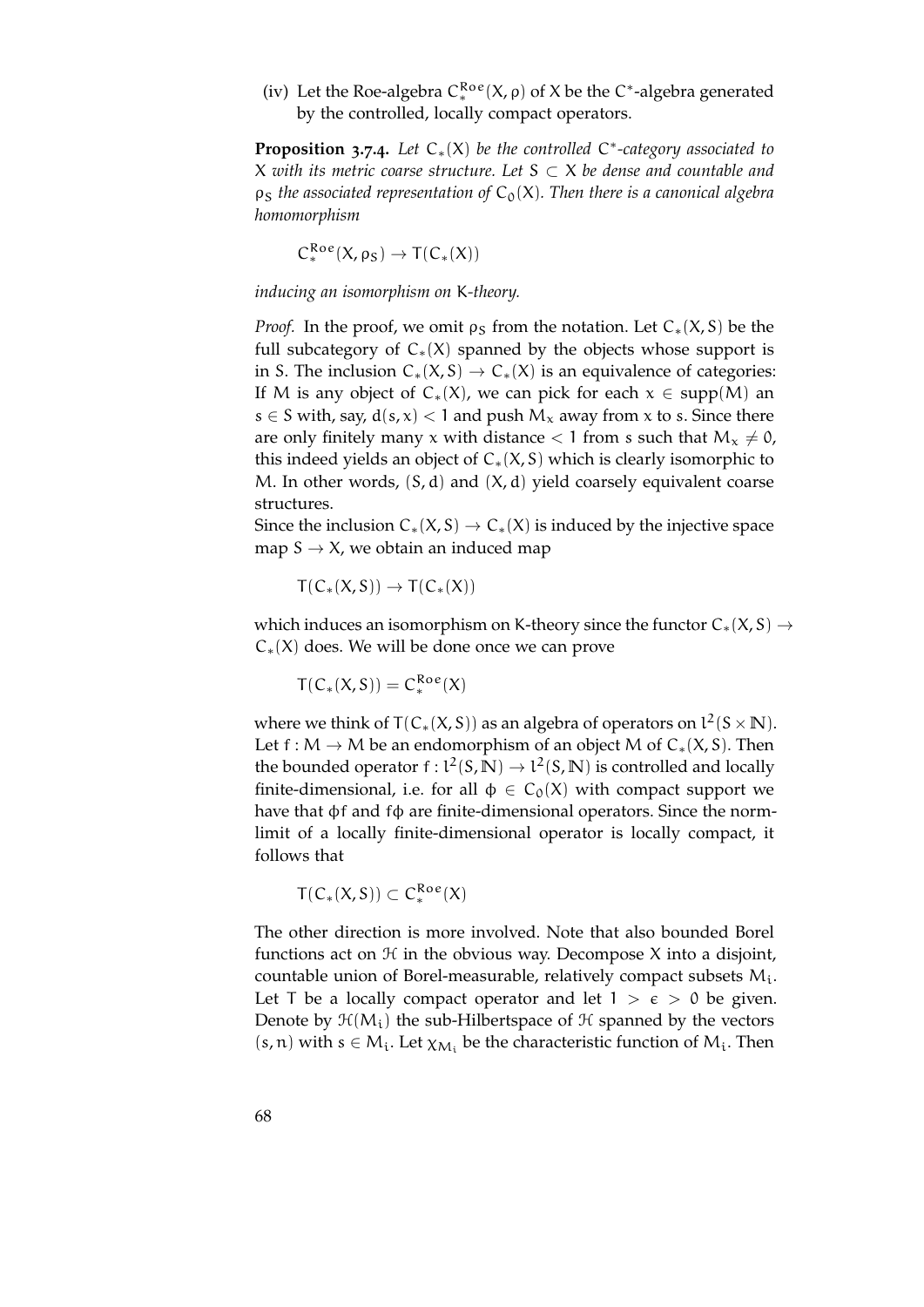(iv) Let the Roe-algebra $C_*^{Roe}(X, \rho)$ of $X$ be the $C^*$-algebra generated by the controlled, locally compact operators.

**Proposition 3.7.4.** *Let $C_*(X)$ be the controlled $C^*$-category associated to $X$ with its metric coarse structure. Let $S \subset X$ be dense and countable and $\rho_S$ the associated representation of $C_0(X)$. Then there is a canonical algebra homomorphism*

$$C_*^{Roe}(X, \rho_S) \to T(C_*(X))$$

*inducing an isomorphism on $K$-theory.*

*Proof.* In the proof, we omit $\rho_S$ from the notation. Let $C_*(X, S)$ be the full subcategory of $C_*(X)$ spanned by the objects whose support is in $S$. The inclusion $C_*(X, S) \to C_*(X)$ is an equivalence of categories: If $M$ is any object of $C_*(X)$, we can pick for each $x \in \text{supp}(M)$ an $s \in S$ with, say, $d(s, x) < 1$ and push $M_x$ away from $x$ to $s$. Since there are only finitely many $x$ with distance $< 1$ from $s$ such that $M_x \neq 0$, this indeed yields an object of $C_*(X, S)$ which is clearly isomorphic to $M$. In other words, $(S, d)$ and $(X, d)$ yield coarsely equivalent coarse structures.

Since the inclusion $C_*(X, S) \to C_*(X)$ is induced by the injective space map $S \to X$, we obtain an induced map

$$T(C_*(X, S)) \to T(C_*(X))$$

which induces an isomorphism on $K$-theory since the functor $C_*(X, S) \to C_*(X)$ does. We will be done once we can prove

$$T(C_*(X, S)) = C_*^{Roe}(X)$$

where we think of $T(C_*(X, S))$ as an algebra of operators on $l^2(S \times \mathbb{N})$. Let $f : M \to M$ be an endomorphism of an object $M$ of $C_*(X, S)$. Then the bounded operator $f : l^2(S, \mathbb{N}) \to l^2(S, \mathbb{N})$ is controlled and locally finite-dimensional, i.e. for all $\phi \in C_0(X)$ with compact support we have that $\phi f$ and $f\phi$ are finite-dimensional operators. Since the norm-limit of a locally finite-dimensional operator is locally compact, it follows that

$$T(C_*(X, S)) \subset C_*^{Roe}(X)$$

The other direction is more involved. Note that also bounded Borel functions act on $\mathcal{H}$ in the obvious way. Decompose $X$ into a disjoint, countable union of Borel-measurable, relatively compact subsets $M_i$. Let $T$ be a locally compact operator and let $1 > \epsilon > 0$ be given. Denote by $\mathcal{H}(M_i)$ the sub-Hilbertspace of $\mathcal{H}$ spanned by the vectors $(s, n)$ with $s \in M_i$. Let $\chi_{M_i}$ be the characteristic function of $M_i$. Then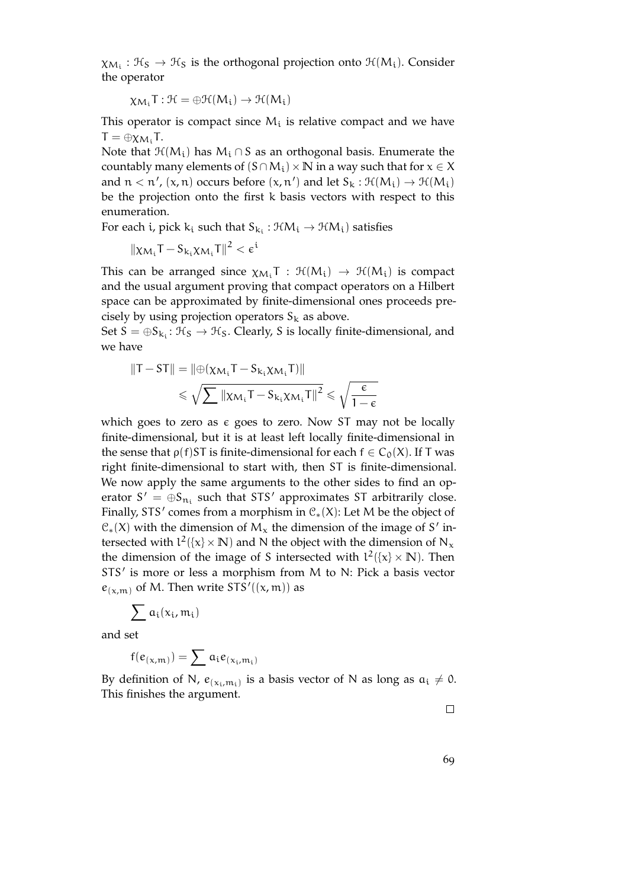$\chi_{M_i} : \mathcal{H}_S \to \mathcal{H}_S$ is the orthogonal projection onto $\mathcal{H}(M_i)$. Consider the operator

$$\chi_{M_i} T : \mathcal{H} = \oplus \mathcal{H}(M_i) \to \mathcal{H}(M_i)$$

This operator is compact since $M_i$ is relative compact and we have $T = \oplus \chi_{M_i} T$.

Note that $\mathcal{H}(M_i)$ has $M_i \cap S$ as an orthogonal basis. Enumerate the countably many elements of $(S \cap M_i) \times \mathbb{N}$ in a way such that for $x \in X$ and $n < n'$, $(x, n)$ occurs before $(x, n')$ and let $S_k : \mathcal{H}(M_i) \to \mathcal{H}(M_i)$ be the projection onto the first $k$ basis vectors with respect to this enumeration.

For each $i$, pick $k_i$ such that $S_{k_i} : \mathcal{H}M_i \to \mathcal{H}M_i)$ satisfies

$$\|\chi_{M_i} T - S_{k_i} \chi_{M_i} T\|^2 < \epsilon^i$$

This can be arranged since $\chi_{M_i} T : \mathcal{H}(M_i) \to \mathcal{H}(M_i)$ is compact and the usual argument proving that compact operators on a Hilbert space can be approximated by finite-dimensional ones proceeds precisely by using projection operators $S_k$ as above.

Set $S = \oplus S_{k_i} : \mathcal{H}_S \to \mathcal{H}_S$. Clearly, $S$ is locally finite-dimensional, and we have

$$\begin{aligned}
\|T - ST\| &= \|\oplus(\chi_{M_i} T - S_{k_i} \chi_{M_i} T)\| \\
&\leqslant \sqrt{\sum \|\chi_{M_i} T - S_{k_i} \chi_{M_i} T\|^2} \leqslant \sqrt{\frac{\epsilon}{1-\epsilon}}
\end{aligned}$$

which goes to zero as $\epsilon$ goes to zero. Now $ST$ may not be locally finite-dimensional, but it is at least left locally finite-dimensional in the sense that $\rho(f)ST$ is finite-dimensional for each $f \in C_0(X)$. If $T$ was right finite-dimensional to start with, then $ST$ is finite-dimensional. We now apply the same arguments to the other sides to find an operator $S' = \oplus S_{n_i}$ such that $STS'$ approximates $ST$ arbitrarily close. Finally, $STS'$ comes from a morphism in $\mathcal{C}_*(X)$: Let $M$ be the object of $\mathcal{C}_*(X)$ with the dimension of $M_x$ the dimension of the image of $S'$ intersected with $l^2(\{x\} \times \mathbb{N})$ and $N$ the object with the dimension of $N_x$ the dimension of the image of $S$ intersected with $l^2(\{x\} \times \mathbb{N})$. Then $STS'$ is more or less a morphism from $M$ to $N$: Pick a basis vector $e_{(x,m)}$ of $M$. Then write $STS'((x, m))$ as

$$\sum a_i(x_i, m_i)$$

and set

$$f(e_{(x,m)}) = \sum a_i e_{(x_i, m_i)}$$

By definition of $N$, $e_{(x_i, m_i)}$ is a basis vector of $N$ as long as $a_i \neq 0$. This finishes the argument.

□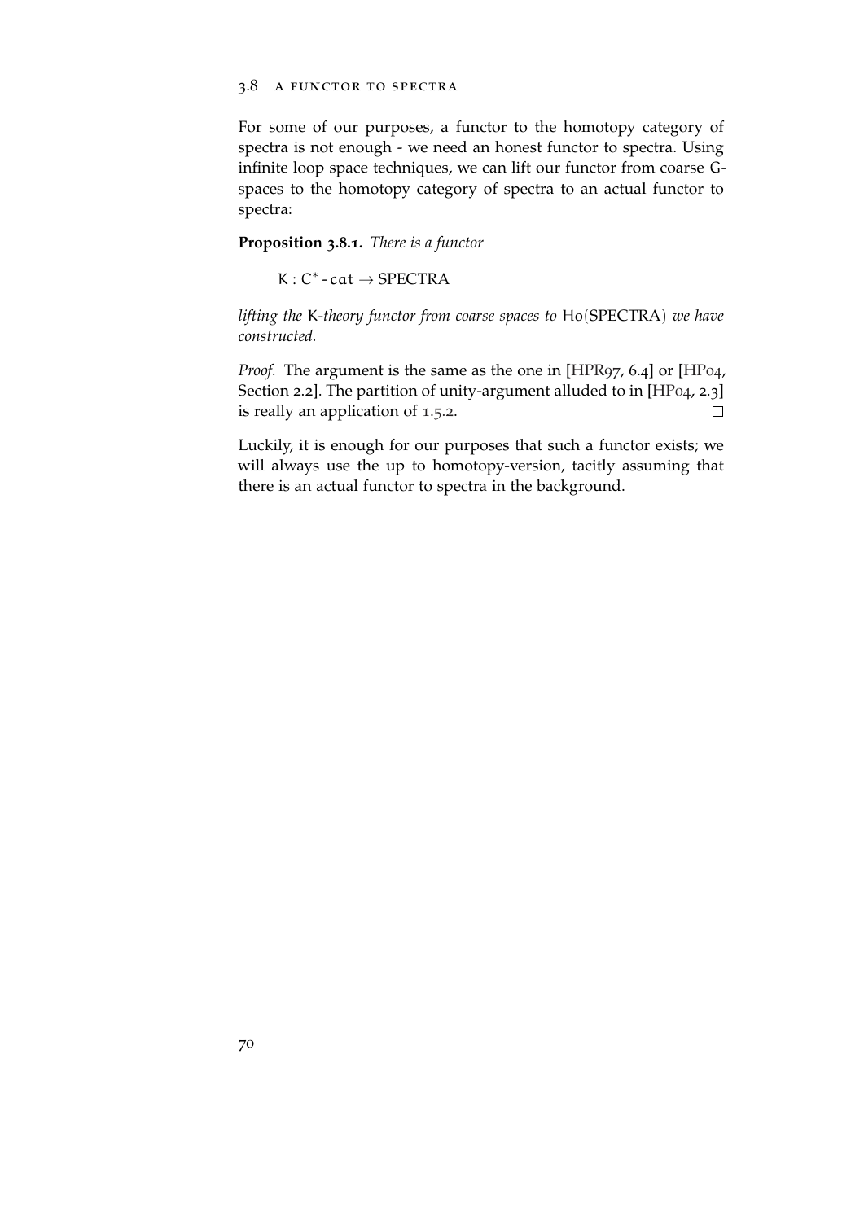## 3.8 A FUNCTOR TO SPECTRA

For some of our purposes, a functor to the homotopy category of spectra is not enough - we need an honest functor to spectra. Using infinite loop space techniques, we can lift our functor from coarse G-spaces to the homotopy category of spectra to an actual functor to spectra:

**Proposition 3.8.1.** *There is a functor*

$$K : C^* \text{-} \mathfrak{cat} \to \text{SPECTRA}$$

*lifting the* K*-theory functor from coarse spaces to* Ho(SPECTRA) *we have constructed.*

*Proof.* The argument is the same as the one in [HPR97, 6.4] or [HP04, Section 2.2]. The partition of unity-argument alluded to in [HP04, 2.3] is really an application of 1.5.2. □

Luckily, it is enough for our purposes that such a functor exists; we will always use the up to homotopy-version, tacitly assuming that there is an actual functor to spectra in the background.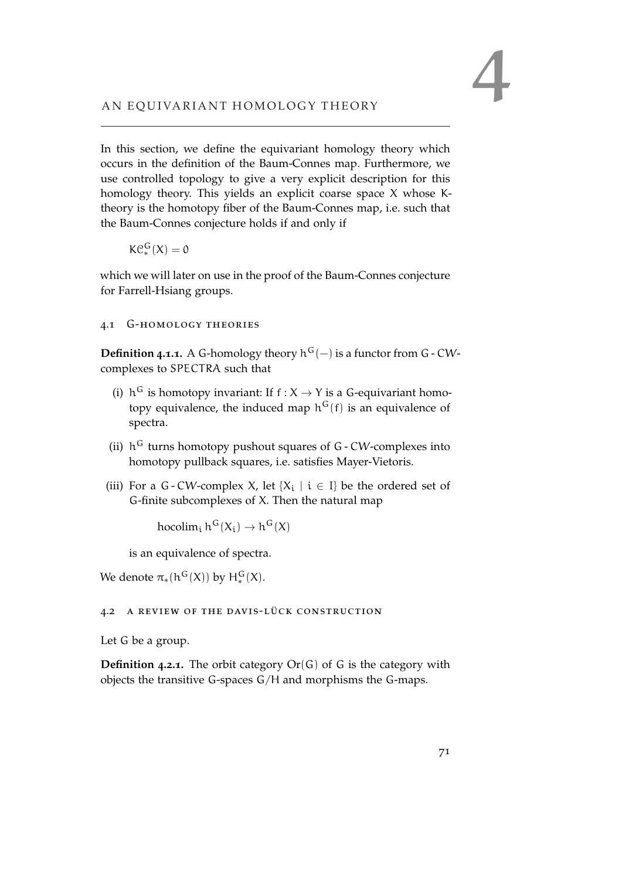# 4 AN EQUIVARIANT HOMOLOGY THEORY

In this section, we define the equivariant homology theory which occurs in the definition of the Baum-Connes map. Furthermore, we use controlled topology to give a very explicit description for this homology theory. This yields an explicit coarse space X whose K-theory is the homotopy fiber of the Baum-Connes map, i.e. such that the Baum-Connes conjecture holds if and only if

$$K\mathcal{C}^G_*(X) = 0$$

which we will later on use in the proof of the Baum-Connes conjecture for Farrell-Hsiang groups.

## 4.1 G-homology theories

**Definition 4.1.1.** A G-homology theory $h^G(-)$ is a functor from G - CW-complexes to SPECTRA such that

(i) $h^G$ is homotopy invariant: If $f : X \to Y$ is a G-equivariant homotopy equivalence, the induced map $h^G(f)$ is an equivalence of spectra.

(ii) $h^G$ turns homotopy pushout squares of G - CW-complexes into homotopy pullback squares, i.e. satisfies Mayer-Vietoris.

(iii) For a G - CW-complex X, let $\{X_i \mid i \in I\}$ be the ordered set of G-finite subcomplexes of X. Then the natural map

$$\operatorname{hocolim}_i h^G(X_i) \to h^G(X)$$

is an equivalence of spectra.

We denote $\pi_*(h^G(X))$ by $H^G_*(X)$.

## 4.2 A review of the Davis-Lück construction

Let G be a group.

**Definition 4.2.1.** The orbit category $\mathrm{Or}(G)$ of G is the category with objects the transitive G-spaces $G/H$ and morphisms the G-maps.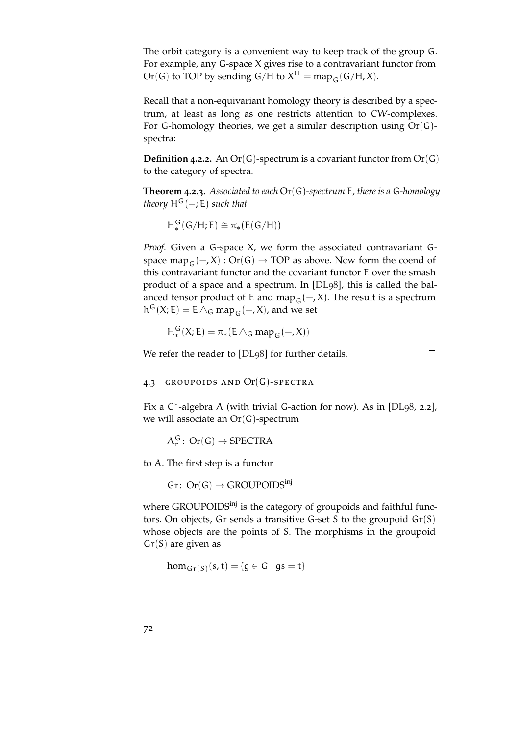The orbit category is a convenient way to keep track of the group $G$. For example, any $G$-space $X$ gives rise to a contravariant functor from $\mathrm{Or}(G)$ to TOP by sending $G/H$ to $X^H = \mathrm{map}_G(G/H, X)$.

Recall that a non-equivariant homology theory is described by a spectrum, at least as long as one restricts attention to CW-complexes. For $G$-homology theories, we get a similar description using $\mathrm{Or}(G)$-spectra:

**Definition 4.2.2.** An $\mathrm{Or}(G)$-spectrum is a covariant functor from $\mathrm{Or}(G)$ to the category of spectra.

**Theorem 4.2.3.** *Associated to each $\mathrm{Or}(G)$-spectrum $E$, there is a $G$-homology theory $H^G(-; E)$ such that*

$$H^G_*(G/H; E) \cong \pi_*(E(G/H))$$

*Proof.* Given a $G$-space $X$, we form the associated contravariant $G$-space $\mathrm{map}_G(-, X) : \mathrm{Or}(G) \to \mathrm{TOP}$ as above. Now form the coend of this contravariant functor and the covariant functor $E$ over the smash product of a space and a spectrum. In [DL98], this is called the balanced tensor product of $E$ and $\mathrm{map}_G(-, X)$. The result is a spectrum $h^G(X; E) = E \wedge_G \mathrm{map}_G(-, X)$, and we set

$$H^G_*(X; E) = \pi_*(E \wedge_G \mathrm{map}_G(-, X))$$

We refer the reader to [DL98] for further details. □

## 4.3 Groupoids and $\mathrm{Or}(G)$-spectra

Fix a $C^*$-algebra $A$ (with trivial $G$-action for now). As in [DL98, 2.2], we will associate an $\mathrm{Or}(G)$-spectrum

$$A^G_r \colon \mathrm{Or}(G) \to \mathrm{SPECTRA}$$

to $A$. The first step is a functor

$$\mathrm{Gr} \colon \mathrm{Or}(G) \to \mathrm{GROUPOIDS}^{\mathrm{inj}}$$

where $\mathrm{GROUPOIDS}^{\mathrm{inj}}$ is the category of groupoids and faithful functors. On objects, $\mathrm{Gr}$ sends a transitive $G$-set $S$ to the groupoid $\mathrm{Gr}(S)$ whose objects are the points of $S$. The morphisms in the groupoid $\mathrm{Gr}(S)$ are given as

$$\hom_{\mathrm{Gr}(S)}(s, t) = \{g \in G \mid gs = t\}$$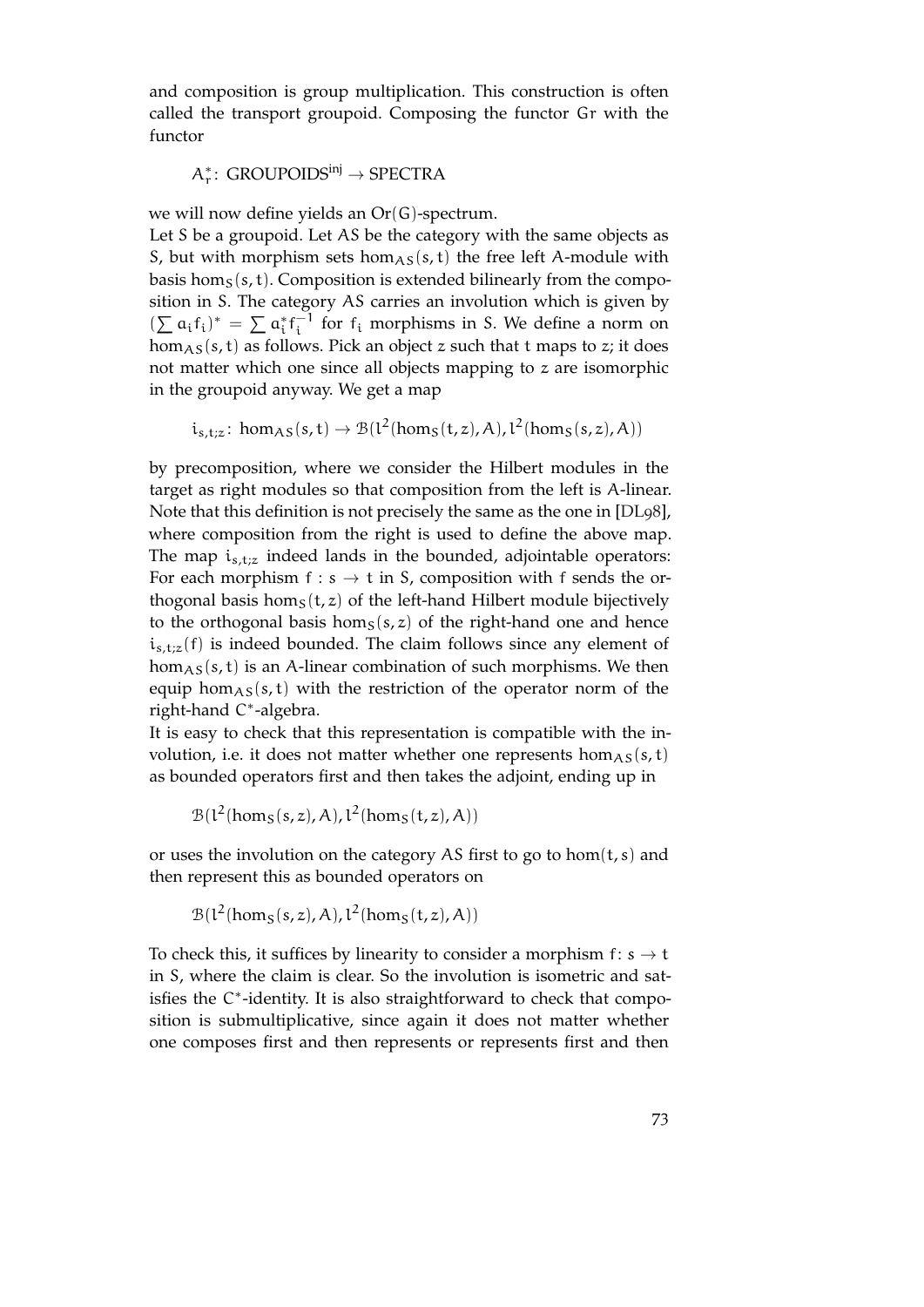and composition is group multiplication. This construction is often called the transport groupoid. Composing the functor $Gr$ with the functor

$$A^*_r\colon \text{GROUPOIDS}^{\text{inj}} \to \text{SPECTRA}$$

we will now define yields an $\text{Or}(G)$-spectrum.

Let $S$ be a groupoid. Let $AS$ be the category with the same objects as $S$, but with morphism sets $\hom_{AS}(s,t)$ the free left $A$-module with basis $\hom_S(s,t)$. Composition is extended bilinearly from the composition in $S$. The category $AS$ carries an involution which is given by $(\sum a_i f_i)^* = \sum a_i^* f_i^{-1}$ for $f_i$ morphisms in $S$. We define a norm on $\hom_{AS}(s,t)$ as follows. Pick an object $z$ such that $t$ maps to $z$; it does not matter which one since all objects mapping to $z$ are isomorphic in the groupoid anyway. We get a map

$$i_{s,t;z}\colon \hom_{AS}(s,t) \to \mathcal{B}(l^2(\hom_S(t,z),A), l^2(\hom_S(s,z),A))$$

by precomposition, where we consider the Hilbert modules in the target as right modules so that composition from the left is $A$-linear. Note that this definition is not precisely the same as the one in [DL98], where composition from the right is used to define the above map. The map $i_{s,t;z}$ indeed lands in the bounded, adjointable operators: For each morphism $f: s \to t$ in $S$, composition with $f$ sends the orthogonal basis $\hom_S(t,z)$ of the left-hand Hilbert module bijectively to the orthogonal basis $\hom_S(s,z)$ of the right-hand one and hence $i_{s,t;z}(f)$ is indeed bounded. The claim follows since any element of $\hom_{AS}(s,t)$ is an $A$-linear combination of such morphisms. We then equip $\hom_{AS}(s,t)$ with the restriction of the operator norm of the right-hand $C^*$-algebra.

It is easy to check that this representation is compatible with the involution, i.e. it does not matter whether one represents $\hom_{AS}(s,t)$ as bounded operators first and then takes the adjoint, ending up in

$$\mathcal{B}(l^2(\hom_S(s,z),A), l^2(\hom_S(t,z),A))$$

or uses the involution on the category $AS$ first to go to $\hom(t,s)$ and then represent this as bounded operators on

$$\mathcal{B}(l^2(\hom_S(s,z),A), l^2(\hom_S(t,z),A))$$

To check this, it suffices by linearity to consider a morphism $f\colon s \to t$ in $S$, where the claim is clear. So the involution is isometric and satisfies the $C^*$-identity. It is also straightforward to check that composition is submultiplicative, since again it does not matter whether one composes first and then represents or represents first and then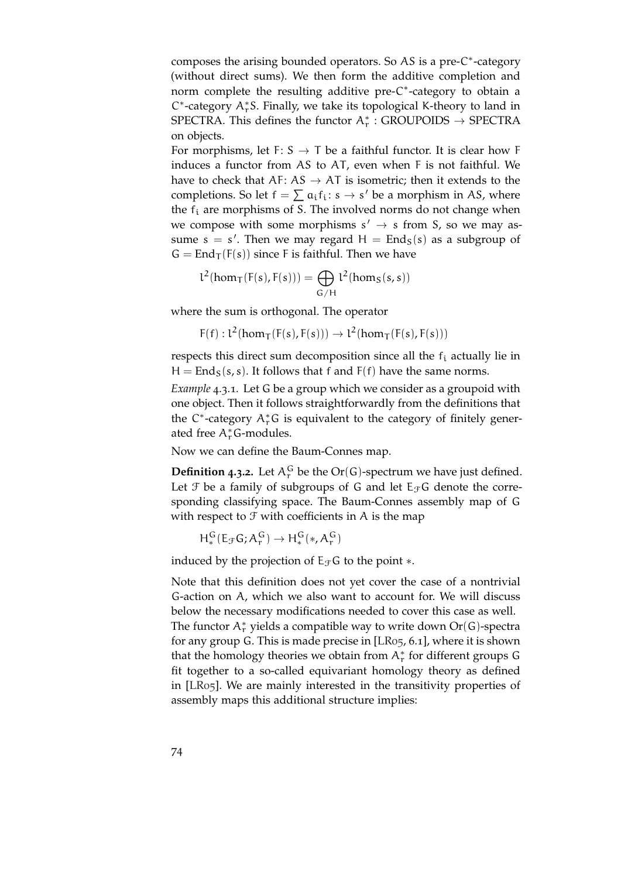composes the arising bounded operators. So $AS$ is a pre-$C^*$-category (without direct sums). We then form the additive completion and norm complete the resulting additive pre-$C^*$-category to obtain a $C^*$-category $A_r^*S$. Finally, we take its topological K-theory to land in SPECTRA. This defines the functor $A_r^* : \text{GROUPOIDS} \to \text{SPECTRA}$ on objects.

For morphisms, let $F\colon S \to T$ be a faithful functor. It is clear how $F$ induces a functor from $AS$ to $AT$, even when $F$ is not faithful. We have to check that $AF\colon AS \to AT$ is isometric; then it extends to the completions. So let $f = \sum a_i f_i \colon s \to s'$ be a morphism in $AS$, where the $f_i$ are morphisms of $S$. The involved norms do not change when we compose with some morphisms $s' \to s$ from $S$, so we may assume $s = s'$. Then we may regard $H = \mathrm{End}_S(s)$ as a subgroup of $G = \mathrm{End}_T(F(s))$ since $F$ is faithful. Then we have

$$l^2(\hom_T(F(s), F(s))) = \bigoplus_{G/H} l^2(\hom_S(s,s))$$

where the sum is orthogonal. The operator

$$F(f) : l^2(\hom_T(F(s), F(s))) \to l^2(\hom_T(F(s), F(s)))$$

respects this direct sum decomposition since all the $f_i$ actually lie in $H = \mathrm{End}_S(s,s)$. It follows that $f$ and $F(f)$ have the same norms.

*Example* 4.3.1. Let $G$ be a group which we consider as a groupoid with one object. Then it follows straightforwardly from the definitions that the $C^*$-category $A_r^*G$ is equivalent to the category of finitely generated free $A_r^*G$-modules.

Now we can define the Baum-Connes map.

**Definition 4.3.2.** Let $A_r^G$ be the $\mathrm{Or}(G)$-spectrum we have just defined. Let $\mathcal{F}$ be a family of subgroups of $G$ and let $E_{\mathcal{F}}G$ denote the corresponding classifying space. The Baum-Connes assembly map of $G$ with respect to $\mathcal{F}$ with coefficients in $A$ is the map

$$H_*^G(E_{\mathcal{F}}G; A_r^G) \to H_*^G(*, A_r^G)$$

induced by the projection of $E_{\mathcal{F}}G$ to the point $*$.

Note that this definition does not yet cover the case of a nontrivial $G$-action on $A$, which we also want to account for. We will discuss below the necessary modifications needed to cover this case as well. The functor $A_r^*$ yields a compatible way to write down $\mathrm{Or}(G)$-spectra for any group $G$. This is made precise in [LR05, 6.1], where it is shown that the homology theories we obtain from $A_r^*$ for different groups $G$ fit together to a so-called equivariant homology theory as defined in [LR05]. We are mainly interested in the transitivity properties of assembly maps this additional structure implies: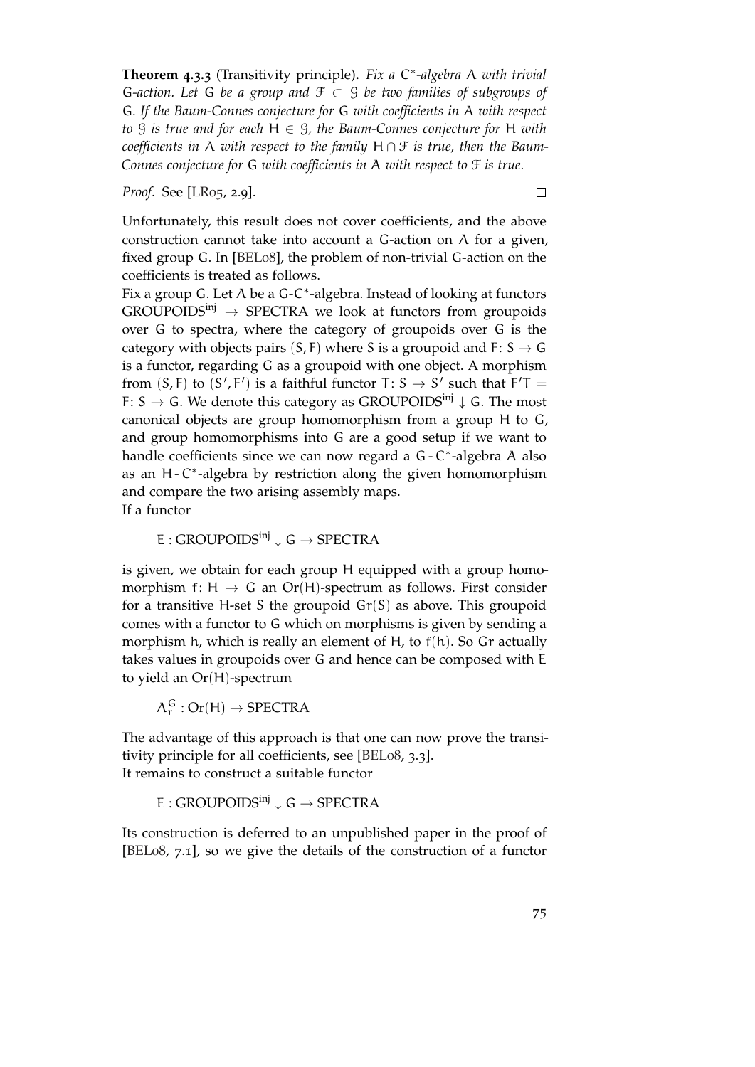**Theorem 4.3.3** (Transitivity principle)**.** *Fix a $C^*$-algebra $A$ with trivial $G$-action. Let $G$ be a group and $\mathcal{F} \subset \mathcal{G}$ be two families of subgroups of $G$. If the Baum-Connes conjecture for $G$ with coefficients in $A$ with respect to $\mathcal{G}$ is true and for each $H \in \mathcal{G}$, the Baum-Connes conjecture for $H$ with coefficients in $A$ with respect to the family $H \cap \mathcal{F}$ is true, then the Baum-Connes conjecture for $G$ with coefficients in $A$ with respect to $\mathcal{F}$ is true.*

*Proof.* See [LR05, 2.9]. □

Unfortunately, this result does not cover coefficients, and the above construction cannot take into account a $G$-action on $A$ for a given, fixed group $G$. In [BEL08], the problem of non-trivial $G$-action on the coefficients is treated as follows.

Fix a group $G$. Let $A$ be a $G$-$C^*$-algebra. Instead of looking at functors $\mathrm{GROUPOIDS}^{\mathrm{inj}} \to \mathrm{SPECTRA}$ we look at functors from groupoids over $G$ to spectra, where the category of groupoids over $G$ is the category with objects pairs $(S, F)$ where $S$ is a groupoid and $F\colon S \to G$ is a functor, regarding $G$ as a groupoid with one object. A morphism from $(S, F)$ to $(S', F')$ is a faithful functor $T\colon S \to S'$ such that $F'T = F\colon S \to G$. We denote this category as $\mathrm{GROUPOIDS}^{\mathrm{inj}} \downarrow G$. The most canonical objects are group homomorphism from a group $H$ to $G$, and group homomorphisms into $G$ are a good setup if we want to handle coefficients since we can now regard a $G$-$C^*$-algebra $A$ also as an $H$-$C^*$-algebra by restriction along the given homomorphism and compare the two arising assembly maps.

If a functor

$$E : \mathrm{GROUPOIDS}^{\mathrm{inj}} \downarrow G \to \mathrm{SPECTRA}$$

is given, we obtain for each group $H$ equipped with a group homomorphism $f\colon H \to G$ an $\mathrm{Or}(H)$-spectrum as follows. First consider for a transitive $H$-set $S$ the groupoid $\mathrm{Gr}(S)$ as above. This groupoid comes with a functor to $G$ which on morphisms is given by sending a morphism $h$, which is really an element of $H$, to $f(h)$. So $\mathrm{Gr}$ actually takes values in groupoids over $G$ and hence can be composed with $E$ to yield an $\mathrm{Or}(H)$-spectrum

$$A_r^G : \mathrm{Or}(H) \to \mathrm{SPECTRA}$$

The advantage of this approach is that one can now prove the transitivity principle for all coefficients, see [BEL08, 3.3].

It remains to construct a suitable functor

$$E : \mathrm{GROUPOIDS}^{\mathrm{inj}} \downarrow G \to \mathrm{SPECTRA}$$

Its construction is deferred to an unpublished paper in the proof of [BEL08, 7.1], so we give the details of the construction of a functor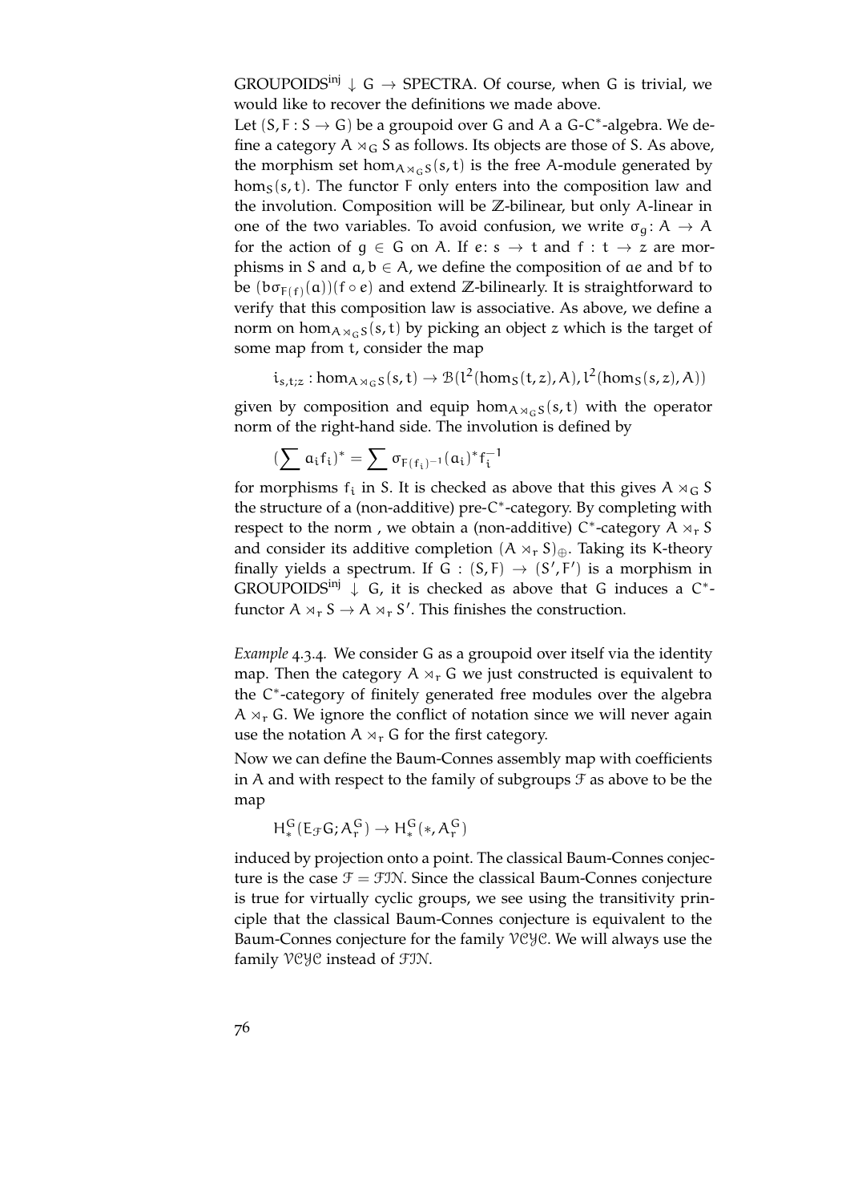GROUPOIDS$^{\text{inj}} \downarrow G \to$ SPECTRA. Of course, when $G$ is trivial, we would like to recover the definitions we made above.

Let $(S, F : S \to G)$ be a groupoid over $G$ and $A$ a $G$-$C^*$-algebra. We define a category $A \rtimes_G S$ as follows. Its objects are those of $S$. As above, the morphism set $\hom_{A \rtimes_G S}(s,t)$ is the free $A$-module generated by $\hom_S(s,t)$. The functor $F$ only enters into the composition law and the involution. Composition will be $\mathbb{Z}$-bilinear, but only $A$-linear in one of the two variables. To avoid confusion, we write $\sigma_g \colon A \to A$ for the action of $g \in G$ on $A$. If $e \colon s \to t$ and $f : t \to z$ are morphisms in $S$ and $a, b \in A$, we define the composition of $ae$ and $bf$ to be $(b\sigma_{F(f)}(a))(f \circ e)$ and extend $\mathbb{Z}$-bilinearly. It is straightforward to verify that this composition law is associative. As above, we define a norm on $\hom_{A \rtimes_G S}(s,t)$ by picking an object $z$ which is the target of some map from $t$, consider the map

$$i_{s,t;z} : \hom_{A \rtimes_G S}(s,t) \to \mathcal{B}(l^2(\hom_S(t,z), A), l^2(\hom_S(s,z), A))$$

given by composition and equip $\hom_{A \rtimes_G S}(s,t)$ with the operator norm of the right-hand side. The involution is defined by

$$(\sum a_i f_i)^* = \sum \sigma_{F(f_i)^{-1}}(a_i)^* f_i^{-1}$$

for morphisms $f_i$ in $S$. It is checked as above that this gives $A \rtimes_G S$ the structure of a (non-additive) pre-$C^*$-category. By completing with respect to the norm , we obtain a (non-additive) $C^*$-category $A \rtimes_r S$ and consider its additive completion $(A \rtimes_r S)_\oplus$. Taking its K-theory finally yields a spectrum. If $G : (S, F) \to (S', F')$ is a morphism in GROUPOIDS$^{\text{inj}} \downarrow G$, it is checked as above that $G$ induces a $C^*$-functor $A \rtimes_r S \to A \rtimes_r S'$. This finishes the construction.

*Example* 4.3.4. We consider $G$ as a groupoid over itself via the identity map. Then the category $A \rtimes_r G$ we just constructed is equivalent to the $C^*$-category of finitely generated free modules over the algebra $A \rtimes_r G$. We ignore the conflict of notation since we will never again use the notation $A \rtimes_r G$ for the first category.

Now we can define the Baum-Connes assembly map with coefficients in $A$ and with respect to the family of subgroups $\mathcal{F}$ as above to be the map

$$H_*^G(E_{\mathcal{F}}G; A_r^G) \to H_*^G(*, A_r^G)$$

induced by projection onto a point. The classical Baum-Connes conjecture is the case $\mathcal{F} = \mathcal{FIN}$. Since the classical Baum-Connes conjecture is true for virtually cyclic groups, we see using the transitivity principle that the classical Baum-Connes conjecture is equivalent to the Baum-Connes conjecture for the family $\mathcal{VCYC}$. We will always use the family $\mathcal{VCYC}$ instead of $\mathcal{FIN}$.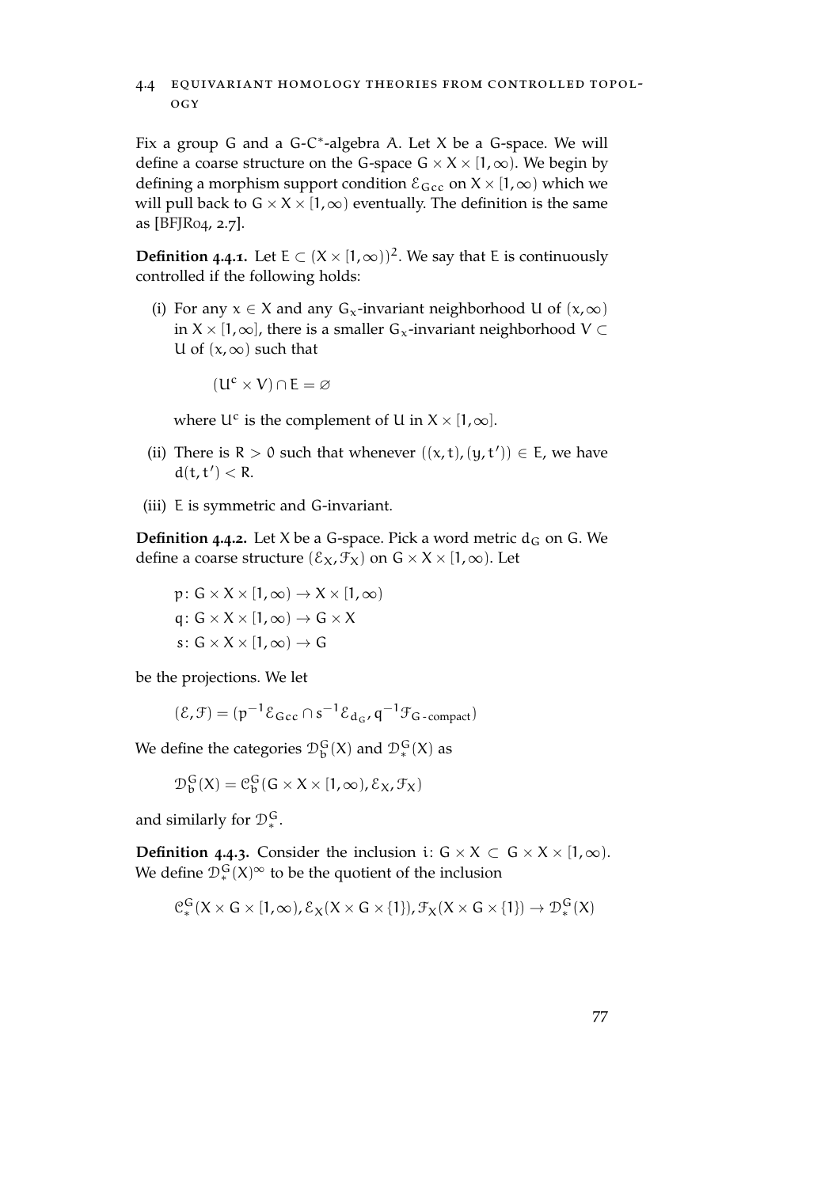## 4.4 Equivariant homology theories from controlled topology

Fix a group $G$ and a $G$-$C^*$-algebra $A$. Let $X$ be a $G$-space. We will define a coarse structure on the $G$-space $G \times X \times [1,\infty)$. We begin by defining a morphism support condition $\mathcal{E}_{Gcc}$ on $X \times [1,\infty)$ which we will pull back to $G \times X \times [1,\infty)$ eventually. The definition is the same as [BFJR04, 2.7].

**Definition 4.4.1.** Let $E \subset (X \times [1,\infty))^2$. We say that $E$ is continuously controlled if the following holds:

(i) For any $x \in X$ and any $G_x$-invariant neighborhood $U$ of $(x,\infty)$ in $X \times [1,\infty]$, there is a smaller $G_x$-invariant neighborhood $V \subset U$ of $(x,\infty)$ such that

$$(U^c \times V) \cap E = \varnothing$$

where $U^c$ is the complement of $U$ in $X \times [1,\infty]$.

(ii) There is $R > 0$ such that whenever $((x,t),(y,t')) \in E$, we have $d(t,t') < R$.

(iii) $E$ is symmetric and $G$-invariant.

**Definition 4.4.2.** Let $X$ be a $G$-space. Pick a word metric $d_G$ on $G$. We define a coarse structure $(\mathcal{E}_X, \mathcal{F}_X)$ on $G \times X \times [1,\infty)$. Let

$$p\colon G \times X \times [1,\infty) \to X \times [1,\infty)$$
$$q\colon G \times X \times [1,\infty) \to G \times X$$
$$s\colon G \times X \times [1,\infty) \to G$$

be the projections. We let

$$(\mathcal{E},\mathcal{F}) = (p^{-1}\mathcal{E}_{Gcc} \cap s^{-1}\mathcal{E}_{d_G}, q^{-1}\mathcal{F}_{G\text{-compact}})$$

We define the categories $\mathcal{D}^G_b(X)$ and $\mathcal{D}^G_*(X)$ as

$$\mathcal{D}^G_b(X) = \mathcal{C}^G_b(G \times X \times [1,\infty), \mathcal{E}_X, \mathcal{F}_X)$$

and similarly for $\mathcal{D}^G_*$.

**Definition 4.4.3.** Consider the inclusion $i\colon G \times X \subset G \times X \times [1,\infty)$. We define $\mathcal{D}^G_*(X)^\infty$ to be the quotient of the inclusion

$$\mathcal{C}^G_*(X \times G \times [1,\infty), \mathcal{E}_X(X \times G \times \{1\}), \mathcal{F}_X(X \times G \times \{1\}) \to \mathcal{D}^G_*(X)$$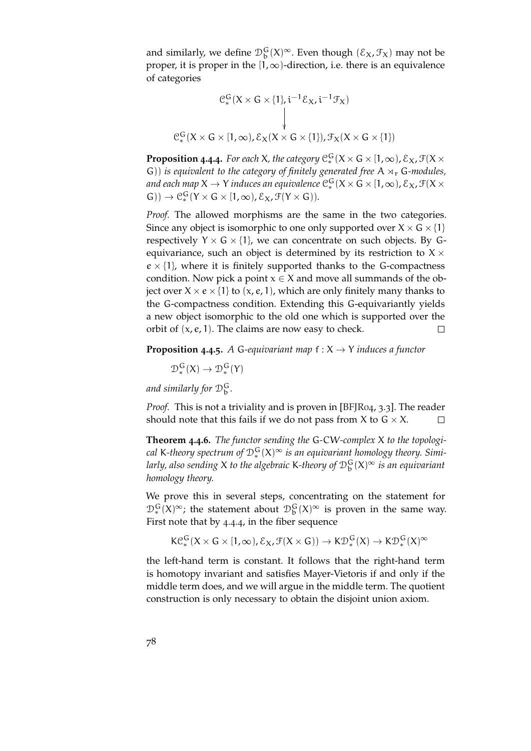and similarly, we define $\mathcal{D}^G_b(X)^\infty$. Even though $(\mathcal{E}_X, \mathcal{F}_X)$ may not be proper, it is proper in the $[1,\infty)$-direction, i.e. there is an equivalence of categories

$$\begin{array}{c} \mathcal{C}^G_*(X \times G \times \{1\}, i^{-1}\mathcal{E}_X, i^{-1}\mathcal{F}_X) \\ \big\downarrow \\ \mathcal{C}^G_*(X \times G \times [1,\infty), \mathcal{E}_X(X \times G \times \{1\}), \mathcal{F}_X(X \times G \times \{1\}) \end{array}$$

**Proposition 4.4.4.** *For each $X$, the category $\mathcal{C}^G_*(X \times G \times [1,\infty), \mathcal{E}_X, \mathcal{F}(X \times G))$ is equivalent to the category of finitely generated free $A \rtimes_r G$-modules, and each map $X \to Y$ induces an equivalence $\mathcal{C}^G_*(X \times G \times [1,\infty), \mathcal{E}_X, \mathcal{F}(X \times G)) \to \mathcal{C}^G_*(Y \times G \times [1,\infty), \mathcal{E}_X, \mathcal{F}(Y \times G))$.*

*Proof.* The allowed morphisms are the same in the two categories. Since any object is isomorphic to one only supported over $X \times G \times \{1\}$ respectively $Y \times G \times \{1\}$, we can concentrate on such objects. By $G$-equivariance, such an object is determined by its restriction to $X \times e \times \{1\}$, where it is finitely supported thanks to the $G$-compactness condition. Now pick a point $x \in X$ and move all summands of the object over $X \times e \times \{1\}$ to $(x, e, 1)$, which are only finitely many thanks to the $G$-compactness condition. Extending this $G$-equivariantly yields a new object isomorphic to the old one which is supported over the orbit of $(x, e, 1)$. The claims are now easy to check. ∎

**Proposition 4.4.5.** *A $G$-equivariant map $f : X \to Y$ induces a functor*

$$\mathcal{D}^G_*(X) \to \mathcal{D}^G_*(Y)$$

*and similarly for $\mathcal{D}^G_b$.*

*Proof.* This is not a triviality and is proven in [BFJR04, 3.3]. The reader should note that this fails if we do not pass from $X$ to $G \times X$. ∎

**Theorem 4.4.6.** *The functor sending the $G$-CW-complex $X$ to the topological $K$-theory spectrum of $\mathcal{D}^G_*(X)^\infty$ is an equivariant homology theory. Similarly, also sending $X$ to the algebraic $K$-theory of $\mathcal{D}^G_b(X)^\infty$ is an equivariant homology theory.*

We prove this in several steps, concentrating on the statement for $\mathcal{D}^G_*(X)^\infty$; the statement about $\mathcal{D}^G_b(X)^\infty$ is proven in the same way. First note that by 4.4.4, in the fiber sequence

$$K\mathcal{C}^G_*(X \times G \times [1,\infty), \mathcal{E}_X, \mathcal{F}(X \times G)) \to K\mathcal{D}^G_*(X) \to K\mathcal{D}^G_*(X)^\infty$$

the left-hand term is constant. It follows that the right-hand term is homotopy invariant and satisfies Mayer-Vietoris if and only if the middle term does, and we will argue in the middle term. The quotient construction is only necessary to obtain the disjoint union axiom.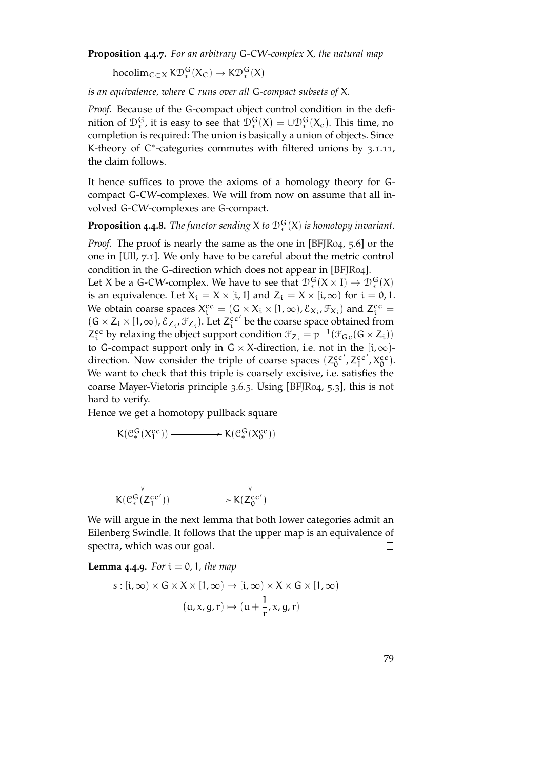**Proposition 4.4.7.** *For an arbitrary* G*-CW-complex* X*, the natural map*

$$\operatorname{hocolim}_{C \subset X} K\mathcal{D}^G_*(X_C) \to K\mathcal{D}^G_*(X)$$

*is an equivalence, where* C *runs over all* G*-compact subsets of* X*.*

*Proof.* Because of the G-compact object control condition in the definition of $\mathcal{D}^G_*$, it is easy to see that $\mathcal{D}^G_*(X) = \cup \mathcal{D}^G_*(X_c)$. This time, no completion is required: The union is basically a union of objects. Since K-theory of $C^*$-categories commutes with filtered unions by 3.1.11, the claim follows. □

It hence suffices to prove the axioms of a homology theory for G-compact G-CW-complexes. We will from now on assume that all involved G-CW-complexes are G-compact.

**Proposition 4.4.8.** *The functor sending* X *to* $\mathcal{D}^G_*(X)$ *is homotopy invariant.*

*Proof.* The proof is nearly the same as the one in [BFJR04, 5.6] or the one in [Ull, 7.1]. We only have to be careful about the metric control condition in the G-direction which does not appear in [BFJR04].

Let X be a G-CW-complex. We have to see that $\mathcal{D}^G_*(X \times I) \to \mathcal{D}^G_*(X)$ is an equivalence. Let $X_i = X \times [i, 1]$ and $Z_i = X \times [i, \infty)$ for $i = 0, 1$. We obtain coarse spaces $X_i^{cc} = (G \times X_i \times [1, \infty), \mathcal{E}_{X_i}, \mathcal{F}_{X_i})$ and $Z_i^{cc} = (G \times Z_i \times [1, \infty), \mathcal{E}_{Z_i}, \mathcal{F}_{Z_i})$. Let $Z_i^{cc'}$ be the coarse space obtained from $Z_i^{cc}$ by relaxing the object support condition $\mathcal{F}_{Z_i} = p^{-1}(\mathcal{F}_{Gc}(G \times Z_i))$ to G-compact support only in $G \times X$-direction, i.e. not in the $[i, \infty)$-direction. Now consider the triple of coarse spaces $(Z_0^{cc'}, Z_1^{cc'}, X_0^{cc})$. We want to check that this triple is coarsely excisive, i.e. satisfies the coarse Mayer-Vietoris principle 3.6.5. Using [BFJR04, 5.3], this is not hard to verify.

Hence we get a homotopy pullback square

$$\begin{array}{ccc}
K(\mathcal{C}^G_*(X_1^{cc})) & \longrightarrow & K(\mathcal{C}^G_*(X_0^{cc})) \\
\downarrow & & \downarrow \\
K(\mathcal{C}^G_*(Z_1^{cc'})) & \longrightarrow & K(Z_0^{cc'})
\end{array}$$

We will argue in the next lemma that both lower categories admit an Eilenberg Swindle. It follows that the upper map is an equivalence of spectra, which was our goal. □

**Lemma 4.4.9.** *For* $i = 0, 1$*, the map*

$$s : [i, \infty) \times G \times X \times [1, \infty) \to [i, \infty) \times X \times G \times [1, \infty)$$

$$(a, x, g, r) \mapsto (a + \frac{1}{r}, x, g, r)$$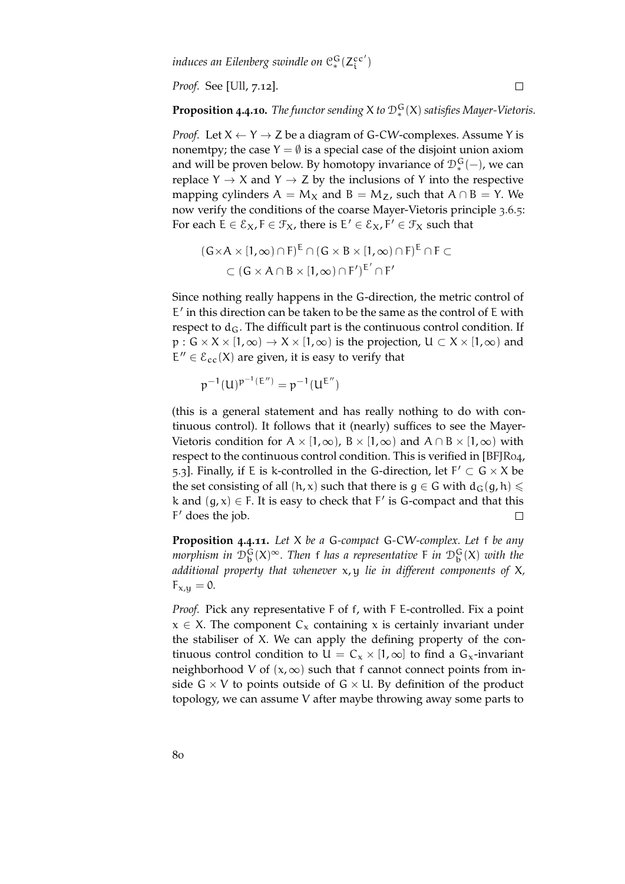*induces an Eilenberg swindle on $\mathcal{C}^G_*(Z^{cc'}_i)$*

*Proof.* See [Ull, 7.12]. ☐

**Proposition 4.4.10.** *The functor sending $X$ to $\mathcal{D}^G_*(X)$ satisfies Mayer-Vietoris.*

*Proof.* Let $X \leftarrow Y \rightarrow Z$ be a diagram of $G$-CW-complexes. Assume $Y$ is nonemtpy; the case $Y = \emptyset$ is a special case of the disjoint union axiom and will be proven below. By homotopy invariance of $\mathcal{D}^G_*(-)$, we can replace $Y \rightarrow X$ and $Y \rightarrow Z$ by the inclusions of $Y$ into the respective mapping cylinders $A = M_X$ and $B = M_Z$, such that $A \cap B = Y$. We now verify the conditions of the coarse Mayer-Vietoris principle 3.6.5: For each $E \in \mathcal{E}_X, F \in \mathcal{F}_X$, there is $E' \in \mathcal{E}_X, F' \in \mathcal{F}_X$ such that

$$
\begin{aligned}
(G \times A \times [1,\infty) \cap F)^E \cap (G \times B \times [1,\infty) \cap F)^E \cap F \subset \\
\subset (G \times A \cap B \times [1,\infty) \cap F')^{E'} \cap F'
\end{aligned}
$$

Since nothing really happens in the $G$-direction, the metric control of $E'$ in this direction can be taken to be the same as the control of $E$ with respect to $d_G$. The difficult part is the continuous control condition. If $p : G \times X \times [1,\infty) \rightarrow X \times [1,\infty)$ is the projection, $U \subset X \times [1,\infty)$ and $E'' \in \mathcal{E}_{cc}(X)$ are given, it is easy to verify that

$$
p^{-1}(U)^{p^{-1}(E'')} = p^{-1}(U^{E''})
$$

(this is a general statement and has really nothing to do with continuous control). It follows that it (nearly) suffices to see the Mayer-Vietoris condition for $A \times [1,\infty)$, $B \times [1,\infty)$ and $A \cap B \times [1,\infty)$ with respect to the continuous control condition. This is verified in [BFJR04, 5.3]. Finally, if $E$ is $k$-controlled in the $G$-direction, let $F' \subset G \times X$ be the set consisting of all $(h,x)$ such that there is $g \in G$ with $d_G(g,h) \leqslant k$ and $(g,x) \in F$. It is easy to check that $F'$ is $G$-compact and that this $F'$ does the job. ☐

**Proposition 4.4.11.** *Let $X$ be a $G$-compact $G$-CW-complex. Let $f$ be any morphism in $\mathcal{D}^G_b(X)^\infty$. Then $f$ has a representative $F$ in $\mathcal{D}^G_b(X)$ with the additional property that whenever $x,y$ lie in different components of $X$, $F_{x,y} = 0$.*

*Proof.* Pick any representative $F$ of $f$, with $F$ $E$-controlled. Fix a point $x \in X$. The component $C_x$ containing $x$ is certainly invariant under the stabiliser of $X$. We can apply the defining property of the continuous control condition to $U = C_x \times [1,\infty]$ to find a $G_x$-invariant neighborhood $V$ of $(x,\infty)$ such that $f$ cannot connect points from inside $G \times V$ to points outside of $G \times U$. By definition of the product topology, we can assume $V$ after maybe throwing away some parts to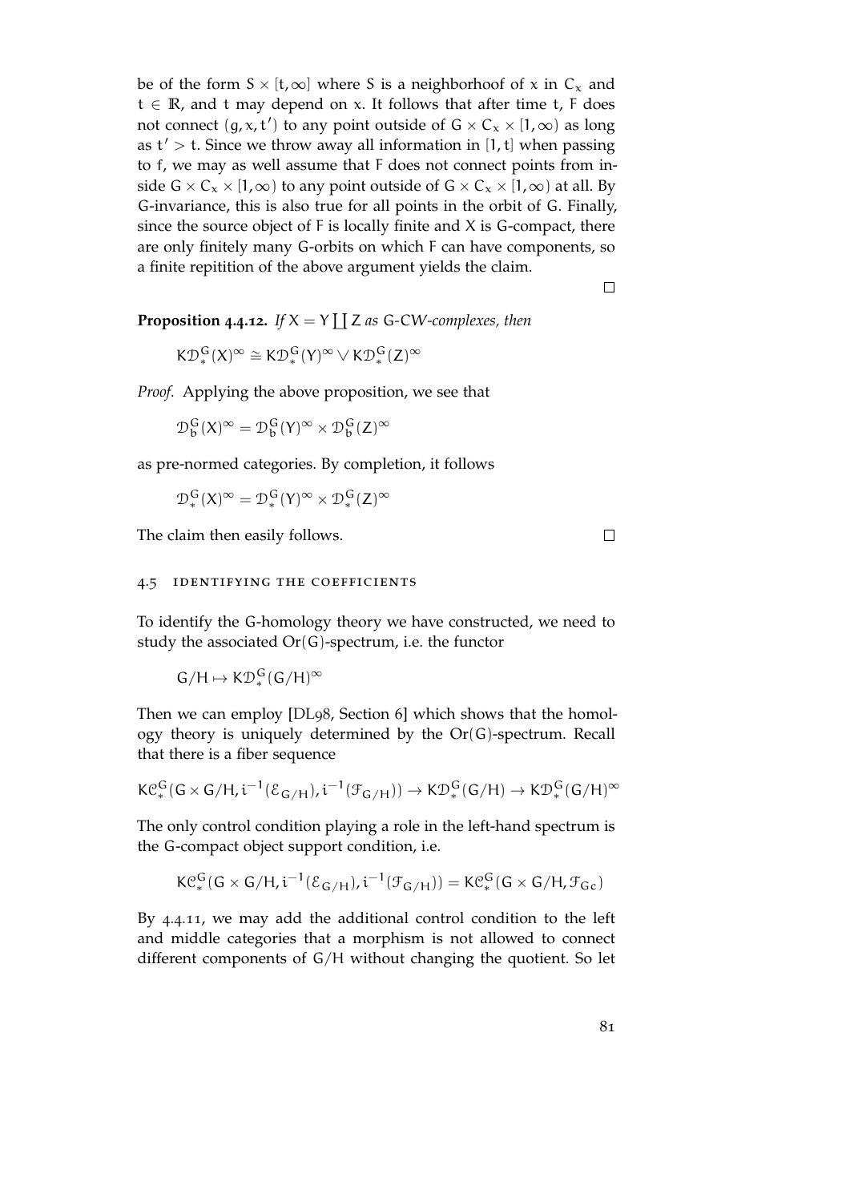be of the form $S \times [t, \infty]$ where $S$ is a neighborhoof of $x$ in $C_x$ and $t \in \mathbb{R}$, and $t$ may depend on $x$. It follows that after time $t$, $F$ does not connect $(g, x, t')$ to any point outside of $G \times C_x \times [1, \infty)$ as long as $t' > t$. Since we throw away all information in $[1, t]$ when passing to $f$, we may as well assume that $F$ does not connect points from inside $G \times C_x \times [1, \infty)$ to any point outside of $G \times C_x \times [1, \infty)$ at all. By $G$-invariance, this is also true for all points in the orbit of $G$. Finally, since the source object of $F$ is locally finite and $X$ is $G$-compact, there are only finitely many $G$-orbits on which $F$ can have components, so a finite repitition of the above argument yields the claim.

□

**Proposition 4.4.12.** *If $X = Y \coprod Z$ as $G$-CW-complexes, then*

$$K\mathcal{D}^G_*(X)^\infty \cong K\mathcal{D}^G_*(Y)^\infty \vee K\mathcal{D}^G_*(Z)^\infty$$

*Proof.* Applying the above proposition, we see that

$$\mathcal{D}^G_b(X)^\infty = \mathcal{D}^G_b(Y)^\infty \times \mathcal{D}^G_b(Z)^\infty$$

as pre-normed categories. By completion, it follows

$$\mathcal{D}^G_*(X)^\infty = \mathcal{D}^G_*(Y)^\infty \times \mathcal{D}^G_*(Z)^\infty$$

The claim then easily follows.

□

## 4.5 Identifying the coefficients

To identify the $G$-homology theory we have constructed, we need to study the associated $\mathrm{Or}(G)$-spectrum, i.e. the functor

$$G/H \mapsto K\mathcal{D}^G_*(G/H)^\infty$$

Then we can employ [DL98, Section 6] which shows that the homology theory is uniquely determined by the $\mathrm{Or}(G)$-spectrum. Recall that there is a fiber sequence

$$K\mathcal{C}^G_*(G \times G/H, i^{-1}(\mathcal{E}_{G/H}), i^{-1}(\mathcal{F}_{G/H})) \to K\mathcal{D}^G_*(G/H) \to K\mathcal{D}^G_*(G/H)^\infty$$

The only control condition playing a role in the left-hand spectrum is the $G$-compact object support condition, i.e.

$$K\mathcal{C}^G_*(G \times G/H, i^{-1}(\mathcal{E}_{G/H}), i^{-1}(\mathcal{F}_{G/H})) = K\mathcal{C}^G_*(G \times G/H, \mathcal{F}_{Gc})$$

By 4.4.11, we may add the additional control condition to the left and middle categories that a morphism is not allowed to connect different components of $G/H$ without changing the quotient. So let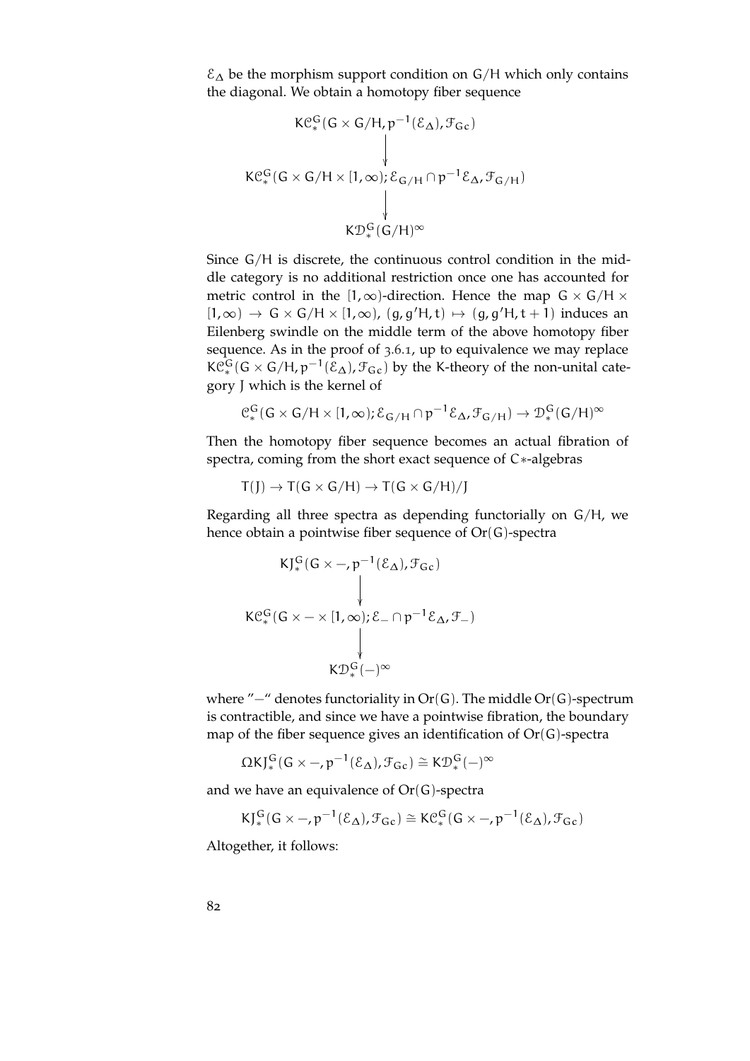$\mathcal{E}_\Delta$ be the morphism support condition on $G/H$ which only contains the diagonal. We obtain a homotopy fiber sequence

$$\begin{array}{c} K\mathcal{C}^G_*(G \times G/H, p^{-1}(\mathcal{E}_\Delta), \mathcal{F}_{Gc}) \\ \downarrow \\ K\mathcal{C}^G_*(G \times G/H \times [1,\infty); \mathcal{E}_{G/H} \cap p^{-1}\mathcal{E}_\Delta, \mathcal{F}_{G/H}) \\ \downarrow \\ K\mathcal{D}^G_*(G/H)^\infty \end{array}$$

Since $G/H$ is discrete, the continuous control condition in the middle category is no additional restriction once one has accounted for metric control in the $[1,\infty)$-direction. Hence the map $G \times G/H \times [1,\infty) \to G \times G/H \times [1,\infty)$, $(g, g'H, t) \mapsto (g, g'H, t+1)$ induces an Eilenberg swindle on the middle term of the above homotopy fiber sequence. As in the proof of 3.6.1, up to equivalence we may replace $K\mathcal{C}^G_*(G \times G/H, p^{-1}(\mathcal{E}_\Delta), \mathcal{F}_{Gc})$ by the K-theory of the non-unital category J which is the kernel of

$$\mathcal{C}^G_*(G \times G/H \times [1,\infty); \mathcal{E}_{G/H} \cap p^{-1}\mathcal{E}_\Delta, \mathcal{F}_{G/H}) \to \mathcal{D}^G_*(G/H)^\infty$$

Then the homotopy fiber sequence becomes an actual fibration of spectra, coming from the short exact sequence of C∗-algebras

$$T(J) \to T(G \times G/H) \to T(G \times G/H)/J$$

Regarding all three spectra as depending functorially on $G/H$, we hence obtain a pointwise fiber sequence of $Or(G)$-spectra

$$\begin{array}{c} KJ^G_*(G \times -, p^{-1}(\mathcal{E}_\Delta), \mathcal{F}_{Gc}) \\ \downarrow \\ K\mathcal{C}^G_*(G \times - \times [1,\infty); \mathcal{E}_- \cap p^{-1}\mathcal{E}_\Delta, \mathcal{F}_-) \\ \downarrow \\ K\mathcal{D}^G_*(-)^\infty \end{array}$$

where "$-$" denotes functoriality in $Or(G)$. The middle $Or(G)$-spectrum is contractible, and since we have a pointwise fibration, the boundary map of the fiber sequence gives an identification of $Or(G)$-spectra

$$\Omega KJ^G_*(G \times -, p^{-1}(\mathcal{E}_\Delta), \mathcal{F}_{Gc}) \cong K\mathcal{D}^G_*(-)^\infty$$

and we have an equivalence of $Or(G)$-spectra

$$KJ^G_*(G \times -, p^{-1}(\mathcal{E}_\Delta), \mathcal{F}_{Gc}) \cong K\mathcal{C}^G_*(G \times -, p^{-1}(\mathcal{E}_\Delta), \mathcal{F}_{Gc})$$

Altogether, it follows: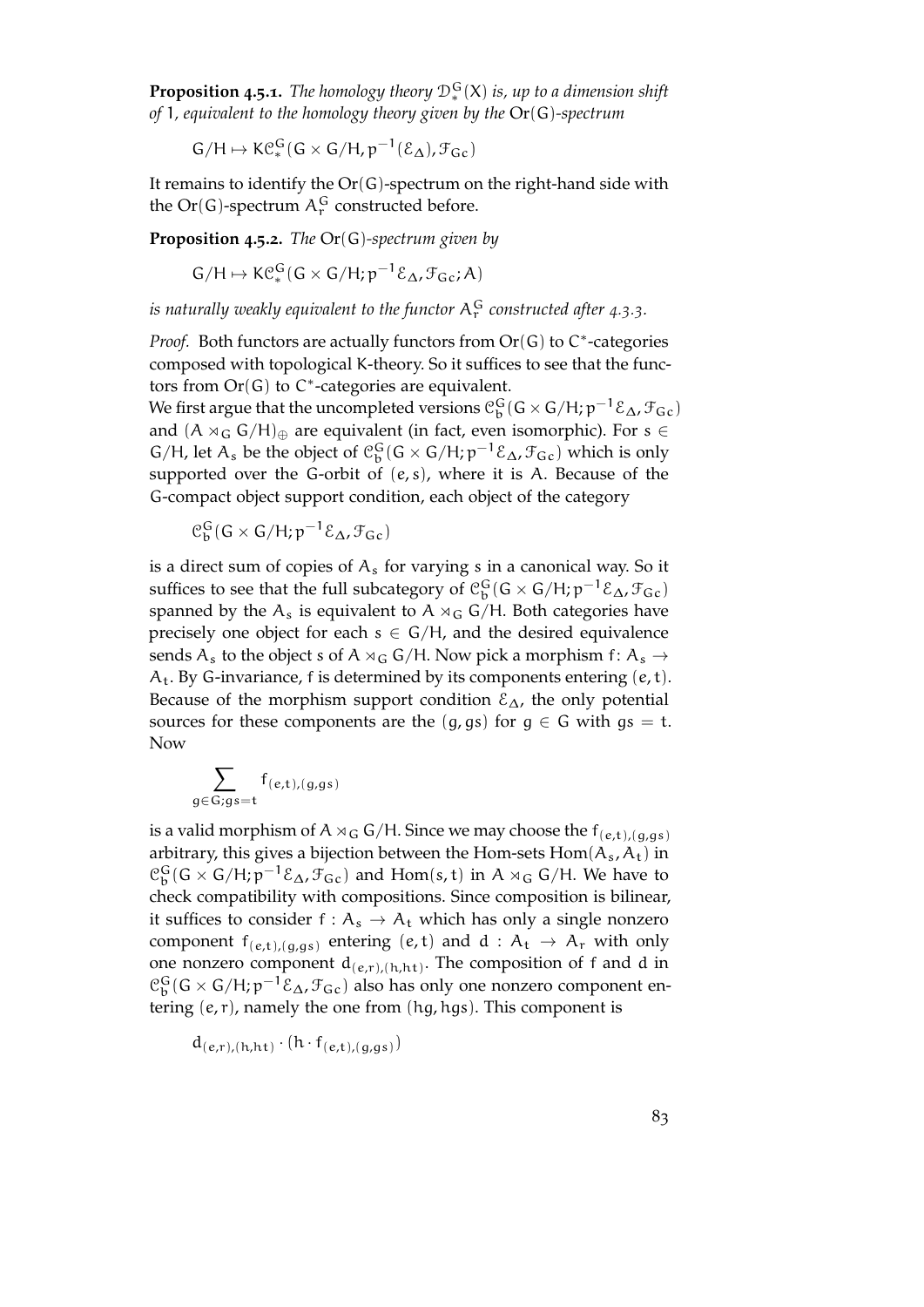**Proposition 4.5.1.** *The homology theory $\mathcal{D}^G_*(X)$ is, up to a dimension shift of 1, equivalent to the homology theory given by the* $\mathrm{Or}(G)$*-spectrum*

$$G/H \mapsto K\mathcal{C}^G_*(G \times G/H, p^{-1}(\mathcal{E}_\Delta), \mathcal{F}_{Gc})$$

It remains to identify the $\mathrm{Or}(G)$-spectrum on the right-hand side with the $\mathrm{Or}(G)$-spectrum $A^G_r$ constructed before.

**Proposition 4.5.2.** *The* $\mathrm{Or}(G)$*-spectrum given by*

$$G/H \mapsto K\mathcal{C}^G_*(G \times G/H; p^{-1}\mathcal{E}_\Delta, \mathcal{F}_{Gc}; A)$$

*is naturally weakly equivalent to the functor $A^G_r$ constructed after 4.3.3.*

*Proof.* Both functors are actually functors from $\mathrm{Or}(G)$ to $C^*$-categories composed with topological K-theory. So it suffices to see that the functors from $\mathrm{Or}(G)$ to $C^*$-categories are equivalent.

We first argue that the uncompleted versions $\mathcal{C}^G_b(G \times G/H; p^{-1}\mathcal{E}_\Delta, \mathcal{F}_{Gc})$ and $(A \rtimes_G G/H)_\oplus$ are equivalent (in fact, even isomorphic). For $s \in G/H$, let $A_s$ be the object of $\mathcal{C}^G_b(G \times G/H; p^{-1}\mathcal{E}_\Delta, \mathcal{F}_{Gc})$ which is only supported over the $G$-orbit of $(e, s)$, where it is $A$. Because of the $G$-compact object support condition, each object of the category

$$\mathcal{C}^G_b(G \times G/H; p^{-1}\mathcal{E}_\Delta, \mathcal{F}_{Gc})$$

is a direct sum of copies of $A_s$ for varying $s$ in a canonical way. So it suffices to see that the full subcategory of $\mathcal{C}^G_b(G \times G/H; p^{-1}\mathcal{E}_\Delta, \mathcal{F}_{Gc})$ spanned by the $A_s$ is equivalent to $A \rtimes_G G/H$. Both categories have precisely one object for each $s \in G/H$, and the desired equivalence sends $A_s$ to the object $s$ of $A \rtimes_G G/H$. Now pick a morphism $f\colon A_s \to A_t$. By $G$-invariance, $f$ is determined by its components entering $(e, t)$. Because of the morphism support condition $\mathcal{E}_\Delta$, the only potential sources for these components are the $(g, gs)$ for $g \in G$ with $gs = t$. Now

$$\sum_{g \in G; gs = t} f_{(e,t),(g,gs)}$$

is a valid morphism of $A \rtimes_G G/H$. Since we may choose the $f_{(e,t),(g,gs)}$ arbitrary, this gives a bijection between the Hom-sets $\mathrm{Hom}(A_s, A_t)$ in $\mathcal{C}^G_b(G \times G/H; p^{-1}\mathcal{E}_\Delta, \mathcal{F}_{Gc})$ and $\mathrm{Hom}(s, t)$ in $A \rtimes_G G/H$. We have to check compatibility with compositions. Since composition is bilinear, it suffices to consider $f : A_s \to A_t$ which has only a single nonzero component $f_{(e,t),(g,gs)}$ entering $(e, t)$ and $d : A_t \to A_r$ with only one nonzero component $d_{(e,r),(h,ht)}$. The composition of $f$ and $d$ in $\mathcal{C}^G_b(G \times G/H; p^{-1}\mathcal{E}_\Delta, \mathcal{F}_{Gc})$ also has only one nonzero component entering $(e, r)$, namely the one from $(hg, hgs)$. This component is

$$d_{(e,r),(h,ht)} \cdot (h \cdot f_{(e,t),(g,gs)})$$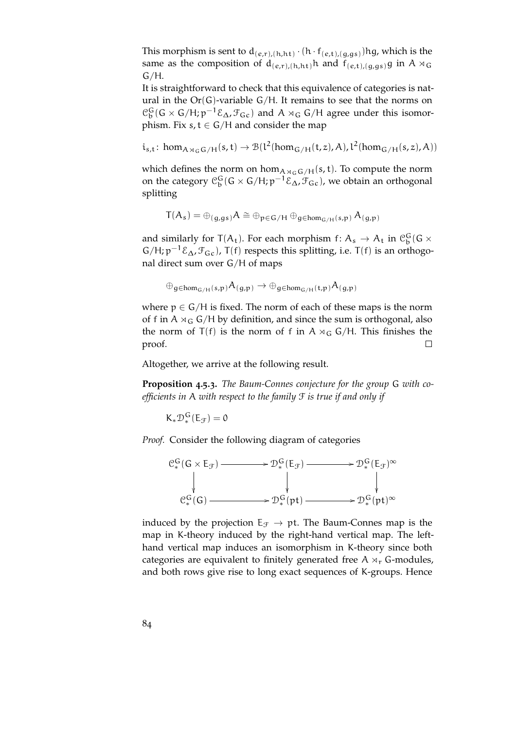This morphism is sent to $d_{(e,r),(h,ht)} \cdot (h \cdot f_{(e,t),(g,gs)})hg$, which is the same as the composition of $d_{(e,r),(h,ht)}h$ and $f_{(e,t),(g,gs)}g$ in $A \rtimes_G G/H$.

It is straightforward to check that this equivalence of categories is natural in the $\mathrm{Or}(G)$-variable $G/H$. It remains to see that the norms on $\mathcal{C}_b^G(G \times G/H; p^{-1}\mathcal{E}_\Delta, \mathcal{F}_{Gc})$ and $A \rtimes_G G/H$ agree under this isomorphism. Fix $s, t \in G/H$ and consider the map

$$i_{s,t} \colon \hom_{A \rtimes_G G/H}(s,t) \to \mathcal{B}(l^2(\hom_{G/H}(t,z), A), l^2(\hom_{G/H}(s,z), A))$$

which defines the norm on $\hom_{A \rtimes_G G/H}(s,t)$. To compute the norm on the category $\mathcal{C}_b^G(G \times G/H; p^{-1}\mathcal{E}_\Delta, \mathcal{F}_{Gc})$, we obtain an orthogonal splitting

$$T(A_s) = \oplus_{(g,gs)} A \cong \oplus_{p \in G/H} \oplus_{g \in \hom_{G/H}(s,p)} A_{(g,p)}$$

and similarly for $T(A_t)$. For each morphism $f \colon A_s \to A_t$ in $\mathcal{C}_b^G(G \times G/H; p^{-1}\mathcal{E}_\Delta, \mathcal{F}_{Gc})$, $T(f)$ respects this splitting, i.e. $T(f)$ is an orthogonal direct sum over $G/H$ of maps

$$\oplus_{g \in \hom_{G/H}(s,p)} A_{(g,p)} \to \oplus_{g \in \hom_{G/H}(t,p)} A_{(g,p)}$$

where $p \in G/H$ is fixed. The norm of each of these maps is the norm of $f$ in $A \rtimes_G G/H$ by definition, and since the sum is orthogonal, also the norm of $T(f)$ is the norm of $f$ in $A \rtimes_G G/H$. This finishes the proof. $\square$

Altogether, we arrive at the following result.

**Proposition 4.5.3.** *The Baum-Connes conjecture for the group $G$ with coefficients in $A$ with respect to the family $\mathcal{F}$ is true if and only if*

$$K_* \mathcal{D}_*^G(E_\mathcal{F}) = 0$$

*Proof.* Consider the following diagram of categories

$$\begin{array}{ccccc}
\mathcal{C}_*^G(G \times E_\mathcal{F}) & \longrightarrow & \mathcal{D}_*^G(E_\mathcal{F}) & \longrightarrow & \mathcal{D}_*^G(E_\mathcal{F})^\infty \\
\downarrow & & \downarrow & & \downarrow \\
\mathcal{C}_*^G(G) & \longrightarrow & \mathcal{D}_*^G(pt) & \longrightarrow & \mathcal{D}_*^G(pt)^\infty
\end{array}$$

induced by the projection $E_\mathcal{F} \to pt$. The Baum-Connes map is the map in K-theory induced by the right-hand vertical map. The left-hand vertical map induces an isomorphism in K-theory since both categories are equivalent to finitely generated free $A \rtimes_r G$-modules, and both rows give rise to long exact sequences of K-groups. Hence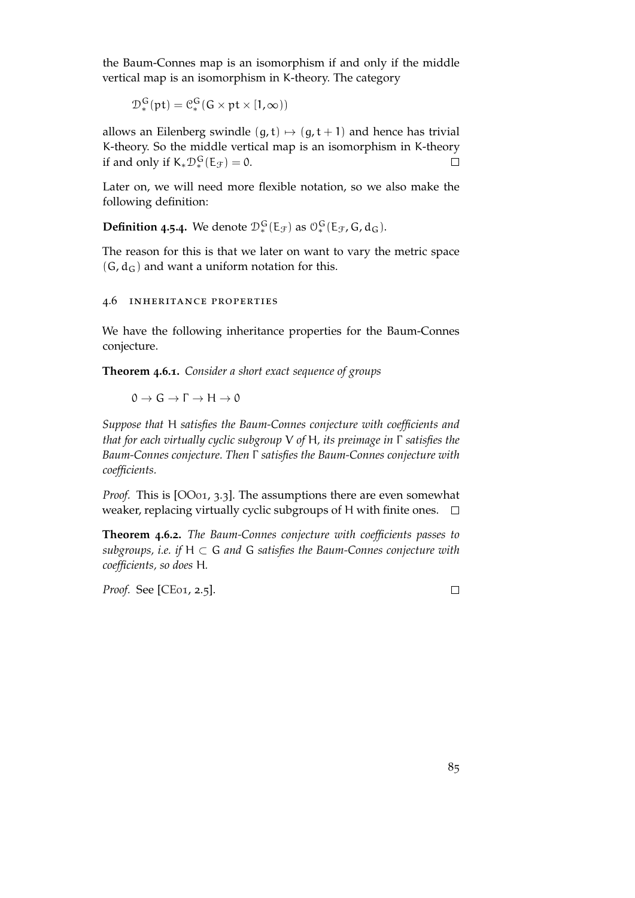the Baum-Connes map is an isomorphism if and only if the middle vertical map is an isomorphism in K-theory. The category

$$\mathcal{D}^G_*(\mathrm{pt}) = \mathcal{C}^G_*(G \times \mathrm{pt} \times [1, \infty))$$

allows an Eilenberg swindle $(g, t) \mapsto (g, t+1)$ and hence has trivial K-theory. So the middle vertical map is an isomorphism in K-theory if and only if $K_* \mathcal{D}^G_*(E_{\mathcal{F}}) = 0$. □

Later on, we will need more flexible notation, so we also make the following definition:

**Definition 4.5.4.** We denote $\mathcal{D}^G_*(E_{\mathcal{F}})$ as $\mathcal{O}^G_*(E_{\mathcal{F}}, G, d_G)$.

The reason for this is that we later on want to vary the metric space $(G, d_G)$ and want a uniform notation for this.

## 4.6 Inheritance properties

We have the following inheritance properties for the Baum-Connes conjecture.

**Theorem 4.6.1.** *Consider a short exact sequence of groups*

$$0 \to G \to \Gamma \to H \to 0$$

*Suppose that* $H$ *satisfies the Baum-Connes conjecture with coefficients and that for each virtually cyclic subgroup* $V$ *of* $H$*, its preimage in* $\Gamma$ *satisfies the Baum-Connes conjecture. Then* $\Gamma$ *satisfies the Baum-Connes conjecture with coefficients.*

*Proof.* This is [OO01, 3.3]. The assumptions there are even somewhat weaker, replacing virtually cyclic subgroups of $H$ with finite ones. □

**Theorem 4.6.2.** *The Baum-Connes conjecture with coefficients passes to subgroups, i.e. if* $H \subset G$ *and* $G$ *satisfies the Baum-Connes conjecture with coefficients, so does* $H$*.*

*Proof.* See [CE01, 2.5]. □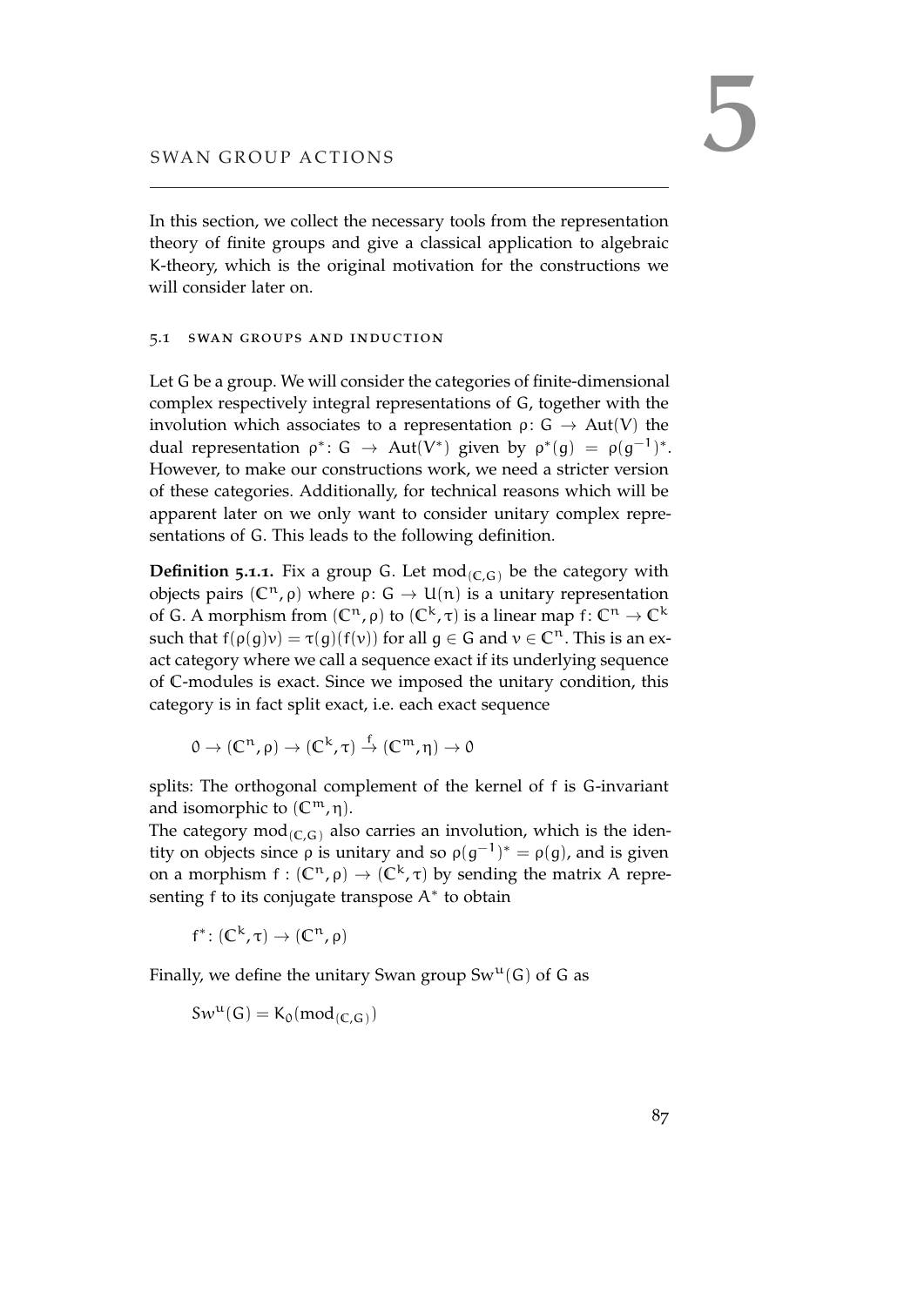# 5 SWAN GROUP ACTIONS

In this section, we collect the necessary tools from the representation theory of finite groups and give a classical application to algebraic K-theory, which is the original motivation for the constructions we will consider later on.

## 5.1 Swan groups and induction

Let G be a group. We will consider the categories of finite-dimensional complex respectively integral representations of G, together with the involution which associates to a representation $\rho\colon G \to \mathrm{Aut}(V)$ the dual representation $\rho^*\colon G \to \mathrm{Aut}(V^*)$ given by $\rho^*(g) = \rho(g^{-1})^*$. However, to make our constructions work, we need a stricter version of these categories. Additionally, for technical reasons which will be apparent later on we only want to consider unitary complex representations of G. This leads to the following definition.

**Definition 5.1.1.** Fix a group G. Let $\mathrm{mod}_{(\mathbb{C},G)}$ be the category with objects pairs $(\mathbb{C}^n, \rho)$ where $\rho\colon G \to U(n)$ is a unitary representation of G. A morphism from $(\mathbb{C}^n, \rho)$ to $(\mathbb{C}^k, \tau)$ is a linear map $f\colon \mathbb{C}^n \to \mathbb{C}^k$ such that $f(\rho(g)v) = \tau(g)(f(v))$ for all $g \in G$ and $v \in \mathbb{C}^n$. This is an exact category where we call a sequence exact if its underlying sequence of $\mathbb{C}$-modules is exact. Since we imposed the unitary condition, this category is in fact split exact, i.e. each exact sequence

$$0 \to (\mathbb{C}^n, \rho) \to (\mathbb{C}^k, \tau) \xrightarrow{f} (\mathbb{C}^m, \eta) \to 0$$

splits: The orthogonal complement of the kernel of f is G-invariant and isomorphic to $(\mathbb{C}^m, \eta)$.

The category $\mathrm{mod}_{(\mathbb{C},G)}$ also carries an involution, which is the identity on objects since $\rho$ is unitary and so $\rho(g^{-1})^* = \rho(g)$, and is given on a morphism $f : (\mathbb{C}^n, \rho) \to (\mathbb{C}^k, \tau)$ by sending the matrix $A$ representing f to its conjugate transpose $A^*$ to obtain

$$f^*\colon (\mathbb{C}^k, \tau) \to (\mathbb{C}^n, \rho)$$

Finally, we define the unitary Swan group $\mathrm{Sw}^u(G)$ of G as

$$Sw^u(G) = K_0(\mathrm{mod}_{(\mathbb{C},G)})$$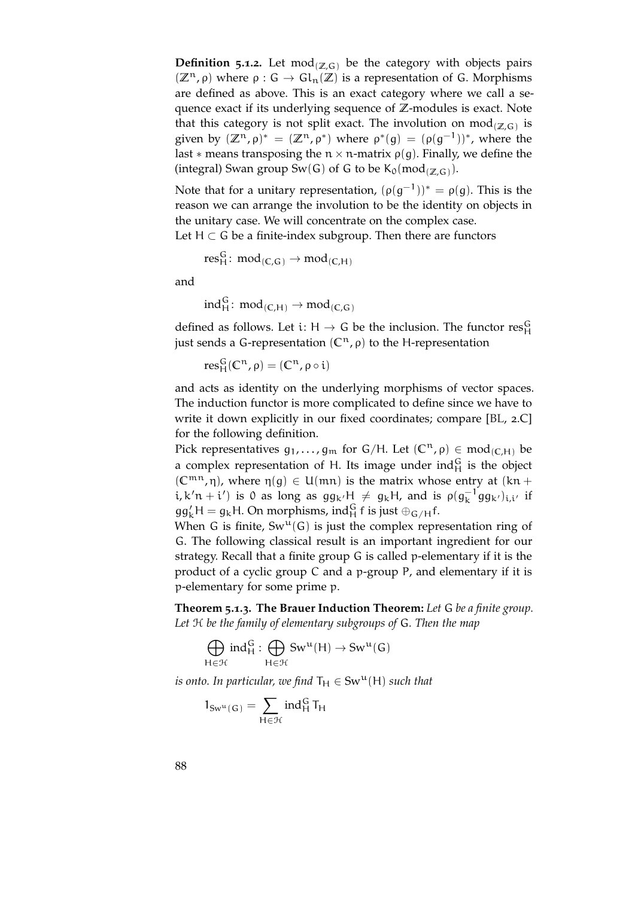**Definition 5.1.2.** Let $\mathrm{mod}_{(\mathbb{Z},G)}$ be the category with objects pairs $(\mathbb{Z}^n, \rho)$ where $\rho : G \to Gl_n(\mathbb{Z})$ is a representation of G. Morphisms are defined as above. This is an exact category where we call a sequence exact if its underlying sequence of $\mathbb{Z}$-modules is exact. Note that this category is not split exact. The involution on $\mathrm{mod}_{(\mathbb{Z},G)}$ is given by $(\mathbb{Z}^n, \rho)^* = (\mathbb{Z}^n, \rho^*)$ where $\rho^*(g) = (\rho(g^{-1}))^*$, where the last $*$ means transposing the $n \times n$-matrix $\rho(g)$. Finally, we define the (integral) Swan group $\mathrm{Sw}(G)$ of G to be $K_0(\mathrm{mod}_{(\mathbb{Z},G)})$.

Note that for a unitary representation, $(\rho(g^{-1}))^* = \rho(g)$. This is the reason we can arrange the involution to be the identity on objects in the unitary case. We will concentrate on the complex case.
Let $H \subset G$ be a finite-index subgroup. Then there are functors

$$\mathrm{res}^G_H \colon \mathrm{mod}_{(\mathbb{C},G)} \to \mathrm{mod}_{(\mathbb{C},H)}$$

and

$$\mathrm{ind}^G_H \colon \mathrm{mod}_{(\mathbb{C},H)} \to \mathrm{mod}_{(\mathbb{C},G)}$$

defined as follows. Let $i \colon H \to G$ be the inclusion. The functor $\mathrm{res}^G_H$ just sends a G-representation $(\mathbb{C}^n, \rho)$ to the H-representation

$$\mathrm{res}^G_H(\mathbb{C}^n, \rho) = (\mathbb{C}^n, \rho \circ i)$$

and acts as identity on the underlying morphisms of vector spaces. The induction functor is more complicated to define since we have to write it down explicitly in our fixed coordinates; compare [BL, 2.C] for the following definition.
Pick representatives $g_1, \dots, g_m$ for $G/H$. Let $(\mathbb{C}^n, \rho) \in \mathrm{mod}_{(\mathbb{C},H)}$ be a complex representation of H. Its image under $\mathrm{ind}^G_H$ is the object $(\mathbb{C}^{mn}, \eta)$, where $\eta(g) \in U(mn)$ is the matrix whose entry at $(kn + i, k'n + i')$ is 0 as long as $gg_{k'}H \neq g_kH$, and is $\rho(g_k^{-1}gg_{k'})_{i,i'}$ if $gg'_kH = g_kH$. On morphisms, $\mathrm{ind}^G_H f$ is just $\oplus_{G/H} f$.
When G is finite, $\mathrm{Sw}^u(G)$ is just the complex representation ring of G. The following classical result is an important ingredient for our strategy. Recall that a finite group G is called p-elementary if it is the product of a cyclic group C and a p-group P, and elementary if it is p-elementary for some prime p.

**Theorem 5.1.3. The Brauer Induction Theorem:** *Let G be a finite group. Let $\mathcal{H}$ be the family of elementary subgroups of G. Then the map*

$$\bigoplus_{H \in \mathcal{H}} \mathrm{ind}^G_H \colon \bigoplus_{H \in \mathcal{H}} \mathrm{Sw}^u(H) \to \mathrm{Sw}^u(G)$$

*is onto. In particular, we find $T_H \in \mathrm{Sw}^u(H)$ such that*

$$1_{\mathrm{Sw}^u(G)} = \sum_{H \in \mathcal{H}} \mathrm{ind}^G_H T_H$$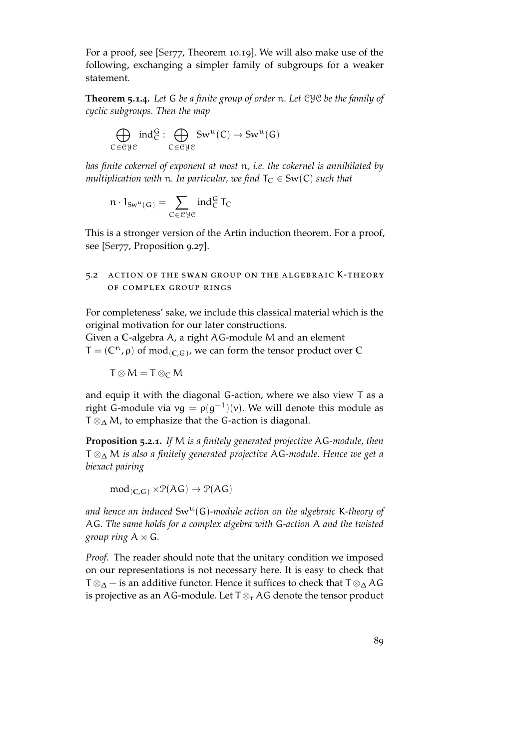For a proof, see [Ser77, Theorem 10.19]. We will also make use of the following, exchanging a simpler family of subgroups for a weaker statement.

**Theorem 5.1.4.** *Let $G$ be a finite group of order $n$. Let $\mathcal{CYC}$ be the family of cyclic subgroups. Then the map*

$$\bigoplus_{C \in \mathcal{CYC}} \mathrm{ind}_C^G : \bigoplus_{C \in \mathcal{CYC}} \mathrm{Sw}^u(C) \to \mathrm{Sw}^u(G)$$

*has finite cokernel of exponent at most $n$, i.e. the cokernel is annihilated by multiplication with $n$. In particular, we find $T_C \in \mathrm{Sw}(C)$ such that*

$$n \cdot 1_{\mathrm{Sw}^u(G)} = \sum_{C \in \mathcal{CYC}} \mathrm{ind}_C^G T_C$$

This is a stronger version of the Artin induction theorem. For a proof, see [Ser77, Proposition 9.27].

## 5.2 Action of the Swan group on the algebraic K-theory of complex group rings

For completeness' sake, we include this classical material which is the original motivation for our later constructions.

Given a $\mathbb{C}$-algebra $A$, a right $AG$-module $M$ and an element $T = (\mathbb{C}^n, \rho)$ of $\mathrm{mod}_{(\mathbb{C},G)}$, we can form the tensor product over $\mathbb{C}$

$$T \otimes M = T \otimes_{\mathbb{C}} M$$

and equip it with the diagonal $G$-action, where we also view $T$ as a right $G$-module via $vg = \rho(g^{-1})(v)$. We will denote this module as $T \otimes_\Delta M$, to emphasize that the $G$-action is diagonal.

**Proposition 5.2.1.** *If $M$ is a finitely generated projective $AG$-module, then $T \otimes_\Delta M$ is also a finitely generated projective $AG$-module. Hence we get a biexact pairing*

$$\mathrm{mod}_{(\mathbb{C},G)} \times \mathcal{P}(AG) \to \mathcal{P}(AG)$$

*and hence an induced $\mathrm{Sw}^u(G)$-module action on the algebraic K-theory of $AG$. The same holds for a complex algebra with $G$-action $A$ and the twisted group ring $A \rtimes G$.*

*Proof.* The reader should note that the unitary condition we imposed on our representations is not necessary here. It is easy to check that $T \otimes_\Delta -$ is an additive functor. Hence it suffices to check that $T \otimes_\Delta AG$ is projective as an $AG$-module. Let $T \otimes_r AG$ denote the tensor product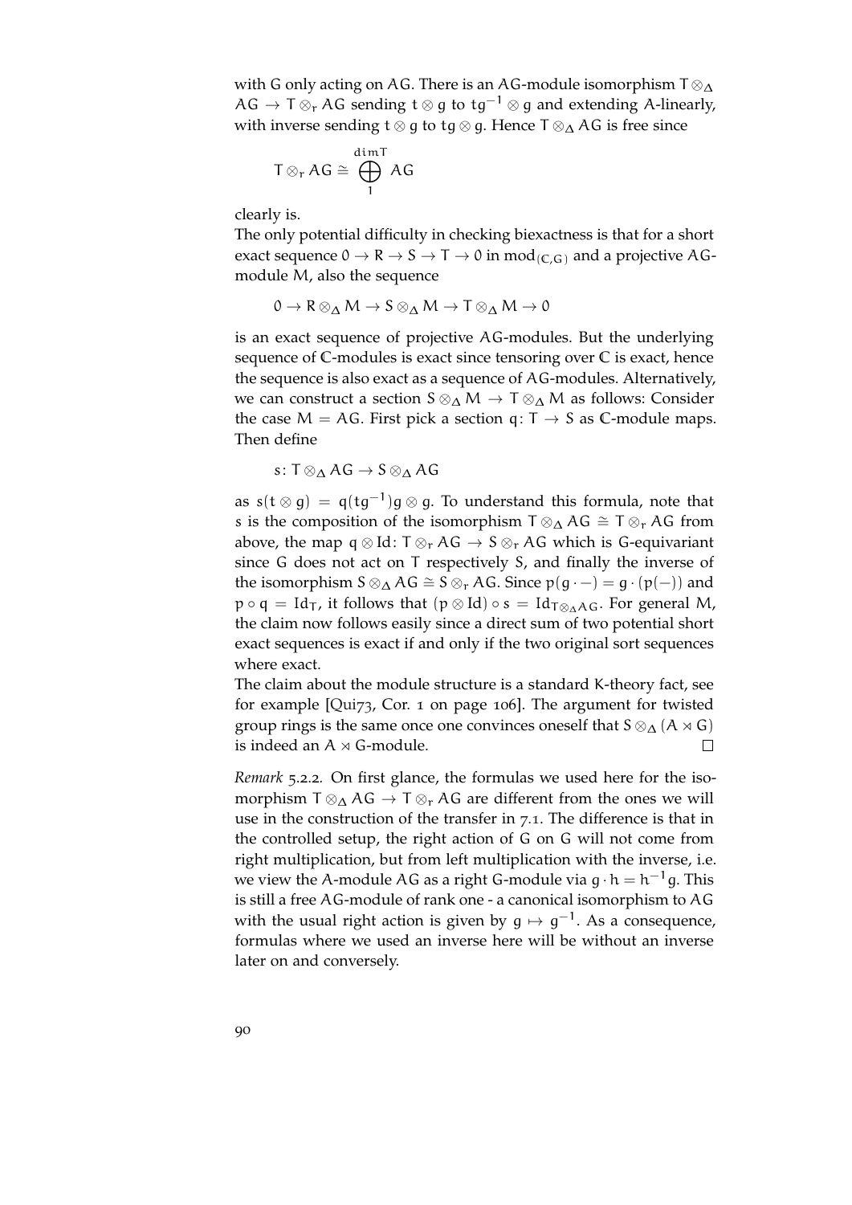with $G$ only acting on $AG$. There is an $AG$-module isomorphism $T \otimes_\Delta AG \to T \otimes_r AG$ sending $t \otimes g$ to $tg^{-1} \otimes g$ and extending $A$-linearly, with inverse sending $t \otimes g$ to $tg \otimes g$. Hence $T \otimes_\Delta AG$ is free since

$$T \otimes_r AG \cong \bigoplus_1^{\dim T} AG$$

clearly is.

The only potential difficulty in checking biexactness is that for a short exact sequence $0 \to R \to S \to T \to 0$ in $\mathrm{mod}_{(\mathbb{C},G)}$ and a projective $AG$-module $M$, also the sequence

$$0 \to R \otimes_\Delta M \to S \otimes_\Delta M \to T \otimes_\Delta M \to 0$$

is an exact sequence of projective $AG$-modules. But the underlying sequence of $\mathbb{C}$-modules is exact since tensoring over $\mathbb{C}$ is exact, hence the sequence is also exact as a sequence of $AG$-modules. Alternatively, we can construct a section $S \otimes_\Delta M \to T \otimes_\Delta M$ as follows: Consider the case $M = AG$. First pick a section $q\colon T \to S$ as $\mathbb{C}$-module maps. Then define

$$s\colon T \otimes_\Delta AG \to S \otimes_\Delta AG$$

as $s(t \otimes g) = q(tg^{-1})g \otimes g$. To understand this formula, note that $s$ is the composition of the isomorphism $T \otimes_\Delta AG \cong T \otimes_r AG$ from above, the map $q \otimes \mathrm{Id}\colon T \otimes_r AG \to S \otimes_r AG$ which is $G$-equivariant since $G$ does not act on $T$ respectively $S$, and finally the inverse of the isomorphism $S \otimes_\Delta AG \cong S \otimes_r AG$. Since $p(g \cdot -) = g \cdot (p(-))$ and $p \circ q = \mathrm{Id}_T$, it follows that $(p \otimes \mathrm{Id}) \circ s = \mathrm{Id}_{T \otimes_\Delta AG}$. For general $M$, the claim now follows easily since a direct sum of two potential short exact sequences is exact if and only if the two original sort sequences where exact.

The claim about the module structure is a standard $K$-theory fact, see for example [Qui73, Cor. 1 on page 106]. The argument for twisted group rings is the same once one convinces oneself that $S \otimes_\Delta (A \rtimes G)$ is indeed an $A \rtimes G$-module. $\square$

*Remark* 5.2.2. On first glance, the formulas we used here for the isomorphism $T \otimes_\Delta AG \to T \otimes_r AG$ are different from the ones we will use in the construction of the transfer in 7.1. The difference is that in the controlled setup, the right action of $G$ on $G$ will not come from right multiplication, but from left multiplication with the inverse, i.e. we view the $A$-module $AG$ as a right $G$-module via $g \cdot h = h^{-1}g$. This is still a free $AG$-module of rank one - a canonical isomorphism to $AG$ with the usual right action is given by $g \mapsto g^{-1}$. As a consequence, formulas where we used an inverse here will be without an inverse later on and conversely.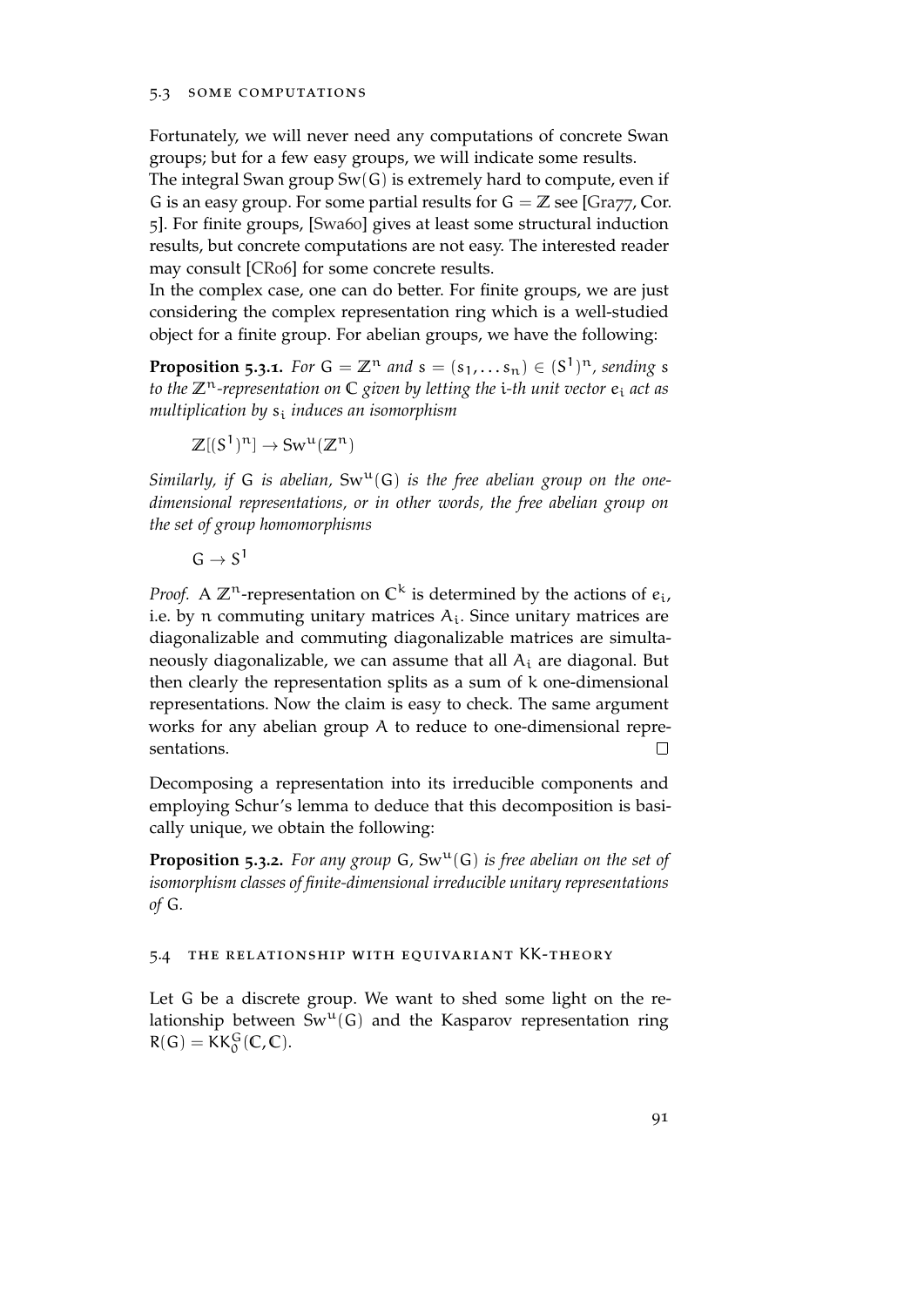Fortunately, we will never need any computations of concrete Swan groups; but for a few easy groups, we will indicate some results.

The integral Swan group $\mathrm{Sw}(G)$ is extremely hard to compute, even if $G$ is an easy group. For some partial results for $G = \mathbb{Z}$ see [Gra77, Cor. 5]. For finite groups, [Swa60] gives at least some structural induction results, but concrete computations are not easy. The interested reader may consult [CR06] for some concrete results.

In the complex case, one can do better. For finite groups, we are just considering the complex representation ring which is a well-studied object for a finite group. For abelian groups, we have the following:

**Proposition 5.3.1.** *For $G = \mathbb{Z}^n$ and $s = (s_1, \dots s_n) \in (S^1)^n$, sending $s$ to the $\mathbb{Z}^n$-representation on $\mathbb{C}$ given by letting the $i$-th unit vector $e_i$ act as multiplication by $s_i$ induces an isomorphism*

$$\mathbb{Z}[(S^1)^n] \to \mathrm{Sw}^u(\mathbb{Z}^n)$$

*Similarly, if $G$ is abelian, $\mathrm{Sw}^u(G)$ is the free abelian group on the one-dimensional representations, or in other words, the free abelian group on the set of group homomorphisms*

$$G \to S^1$$

*Proof.* A $\mathbb{Z}^n$-representation on $\mathbb{C}^k$ is determined by the actions of $e_i$, i.e. by $n$ commuting unitary matrices $A_i$. Since unitary matrices are diagonalizable and commuting diagonalizable matrices are simultaneously diagonalizable, we can assume that all $A_i$ are diagonal. But then clearly the representation splits as a sum of $k$ one-dimensional representations. Now the claim is easy to check. The same argument works for any abelian group $A$ to reduce to one-dimensional representations. □

Decomposing a representation into its irreducible components and employing Schur's lemma to deduce that this decomposition is basically unique, we obtain the following:

**Proposition 5.3.2.** *For any group $G$, $\mathrm{Sw}^u(G)$ is free abelian on the set of isomorphism classes of finite-dimensional irreducible unitary representations of $G$.*

## 5.4 The relationship with equivariant KK-theory

Let $G$ be a discrete group. We want to shed some light on the relationship between $\mathrm{Sw}^u(G)$ and the Kasparov representation ring $R(G) = KK_0^G(\mathbb{C}, \mathbb{C})$.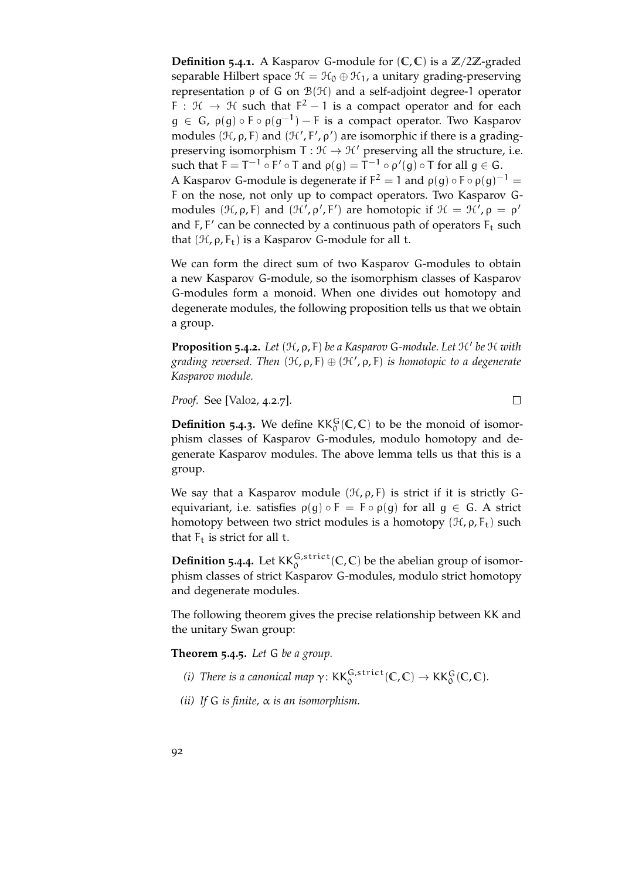**Definition 5.4.1.** A Kasparov $G$-module for $(\mathbb{C}, \mathbb{C})$ is a $\mathbb{Z}/2\mathbb{Z}$-graded separable Hilbert space $\mathcal{H} = \mathcal{H}_0 \oplus \mathcal{H}_1$, a unitary grading-preserving representation $\rho$ of $G$ on $\mathcal{B}(\mathcal{H})$ and a self-adjoint degree-1 operator $F : \mathcal{H} \to \mathcal{H}$ such that $F^2 - 1$ is a compact operator and for each $g \in G$, $\rho(g) \circ F \circ \rho(g^{-1}) - F$ is a compact operator. Two Kasparov modules $(\mathcal{H}, \rho, F)$ and $(\mathcal{H}', F', \rho')$ are isomorphic if there is a grading-preserving isomorphism $T : \mathcal{H} \to \mathcal{H}'$ preserving all the structure, i.e. such that $F = T^{-1} \circ F' \circ T$ and $\rho(g) = T^{-1} \circ \rho'(g) \circ T$ for all $g \in G$. A Kasparov $G$-module is degenerate if $F^2 = 1$ and $\rho(g) \circ F \circ \rho(g)^{-1} = F$ on the nose, not only up to compact operators. Two Kasparov $G$-modules $(\mathcal{H}, \rho, F)$ and $(\mathcal{H}', \rho', F')$ are homotopic if $\mathcal{H} = \mathcal{H}', \rho = \rho'$ and $F, F'$ can be connected by a continuous path of operators $F_t$ such that $(\mathcal{H}, \rho, F_t)$ is a Kasparov $G$-module for all $t$.

We can form the direct sum of two Kasparov $G$-modules to obtain a new Kasparov $G$-module, so the isomorphism classes of Kasparov $G$-modules form a monoid. When one divides out homotopy and degenerate modules, the following proposition tells us that we obtain a group.

**Proposition 5.4.2.** *Let $(\mathcal{H}, \rho, F)$ be a Kasparov $G$-module. Let $\mathcal{H}'$ be $\mathcal{H}$ with grading reversed. Then $(\mathcal{H}, \rho, F) \oplus (\mathcal{H}', \rho, F)$ is homotopic to a degenerate Kasparov module.*

*Proof.* See [Val02, 4.2.7]. □

**Definition 5.4.3.** We define $KK_0^G(\mathbb{C}, \mathbb{C})$ to be the monoid of isomorphism classes of Kasparov $G$-modules, modulo homotopy and degenerate Kasparov modules. The above lemma tells us that this is a group.

We say that a Kasparov module $(\mathcal{H}, \rho, F)$ is strict if it is strictly $G$-equivariant, i.e. satisfies $\rho(g) \circ F = F \circ \rho(g)$ for all $g \in G$. A strict homotopy between two strict modules is a homotopy $(\mathcal{H}, \rho, F_t)$ such that $F_t$ is strict for all $t$.

**Definition 5.4.4.** Let $KK_0^{G,strict}(\mathbb{C}, \mathbb{C})$ be the abelian group of isomorphism classes of strict Kasparov $G$-modules, modulo strict homotopy and degenerate modules.

The following theorem gives the precise relationship between KK and the unitary Swan group:

**Theorem 5.4.5.** *Let $G$ be a group.*

*(i) There is a canonical map $\gamma \colon KK_0^{G,strict}(\mathbb{C}, \mathbb{C}) \to KK_0^G(\mathbb{C}, \mathbb{C})$.*

*(ii) If $G$ is finite, $\alpha$ is an isomorphism.*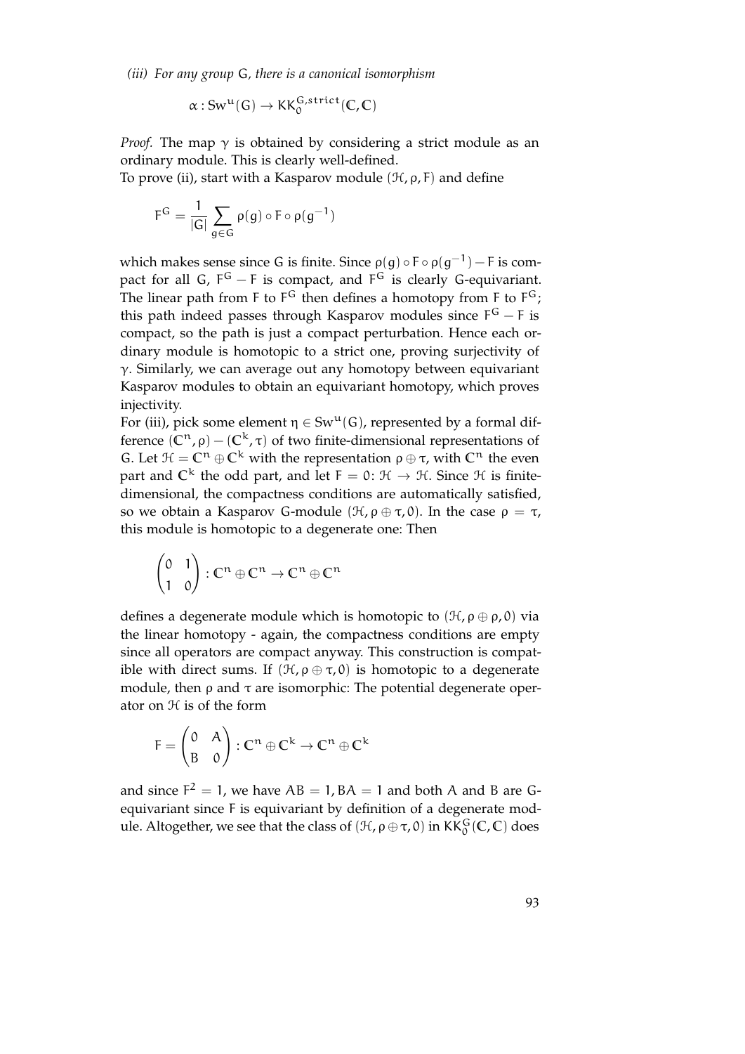*(iii) For any group* $G$*, there is a canonical isomorphism*

$$\alpha : \mathrm{Sw}^u(G) \to KK_0^{G,\mathrm{strict}}(\mathbb{C}, \mathbb{C})$$

*Proof.* The map $\gamma$ is obtained by considering a strict module as an ordinary module. This is clearly well-defined.

To prove (ii), start with a Kasparov module $(\mathcal{H}, \rho, F)$ and define

$$F^G = \frac{1}{|G|} \sum_{g \in G} \rho(g) \circ F \circ \rho(g^{-1})$$

which makes sense since $G$ is finite. Since $\rho(g) \circ F \circ \rho(g^{-1}) - F$ is compact for all $G$, $F^G - F$ is compact, and $F^G$ is clearly $G$-equivariant. The linear path from $F$ to $F^G$ then defines a homotopy from $F$ to $F^G$; this path indeed passes through Kasparov modules since $F^G - F$ is compact, so the path is just a compact perturbation. Hence each ordinary module is homotopic to a strict one, proving surjectivity of $\gamma$. Similarly, we can average out any homotopy between equivariant Kasparov modules to obtain an equivariant homotopy, which proves injectivity.

For (iii), pick some element $\eta \in \mathrm{Sw}^u(G)$, represented by a formal difference $(\mathbb{C}^n, \rho) - (\mathbb{C}^k, \tau)$ of two finite-dimensional representations of $G$. Let $\mathcal{H} = \mathbb{C}^n \oplus \mathbb{C}^k$ with the representation $\rho \oplus \tau$, with $\mathbb{C}^n$ the even part and $\mathbb{C}^k$ the odd part, and let $F = 0 \colon \mathcal{H} \to \mathcal{H}$. Since $\mathcal{H}$ is finite-dimensional, the compactness conditions are automatically satisfied, so we obtain a Kasparov $G$-module $(\mathcal{H}, \rho \oplus \tau, 0)$. In the case $\rho = \tau$, this module is homotopic to a degenerate one: Then

$$\begin{pmatrix} 0 & 1 \\ 1 & 0 \end{pmatrix} : \mathbb{C}^n \oplus \mathbb{C}^n \to \mathbb{C}^n \oplus \mathbb{C}^n$$

defines a degenerate module which is homotopic to $(\mathcal{H}, \rho \oplus \rho, 0)$ via the linear homotopy - again, the compactness conditions are empty since all operators are compact anyway. This construction is compatible with direct sums. If $(\mathcal{H}, \rho \oplus \tau, 0)$ is homotopic to a degenerate module, then $\rho$ and $\tau$ are isomorphic: The potential degenerate operator on $\mathcal{H}$ is of the form

$$F = \begin{pmatrix} 0 & A \\ B & 0 \end{pmatrix} : \mathbb{C}^n \oplus \mathbb{C}^k \to \mathbb{C}^n \oplus \mathbb{C}^k$$

and since $F^2 = 1$, we have $AB = 1, BA = 1$ and both $A$ and $B$ are $G$-equivariant since $F$ is equivariant by definition of a degenerate module. Altogether, we see that the class of $(\mathcal{H}, \rho \oplus \tau, 0)$ in $KK_0^G(\mathbb{C}, \mathbb{C})$ does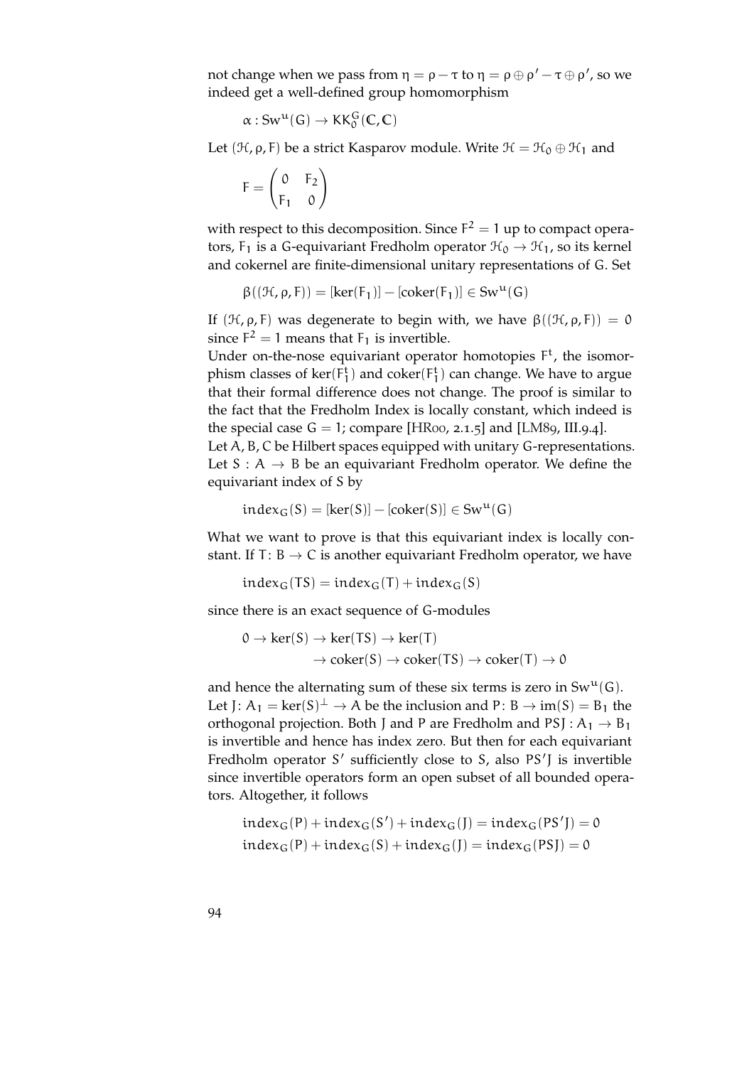not change when we pass from $\eta = \rho - \tau$ to $\eta = \rho \oplus \rho' - \tau \oplus \rho'$, so we indeed get a well-defined group homomorphism

$$\alpha : \mathrm{Sw}^u(G) \to KK_0^G(\mathbb{C}, \mathbb{C})$$

Let $(\mathcal{H}, \rho, F)$ be a strict Kasparov module. Write $\mathcal{H} = \mathcal{H}_0 \oplus \mathcal{H}_1$ and

$$F = \begin{pmatrix} 0 & F_2 \\ F_1 & 0 \end{pmatrix}$$

with respect to this decomposition. Since $F^2 = 1$ up to compact operators, $F_1$ is a $G$-equivariant Fredholm operator $\mathcal{H}_0 \to \mathcal{H}_1$, so its kernel and cokernel are finite-dimensional unitary representations of $G$. Set

$$\beta((\mathcal{H}, \rho, F)) = [\ker(F_1)] - [\mathrm{coker}(F_1)] \in \mathrm{Sw}^u(G)$$

If $(\mathcal{H}, \rho, F)$ was degenerate to begin with, we have $\beta((\mathcal{H}, \rho, F)) = 0$ since $F^2 = 1$ means that $F_1$ is invertible.

Under on-the-nose equivariant operator homotopies $F^t$, the isomorphism classes of $\ker(F_1^t)$ and $\mathrm{coker}(F_1^t)$ can change. We have to argue that their formal difference does not change. The proof is similar to the fact that the Fredholm Index is locally constant, which indeed is the special case $G = 1$; compare [HR00, 2.1.5] and [LM89, III.9.4].

Let $A, B, C$ be Hilbert spaces equipped with unitary $G$-representations. Let $S : A \to B$ be an equivariant Fredholm operator. We define the equivariant index of $S$ by

$$\mathrm{index}_G(S) = [\ker(S)] - [\mathrm{coker}(S)] \in \mathrm{Sw}^u(G)$$

What we want to prove is that this equivariant index is locally constant. If $T \colon B \to C$ is another equivariant Fredholm operator, we have

$$\mathrm{index}_G(TS) = \mathrm{index}_G(T) + \mathrm{index}_G(S)$$

since there is an exact sequence of $G$-modules

$$\begin{aligned} 0 \to \ker(S) \to \ker(TS) \to \ker(T) \\ \to \mathrm{coker}(S) \to \mathrm{coker}(TS) \to \mathrm{coker}(T) \to 0 \end{aligned}$$

and hence the alternating sum of these six terms is zero in $\mathrm{Sw}^u(G)$.

Let $J \colon A_1 = \ker(S)^\perp \to A$ be the inclusion and $P \colon B \to \mathrm{im}(S) = B_1$ the orthogonal projection. Both $J$ and $P$ are Fredholm and $PSJ : A_1 \to B_1$ is invertible and hence has index zero. But then for each equivariant Fredholm operator $S'$ sufficiently close to $S$, also $PS'J$ is invertible since invertible operators form an open subset of all bounded operators. Altogether, it follows

$$\begin{aligned} \mathrm{index}_G(P) + \mathrm{index}_G(S') + \mathrm{index}_G(J) = \mathrm{index}_G(PS'J) = 0 \\ \mathrm{index}_G(P) + \mathrm{index}_G(S) + \mathrm{index}_G(J) = \mathrm{index}_G(PSJ) = 0 \end{aligned}$$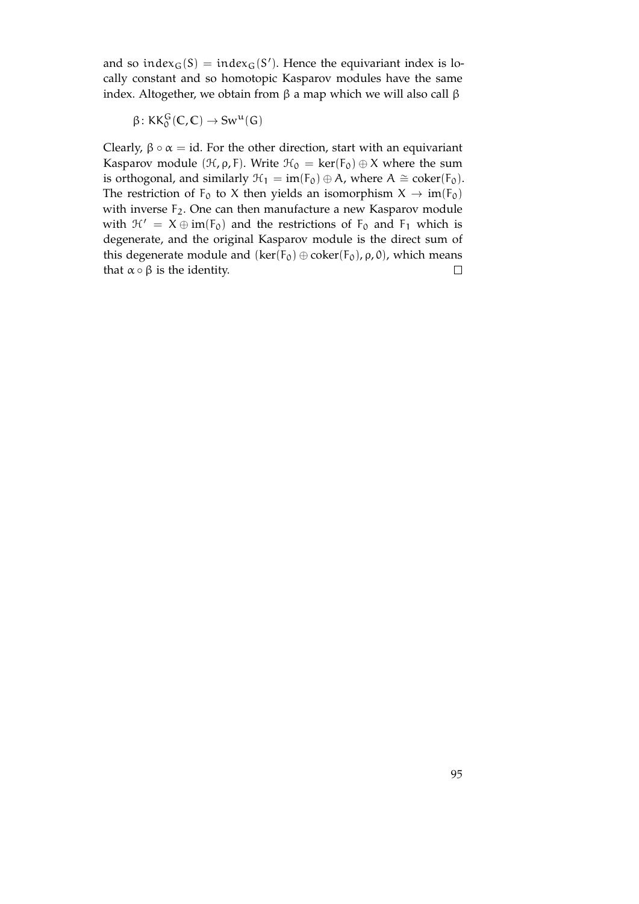and so $\mathrm{index}_G(S) = \mathrm{index}_G(S')$. Hence the equivariant index is locally constant and so homotopic Kasparov modules have the same index. Altogether, we obtain from $\beta$ a map which we will also call $\beta$

$$\beta\colon KK_0^G(\mathbb{C}, \mathbb{C}) \to Sw^u(G)$$

Clearly, $\beta \circ \alpha = \mathrm{id}$. For the other direction, start with an equivariant Kasparov module $(\mathcal{H}, \rho, F)$. Write $\mathcal{H}_0 = \ker(F_0) \oplus X$ where the sum is orthogonal, and similarly $\mathcal{H}_1 = \mathrm{im}(F_0) \oplus A$, where $A \cong \mathrm{coker}(F_0)$. The restriction of $F_0$ to $X$ then yields an isomorphism $X \to \mathrm{im}(F_0)$ with inverse $F_2$. One can then manufacture a new Kasparov module with $\mathcal{H}' = X \oplus \mathrm{im}(F_0)$ and the restrictions of $F_0$ and $F_1$ which is degenerate, and the original Kasparov module is the direct sum of this degenerate module and $(\ker(F_0) \oplus \mathrm{coker}(F_0), \rho, 0)$, which means that $\alpha \circ \beta$ is the identity. $\square$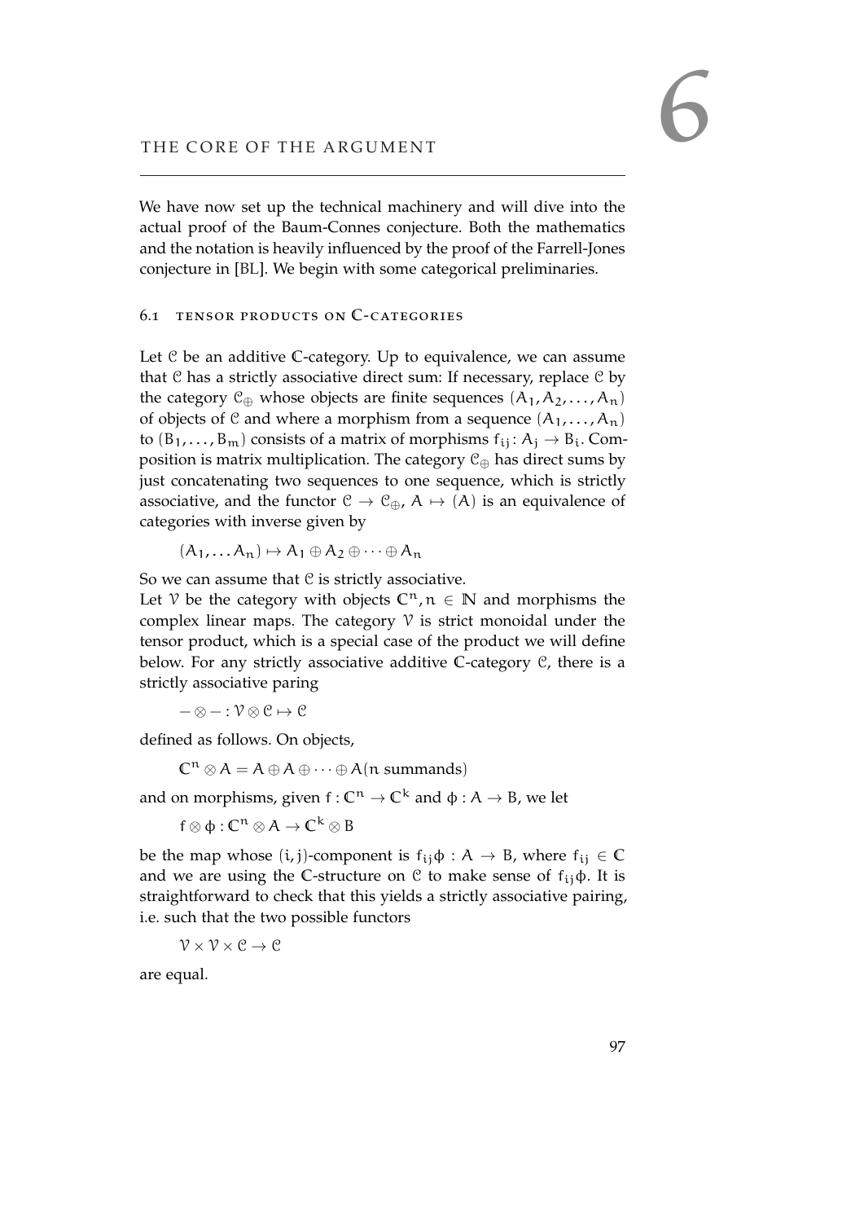# 6 THE CORE OF THE ARGUMENT

We have now set up the technical machinery and will dive into the actual proof of the Baum-Connes conjecture. Both the mathematics and the notation is heavily influenced by the proof of the Farrell-Jones conjecture in [BL]. We begin with some categorical preliminaries.

## 6.1 TENSOR PRODUCTS ON $\mathbb{C}$-CATEGORIES

Let $\mathcal{C}$ be an additive $\mathbb{C}$-category. Up to equivalence, we can assume that $\mathcal{C}$ has a strictly associative direct sum: If necessary, replace $\mathcal{C}$ by the category $\mathcal{C}_\oplus$ whose objects are finite sequences $(A_1, A_2, \dots, A_n)$ of objects of $\mathcal{C}$ and where a morphism from a sequence $(A_1, \dots, A_n)$ to $(B_1, \dots, B_m)$ consists of a matrix of morphisms $f_{ij} \colon A_j \to B_i$. Composition is matrix multiplication. The category $\mathcal{C}_\oplus$ has direct sums by just concatenating two sequences to one sequence, which is strictly associative, and the functor $\mathcal{C} \to \mathcal{C}_\oplus$, $A \mapsto (A)$ is an equivalence of categories with inverse given by

$$(A_1, \dots A_n) \mapsto A_1 \oplus A_2 \oplus \dots \oplus A_n$$

So we can assume that $\mathcal{C}$ is strictly associative.

Let $\mathcal{V}$ be the category with objects $\mathbb{C}^n, n \in \mathbb{N}$ and morphisms the complex linear maps. The category $\mathcal{V}$ is strict monoidal under the tensor product, which is a special case of the product we will define below. For any strictly associative additive $\mathbb{C}$-category $\mathcal{C}$, there is a strictly associative paring

$$- \otimes - : \mathcal{V} \otimes \mathcal{C} \mapsto \mathcal{C}$$

defined as follows. On objects,

$$\mathbb{C}^n \otimes A = A \oplus A \oplus \dots \oplus A (n \text{ summands})$$

and on morphisms, given $f : \mathbb{C}^n \to \mathbb{C}^k$ and $\phi : A \to B$, we let

$$f \otimes \phi : \mathbb{C}^n \otimes A \to \mathbb{C}^k \otimes B$$

be the map whose $(i, j)$-component is $f_{ij}\phi : A \to B$, where $f_{ij} \in \mathbb{C}$ and we are using the $\mathbb{C}$-structure on $\mathcal{C}$ to make sense of $f_{ij}\phi$. It is straightforward to check that this yields a strictly associative pairing, i.e. such that the two possible functors

$$\mathcal{V} \times \mathcal{V} \times \mathcal{C} \to \mathcal{C}$$

are equal.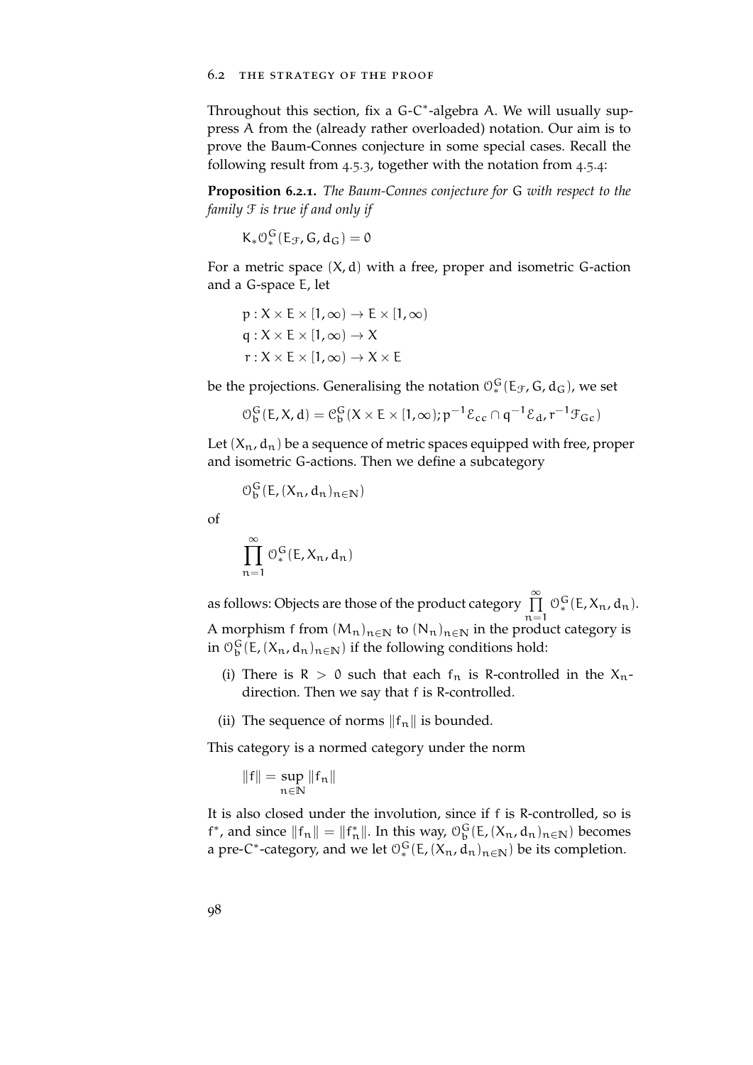Throughout this section, fix a G-$C^*$-algebra A. We will usually suppress A from the (already rather overloaded) notation. Our aim is to prove the Baum-Connes conjecture in some special cases. Recall the following result from 4.5.3, together with the notation from 4.5.4:

**Proposition 6.2.1.** *The Baum-Connes conjecture for* G *with respect to the family* $\mathcal{F}$ *is true if and only if*

$$K_*\mathcal{O}^G_*(E_\mathcal{F}, G, d_G) = 0$$

For a metric space $(X, d)$ with a free, proper and isometric G-action and a G-space E, let

$$\begin{aligned}
p &: X \times E \times [1, \infty) \to E \times [1, \infty) \\
q &: X \times E \times [1, \infty) \to X \\
r &: X \times E \times [1, \infty) \to X \times E
\end{aligned}$$

be the projections. Generalising the notation $\mathcal{O}^G_*(E_\mathcal{F}, G, d_G)$, we set

$$\mathcal{O}^G_b(E, X, d) = \mathcal{C}^G_b(X \times E \times [1, \infty); p^{-1}\mathcal{E}_{cc} \cap q^{-1}\mathcal{E}_d, r^{-1}\mathcal{F}_{Gc})$$

Let $(X_n, d_n)$ be a sequence of metric spaces equipped with free, proper and isometric G-actions. Then we define a subcategory

$$\mathcal{O}^G_b(E, (X_n, d_n)_{n\in\mathbb{N}})$$

of

$$\prod_{n=1}^{\infty} \mathcal{O}^G_*(E, X_n, d_n)$$

as follows: Objects are those of the product category $\prod_{n=1}^{\infty} \mathcal{O}^G_*(E, X_n, d_n)$. A morphism f from $(M_n)_{n\in\mathbb{N}}$ to $(N_n)_{n\in\mathbb{N}}$ in the product category is in $\mathcal{O}^G_b(E, (X_n, d_n)_{n\in\mathbb{N}})$ if the following conditions hold:

(i) There is $R > 0$ such that each $f_n$ is R-controlled in the $X_n$-direction. Then we say that f is R-controlled.

(ii) The sequence of norms $\|f_n\|$ is bounded.

This category is a normed category under the norm

$$\|f\| = \sup_{n\in\mathbb{N}} \|f_n\|$$

It is also closed under the involution, since if f is R-controlled, so is $f^*$, and since $\|f_n\| = \|f_n^*\|$. In this way, $\mathcal{O}^G_b(E, (X_n, d_n)_{n\in\mathbb{N}})$ becomes a pre-$C^*$-category, and we let $\mathcal{O}^G_*(E, (X_n, d_n)_{n\in\mathbb{N}})$ be its completion.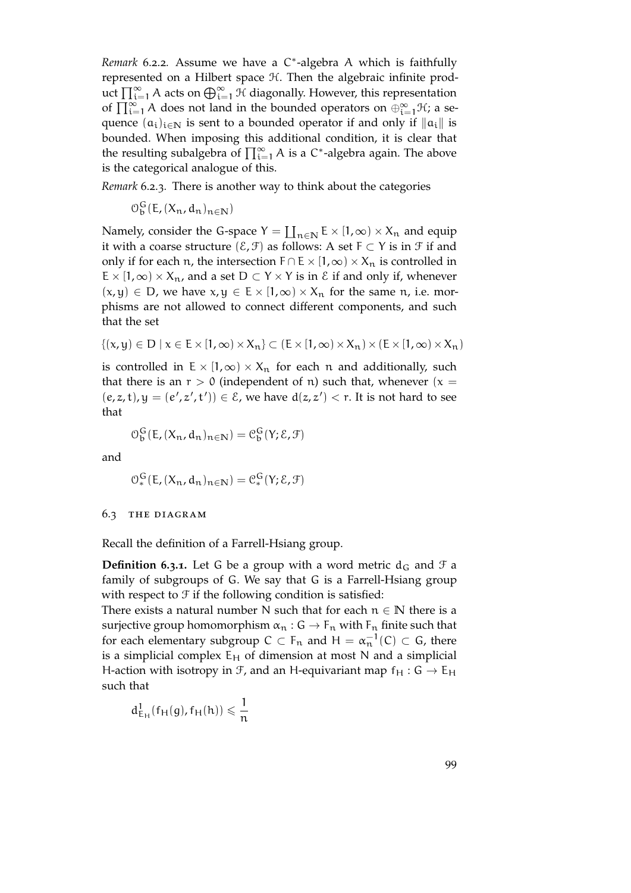*Remark* 6.2.2. Assume we have a $C^*$-algebra $A$ which is faithfully represented on a Hilbert space $\mathcal{H}$. Then the algebraic infinite product $\prod_{i=1}^{\infty} A$ acts on $\bigoplus_{i=1}^{\infty} \mathcal{H}$ diagonally. However, this representation of $\prod_{i=1}^{\infty} A$ does not land in the bounded operators on $\oplus_{i=1}^{\infty}\mathcal{H}$; a sequence $(a_i)_{i\in\mathbb{N}}$ is sent to a bounded operator if and only if $\|a_i\|$ is bounded. When imposing this additional condition, it is clear that the resulting subalgebra of $\prod_{i=1}^{\infty} A$ is a $C^*$-algebra again. The above is the categorical analogue of this.

*Remark* 6.2.3. There is another way to think about the categories

$$\mathcal{O}_b^G(E, (X_n, d_n)_{n\in\mathbb{N}})$$

Namely, consider the $G$-space $Y = \coprod_{n\in\mathbb{N}} E \times [1,\infty) \times X_n$ and equip it with a coarse structure $(\mathcal{E}, \mathcal{F})$ as follows: A set $F \subset Y$ is in $\mathcal{F}$ if and only if for each $n$, the intersection $F \cap E \times [1,\infty) \times X_n$ is controlled in $E \times [1,\infty) \times X_n$, and a set $D \subset Y \times Y$ is in $\mathcal{E}$ if and only if, whenever $(x, y) \in D$, we have $x, y \in E \times [1,\infty) \times X_n$ for the same $n$, i.e. morphisms are not allowed to connect different components, and such that the set

$$\{(x,y) \in D \mid x \in E \times [1,\infty) \times X_n\} \subset (E \times [1,\infty) \times X_n) \times (E \times [1,\infty) \times X_n)$$

is controlled in $E \times [1,\infty) \times X_n$ for each $n$ and additionally, such that there is an $r > 0$ (independent of $n$) such that, whenever $(x = (e,z,t), y = (e',z',t')) \in \mathcal{E}$, we have $d(z,z') < r$. It is not hard to see that

$$\mathcal{O}_b^G(E, (X_n, d_n)_{n\in\mathbb{N}}) = \mathcal{C}_b^G(Y; \mathcal{E}, \mathcal{F})$$

and

$$\mathcal{O}_*^G(E, (X_n, d_n)_{n\in\mathbb{N}}) = \mathcal{C}_*^G(Y; \mathcal{E}, \mathcal{F})$$

## 6.3 The diagram

Recall the definition of a Farrell-Hsiang group.

**Definition 6.3.1.** Let $G$ be a group with a word metric $d_G$ and $\mathcal{F}$ a family of subgroups of $G$. We say that $G$ is a Farrell-Hsiang group with respect to $\mathcal{F}$ if the following condition is satisfied:
There exists a natural number $N$ such that for each $n \in \mathbb{N}$ there is a surjective group homomorphism $\alpha_n : G \to F_n$ with $F_n$ finite such that for each elementary subgroup $C \subset F_n$ and $H = \alpha_n^{-1}(C) \subset G$, there is a simplicial complex $E_H$ of dimension at most $N$ and a simplicial $H$-action with isotropy in $\mathcal{F}$, and an $H$-equivariant map $f_H : G \to E_H$ such that

$$d^1_{E_H}(f_H(g), f_H(h)) \leqslant \frac{1}{n}$$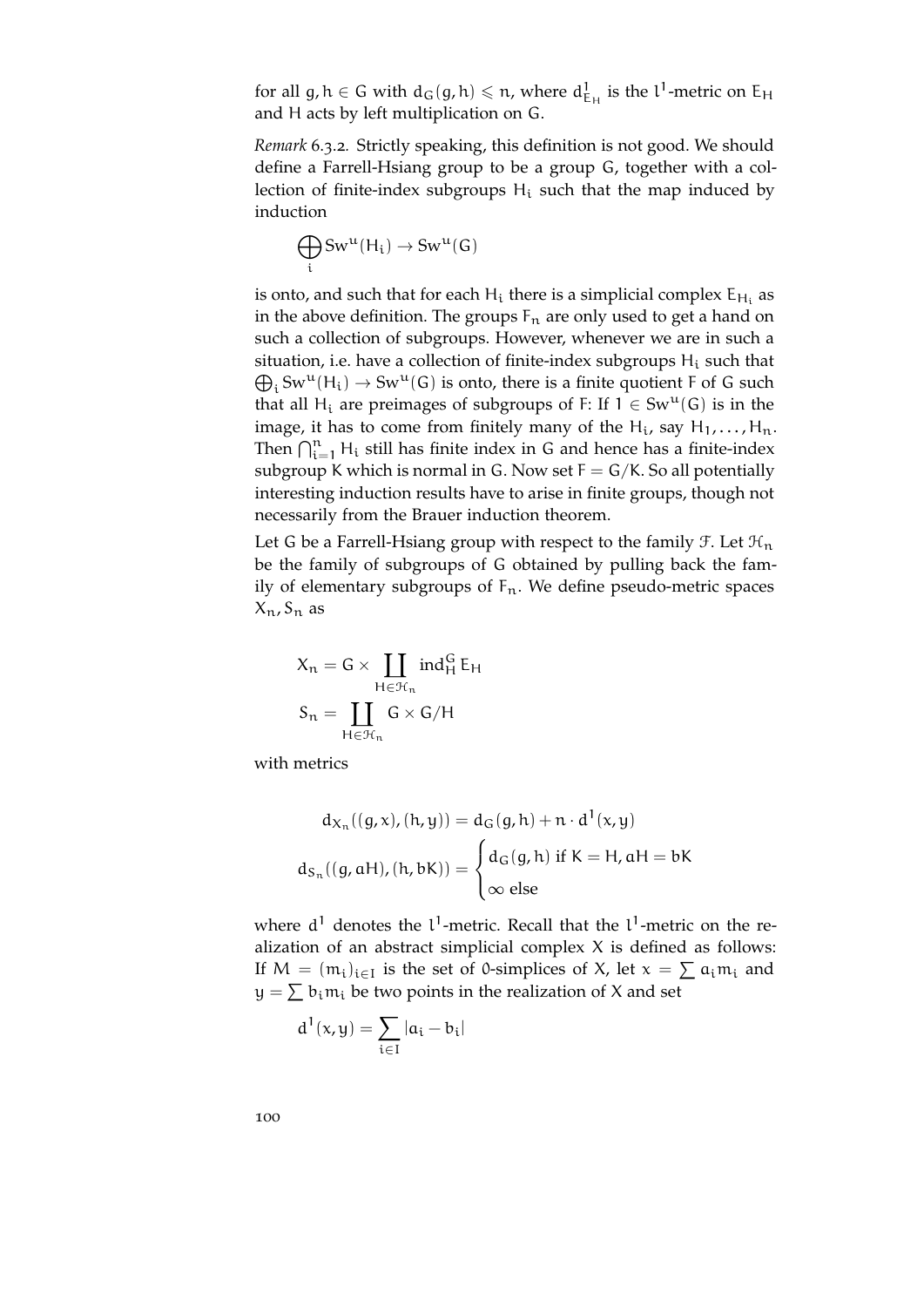for all $g, h \in G$ with $d_G(g,h) \leqslant n$, where $d^1_{E_H}$ is the $l^1$-metric on $E_H$ and $H$ acts by left multiplication on $G$.

*Remark* 6.3.2. Strictly speaking, this definition is not good. We should define a Farrell-Hsiang group to be a group $G$, together with a collection of finite-index subgroups $H_i$ such that the map induced by induction

$$\bigoplus_i \mathrm{Sw}^u(H_i) \to \mathrm{Sw}^u(G)$$

is onto, and such that for each $H_i$ there is a simplicial complex $E_{H_i}$ as in the above definition. The groups $F_n$ are only used to get a hand on such a collection of subgroups. However, whenever we are in such a situation, i.e. have a collection of finite-index subgroups $H_i$ such that $\bigoplus_i \mathrm{Sw}^u(H_i) \to \mathrm{Sw}^u(G)$ is onto, there is a finite quotient $F$ of $G$ such that all $H_i$ are preimages of subgroups of $F$: If $1 \in \mathrm{Sw}^u(G)$ is in the image, it has to come from finitely many of the $H_i$, say $H_1, \ldots, H_n$. Then $\bigcap_{i=1}^n H_i$ still has finite index in $G$ and hence has a finite-index subgroup $K$ which is normal in $G$. Now set $F = G/K$. So all potentially interesting induction results have to arise in finite groups, though not necessarily from the Brauer induction theorem.

Let $G$ be a Farrell-Hsiang group with respect to the family $\mathcal{F}$. Let $\mathcal{H}_n$ be the family of subgroups of $G$ obtained by pulling back the family of elementary subgroups of $F_n$. We define pseudo-metric spaces $X_n, S_n$ as

$$X_n = G \times \coprod_{H \in \mathcal{H}_n} \mathrm{ind}_H^G E_H$$

$$S_n = \coprod_{H \in \mathcal{H}_n} G \times G/H$$

with metrics

$$d_{X_n}((g,x),(h,y)) = d_G(g,h) + n \cdot d^1(x,y)$$

$$d_{S_n}((g,aH),(h,bK)) = \begin{cases} d_G(g,h) \text{ if } K = H, aH = bK \\ \infty \text{ else} \end{cases}$$

where $d^1$ denotes the $l^1$-metric. Recall that the $l^1$-metric on the realization of an abstract simplicial complex $X$ is defined as follows: If $M = (m_i)_{i \in I}$ is the set of 0-simplices of $X$, let $x = \sum a_i m_i$ and $y = \sum b_i m_i$ be two points in the realization of $X$ and set

$$d^1(x,y) = \sum_{i \in I} |a_i - b_i|$$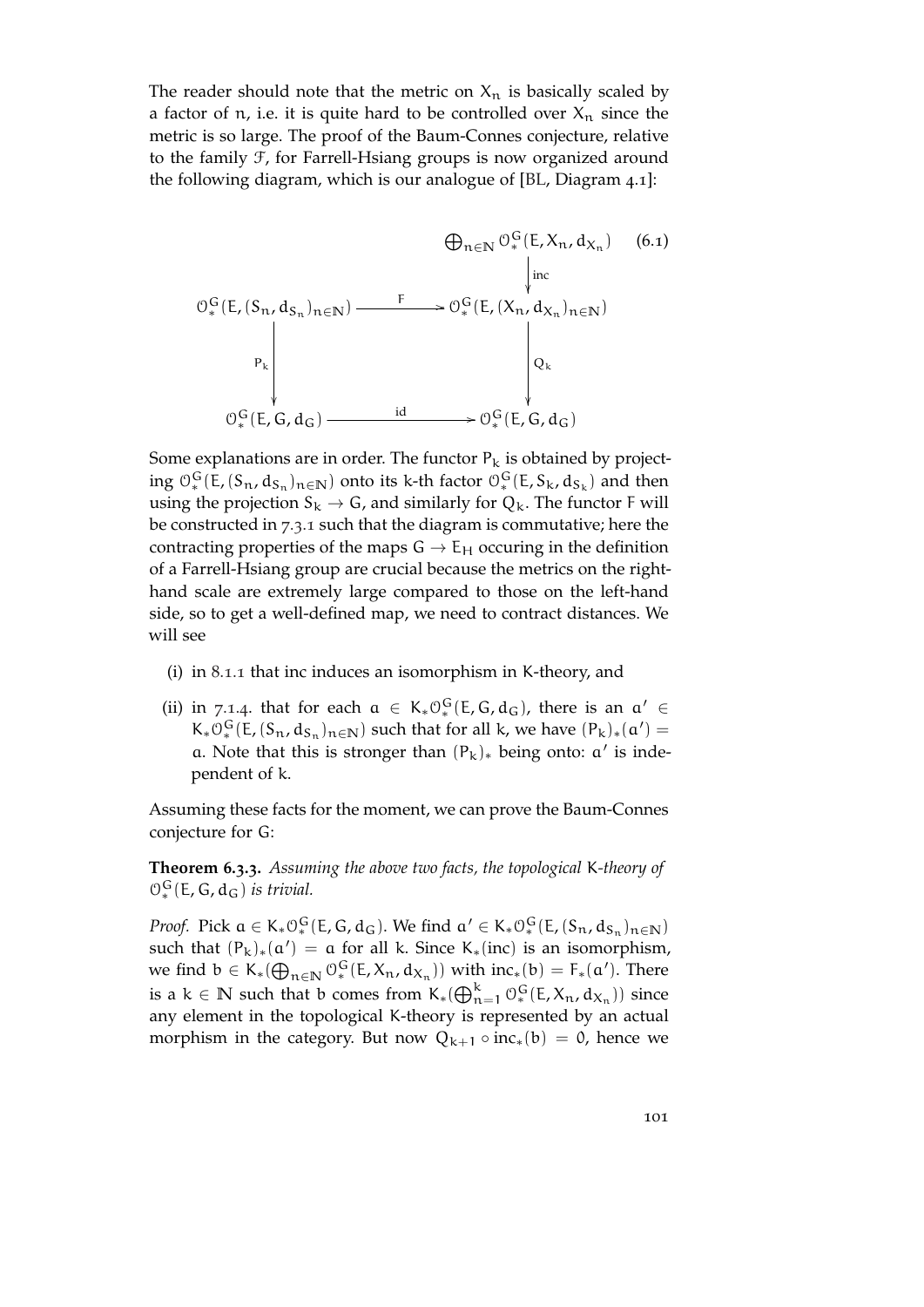The reader should note that the metric on $X_n$ is basically scaled by a factor of $n$, i.e. it is quite hard to be controlled over $X_n$ since the metric is so large. The proof of the Baum-Connes conjecture, relative to the family $\mathcal{F}$, for Farrell-Hsiang groups is now organized around the following diagram, which is our analogue of [BL, Diagram 4.1]:

$$
\begin{array}{ccc}
 & & \bigoplus_{n\in\mathbb{N}} \mathcal{O}^G_*(E, X_n, d_{X_n}) \\
 & & \Big\downarrow \text{inc} \\
\mathcal{O}^G_*(E,(S_n,d_{S_n})_{n\in\mathbb{N}}) & \xrightarrow{\quad F \quad} & \mathcal{O}^G_*(E,(X_n,d_{X_n})_{n\in\mathbb{N}}) \\
\Big\downarrow P_k & & \Big\downarrow Q_k \\
\mathcal{O}^G_*(E,G,d_G) & \xrightarrow{\quad \text{id} \quad} & \mathcal{O}^G_*(E,G,d_G)
\end{array}
\tag{6.1}
$$

Some explanations are in order. The functor $P_k$ is obtained by projecting $\mathcal{O}^G_*(E,(S_n,d_{S_n})_{n\in\mathbb{N}})$ onto its $k$-th factor $\mathcal{O}^G_*(E,S_k,d_{S_k})$ and then using the projection $S_k \to G$, and similarly for $Q_k$. The functor $F$ will be constructed in 7.3.1 such that the diagram is commutative; here the contracting properties of the maps $G \to E_H$ occuring in the definition of a Farrell-Hsiang group are crucial because the metrics on the right-hand scale are extremely large compared to those on the left-hand side, so to get a well-defined map, we need to contract distances. We will see

(i) in 8.1.1 that inc induces an isomorphism in $K$-theory, and

(ii) in 7.1.4. that for each $a \in K_*\mathcal{O}^G_*(E,G,d_G)$, there is an $a' \in K_*\mathcal{O}^G_*(E,(S_n,d_{S_n})_{n\in\mathbb{N}})$ such that for all $k$, we have $(P_k)_*(a') = a$. Note that this is stronger than $(P_k)_*$ being onto: $a'$ is independent of $k$.

Assuming these facts for the moment, we can prove the Baum-Connes conjecture for $G$:

**Theorem 6.3.3.** *Assuming the above two facts, the topological $K$-theory of $\mathcal{O}^G_*(E,G,d_G)$ is trivial.*

*Proof.* Pick $a \in K_*\mathcal{O}^G_*(E,G,d_G)$. We find $a' \in K_*\mathcal{O}^G_*(E,(S_n,d_{S_n})_{n\in\mathbb{N}})$ such that $(P_k)_*(a') = a$ for all $k$. Since $K_*(\text{inc})$ is an isomorphism, we find $b \in K_*(\bigoplus_{n\in\mathbb{N}} \mathcal{O}^G_*(E,X_n,d_{X_n}))$ with $\text{inc}_*(b) = F_*(a')$. There is a $k \in \mathbb{N}$ such that $b$ comes from $K_*(\bigoplus_{n=1}^k \mathcal{O}^G_*(E,X_n,d_{X_n}))$ since any element in the topological $K$-theory is represented by an actual morphism in the category. But now $Q_{k+1} \circ \text{inc}_*(b) = 0$, hence we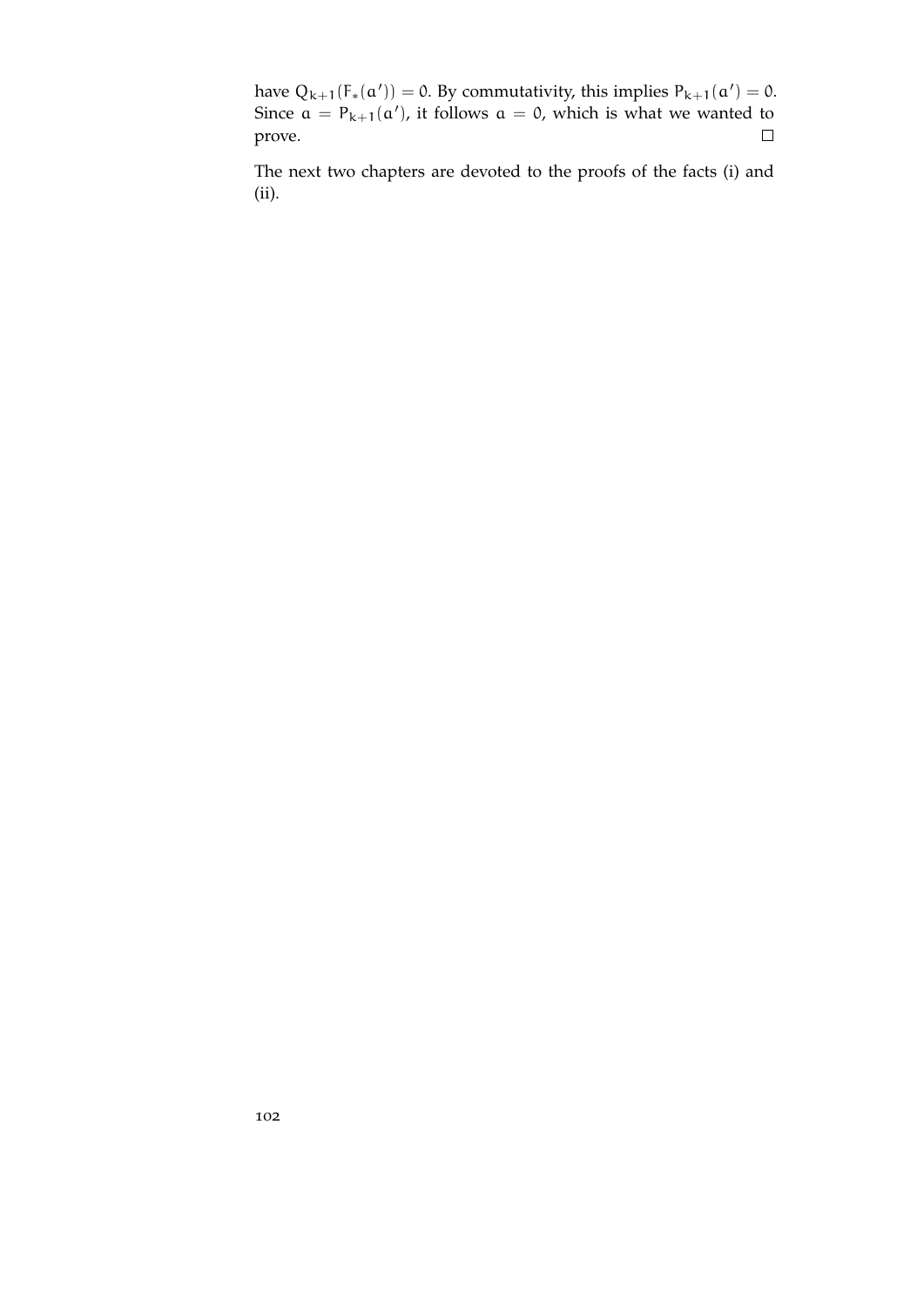have $Q_{k+1}(F_*(a')) = 0$. By commutativity, this implies $P_{k+1}(a') = 0$. Since $a = P_{k+1}(a')$, it follows $a = 0$, which is what we wanted to prove. $\square$

The next two chapters are devoted to the proofs of the facts (i) and (ii).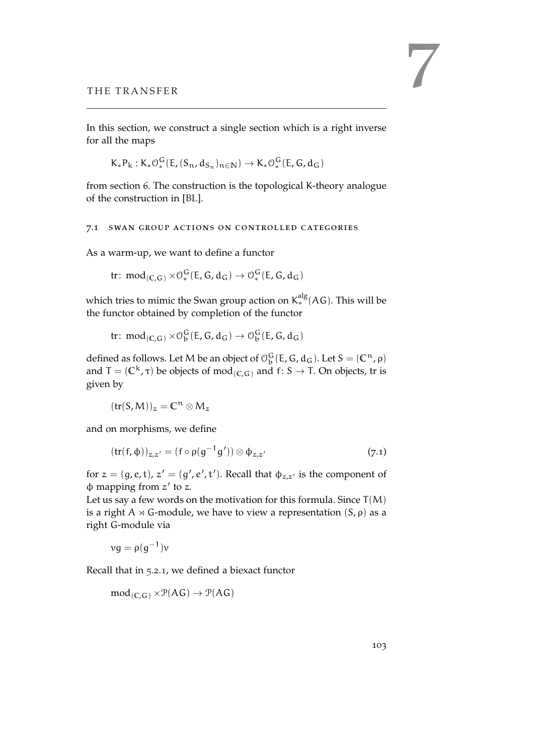# 7 THE TRANSFER

In this section, we construct a single section which is a right inverse for all the maps

$$K_*P_k : K_*\mathcal{O}^G_*(E, (S_n, d_{S_n})_{n\in\mathbb{N}}) \to K_*\mathcal{O}^G_*(E, G, d_G)$$

from section 6. The construction is the topological K-theory analogue of the construction in [BL].

## 7.1 Swan group actions on controlled categories

As a warm-up, we want to define a functor

$$\mathrm{tr}\colon \mathrm{mod}_{(\mathbb{C},G)} \times \mathcal{O}^G_*(E, G, d_G) \to \mathcal{O}^G_*(E, G, d_G)$$

which tries to mimic the Swan group action on $K^{\mathrm{alg}}_*(AG)$. This will be the functor obtained by completion of the functor

$$\mathrm{tr}\colon \mathrm{mod}_{(\mathbb{C},G)} \times \mathcal{O}^G_b(E, G, d_G) \to \mathcal{O}^G_b(E, G, d_G)$$

defined as follows. Let $M$ be an object of $\mathcal{O}^G_b(E, G, d_G)$. Let $S = (\mathbb{C}^n, \rho)$ and $T = (\mathbb{C}^k, \tau)$ be objects of $\mathrm{mod}_{(\mathbb{C},G)}$ and $f\colon S \to T$. On objects, tr is given by

$$(\mathrm{tr}(S, M))_z = \mathbb{C}^n \otimes M_z$$

and on morphisms, we define

$$(\mathrm{tr}(f, \phi))_{z,z'} = (f \circ \rho(g^{-1}g')) \otimes \phi_{z,z'} \tag{7.1}$$

for $z = (g, e, t)$, $z' = (g', e', t')$. Recall that $\phi_{z,z'}$ is the component of $\phi$ mapping from $z'$ to $z$.

Let us say a few words on the motivation for this formula. Since $T(M)$ is a right $A \rtimes G$-module, we have to view a representation $(S, \rho)$ as a right $G$-module via

$$vg = \rho(g^{-1})v$$

Recall that in 5.2.1, we defined a biexact functor

$$\mathrm{mod}_{(\mathbb{C},G)} \times \mathcal{P}(AG) \to \mathcal{P}(AG)$$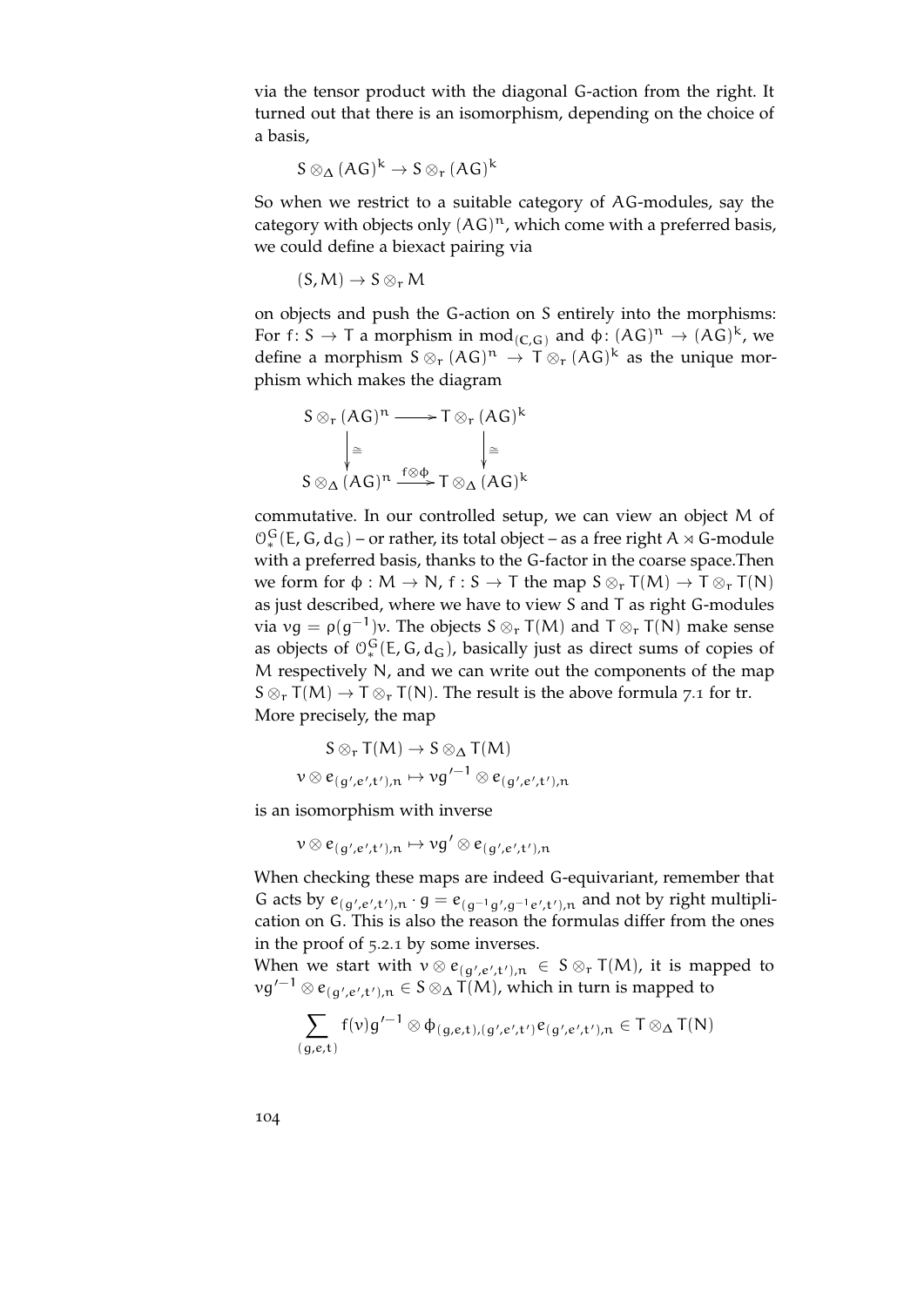via the tensor product with the diagonal G-action from the right. It turned out that there is an isomorphism, depending on the choice of a basis,

$$S \otimes_\Delta (AG)^k \to S \otimes_r (AG)^k$$

So when we restrict to a suitable category of AG-modules, say the category with objects only $(AG)^n$, which come with a preferred basis, we could define a biexact pairing via

$$(S, M) \to S \otimes_r M$$

on objects and push the G-action on S entirely into the morphisms: For $f \colon S \to T$ a morphism in $\mathrm{mod}_{(C,G)}$ and $\phi \colon (AG)^n \to (AG)^k$, we define a morphism $S \otimes_r (AG)^n \to T \otimes_r (AG)^k$ as the unique morphism which makes the diagram

$$\begin{array}{ccc} S \otimes_r (AG)^n & \longrightarrow & T \otimes_r (AG)^k \\ \downarrow \cong & & \downarrow \cong \\ S \otimes_\Delta (AG)^n & \xrightarrow{f \otimes \phi} & T \otimes_\Delta (AG)^k \end{array}$$

commutative. In our controlled setup, we can view an object M of $\mathcal{O}^G_*(E, G, d_G)$ – or rather, its total object – as a free right $A \rtimes G$-module with a preferred basis, thanks to the G-factor in the coarse space.Then we form for $\phi : M \to N$, $f : S \to T$ the map $S \otimes_r T(M) \to T \otimes_r T(N)$ as just described, where we have to view S and T as right G-modules via $\nu g = \rho(g^{-1})\nu$. The objects $S \otimes_r T(M)$ and $T \otimes_r T(N)$ make sense as objects of $\mathcal{O}^G_*(E, G, d_G)$, basically just as direct sums of copies of M respectively N, and we can write out the components of the map $S \otimes_r T(M) \to T \otimes_r T(N)$. The result is the above formula 7.1 for tr. More precisely, the map

$$S \otimes_r T(M) \to S \otimes_\Delta T(M)$$
$$\nu \otimes e_{(g',e',t'),n} \mapsto \nu g'^{-1} \otimes e_{(g',e',t'),n}$$

is an isomorphism with inverse

$$\nu \otimes e_{(g',e',t'),n} \mapsto \nu g' \otimes e_{(g',e',t'),n}$$

When checking these maps are indeed G-equivariant, remember that G acts by $e_{(g',e',t'),n} \cdot g = e_{(g^{-1}g', g^{-1}e', t'),n}$ and not by right multiplication on G. This is also the reason the formulas differ from the ones in the proof of 5.2.1 by some inverses.

When we start with $\nu \otimes e_{(g',e',t'),n} \in S \otimes_r T(M)$, it is mapped to $\nu g'^{-1} \otimes e_{(g',e',t'),n} \in S \otimes_\Delta T(M)$, which in turn is mapped to

$$\sum_{(g,e,t)} f(\nu) g'^{-1} \otimes \phi_{(g,e,t),(g',e',t')} e_{(g',e',t'),n} \in T \otimes_\Delta T(N)$$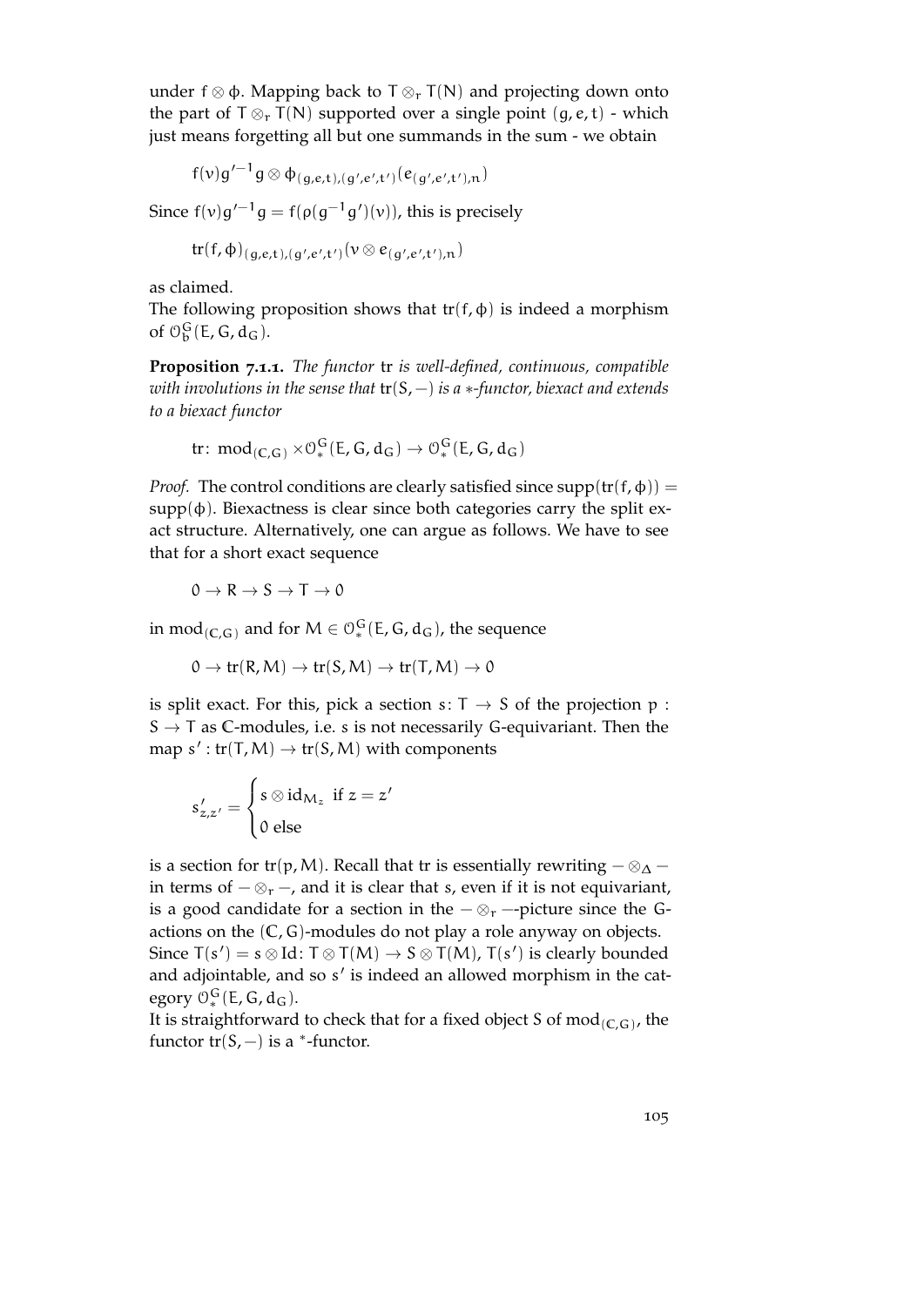under $f \otimes \phi$. Mapping back to $T \otimes_r T(N)$ and projecting down onto the part of $T \otimes_r T(N)$ supported over a single point $(g, e, t)$ - which just means forgetting all but one summands in the sum - we obtain

$$f(v)g'^{-1}g \otimes \phi_{(g,e,t),(g',e',t')}(e_{(g',e',t'),n})$$

Since $f(v)g'^{-1}g = f(\rho(g^{-1}g')(v))$, this is precisely

$$\mathrm{tr}(f, \phi)_{(g,e,t),(g',e',t')}(v \otimes e_{(g',e',t'),n})$$

as claimed.

The following proposition shows that $\mathrm{tr}(f, \phi)$ is indeed a morphism of $\mathcal{O}^G_b(E, G, d_G)$.

**Proposition 7.1.1.** *The functor* tr *is well-defined, continuous, compatible with involutions in the sense that* $\mathrm{tr}(S, -)$ *is a* $*$*-functor, biexact and extends to a biexact functor*

$$\mathrm{tr}\colon \mathrm{mod}_{(\mathbb{C},G)} \times \mathcal{O}^G_*(E, G, d_G) \to \mathcal{O}^G_*(E, G, d_G)$$

*Proof.* The control conditions are clearly satisfied since $\mathrm{supp}(\mathrm{tr}(f, \phi)) = \mathrm{supp}(\phi)$. Biexactness is clear since both categories carry the split exact structure. Alternatively, one can argue as follows. We have to see that for a short exact sequence

$$0 \to R \to S \to T \to 0$$

in $\mathrm{mod}_{(\mathbb{C},G)}$ and for $M \in \mathcal{O}^G_*(E, G, d_G)$, the sequence

$$0 \to \mathrm{tr}(R, M) \to \mathrm{tr}(S, M) \to \mathrm{tr}(T, M) \to 0$$

is split exact. For this, pick a section $s\colon T \to S$ of the projection $p : S \to T$ as $\mathbb{C}$-modules, i.e. $s$ is not necessarily $G$-equivariant. Then the map $s' : \mathrm{tr}(T, M) \to \mathrm{tr}(S, M)$ with components

$$s'_{z,z'} = \begin{cases} s \otimes \mathrm{id}_{M_z} & \text{if } z = z' \\ 0 & \text{else} \end{cases}$$

is a section for $\mathrm{tr}(p, M)$. Recall that tr is essentially rewriting $- \otimes_\Delta -$ in terms of $- \otimes_r -$, and it is clear that $s$, even if it is not equivariant, is a good candidate for a section in the $- \otimes_r -$-picture since the $G$-actions on the $(\mathbb{C}, G)$-modules do not play a role anyway on objects. Since $T(s') = s \otimes \mathrm{Id}\colon T \otimes T(M) \to S \otimes T(M)$, $T(s')$ is clearly bounded and adjointable, and so $s'$ is indeed an allowed morphism in the category $\mathcal{O}^G_*(E, G, d_G)$.

It is straightforward to check that for a fixed object $S$ of $\mathrm{mod}_{(\mathbb{C},G)}$, the functor $\mathrm{tr}(S, -)$ is a $^*$-functor.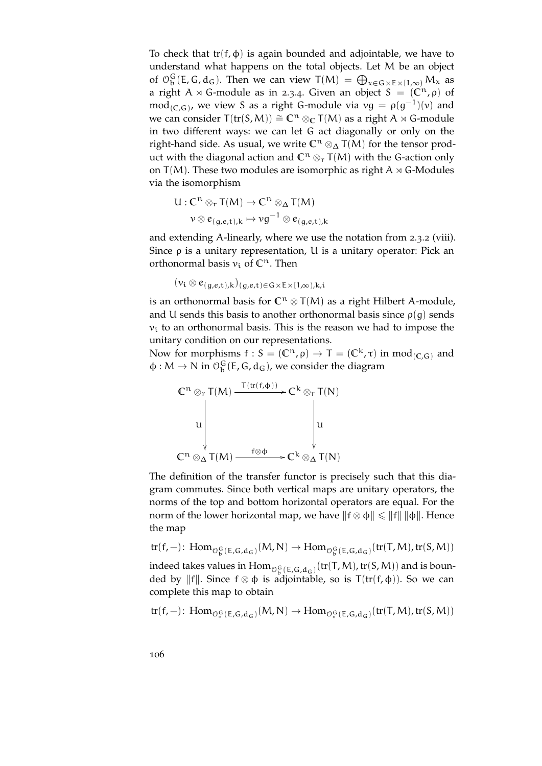To check that $\mathrm{tr}(f, \phi)$ is again bounded and adjointable, we have to understand what happens on the total objects. Let $M$ be an object of $\mathcal{O}^G_b(E, G, d_G)$. Then we can view $T(M) = \bigoplus_{x \in G \times E \times [1,\infty)} M_x$ as a right $A \rtimes G$-module as in 2.3.4. Given an object $S = (\mathbb{C}^n, \rho)$ of $\mathrm{mod}_{(\mathbb{C},G)}$, we view $S$ as a right $G$-module via $vg = \rho(g^{-1})(v)$ and we can consider $T(\mathrm{tr}(S, M)) \cong \mathbb{C}^n \otimes_{\mathbb{C}} T(M)$ as a right $A \rtimes G$-module in two different ways: we can let $G$ act diagonally or only on the right-hand side. As usual, we write $\mathbb{C}^n \otimes_\Delta T(M)$ for the tensor product with the diagonal action and $\mathbb{C}^n \otimes_r T(M)$ with the $G$-action only on $T(M)$. These two modules are isomorphic as right $A \rtimes G$-Modules via the isomorphism

$$
\begin{aligned}
U : \mathbb{C}^n \otimes_r T(M) &\to \mathbb{C}^n \otimes_\Delta T(M) \\
v \otimes e_{(g,e,t),k} &\mapsto vg^{-1} \otimes e_{(g,e,t),k}
\end{aligned}
$$

and extending $A$-linearly, where we use the notation from 2.3.2 (viii). Since $\rho$ is a unitary representation, $U$ is a unitary operator: Pick an orthonormal basis $v_i$ of $\mathbb{C}^n$. Then

$$
(v_i \otimes e_{(g,e,t),k})_{(g,e,t) \in G \times E \times [1,\infty),k,i}
$$

is an orthonormal basis for $\mathbb{C}^n \otimes T(M)$ as a right Hilbert $A$-module, and $U$ sends this basis to another orthonormal basis since $\rho(g)$ sends $v_i$ to an orthonormal basis. This is the reason we had to impose the unitary condition on our representations.

Now for morphisms $f : S = (\mathbb{C}^n, \rho) \to T = (\mathbb{C}^k, \tau)$ in $\mathrm{mod}_{(\mathbb{C},G)}$ and $\phi : M \to N$ in $\mathcal{O}^G_b(E, G, d_G)$, we consider the diagram

$$
\begin{array}{ccc}
\mathbb{C}^n \otimes_r T(M) & \xrightarrow{T(\mathrm{tr}(f,\phi))} & \mathbb{C}^k \otimes_r T(N) \\
\Big\downarrow U & & \Big\downarrow U \\
\mathbb{C}^n \otimes_\Delta T(M) & \xrightarrow{f \otimes \phi} & \mathbb{C}^k \otimes_\Delta T(N)
\end{array}
$$

The definition of the transfer functor is precisely such that this diagram commutes. Since both vertical maps are unitary operators, the norms of the top and bottom horizontal operators are equal. For the norm of the lower horizontal map, we have $\|f \otimes \phi\| \leqslant \|f\| \, \|\phi\|$. Hence the map

$$
\mathrm{tr}(f, -) \colon \mathrm{Hom}_{\mathcal{O}^G_b(E,G,d_G)}(M, N) \to \mathrm{Hom}_{\mathcal{O}^G_b(E,G,d_G)}(\mathrm{tr}(T, M), \mathrm{tr}(S, M))
$$

indeed takes values in $\mathrm{Hom}_{\mathcal{O}^G_b(E,G,d_G)}(\mathrm{tr}(T, M), \mathrm{tr}(S, M))$ and is bounded by $\|f\|$. Since $f \otimes \phi$ is adjointable, so is $T(\mathrm{tr}(f, \phi))$. So we can complete this map to obtain

$$
\mathrm{tr}(f, -) \colon \mathrm{Hom}_{\mathcal{O}^G_*(E,G,d_G)}(M, N) \to \mathrm{Hom}_{\mathcal{O}^G_*(E,G,d_G)}(\mathrm{tr}(T, M), \mathrm{tr}(S, M))
$$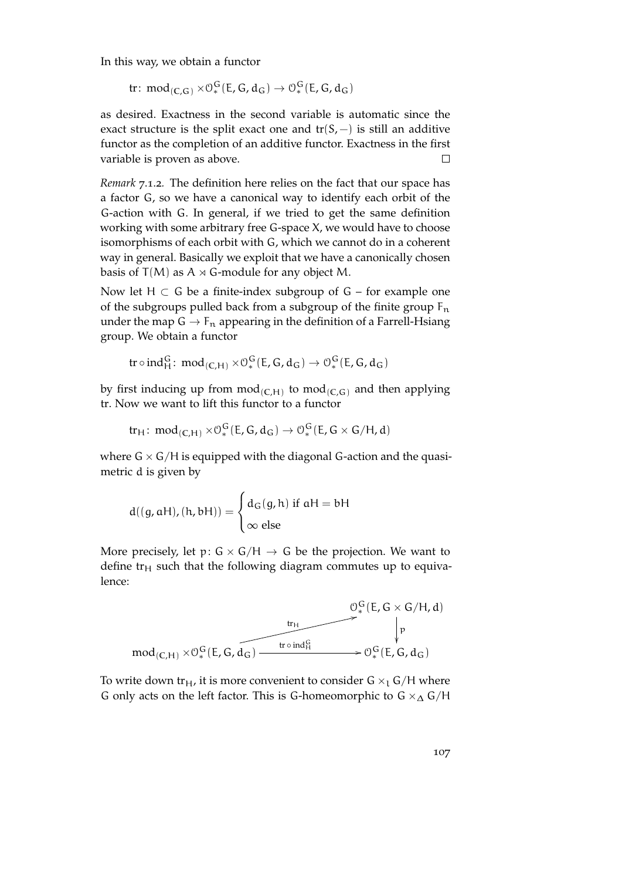In this way, we obtain a functor

$$\mathrm{tr}\colon \mathrm{mod}_{(C,G)} \times \mathcal{O}^G_*(E, G, d_G) \to \mathcal{O}^G_*(E, G, d_G)$$

as desired. Exactness in the second variable is automatic since the exact structure is the split exact one and $\mathrm{tr}(S, -)$ is still an additive functor as the completion of an additive functor. Exactness in the first variable is proven as above. □

*Remark* 7.1.2. The definition here relies on the fact that our space has a factor $G$, so we have a canonical way to identify each orbit of the $G$-action with $G$. In general, if we tried to get the same definition working with some arbitrary free $G$-space $X$, we would have to choose isomorphisms of each orbit with $G$, which we cannot do in a coherent way in general. Basically we exploit that we have a canonically chosen basis of $T(M)$ as $A \rtimes G$-module for any object $M$.

Now let $H \subset G$ be a finite-index subgroup of $G$ – for example one of the subgroups pulled back from a subgroup of the finite group $F_n$ under the map $G \to F_n$ appearing in the definition of a Farrell-Hsiang group. We obtain a functor

$$\mathrm{tr} \circ \mathrm{ind}^G_H\colon \mathrm{mod}_{(C,H)} \times \mathcal{O}^G_*(E, G, d_G) \to \mathcal{O}^G_*(E, G, d_G)$$

by first inducing up from $\mathrm{mod}_{(C,H)}$ to $\mathrm{mod}_{(C,G)}$ and then applying tr. Now we want to lift this functor to a functor

$$\mathrm{tr}_H\colon \mathrm{mod}_{(C,H)} \times \mathcal{O}^G_*(E, G, d_G) \to \mathcal{O}^G_*(E, G \times G/H, d)$$

where $G \times G/H$ is equipped with the diagonal $G$-action and the quasi-metric $d$ is given by

$$d((g, aH), (h, bH)) = \begin{cases} d_G(g, h) \text{ if } aH = bH \\ \infty \text{ else} \end{cases}$$

More precisely, let $p\colon G \times G/H \to G$ be the projection. We want to define $\mathrm{tr}_H$ such that the following diagram commutes up to equivalence:

$$\begin{array}{ccc} & & \mathcal{O}^G_*(E, G \times G/H, d) \\ & \overset{\mathrm{tr}_H}{\nearrow} & \downarrow p \\ \mathrm{mod}_{(C,H)} \times \mathcal{O}^G_*(E, G, d_G) & \xrightarrow{\mathrm{tr} \circ \mathrm{ind}^G_H} & \mathcal{O}^G_*(E, G, d_G) \end{array}$$

To write down $\mathrm{tr}_H$, it is more convenient to consider $G \times_l G/H$ where $G$ only acts on the left factor. This is $G$-homeomorphic to $G \times_\Delta G/H$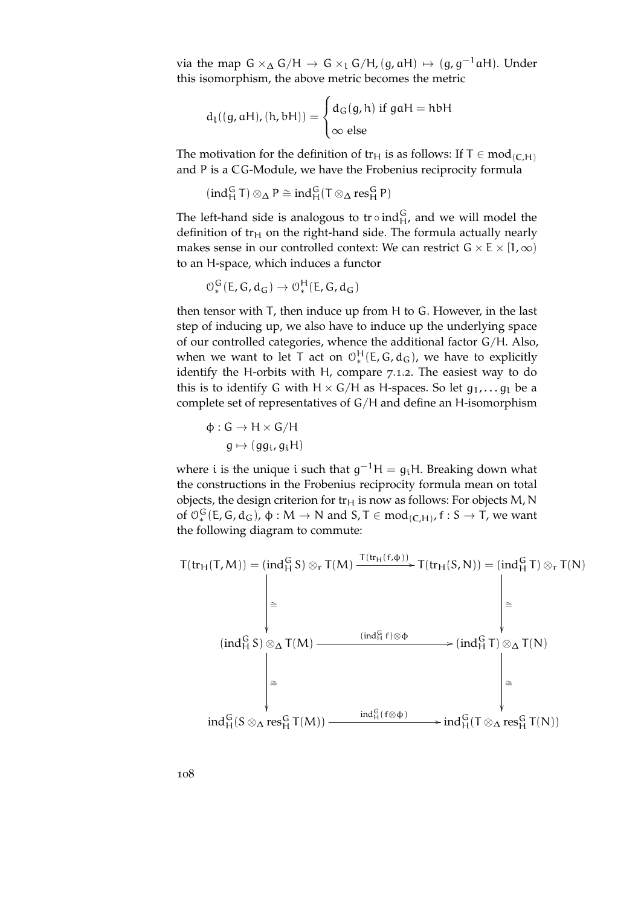via the map $G \times_\Delta G/H \to G \times_l G/H, (g, aH) \mapsto (g, g^{-1}aH)$. Under this isomorphism, the above metric becomes the metric

$$d_l((g, aH), (h, bH)) = \begin{cases} d_G(g, h) \text{ if } gaH = hbH \\ \infty \text{ else} \end{cases}$$

The motivation for the definition of $\mathrm{tr}_H$ is as follows: If $T \in \mathrm{mod}_{(\mathbb{C},H)}$ and $P$ is a $\mathbb{C}G$-Module, we have the Frobenius reciprocity formula

$$(\mathrm{ind}_H^G T) \otimes_\Delta P \cong \mathrm{ind}_H^G (T \otimes_\Delta \mathrm{res}_H^G P)$$

The left-hand side is analogous to $\mathrm{tr} \circ \mathrm{ind}_H^G$, and we will model the definition of $\mathrm{tr}_H$ on the right-hand side. The formula actually nearly makes sense in our controlled context: We can restrict $G \times E \times [1, \infty)$ to an $H$-space, which induces a functor

$$\mathcal{O}_*^G(E, G, d_G) \to \mathcal{O}_*^H(E, G, d_G)$$

then tensor with $T$, then induce up from $H$ to $G$. However, in the last step of inducing up, we also have to induce up the underlying space of our controlled categories, whence the additional factor $G/H$. Also, when we want to let $T$ act on $\mathcal{O}_*^H(E, G, d_G)$, we have to explicitly identify the $H$-orbits with $H$, compare 7.1.2. The easiest way to do this is to identify $G$ with $H \times G/H$ as $H$-spaces. So let $g_1, \ldots g_l$ be a complete set of representatives of $G/H$ and define an $H$-isomorphism

$$\begin{aligned} \phi : G &\to H \times G/H \\ g &\mapsto (gg_i, g_i H) \end{aligned}$$

where $i$ is the unique $i$ such that $g^{-1}H = g_i H$. Breaking down what the constructions in the Frobenius reciprocity formula mean on total objects, the design criterion for $\mathrm{tr}_H$ is now as follows: For objects $M, N$ of $\mathcal{O}_*^G(E, G, d_G)$, $\phi : M \to N$ and $S, T \in \mathrm{mod}_{(\mathbb{C},H)}$, $f : S \to T$, we want the following diagram to commute:

$$\begin{array}{ccc}
T(\mathrm{tr}_H(T, M)) = (\mathrm{ind}_H^G S) \otimes_r T(M) & \xrightarrow{T(\mathrm{tr}_H(f, \phi))} & T(\mathrm{tr}_H(S, N)) = (\mathrm{ind}_H^G T) \otimes_r T(N) \\
\downarrow \cong & & \downarrow \cong \\
(\mathrm{ind}_H^G S) \otimes_\Delta T(M) & \xrightarrow{(\mathrm{ind}_H^G f) \otimes \phi} & (\mathrm{ind}_H^G T) \otimes_\Delta T(N) \\
\downarrow \cong & & \downarrow \cong \\
\mathrm{ind}_H^G (S \otimes_\Delta \mathrm{res}_H^G T(M)) & \xrightarrow{\mathrm{ind}_H^G (f \otimes \phi)} & \mathrm{ind}_H^G (T \otimes_\Delta \mathrm{res}_H^G T(N))
\end{array}$$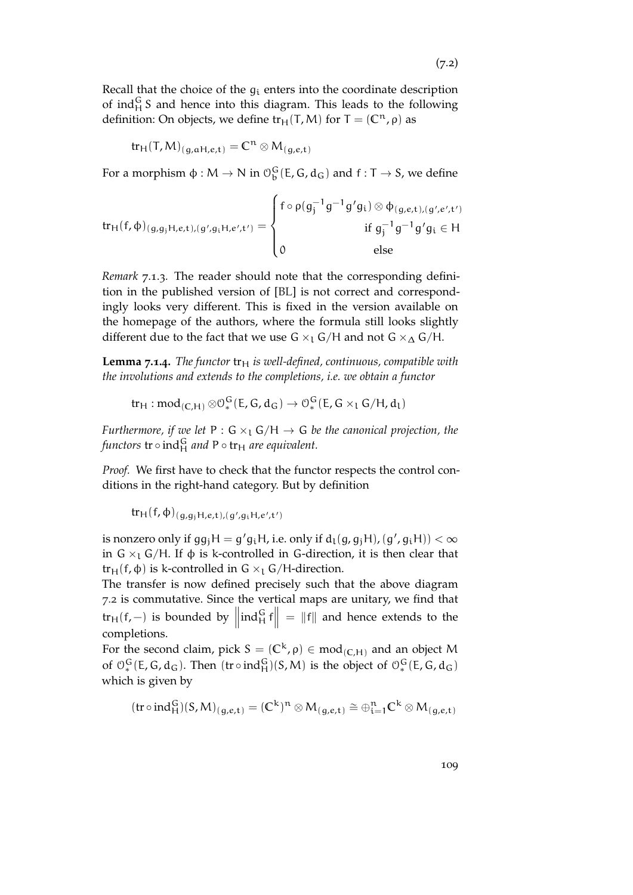(7.2)

Recall that the choice of the $g_i$ enters into the coordinate description of $\mathrm{ind}_H^G S$ and hence into this diagram. This leads to the following definition: On objects, we define $\mathrm{tr}_H(T, M)$ for $T = (\mathbb{C}^n, \rho)$ as

$$\mathrm{tr}_H(T, M)_{(g, aH, e, t)} = \mathbb{C}^n \otimes M_{(g,e,t)}$$

For a morphism $\phi : M \to N$ in $\mathcal{O}_b^G(E, G, d_G)$ and $f : T \to S$, we define

$$\mathrm{tr}_H(f, \phi)_{(g, g_j H, e, t), (g', g_i H, e', t')} = \begin{cases} f \circ \rho(g_j^{-1} g^{-1} g' g_i) \otimes \phi_{(g,e,t),(g',e',t')} & \text{if } g_j^{-1} g^{-1} g' g_i \in H \\ 0 & \text{else} \end{cases}$$

*Remark* 7.1.3. The reader should note that the corresponding definition in the published version of [BL] is not correct and correspondingly looks very different. This is fixed in the version available on the homepage of the authors, where the formula still looks slightly different due to the fact that we use $G \times_l G/H$ and not $G \times_\Delta G/H$.

**Lemma 7.1.4.** *The functor* $\mathrm{tr}_H$ *is well-defined, continuous, compatible with the involutions and extends to the completions, i.e. we obtain a functor*

$$\mathrm{tr}_H : \mathrm{mod}_{(\mathbb{C},H)} \otimes \mathcal{O}_*^G(E, G, d_G) \to \mathcal{O}_*^G(E, G \times_l G/H, d_l)$$

*Furthermore, if we let* $P : G \times_l G/H \to G$ *be the canonical projection, the functors* $\mathrm{tr} \circ \mathrm{ind}_H^G$ *and* $P \circ \mathrm{tr}_H$ *are equivalent.*

*Proof.* We first have to check that the functor respects the control conditions in the right-hand category. But by definition

$$\mathrm{tr}_H(f, \phi)_{(g, g_j H, e, t), (g', g_i H, e', t')}$$

is nonzero only if $g g_j H = g' g_i H$, i.e. only if $d_l(g, g_j H), (g', g_i H)) < \infty$ in $G \times_l G/H$. If $\phi$ is k-controlled in G-direction, it is then clear that $\mathrm{tr}_H(f, \phi)$ is k-controlled in $G \times_l G/H$-direction.

The transfer is now defined precisely such that the above diagram 7.2 is commutative. Since the vertical maps are unitary, we find that $\mathrm{tr}_H(f, -)$ is bounded by $\left\| \mathrm{ind}_H^G f \right\| = \|f\|$ and hence extends to the completions.

For the second claim, pick $S = (\mathbb{C}^k, \rho) \in \mathrm{mod}_{(\mathbb{C},H)}$ and an object $M$ of $\mathcal{O}_*^G(E, G, d_G)$. Then $(\mathrm{tr} \circ \mathrm{ind}_H^G)(S, M)$ is the object of $\mathcal{O}_*^G(E, G, d_G)$ which is given by

$$(\mathrm{tr} \circ \mathrm{ind}_H^G)(S, M)_{(g,e,t)} = (\mathbb{C}^k)^n \otimes M_{(g,e,t)} \cong \oplus_{i=1}^n \mathbb{C}^k \otimes M_{(g,e,t)}$$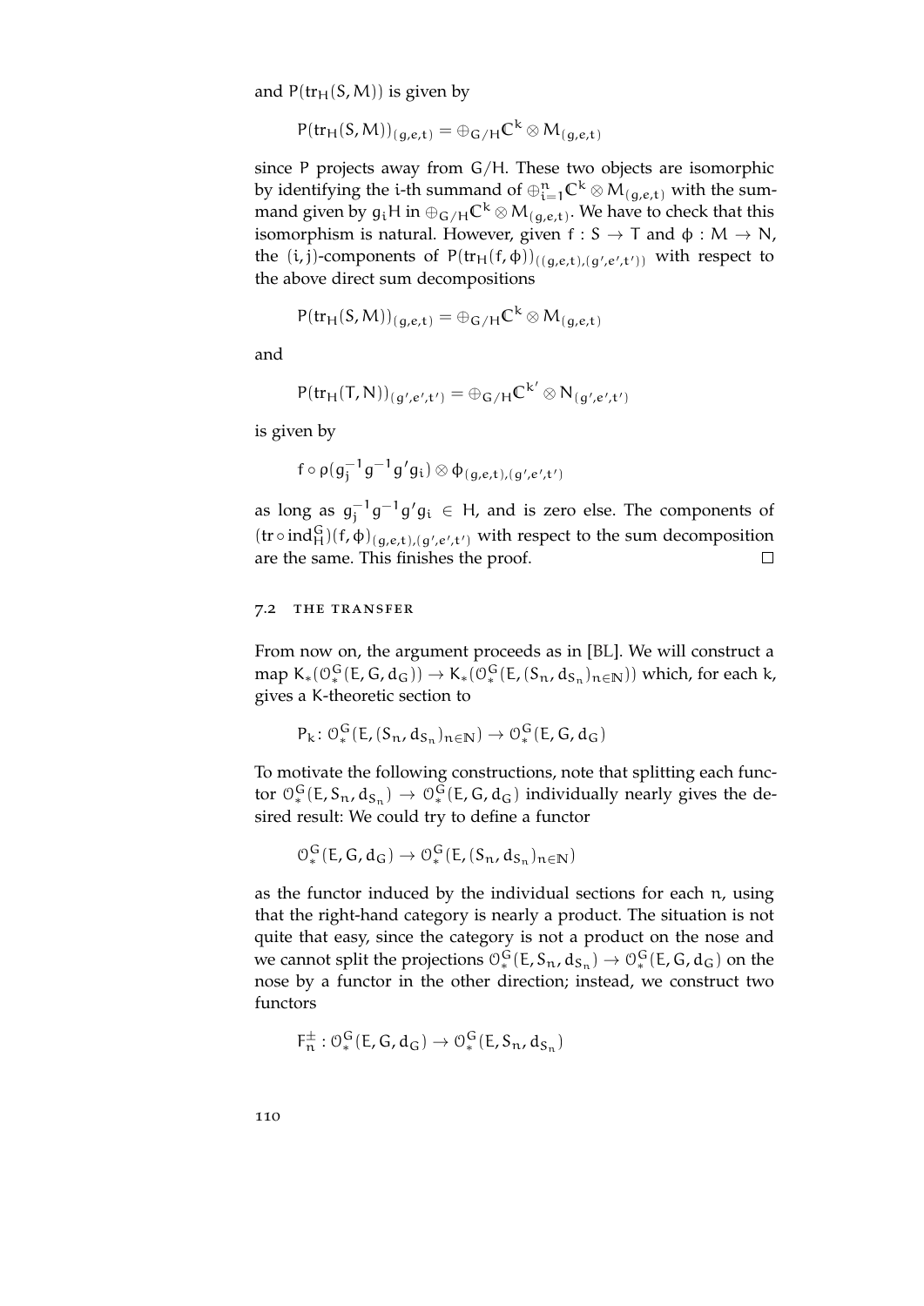and $P(\mathrm{tr}_H(S, M))$ is given by

$$P(\mathrm{tr}_H(S, M))_{(g,e,t)} = \oplus_{G/H}\mathbb{C}^k \otimes M_{(g,e,t)}$$

since $P$ projects away from $G/H$. These two objects are isomorphic by identifying the i-th summand of $\oplus_{i=1}^n \mathbb{C}^k \otimes M_{(g,e,t)}$ with the summand given by $g_i H$ in $\oplus_{G/H}\mathbb{C}^k \otimes M_{(g,e,t)}$. We have to check that this isomorphism is natural. However, given $f : S \to T$ and $\phi : M \to N$, the $(i, j)$-components of $P(\mathrm{tr}_H(f, \phi))_{((g,e,t),(g',e',t'))}$ with respect to the above direct sum decompositions

$$P(\mathrm{tr}_H(S, M))_{(g,e,t)} = \oplus_{G/H}\mathbb{C}^k \otimes M_{(g,e,t)}$$

and

$$P(\mathrm{tr}_H(T, N))_{(g',e',t')} = \oplus_{G/H}\mathbb{C}^{k'} \otimes N_{(g',e',t')}$$

is given by

$$f \circ \rho(g_j^{-1}g^{-1}g'g_i) \otimes \phi_{(g,e,t),(g',e',t')}$$

as long as $g_j^{-1}g^{-1}g'g_i \in H$, and is zero else. The components of $(\mathrm{tr} \circ \mathrm{ind}_H^G)(f, \phi)_{(g,e,t),(g',e',t')}$ with respect to the sum decomposition are the same. This finishes the proof. □

## 7.2 The transfer

From now on, the argument proceeds as in [BL]. We will construct a map $K_*(\mathcal{O}_*^G(E, G, d_G)) \to K_*(\mathcal{O}_*^G(E, (S_n, d_{S_n})_{n\in\mathbb{N}}))$ which, for each $k$, gives a K-theoretic section to

$$P_k \colon \mathcal{O}_*^G(E, (S_n, d_{S_n})_{n\in\mathbb{N}}) \to \mathcal{O}_*^G(E, G, d_G)$$

To motivate the following constructions, note that splitting each functor $\mathcal{O}_*^G(E, S_n, d_{S_n}) \to \mathcal{O}_*^G(E, G, d_G)$ individually nearly gives the desired result: We could try to define a functor

$$\mathcal{O}_*^G(E, G, d_G) \to \mathcal{O}_*^G(E, (S_n, d_{S_n})_{n\in\mathbb{N}})$$

as the functor induced by the individual sections for each $n$, using that the right-hand category is nearly a product. The situation is not quite that easy, since the category is not a product on the nose and we cannot split the projections $\mathcal{O}_*^G(E, S_n, d_{S_n}) \to \mathcal{O}_*^G(E, G, d_G)$ on the nose by a functor in the other direction; instead, we construct two functors

$$F_n^{\pm} : \mathcal{O}_*^G(E, G, d_G) \to \mathcal{O}_*^G(E, S_n, d_{S_n})$$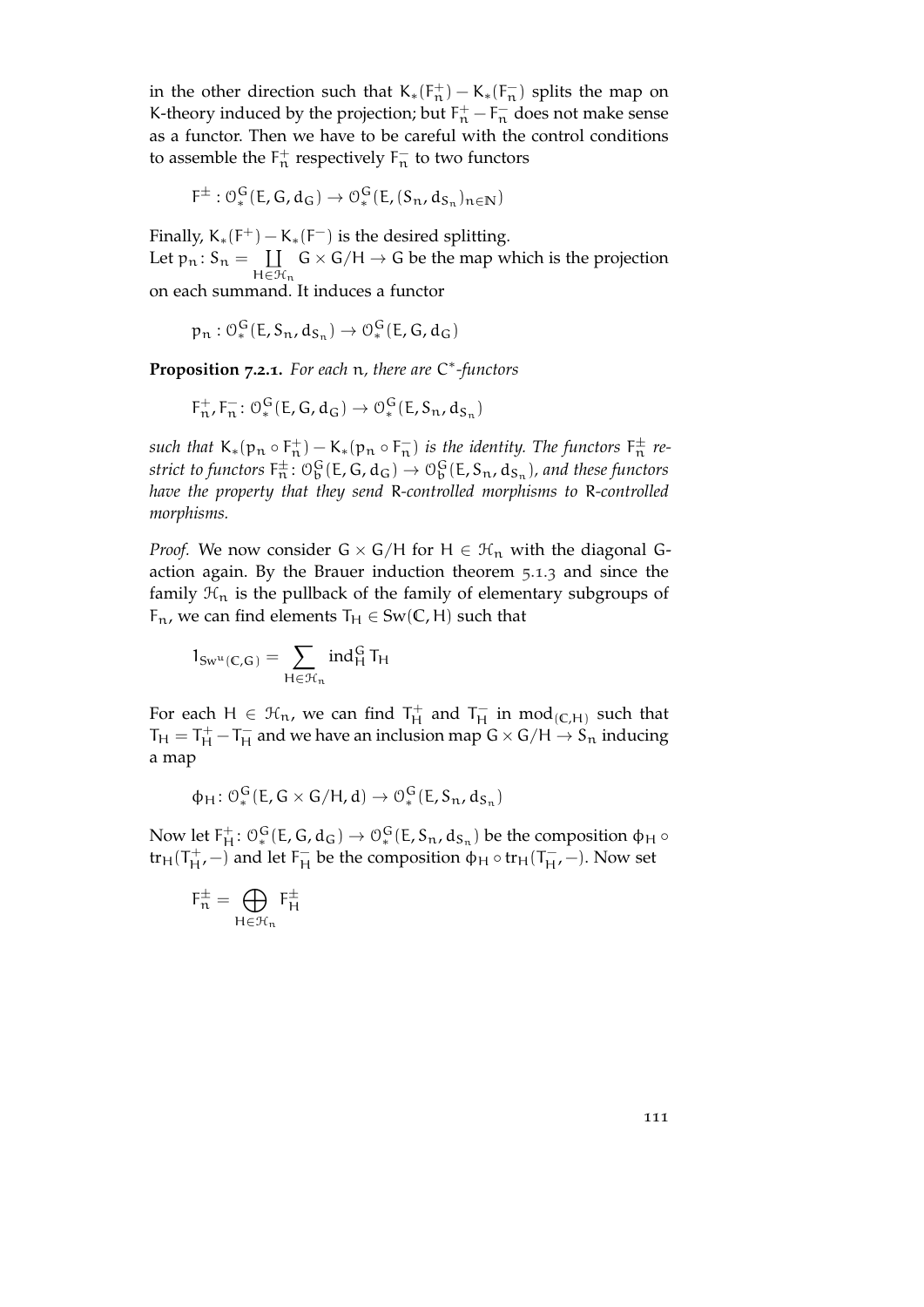in the other direction such that $K_*(F_n^+) - K_*(F_n^-)$ splits the map on K-theory induced by the projection; but $F_n^+ - F_n^-$ does not make sense as a functor. Then we have to be careful with the control conditions to assemble the $F_n^+$ respectively $F_n^-$ to two functors

$$F^\pm : \mathcal{O}_*^G(E, G, d_G) \to \mathcal{O}_*^G(E, (S_n, d_{S_n})_{n\in\mathbb{N}})$$

Finally, $K_*(F^+) - K_*(F^-)$ is the desired splitting.
Let $p_n \colon S_n = \coprod_{H\in\mathcal{H}_n} G \times G/H \to G$ be the map which is the projection on each summand. It induces a functor

$$p_n : \mathcal{O}_*^G(E, S_n, d_{S_n}) \to \mathcal{O}_*^G(E, G, d_G)$$

**Proposition 7.2.1.** *For each* $n$*, there are* $C^*$*-functors*

$$F_n^+, F_n^- \colon \mathcal{O}_*^G(E, G, d_G) \to \mathcal{O}_*^G(E, S_n, d_{S_n})$$

*such that* $K_*(p_n \circ F_n^+) - K_*(p_n \circ F_n^-)$ *is the identity. The functors* $F_n^\pm$ *restrict to functors* $F_n^\pm \colon \mathcal{O}_b^G(E, G, d_G) \to \mathcal{O}_b^G(E, S_n, d_{S_n})$*, and these functors have the property that they send* $R$*-controlled morphisms to* $R$*-controlled morphisms.*

*Proof.* We now consider $G \times G/H$ for $H \in \mathcal{H}_n$ with the diagonal $G$-action again. By the Brauer induction theorem 5.1.3 and since the family $\mathcal{H}_n$ is the pullback of the family of elementary subgroups of $F_n$, we can find elements $T_H \in \mathrm{Sw}(\mathbb{C}, H)$ such that

$$1_{\mathrm{Sw}^u(\mathbb{C},G)} = \sum_{H\in\mathcal{H}_n} \mathrm{ind}_H^G T_H$$

For each $H \in \mathcal{H}_n$, we can find $T_H^+$ and $T_H^-$ in $\mathrm{mod}_{(\mathbb{C},H)}$ such that $T_H = T_H^+ - T_H^-$ and we have an inclusion map $G \times G/H \to S_n$ inducing a map

$$\phi_H \colon \mathcal{O}_*^G(E, G \times G/H, d) \to \mathcal{O}_*^G(E, S_n, d_{S_n})$$

Now let $F_H^+ \colon \mathcal{O}_*^G(E, G, d_G) \to \mathcal{O}_*^G(E, S_n, d_{S_n})$ be the composition $\phi_H \circ \mathrm{tr}_H(T_H^+, -)$ and let $F_H^-$ be the composition $\phi_H \circ \mathrm{tr}_H(T_H^-, -)$. Now set

$$F_n^\pm = \bigoplus_{H\in\mathcal{H}_n} F_H^\pm$$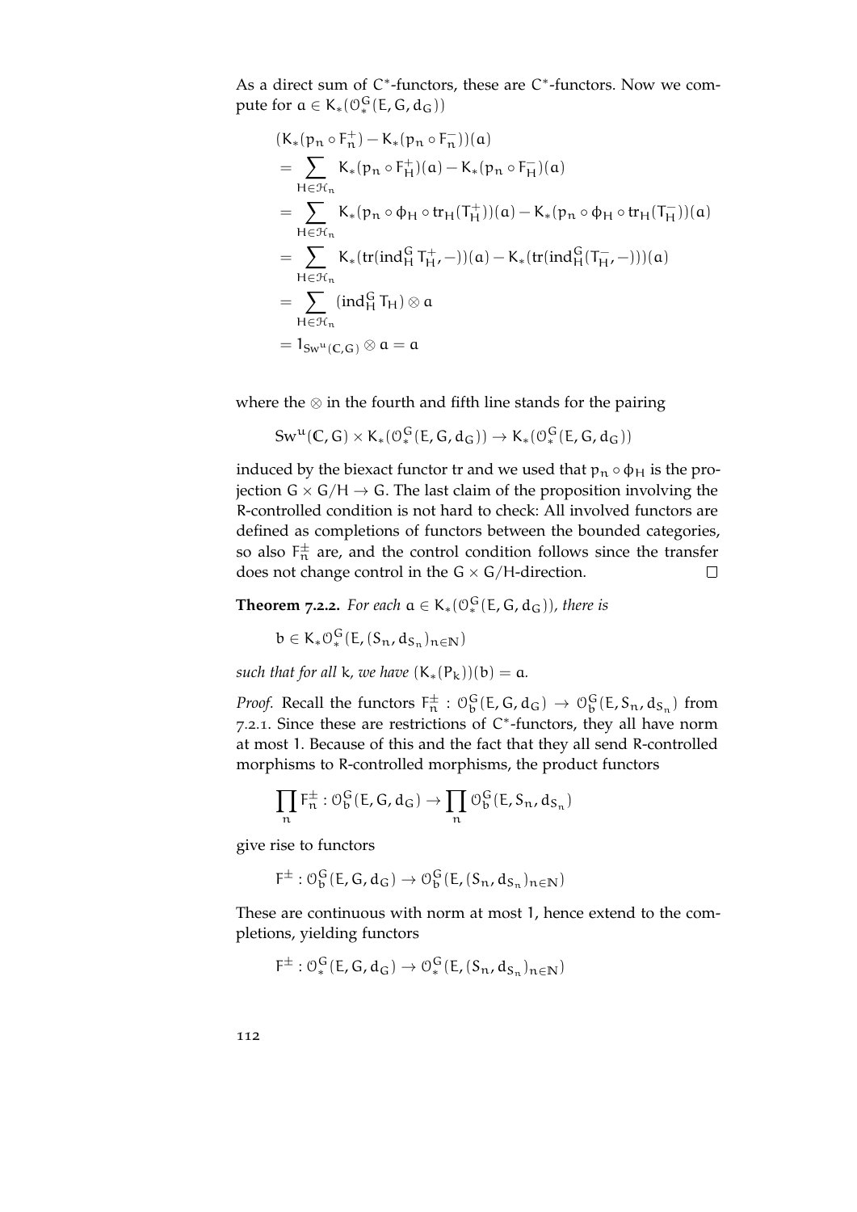As a direct sum of $C^*$-functors, these are $C^*$-functors. Now we compute for $a \in K_*(\mathcal{O}^G_*(E, G, d_G))$

$$
\begin{aligned}
&(K_*(p_n \circ F^+_n) - K_*(p_n \circ F^-_n))(a) \\
&= \sum_{H \in \mathcal{H}_n} K_*(p_n \circ F^+_H)(a) - K_*(p_n \circ F^-_H)(a) \\
&= \sum_{H \in \mathcal{H}_n} K_*(p_n \circ \phi_H \circ \mathrm{tr}_H(T^+_H))(a) - K_*(p_n \circ \phi_H \circ \mathrm{tr}_H(T^-_H))(a) \\
&= \sum_{H \in \mathcal{H}_n} K_*(\mathrm{tr}(\mathrm{ind}^G_H T^+_H, -))(a) - K_*(\mathrm{tr}(\mathrm{ind}^G_H(T^-_H, -)))(a) \\
&= \sum_{H \in \mathcal{H}_n} (\mathrm{ind}^G_H T_H) \otimes a \\
&= 1_{\mathrm{Sw}^u(\mathbb{C}, G)} \otimes a = a
\end{aligned}
$$

where the $\otimes$ in the fourth and fifth line stands for the pairing

$$
\mathrm{Sw}^u(\mathbb{C}, G) \times K_*(\mathcal{O}^G_*(E, G, d_G)) \to K_*(\mathcal{O}^G_*(E, G, d_G))
$$

induced by the biexact functor tr and we used that $p_n \circ \phi_H$ is the projection $G \times G/H \to G$. The last claim of the proposition involving the $R$-controlled condition is not hard to check: All involved functors are defined as completions of functors between the bounded categories, so also $F^\pm_n$ are, and the control condition follows since the transfer does not change control in the $G \times G/H$-direction. □

**Theorem 7.2.2.** *For each $a \in K_*(\mathcal{O}^G_*(E, G, d_G))$, there is*

$$
b \in K_*\mathcal{O}^G_*(E, (S_n, d_{S_n})_{n \in \mathbb{N}})
$$

*such that for all $k$, we have $(K_*(P_k))(b) = a$.*

*Proof.* Recall the functors $F^\pm_n : \mathcal{O}^G_b(E, G, d_G) \to \mathcal{O}^G_b(E, S_n, d_{S_n})$ from 7.2.1. Since these are restrictions of $C^*$-functors, they all have norm at most 1. Because of this and the fact that they all send $R$-controlled morphisms to $R$-controlled morphisms, the product functors

$$
\prod_n F^\pm_n : \mathcal{O}^G_b(E, G, d_G) \to \prod_n \mathcal{O}^G_b(E, S_n, d_{S_n})
$$

give rise to functors

$$
F^\pm : \mathcal{O}^G_b(E, G, d_G) \to \mathcal{O}^G_b(E, (S_n, d_{S_n})_{n \in \mathbb{N}})
$$

These are continuous with norm at most 1, hence extend to the completions, yielding functors

$$
F^\pm : \mathcal{O}^G_*(E, G, d_G) \to \mathcal{O}^G_*(E, (S_n, d_{S_n})_{n \in \mathbb{N}})
$$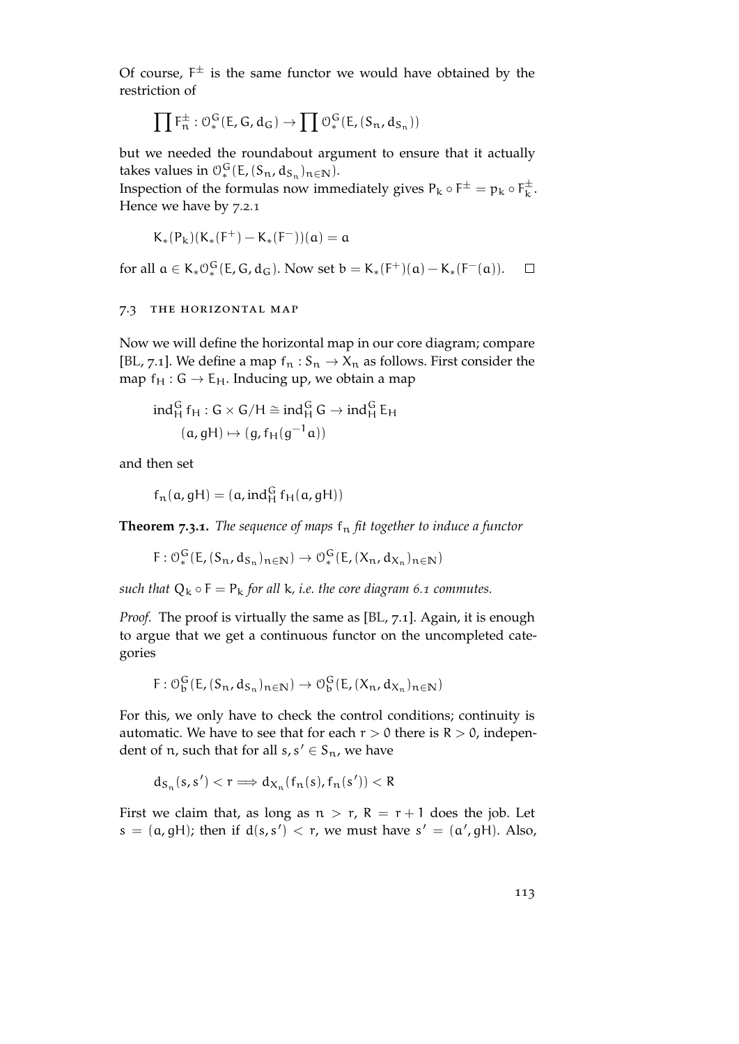Of course, $F^{\pm}$ is the same functor we would have obtained by the restriction of

$$\prod F_n^{\pm} : \mathcal{O}_*^G(E, G, d_G) \to \prod \mathcal{O}_*^G(E, (S_n, d_{S_n}))$$

but we needed the roundabout argument to ensure that it actually takes values in $\mathcal{O}_*^G(E, (S_n, d_{S_n})_{n \in \mathbb{N}})$.
Inspection of the formulas now immediately gives $P_k \circ F^{\pm} = p_k \circ F_k^{\pm}$. Hence we have by 7.2.1

$$K_*(P_k)(K_*(F^+) - K_*(F^-))(a) = a$$

for all $a \in K_* \mathcal{O}_*^G(E, G, d_G)$. Now set $b = K_*(F^+)(a) - K_*(F^-(a))$. □

## 7.3 The horizontal map

Now we will define the horizontal map in our core diagram; compare [BL, 7.1]. We define a map $f_n : S_n \to X_n$ as follows. First consider the map $f_H : G \to E_H$. Inducing up, we obtain a map

$$\begin{aligned} \operatorname{ind}_H^G f_H : G \times G/H \cong \operatorname{ind}_H^G G &\to \operatorname{ind}_H^G E_H \\ (a, gH) &\mapsto (g, f_H(g^{-1}a)) \end{aligned}$$

and then set

$$f_n(a, gH) = (a, \operatorname{ind}_H^G f_H(a, gH))$$

**Theorem 7.3.1.** *The sequence of maps $f_n$ fit together to induce a functor*

$$F : \mathcal{O}_*^G(E, (S_n, d_{S_n})_{n \in \mathbb{N}}) \to \mathcal{O}_*^G(E, (X_n, d_{X_n})_{n \in \mathbb{N}})$$

*such that $Q_k \circ F = P_k$ for all $k$, i.e. the core diagram 6.1 commutes.*

*Proof.* The proof is virtually the same as [BL, 7.1]. Again, it is enough to argue that we get a continuous functor on the uncompleted categories

$$F : \mathcal{O}_b^G(E, (S_n, d_{S_n})_{n \in \mathbb{N}}) \to \mathcal{O}_b^G(E, (X_n, d_{X_n})_{n \in \mathbb{N}})$$

For this, we only have to check the control conditions; continuity is automatic. We have to see that for each $r > 0$ there is $R > 0$, independent of $n$, such that for all $s, s' \in S_n$, we have

$$d_{S_n}(s, s') < r \Longrightarrow d_{X_n}(f_n(s), f_n(s')) < R$$

First we claim that, as long as $n > r$, $R = r + 1$ does the job. Let $s = (a, gH)$; then if $d(s, s') < r$, we must have $s' = (a', gH)$. Also,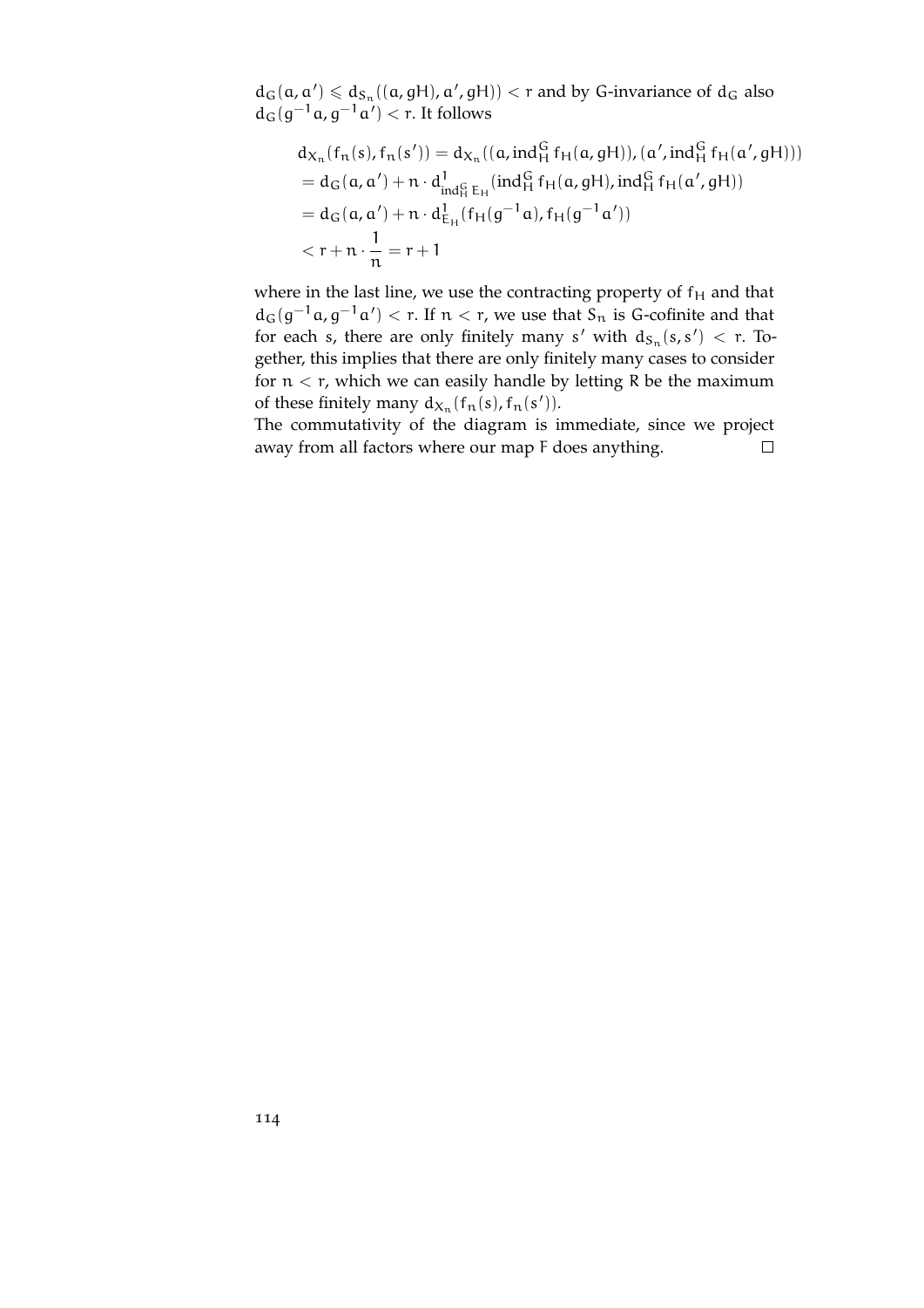$d_G(a, a') \leqslant d_{S_n}((a, gH), a', gH)) < r$ and by G-invariance of $d_G$ also $d_G(g^{-1}a, g^{-1}a') < r$. It follows

$$
\begin{aligned}
& d_{X_n}(f_n(s), f_n(s')) = d_{X_n}((a, \operatorname{ind}_H^G f_H(a, gH)), (a', \operatorname{ind}_H^G f_H(a', gH))) \\
& = d_G(a, a') + n \cdot d^1_{\operatorname{ind}_H^G E_H}(\operatorname{ind}_H^G f_H(a, gH), \operatorname{ind}_H^G f_H(a', gH)) \\
& = d_G(a, a') + n \cdot d^1_{E_H}(f_H(g^{-1}a), f_H(g^{-1}a')) \\
& < r + n \cdot \frac{1}{n} = r + 1
\end{aligned}
$$

where in the last line, we use the contracting property of $f_H$ and that $d_G(g^{-1}a, g^{-1}a') < r$. If $n < r$, we use that $S_n$ is G-cofinite and that for each $s$, there are only finitely many $s'$ with $d_{S_n}(s, s') < r$. Together, this implies that there are only finitely many cases to consider for $n < r$, which we can easily handle by letting $R$ be the maximum of these finitely many $d_{X_n}(f_n(s), f_n(s'))$.

The commutativity of the diagram is immediate, since we project away from all factors where our map F does anything. □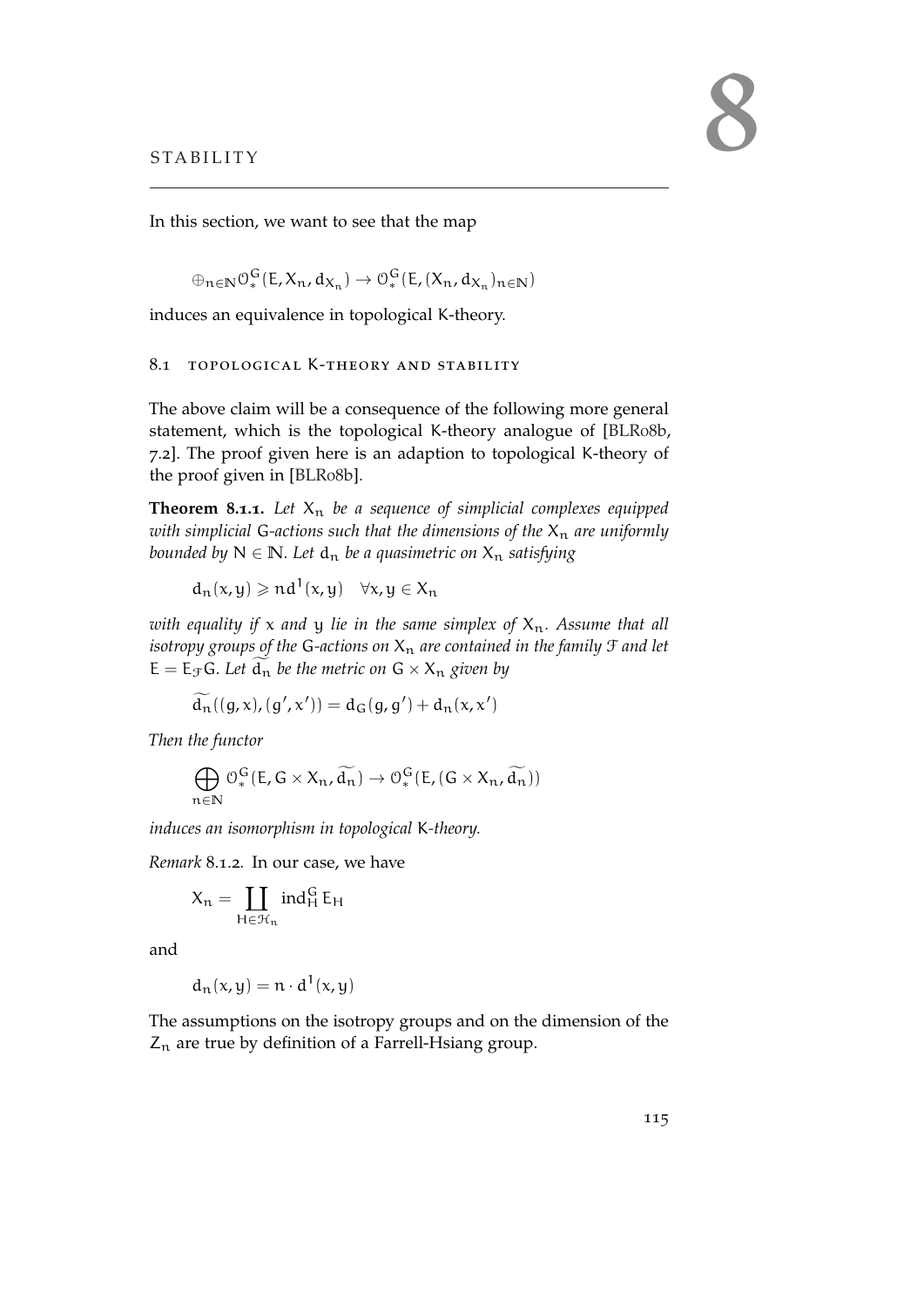# 8 STABILITY

In this section, we want to see that the map

$$\oplus_{n\in\mathbb{N}}\mathcal{O}^G_*(E, X_n, d_{X_n}) \to \mathcal{O}^G_*(E, (X_n, d_{X_n})_{n\in\mathbb{N}})$$

induces an equivalence in topological K-theory.

## 8.1 TOPOLOGICAL K-THEORY AND STABILITY

The above claim will be a consequence of the following more general statement, which is the topological K-theory analogue of [BLR08b, 7.2]. The proof given here is an adaption to topological K-theory of the proof given in [BLR08b].

**Theorem 8.1.1.** *Let $X_n$ be a sequence of simplicial complexes equipped with simplicial $G$-actions such that the dimensions of the $X_n$ are uniformly bounded by $N \in \mathbb{N}$. Let $d_n$ be a quasimetric on $X_n$ satisfying*

$$d_n(x, y) \geqslant n d^1(x, y) \quad \forall x, y \in X_n$$

*with equality if $x$ and $y$ lie in the same simplex of $X_n$. Assume that all isotropy groups of the $G$-actions on $X_n$ are contained in the family $\mathcal{F}$ and let $E = E_{\mathcal{F}}G$. Let $\widetilde{d_n}$ be the metric on $G \times X_n$ given by*

$$\widetilde{d_n}((g, x), (g', x')) = d_G(g, g') + d_n(x, x')$$

*Then the functor*

$$\bigoplus_{n\in\mathbb{N}} \mathcal{O}^G_*(E, G \times X_n, \widetilde{d_n}) \to \mathcal{O}^G_*(E, (G \times X_n, \widetilde{d_n}))$$

*induces an isomorphism in topological K-theory.*

*Remark* 8.1.2. In our case, we have

$$X_n = \coprod_{H\in\mathcal{H}_n} \operatorname{ind}^G_H E_H$$

and

$$d_n(x, y) = n \cdot d^1(x, y)$$

The assumptions on the isotropy groups and on the dimension of the $Z_n$ are true by definition of a Farrell-Hsiang group.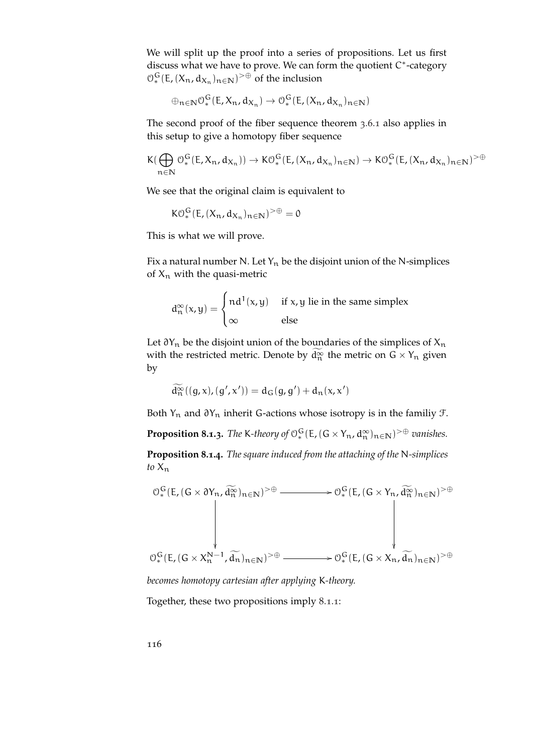We will split up the proof into a series of propositions. Let us first discuss what we have to prove. We can form the quotient $C^*$-category $\mathcal{O}^G_*(E,(X_n,d_{X_n})_{n\in\mathbb{N}})^{>\oplus}$ of the inclusion

$$\oplus_{n\in\mathbb{N}}\mathcal{O}^G_*(E,X_n,d_{X_n}) \to \mathcal{O}^G_*(E,(X_n,d_{X_n})_{n\in\mathbb{N}})$$

The second proof of the fiber sequence theorem 3.6.1 also applies in this setup to give a homotopy fiber sequence

$$K(\bigoplus_{n\in\mathbb{N}}\mathcal{O}^G_*(E,X_n,d_{X_n})) \to K\mathcal{O}^G_*(E,(X_n,d_{X_n})_{n\in\mathbb{N}}) \to K\mathcal{O}^G_*(E,(X_n,d_{X_n})_{n\in\mathbb{N}})^{>\oplus}$$

We see that the original claim is equivalent to

$$K\mathcal{O}^G_*(E,(X_n,d_{X_n})_{n\in\mathbb{N}})^{>\oplus} = 0$$

This is what we will prove.

Fix a natural number $N$. Let $Y_n$ be the disjoint union of the $N$-simplices of $X_n$ with the quasi-metric

$$d^\infty_n(x,y) = \begin{cases} n d^1(x,y) & \text{if } x,y \text{ lie in the same simplex} \\ \infty & \text{else} \end{cases}$$

Let $\partial Y_n$ be the disjoint union of the boundaries of the simplices of $X_n$ with the restricted metric. Denote by $\widetilde{d^\infty_n}$ the metric on $G\times Y_n$ given by

$$\widetilde{d^\infty_n}((g,x),(g',x')) = d_G(g,g') + d_n(x,x')$$

Both $Y_n$ and $\partial Y_n$ inherit $G$-actions whose isotropy is in the familiy $\mathcal{F}$.

**Proposition 8.1.3.** *The $K$-theory of $\mathcal{O}^G_*(E,(G\times Y_n,d^\infty_n)_{n\in\mathbb{N}})^{>\oplus}$ vanishes.*

**Proposition 8.1.4.** *The square induced from the attaching of the $N$-simplices to $X_n$*

$$\begin{array}{ccc}
\mathcal{O}^G_*(E,(G\times\partial Y_n,\widetilde{d^\infty_n})_{n\in\mathbb{N}})^{>\oplus} & \longrightarrow & \mathcal{O}^G_*(E,(G\times Y_n,\widetilde{d^\infty_n})_{n\in\mathbb{N}})^{>\oplus} \\
\downarrow & & \downarrow \\
\mathcal{O}^G_*(E,(G\times X^{N-1}_n,\widetilde{d_n})_{n\in\mathbb{N}})^{>\oplus} & \longrightarrow & \mathcal{O}^G_*(E,(G\times X_n,\widetilde{d_n})_{n\in\mathbb{N}})^{>\oplus}
\end{array}$$

*becomes homotopy cartesian after applying $K$-theory.*

Together, these two propositions imply 8.1.1: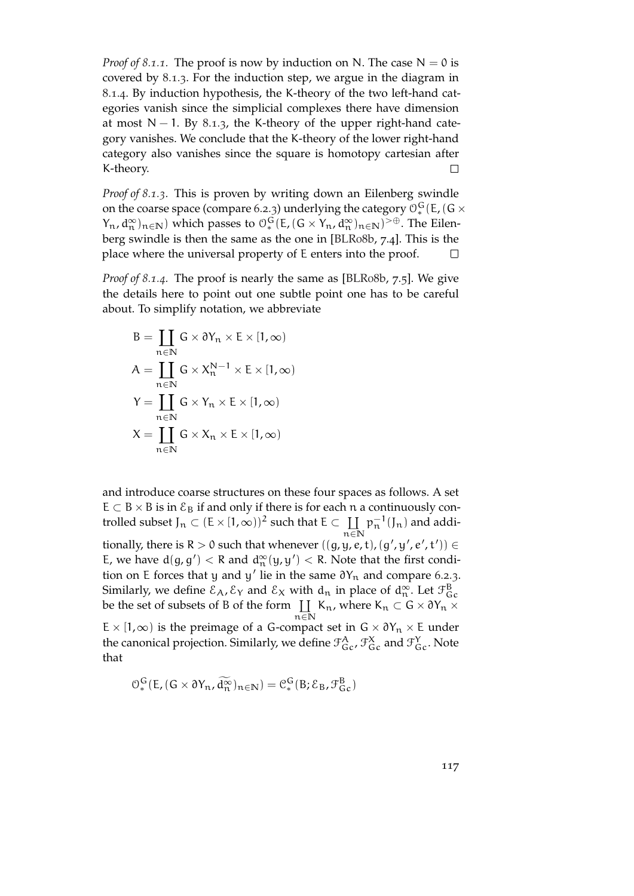*Proof of 8.1.1.* The proof is now by induction on $N$. The case $N = 0$ is covered by 8.1.3. For the induction step, we argue in the diagram in 8.1.4. By induction hypothesis, the K-theory of the two left-hand categories vanish since the simplicial complexes there have dimension at most $N - 1$. By 8.1.3, the K-theory of the upper right-hand category vanishes. We conclude that the K-theory of the lower right-hand category also vanishes since the square is homotopy cartesian after K-theory. □

*Proof of 8.1.3.* This is proven by writing down an Eilenberg swindle on the coarse space (compare 6.2.3) underlying the category $\mathcal{O}^G_*(E, (G \times Y_n, d^\infty_n)_{n\in\mathbb{N}})$ which passes to $\mathcal{O}^G_*(E, (G \times Y_n, d^\infty_n)_{n\in\mathbb{N}})^{>\oplus}$. The Eilenberg swindle is then the same as the one in [BLR08b, 7.4]. This is the place where the universal property of $E$ enters into the proof. □

*Proof of 8.1.4.* The proof is nearly the same as [BLR08b, 7.5]. We give the details here to point out one subtle point one has to be careful about. To simplify notation, we abbreviate

$$
\begin{aligned}
B &= \coprod_{n\in\mathbb{N}} G \times \partial Y_n \times E \times [1, \infty) \\
A &= \coprod_{n\in\mathbb{N}} G \times X_n^{N-1} \times E \times [1, \infty) \\
Y &= \coprod_{n\in\mathbb{N}} G \times Y_n \times E \times [1, \infty) \\
X &= \coprod_{n\in\mathbb{N}} G \times X_n \times E \times [1, \infty)
\end{aligned}
$$

and introduce coarse structures on these four spaces as follows. A set $E \subset B \times B$ is in $\mathcal{E}_B$ if and only if there is for each $n$ a continuously controlled subset $J_n \subset (E \times [1, \infty))^2$ such that $E \subset \coprod_{n\in\mathbb{N}} p_n^{-1}(J_n)$ and additionally, there is $R > 0$ such that whenever $((g, y, e, t), (g', y', e', t')) \in E$, we have $d(g, g') < R$ and $d^\infty_n(y, y') < R$. Note that the first condition on $E$ forces that $y$ and $y'$ lie in the same $\partial Y_n$ and compare 6.2.3. Similarly, we define $\mathcal{E}_A, \mathcal{E}_Y$ and $\mathcal{E}_X$ with $d_n$ in place of $d^\infty_n$. Let $\mathcal{F}^B_{Gc}$ be the set of subsets of $B$ of the form $\coprod_{n\in\mathbb{N}} K_n$, where $K_n \subset G \times \partial Y_n \times E \times [1, \infty)$ is the preimage of a $G$-compact set in $G \times \partial Y_n \times E$ under the canonical projection. Similarly, we define $\mathcal{F}^A_{Gc}$, $\mathcal{F}^X_{Gc}$ and $\mathcal{F}^Y_{Gc}$. Note that

$$
\mathcal{O}^G_*(E, (G \times \partial Y_n, \widetilde{d^\infty_n})_{n\in\mathbb{N}}) = \mathcal{C}^G_*(B; \mathcal{E}_B, \mathcal{F}^B_{Gc})
$$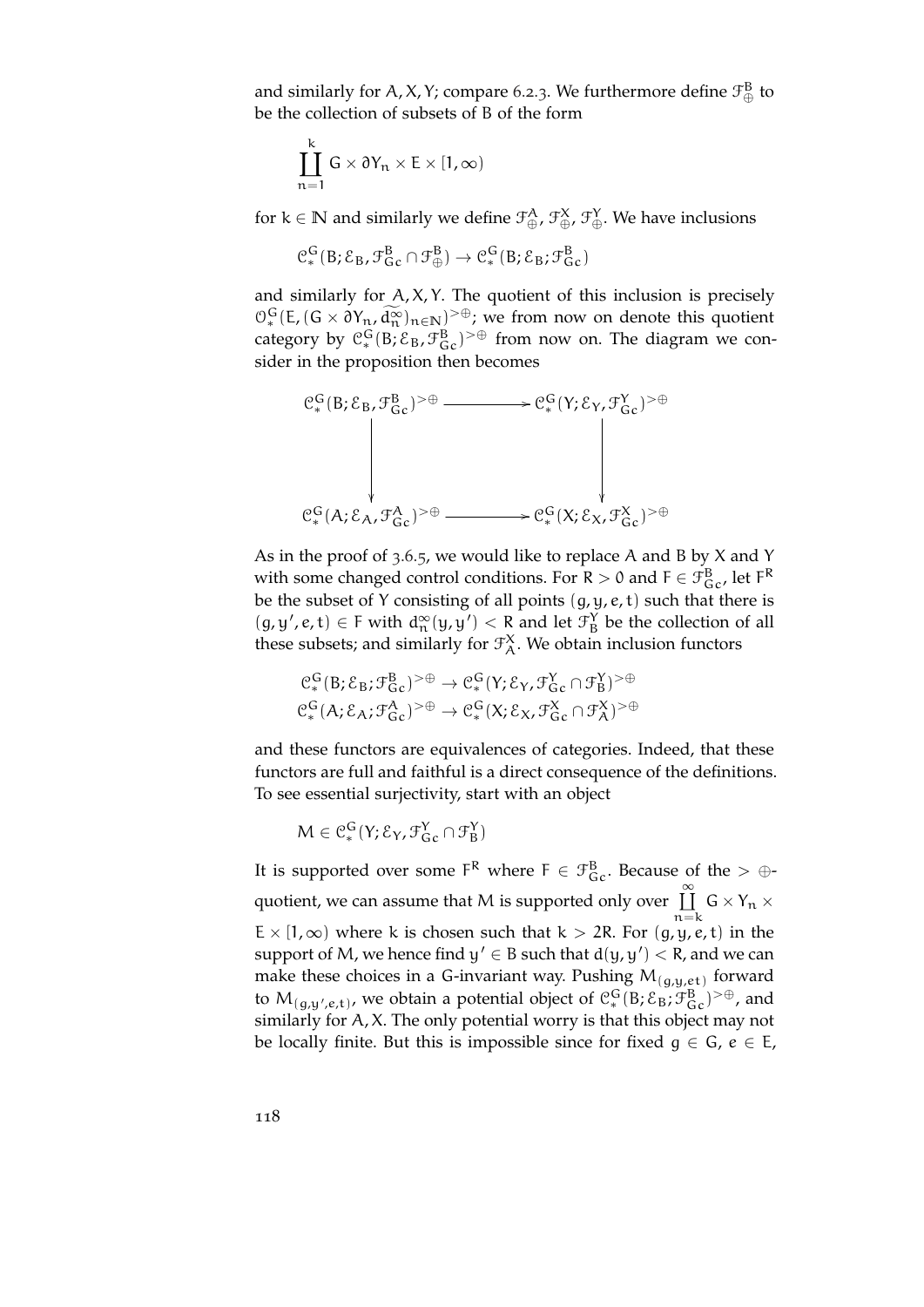and similarly for $A, X, Y$; compare 6.2.3. We furthermore define $\mathcal{F}^B_\oplus$ to be the collection of subsets of $B$ of the form

$$\coprod_{n=1}^{k} G \times \partial Y_n \times E \times [1,\infty)$$

for $k \in \mathbb{N}$ and similarly we define $\mathcal{F}^A_\oplus$, $\mathcal{F}^X_\oplus$, $\mathcal{F}^Y_\oplus$. We have inclusions

$$\mathcal{C}^G_*(B; \mathcal{E}_B, \mathcal{F}^B_{Gc} \cap \mathcal{F}^B_\oplus) \to \mathcal{C}^G_*(B; \mathcal{E}_B; \mathcal{F}^B_{Gc})$$

and similarly for $A, X, Y$. The quotient of this inclusion is precisely $\mathcal{O}^G_*(E, (G \times \partial Y_n, \widetilde{d^\infty_n})_{n\in\mathbb{N}})^{>\oplus}$; we from now on denote this quotient category by $\mathcal{C}^G_*(B; \mathcal{E}_B, \mathcal{F}^B_{Gc})^{>\oplus}$ from now on. The diagram we consider in the proposition then becomes

$$\begin{array}{ccc}
\mathcal{C}^G_*(B; \mathcal{E}_B, \mathcal{F}^B_{Gc})^{>\oplus} & \longrightarrow & \mathcal{C}^G_*(Y; \mathcal{E}_Y, \mathcal{F}^Y_{Gc})^{>\oplus} \\
\downarrow & & \downarrow \\
\mathcal{C}^G_*(A; \mathcal{E}_A, \mathcal{F}^A_{Gc})^{>\oplus} & \longrightarrow & \mathcal{C}^G_*(X; \mathcal{E}_X, \mathcal{F}^X_{Gc})^{>\oplus}
\end{array}$$

As in the proof of 3.6.5, we would like to replace $A$ and $B$ by $X$ and $Y$ with some changed control conditions. For $R > 0$ and $F \in \mathcal{F}^B_{Gc}$, let $F^R$ be the subset of $Y$ consisting of all points $(g, y, e, t)$ such that there is $(g, y', e, t) \in F$ with $d^\infty_n(y, y') < R$ and let $\mathcal{F}^Y_B$ be the collection of all these subsets; and similarly for $\mathcal{F}^X_A$. We obtain inclusion functors

$$\mathcal{C}^G_*(B; \mathcal{E}_B; \mathcal{F}^B_{Gc})^{>\oplus} \to \mathcal{C}^G_*(Y; \mathcal{E}_Y, \mathcal{F}^Y_{Gc} \cap \mathcal{F}^Y_B)^{>\oplus}$$
$$\mathcal{C}^G_*(A; \mathcal{E}_A; \mathcal{F}^A_{Gc})^{>\oplus} \to \mathcal{C}^G_*(X; \mathcal{E}_X, \mathcal{F}^X_{Gc} \cap \mathcal{F}^X_A)^{>\oplus}$$

and these functors are equivalences of categories. Indeed, that these functors are full and faithful is a direct consequence of the definitions. To see essential surjectivity, start with an object

$$M \in \mathcal{C}^G_*(Y; \mathcal{E}_Y, \mathcal{F}^Y_{Gc} \cap \mathcal{F}^Y_B)$$

It is supported over some $F^R$ where $F \in \mathcal{F}^B_{Gc}$. Because of the $> \oplus$-quotient, we can assume that $M$ is supported only over $\coprod_{n=k}^{\infty} G \times Y_n \times E \times [1,\infty)$ where $k$ is chosen such that $k > 2R$. For $(g, y, e, t)$ in the support of $M$, we hence find $y' \in B$ such that $d(y, y') < R$, and we can make these choices in a $G$-invariant way. Pushing $M_{(g,y,et)}$ forward to $M_{(g,y',e,t)}$, we obtain a potential object of $\mathcal{C}^G_*(B; \mathcal{E}_B; \mathcal{F}^B_{Gc})^{>\oplus}$, and similarly for $A, X$. The only potential worry is that this object may not be locally finite. But this is impossible since for fixed $g \in G$, $e \in E$,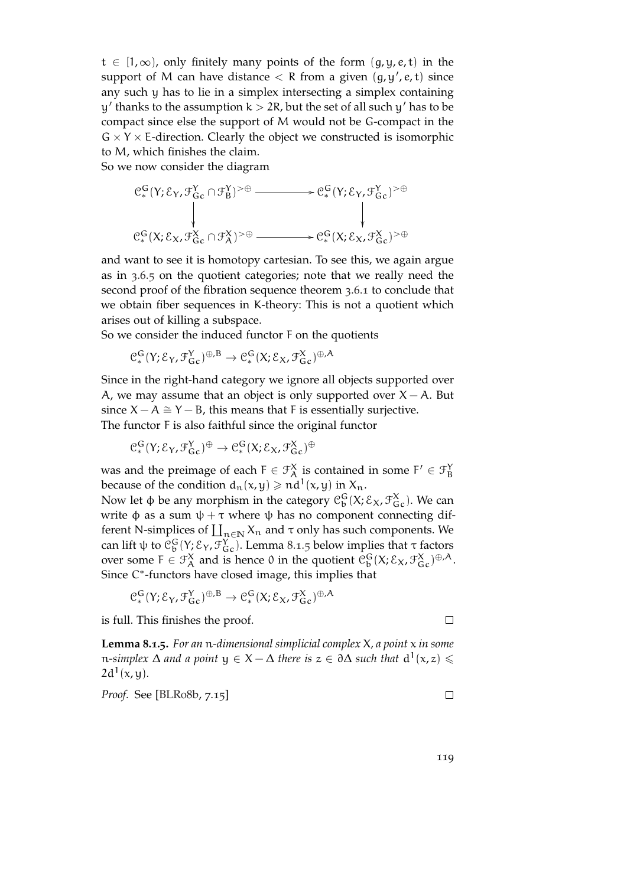$t \in [1, \infty)$, only finitely many points of the form $(g, y, e, t)$ in the support of $M$ can have distance $< R$ from a given $(g, y', e, t)$ since any such $y$ has to lie in a simplex intersecting a simplex containing $y'$ thanks to the assumption $k > 2R$, but the set of all such $y'$ has to be compact since else the support of $M$ would not be $G$-compact in the $G \times Y \times E$-direction. Clearly the object we constructed is isomorphic to $M$, which finishes the claim.

So we now consider the diagram

$$\begin{array}{ccc} \mathcal{C}^G_*(Y; \mathcal{E}_Y, \mathcal{F}^Y_{Gc} \cap \mathcal{F}^Y_B)^{>\oplus} & \longrightarrow & \mathcal{C}^G_*(Y; \mathcal{E}_Y, \mathcal{F}^Y_{Gc})^{>\oplus} \\ \downarrow & & \downarrow \\ \mathcal{C}^G_*(X; \mathcal{E}_X, \mathcal{F}^X_{Gc} \cap \mathcal{F}^X_A)^{>\oplus} & \longrightarrow & \mathcal{C}^G_*(X; \mathcal{E}_X, \mathcal{F}^X_{Gc})^{>\oplus} \end{array}$$

and want to see it is homotopy cartesian. To see this, we again argue as in 3.6.5 on the quotient categories; note that we really need the second proof of the fibration sequence theorem 3.6.1 to conclude that we obtain fiber sequences in K-theory: This is not a quotient which arises out of killing a subspace.

So we consider the induced functor $F$ on the quotients

$$\mathcal{C}^G_*(Y; \mathcal{E}_Y, \mathcal{F}^Y_{Gc})^{\oplus, B} \to \mathcal{C}^G_*(X; \mathcal{E}_X, \mathcal{F}^X_{Gc})^{\oplus, A}$$

Since in the right-hand category we ignore all objects supported over $A$, we may assume that an object is only supported over $X - A$. But since $X - A \cong Y - B$, this means that $F$ is essentially surjective.

The functor $F$ is also faithful since the original functor

$$\mathcal{C}^G_*(Y; \mathcal{E}_Y, \mathcal{F}^Y_{Gc})^{\oplus} \to \mathcal{C}^G_*(X; \mathcal{E}_X, \mathcal{F}^X_{Gc})^{\oplus}$$

was and the preimage of each $F \in \mathcal{F}^X_A$ is contained in some $F' \in \mathcal{F}^Y_B$ because of the condition $d_n(x, y) \geqslant n d^1(x, y)$ in $X_n$.

Now let $\phi$ be any morphism in the category $\mathcal{C}^G_b(X; \mathcal{E}_X, \mathcal{F}^X_{Gc})$. We can write $\phi$ as a sum $\psi + \tau$ where $\psi$ has no component connecting different $N$-simplices of $\coprod_{n \in \mathbb{N}} X_n$ and $\tau$ only has such components. We can lift $\psi$ to $\mathcal{C}^G_b(Y; \mathcal{E}_Y, \mathcal{F}^Y_{Gc})$. Lemma 8.1.5 below implies that $\tau$ factors over some $F \in \mathcal{F}^X_A$ and is hence $0$ in the quotient $\mathcal{C}^G_b(X; \mathcal{E}_X, \mathcal{F}^X_{Gc})^{\oplus, A}$. Since $C^*$-functors have closed image, this implies that

$$\mathcal{C}^G_*(Y; \mathcal{E}_Y, \mathcal{F}^Y_{Gc})^{\oplus, B} \to \mathcal{C}^G_*(X; \mathcal{E}_X, \mathcal{F}^X_{Gc})^{\oplus, A}$$

is full. This finishes the proof. □

**Lemma 8.1.5.** *For an $n$-dimensional simplicial complex $X$, a point $x$ in some $n$-simplex $\Delta$ and a point $y \in X - \Delta$ there is $z \in \partial\Delta$ such that $d^1(x, z) \leqslant 2d^1(x, y)$.*

*Proof.* See [BLR08b, 7.15] □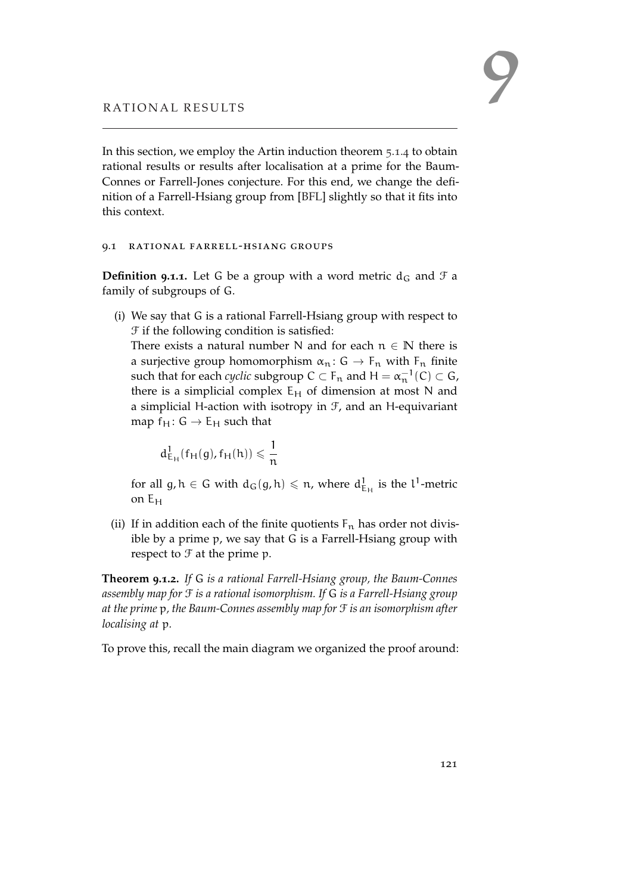# 9 RATIONAL RESULTS

In this section, we employ the Artin induction theorem 5.1.4 to obtain rational results or results after localisation at a prime for the Baum-Connes or Farrell-Jones conjecture. For this end, we change the definition of a Farrell-Hsiang group from [BFL] slightly so that it fits into this context.

## 9.1 RATIONAL FARRELL-HSIANG GROUPS

**Definition 9.1.1.** Let $G$ be a group with a word metric $d_G$ and $\mathcal{F}$ a family of subgroups of $G$.

(i) We say that $G$ is a rational Farrell-Hsiang group with respect to $\mathcal{F}$ if the following condition is satisfied:
There exists a natural number $N$ and for each $n \in \mathbb{N}$ there is a surjective group homomorphism $\alpha_n \colon G \to F_n$ with $F_n$ finite such that for each *cyclic* subgroup $C \subset F_n$ and $H = \alpha_n^{-1}(C) \subset G$, there is a simplicial complex $E_H$ of dimension at most $N$ and a simplicial $H$-action with isotropy in $\mathcal{F}$, and an $H$-equivariant map $f_H \colon G \to E_H$ such that

$$d^1_{E_H}(f_H(g), f_H(h)) \leqslant \frac{1}{n}$$

for all $g, h \in G$ with $d_G(g, h) \leqslant n$, where $d^1_{E_H}$ is the $l^1$-metric on $E_H$

(ii) If in addition each of the finite quotients $F_n$ has order not divisible by a prime $p$, we say that $G$ is a Farrell-Hsiang group with respect to $\mathcal{F}$ at the prime $p$.

**Theorem 9.1.2.** *If $G$ is a rational Farrell-Hsiang group, the Baum-Connes assembly map for $\mathcal{F}$ is a rational isomorphism. If $G$ is a Farrell-Hsiang group at the prime $p$, the Baum-Connes assembly map for $\mathcal{F}$ is an isomorphism after localising at $p$.*

To prove this, recall the main diagram we organized the proof around: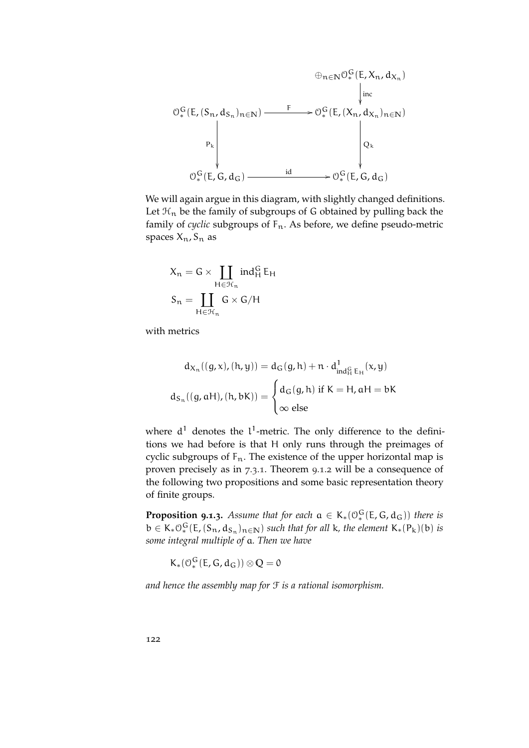$$\begin{array}{ccc}
 & & \oplus_{n\in\mathbb{N}}\mathcal{O}^G_*(E, X_n, d_{X_n}) \\
 & & \downarrow{\scriptstyle \text{inc}} \\
\mathcal{O}^G_*(E, (S_n, d_{S_n})_{n\in\mathbb{N}}) & \xrightarrow{F} & \mathcal{O}^G_*(E, (X_n, d_{X_n})_{n\in\mathbb{N}}) \\
\downarrow{\scriptstyle P_k} & & \downarrow{\scriptstyle Q_k} \\
\mathcal{O}^G_*(E, G, d_G) & \xrightarrow{\text{id}} & \mathcal{O}^G_*(E, G, d_G)
\end{array}$$

We will again argue in this diagram, with slightly changed definitions. Let $\mathcal{H}_n$ be the family of subgroups of $G$ obtained by pulling back the family of *cyclic* subgroups of $F_n$. As before, we define pseudo-metric spaces $X_n, S_n$ as

$$X_n = G \times \coprod_{H\in\mathcal{H}_n} \mathrm{ind}_H^G E_H$$

$$S_n = \coprod_{H\in\mathcal{H}_n} G \times G/H$$

with metrics

$$d_{X_n}((g,x),(h,y)) = d_G(g,h) + n \cdot d^1_{\mathrm{ind}_H^G E_H}(x,y)$$

$$d_{S_n}((g,aH),(h,bK)) = \begin{cases} d_G(g,h) \text{ if } K = H, aH = bK \\ \infty \text{ else} \end{cases}$$

where $d^1$ denotes the $l^1$-metric. The only difference to the definitions we had before is that $H$ only runs through the preimages of cyclic subgroups of $F_n$. The existence of the upper horizontal map is proven precisely as in 7.3.1. Theorem 9.1.2 will be a consequence of the following two propositions and some basic representation theory of finite groups.

**Proposition 9.1.3.** *Assume that for each $a \in K_*(\mathcal{O}^G_*(E, G, d_G))$ there is $b \in K_*\mathcal{O}^G_*(E, (S_n, d_{S_n})_{n\in\mathbb{N}})$ such that for all $k$, the element $K_*(P_k)(b)$ is some integral multiple of $a$. Then we have*

$$K_*(\mathcal{O}^G_*(E, G, d_G)) \otimes \mathbb{Q} = 0$$

*and hence the assembly map for $\mathcal{F}$ is a rational isomorphism.*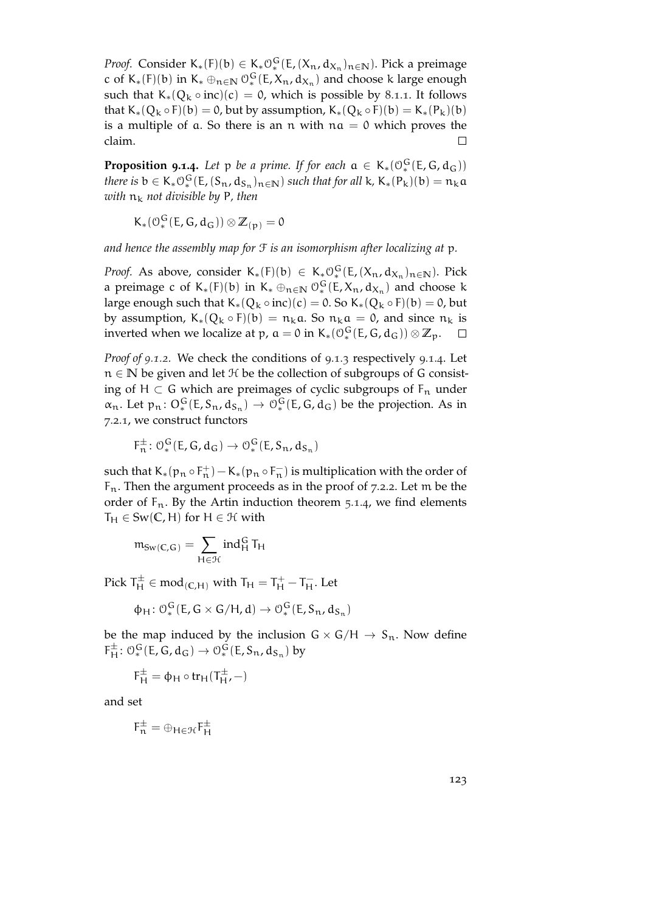*Proof.* Consider $K_*(F)(b) \in K_*\mathcal{O}^G_*(E, (X_n, d_{X_n})_{n\in\mathbb{N}})$. Pick a preimage $c$ of $K_*(F)(b)$ in $K_* \oplus_{n\in\mathbb{N}} \mathcal{O}^G_*(E, X_n, d_{X_n})$ and choose $k$ large enough such that $K_*(Q_k \circ \mathrm{inc})(c) = 0$, which is possible by 8.1.1. It follows that $K_*(Q_k \circ F)(b) = 0$, but by assumption, $K_*(Q_k \circ F)(b) = K_*(P_k)(b)$ is a multiple of $a$. So there is an $n$ with $na = 0$ which proves the claim. □

**Proposition 9.1.4.** *Let $p$ be a prime. If for each $a \in K_*(\mathcal{O}^G_*(E, G, d_G))$ there is $b \in K_*\mathcal{O}^G_*(E, (S_n, d_{S_n})_{n\in\mathbb{N}})$ such that for all $k$, $K_*(P_k)(b) = n_k a$ with $n_k$ not divisible by $P$, then*

$$K_*(\mathcal{O}^G_*(E, G, d_G)) \otimes \mathbb{Z}_{(p)} = 0$$

*and hence the assembly map for $\mathcal{F}$ is an isomorphism after localizing at $p$.*

*Proof.* As above, consider $K_*(F)(b) \in K_*\mathcal{O}^G_*(E, (X_n, d_{X_n})_{n\in\mathbb{N}})$. Pick a preimage $c$ of $K_*(F)(b)$ in $K_* \oplus_{n\in\mathbb{N}} \mathcal{O}^G_*(E, X_n, d_{X_n})$ and choose $k$ large enough such that $K_*(Q_k \circ \mathrm{inc})(c) = 0$. So $K_*(Q_k \circ F)(b) = 0$, but by assumption, $K_*(Q_k \circ F)(b) = n_k a$. So $n_k a = 0$, and since $n_k$ is inverted when we localize at $p$, $a = 0$ in $K_*(\mathcal{O}^G_*(E, G, d_G)) \otimes \mathbb{Z}_p$. □

*Proof of 9.1.2.* We check the conditions of 9.1.3 respectively 9.1.4. Let $n \in \mathbb{N}$ be given and let $\mathcal{H}$ be the collection of subgroups of $G$ consisting of $H \subset G$ which are preimages of cyclic subgroups of $F_n$ under $\alpha_n$. Let $p_n \colon O^G_*(E, S_n, d_{S_n}) \to \mathcal{O}^G_*(E, G, d_G)$ be the projection. As in 7.2.1, we construct functors

$$F^{\pm}_n \colon \mathcal{O}^G_*(E, G, d_G) \to \mathcal{O}^G_*(E, S_n, d_{S_n})$$

such that $K_*(p_n \circ F^+_n) - K_*(p_n \circ F^-_n)$ is multiplication with the order of $F_n$. Then the argument proceeds as in the proof of 7.2.2. Let $m$ be the order of $F_n$. By the Artin induction theorem 5.1.4, we find elements $T_H \in \mathrm{Sw}(\mathbb{C}, H)$ for $H \in \mathcal{H}$ with

$$m_{\mathrm{Sw}(\mathbb{C},G)} = \sum_{H\in\mathcal{H}} \mathrm{ind}^G_H T_H$$

Pick $T^{\pm}_H \in \mathrm{mod}_{(\mathbb{C},H)}$ with $T_H = T^+_H - T^-_H$. Let

$$\phi_H \colon \mathcal{O}^G_*(E, G \times G/H, d) \to \mathcal{O}^G_*(E, S_n, d_{S_n})$$

be the map induced by the inclusion $G \times G/H \to S_n$. Now define $F^{\pm}_H \colon \mathcal{O}^G_*(E, G, d_G) \to \mathcal{O}^G_*(E, S_n, d_{S_n})$ by

$$F^{\pm}_H = \phi_H \circ \mathrm{tr}_H(T^{\pm}_H, -)$$

and set

$$F^{\pm}_n = \oplus_{H\in\mathcal{H}} F^{\pm}_H$$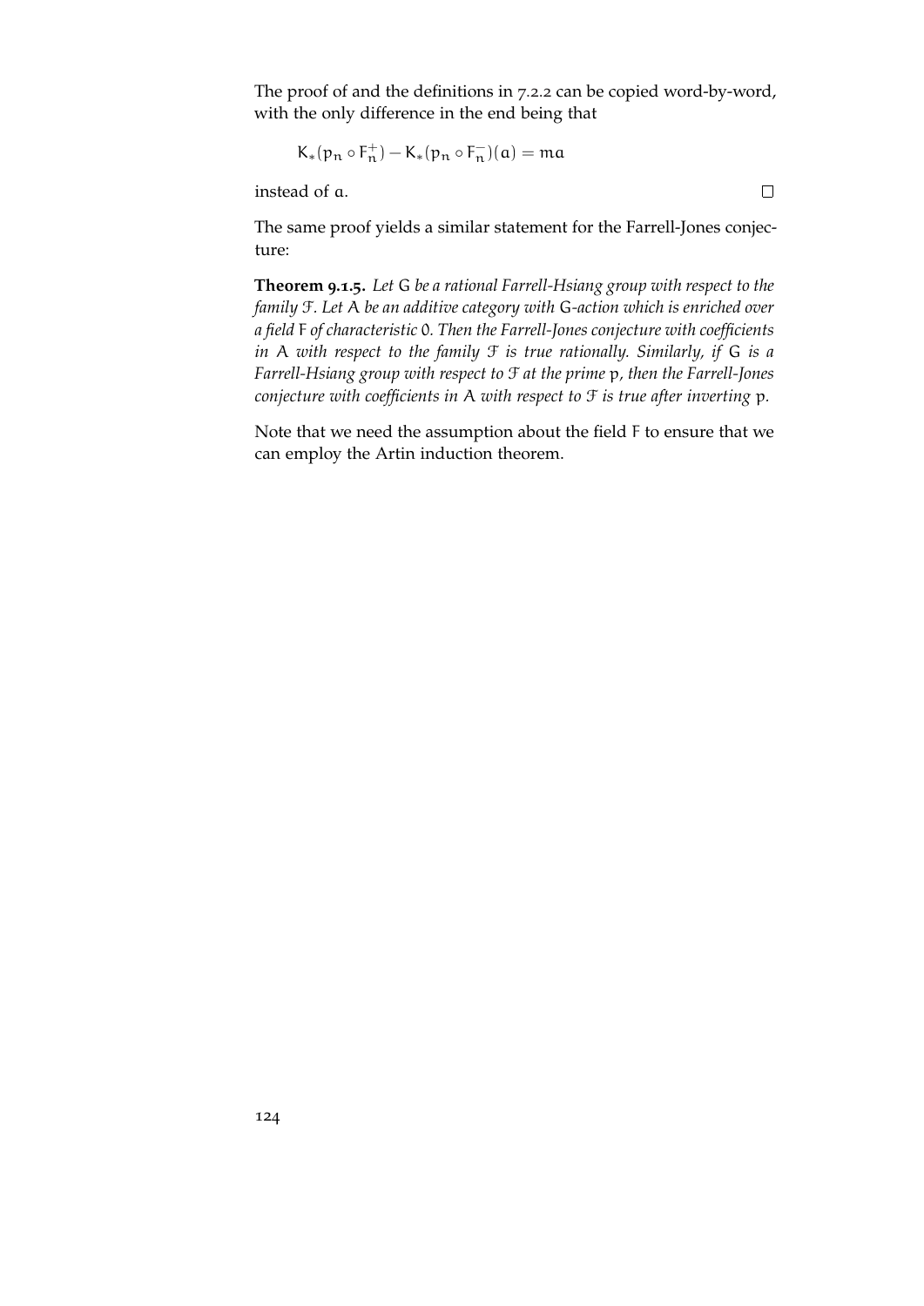The proof of and the definitions in 7.2.2 can be copied word-by-word, with the only difference in the end being that

$$K_*(p_n \circ F_n^+) - K_*(p_n \circ F_n^-)(a) = ma$$

instead of $a$. □

The same proof yields a similar statement for the Farrell-Jones conjecture:

**Theorem 9.1.5.** *Let $G$ be a rational Farrell-Hsiang group with respect to the family $\mathcal{F}$. Let $A$ be an additive category with $G$-action which is enriched over a field $F$ of characteristic $0$. Then the Farrell-Jones conjecture with coefficients in $A$ with respect to the family $\mathcal{F}$ is true rationally. Similarly, if $G$ is a Farrell-Hsiang group with respect to $\mathcal{F}$ at the prime $p$, then the Farrell-Jones conjecture with coefficients in $A$ with respect to $\mathcal{F}$ is true after inverting $p$.*

Note that we need the assumption about the field $F$ to ensure that we can employ the Artin induction theorem.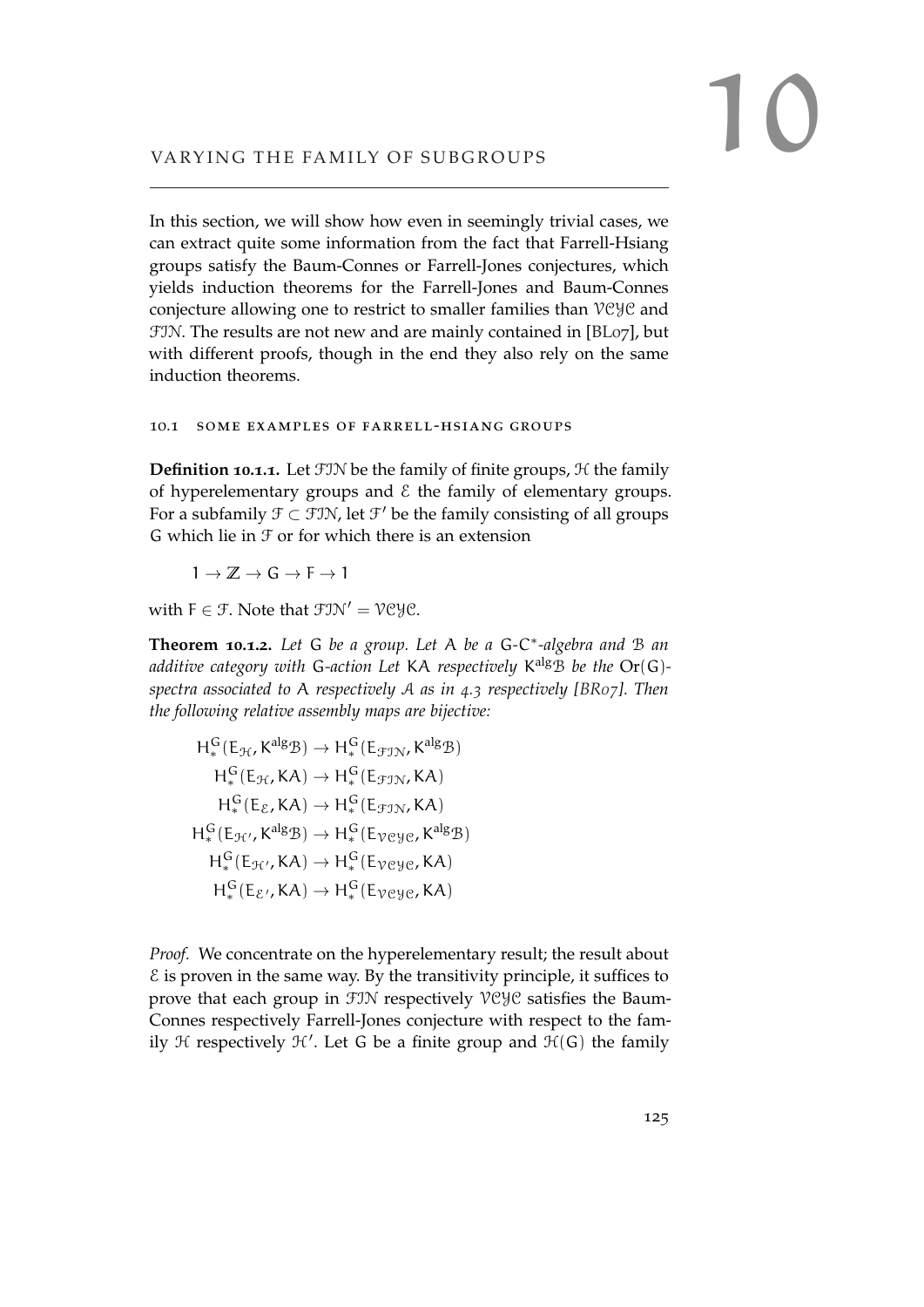# 10 VARYING THE FAMILY OF SUBGROUPS

In this section, we will show how even in seemingly trivial cases, we can extract quite some information from the fact that Farrell-Hsiang groups satisfy the Baum-Connes or Farrell-Jones conjectures, which yields induction theorems for the Farrell-Jones and Baum-Connes conjecture allowing one to restrict to smaller families than $\mathcal{VCYC}$ and $\mathcal{FIN}$. The results are not new and are mainly contained in [BL07], but with different proofs, though in the end they also rely on the same induction theorems.

## 10.1 SOME EXAMPLES OF FARRELL-HSIANG GROUPS

**Definition 10.1.1.** Let $\mathcal{FIN}$ be the family of finite groups, $\mathcal{H}$ the family of hyperelementary groups and $\mathcal{E}$ the family of elementary groups. For a subfamily $\mathcal{F} \subset \mathcal{FIN}$, let $\mathcal{F}'$ be the family consisting of all groups $G$ which lie in $\mathcal{F}$ or for which there is an extension

$$1 \to \mathbb{Z} \to G \to F \to 1$$

with $F \in \mathcal{F}$. Note that $\mathcal{FIN}' = \mathcal{VCYC}$.

**Theorem 10.1.2.** *Let $G$ be a group. Let $A$ be a $G$-$C^*$-algebra and $\mathcal{B}$ an additive category with $G$-action Let $KA$ respectively $K^{\mathrm{alg}}\mathcal{B}$ be the $\mathrm{Or}(G)$-spectra associated to $A$ respectively $\mathcal{A}$ as in 4.3 respectively [BR07]. Then the following relative assembly maps are bijective:*

$$\begin{aligned}
H_*^G(E_{\mathcal{H}}, K^{\mathrm{alg}}\mathcal{B}) &\to H_*^G(E_{\mathcal{FIN}}, K^{\mathrm{alg}}\mathcal{B}) \\
H_*^G(E_{\mathcal{H}}, KA) &\to H_*^G(E_{\mathcal{FIN}}, KA) \\
H_*^G(E_{\mathcal{E}}, KA) &\to H_*^G(E_{\mathcal{FIN}}, KA) \\
H_*^G(E_{\mathcal{H}'}, K^{\mathrm{alg}}\mathcal{B}) &\to H_*^G(E_{\mathcal{VCYC}}, K^{\mathrm{alg}}\mathcal{B}) \\
H_*^G(E_{\mathcal{H}'}, KA) &\to H_*^G(E_{\mathcal{VCYC}}, KA) \\
H_*^G(E_{\mathcal{E}'}, KA) &\to H_*^G(E_{\mathcal{VCYC}}, KA)
\end{aligned}$$

*Proof.* We concentrate on the hyperelementary result; the result about $\mathcal{E}$ is proven in the same way. By the transitivity principle, it suffices to prove that each group in $\mathcal{FIN}$ respectively $\mathcal{VCYC}$ satisfies the Baum-Connes respectively Farrell-Jones conjecture with respect to the family $\mathcal{H}$ respectively $\mathcal{H}'$. Let $G$ be a finite group and $\mathcal{H}(G)$ the family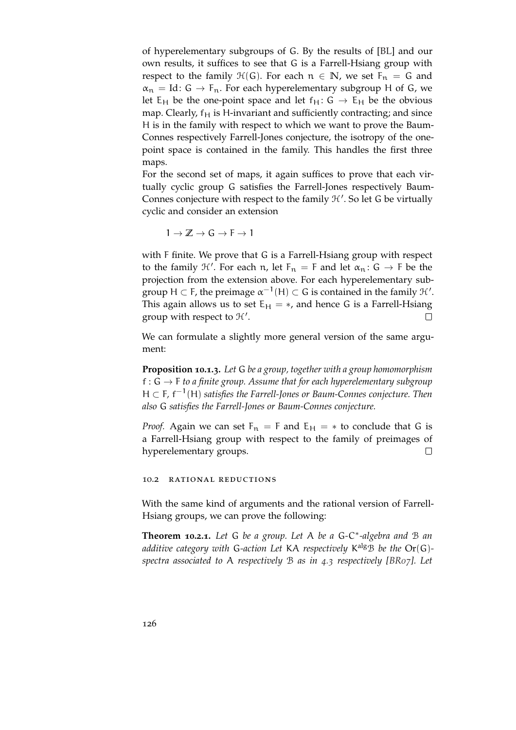of hyperelementary subgroups of $G$. By the results of [BL] and our own results, it suffices to see that $G$ is a Farrell-Hsiang group with respect to the family $\mathcal{H}(G)$. For each $n \in \mathbb{N}$, we set $F_n = G$ and $\alpha_n = \mathrm{Id}\colon G \to F_n$. For each hyperelementary subgroup $H$ of $G$, we let $E_H$ be the one-point space and let $f_H\colon G \to E_H$ be the obvious map. Clearly, $f_H$ is $H$-invariant and sufficiently contracting; and since $H$ is in the family with respect to which we want to prove the Baum-Connes respectively Farrell-Jones conjecture, the isotropy of the one-point space is contained in the family. This handles the first three maps.

For the second set of maps, it again suffices to prove that each virtually cyclic group $G$ satisfies the Farrell-Jones respectively Baum-Connes conjecture with respect to the family $\mathcal{H}'$. So let $G$ be virtually cyclic and consider an extension

$$1 \to \mathbb{Z} \to G \to F \to 1$$

with $F$ finite. We prove that $G$ is a Farrell-Hsiang group with respect to the family $\mathcal{H}'$. For each $n$, let $F_n = F$ and let $\alpha_n\colon G \to F$ be the projection from the extension above. For each hyperelementary subgroup $H \subset F$, the preimage $\alpha^{-1}(H) \subset G$ is contained in the family $\mathcal{H}'$. This again allows us to set $E_H = *$, and hence $G$ is a Farrell-Hsiang group with respect to $\mathcal{H}'$. □

We can formulate a slightly more general version of the same argument:

**Proposition 10.1.3.** *Let $G$ be a group, together with a group homomorphism $f : G \to F$ to a finite group. Assume that for each hyperelementary subgroup $H \subset F$, $f^{-1}(H)$ satisfies the Farrell-Jones or Baum-Connes conjecture. Then also $G$ satisfies the Farrell-Jones or Baum-Connes conjecture.*

*Proof.* Again we can set $F_n = F$ and $E_H = *$ to conclude that $G$ is a Farrell-Hsiang group with respect to the family of preimages of hyperelementary groups. □

## 10.2 Rational reductions

With the same kind of arguments and the rational version of Farrell-Hsiang groups, we can prove the following:

**Theorem 10.2.1.** *Let $G$ be a group. Let $A$ be a $G$-$C^*$-algebra and $\mathcal{B}$ an additive category with $G$-action Let $KA$ respectively $K^{\mathrm{alg}}\mathcal{B}$ be the $\mathrm{Or}(G)$-spectra associated to $A$ respectively $\mathcal{B}$ as in 4.3 respectively [BR07]. Let*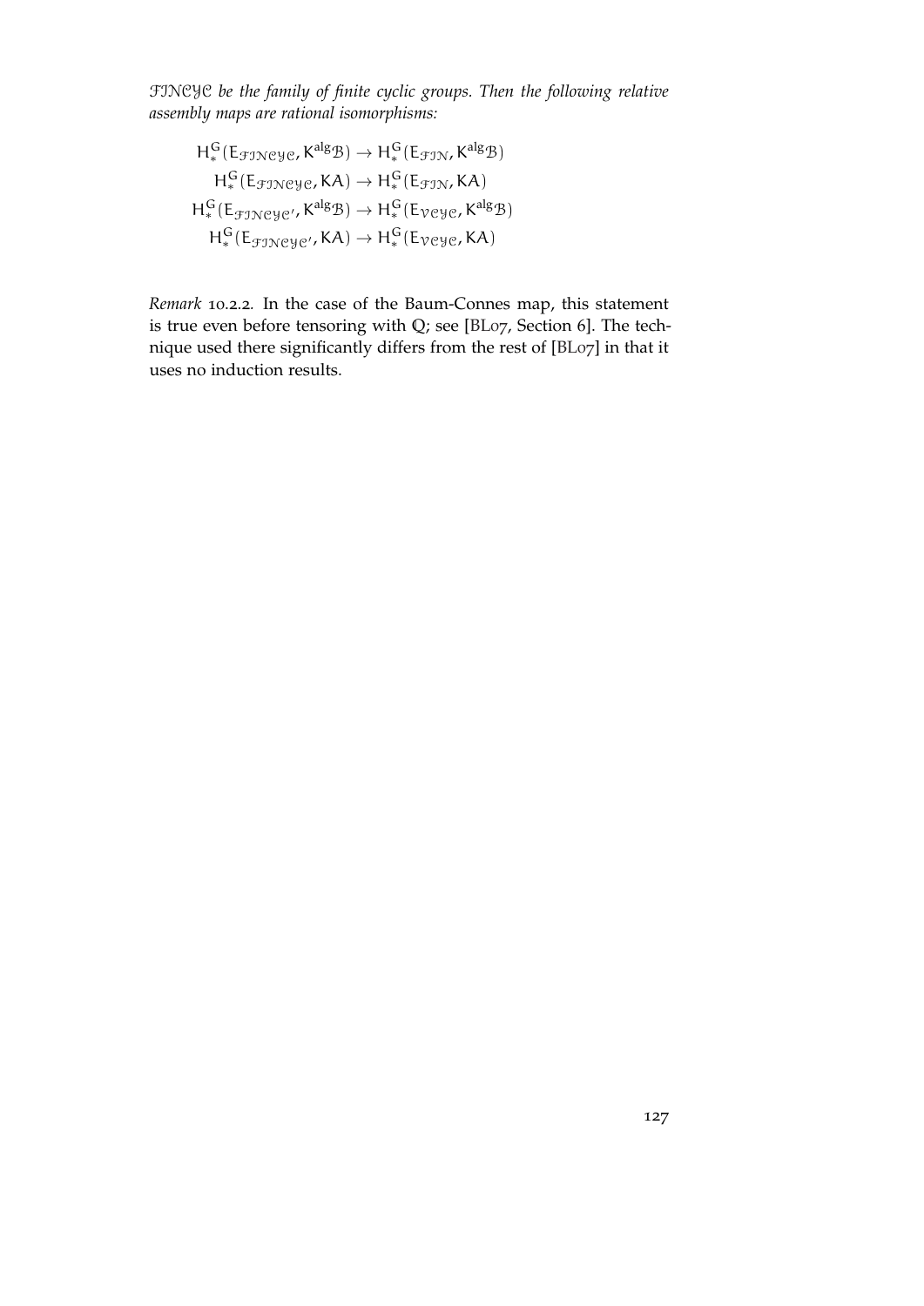*$\mathcal{FINCYC}$ be the family of finite cyclic groups. Then the following relative assembly maps are rational isomorphisms:*

$$
\begin{aligned}
H_*^G(E_{\mathcal{FINCYC}}, K^{\mathrm{alg}}\mathcal{B}) &\to H_*^G(E_{\mathcal{FIN}}, K^{\mathrm{alg}}\mathcal{B}) \\
H_*^G(E_{\mathcal{FINCYC}}, KA) &\to H_*^G(E_{\mathcal{FIN}}, KA) \\
H_*^G(E_{\mathcal{FINCYC}'}, K^{\mathrm{alg}}\mathcal{B}) &\to H_*^G(E_{\mathcal{VCYC}}, K^{\mathrm{alg}}\mathcal{B}) \\
H_*^G(E_{\mathcal{FINCYC}'}, KA) &\to H_*^G(E_{\mathcal{VCYC}}, KA)
\end{aligned}
$$

*Remark* 10.2.2. In the case of the Baum-Connes map, this statement is true even before tensoring with $\mathbb{Q}$; see [BL07, Section 6]. The technique used there significantly differs from the rest of [BL07] in that it uses no induction results.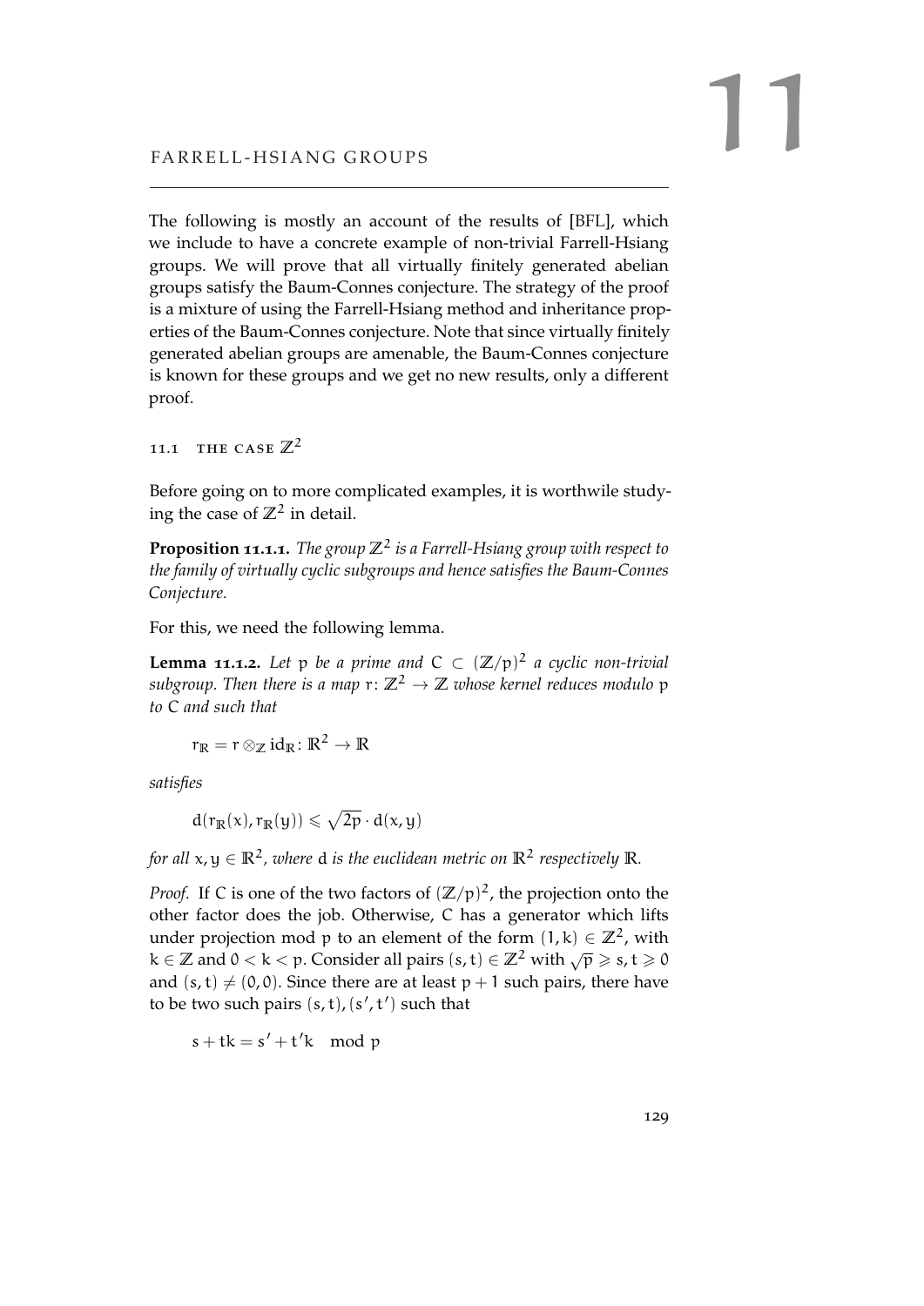② # 11 FARRELL-HSIANG GROUPS

The following is mostly an account of the results of [BFL], which we include to have a concrete example of non-trivial Farrell-Hsiang groups. We will prove that all virtually finitely generated abelian groups satisfy the Baum-Connes conjecture. The strategy of the proof is a mixture of using the Farrell-Hsiang method and inheritance properties of the Baum-Connes conjecture. Note that since virtually finitely generated abelian groups are amenable, the Baum-Connes conjecture is known for these groups and we get no new results, only a different proof.

## 11.1 THE CASE $\mathbb{Z}^2$

Before going on to more complicated examples, it is worthwile studying the case of $\mathbb{Z}^2$ in detail.

**Proposition 11.1.1.** *The group $\mathbb{Z}^2$ is a Farrell-Hsiang group with respect to the family of virtually cyclic subgroups and hence satisfies the Baum-Connes Conjecture.*

For this, we need the following lemma.

**Lemma 11.1.2.** *Let $p$ be a prime and $C \subset (\mathbb{Z}/p)^2$ a cyclic non-trivial subgroup. Then there is a map $r\colon \mathbb{Z}^2 \to \mathbb{Z}$ whose kernel reduces modulo $p$ to $C$ and such that*

$$r_{\mathbb{R}} = r \otimes_{\mathbb{Z}} \mathrm{id}_{\mathbb{R}}\colon \mathbb{R}^2 \to \mathbb{R}$$

*satisfies*

$$d(r_{\mathbb{R}}(x), r_{\mathbb{R}}(y)) \leqslant \sqrt{2p} \cdot d(x, y)$$

*for all $x, y \in \mathbb{R}^2$, where $d$ is the euclidean metric on $\mathbb{R}^2$ respectively $\mathbb{R}$.*

*Proof.* If $C$ is one of the two factors of $(\mathbb{Z}/p)^2$, the projection onto the other factor does the job. Otherwise, $C$ has a generator which lifts under projection mod $p$ to an element of the form $(1, k) \in \mathbb{Z}^2$, with $k \in \mathbb{Z}$ and $0 < k < p$. Consider all pairs $(s, t) \in \mathbb{Z}^2$ with $\sqrt{p} \geqslant s, t \geqslant 0$ and $(s, t) \neq (0, 0)$. Since there are at least $p + 1$ such pairs, there have to be two such pairs $(s, t), (s', t')$ such that

$$s + tk = s' + t'k \mod p$$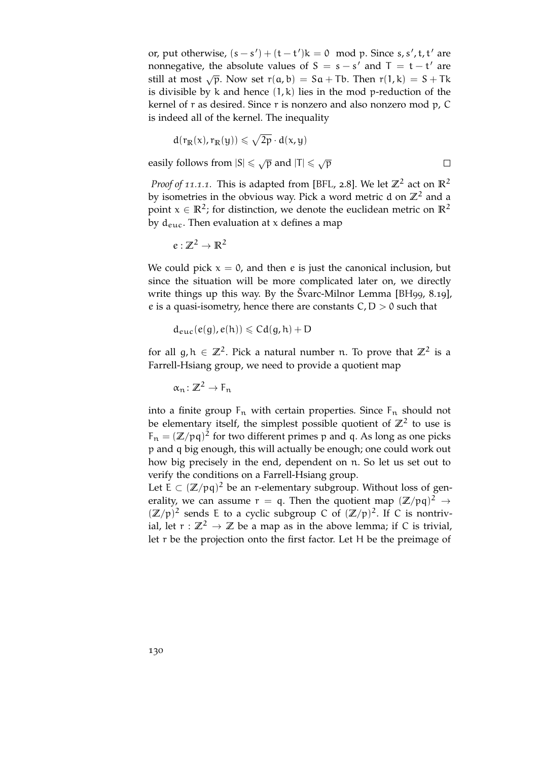or, put otherwise, $(s - s') + (t - t')k = 0 \mod p$. Since $s, s', t, t'$ are nonnegative, the absolute values of $S = s - s'$ and $T = t - t'$ are still at most $\sqrt{p}$. Now set $r(a, b) = Sa + Tb$. Then $r(1, k) = S + Tk$ is divisible by $k$ and hence $(1, k)$ lies in the mod $p$-reduction of the kernel of $r$ as desired. Since $r$ is nonzero and also nonzero mod $p$, $C$ is indeed all of the kernel. The inequality

$$d(r_{\mathbb{R}}(x), r_{\mathbb{R}}(y)) \leqslant \sqrt{2p} \cdot d(x, y)$$

easily follows from $|S| \leqslant \sqrt{p}$ and $|T| \leqslant \sqrt{p}$ □

*Proof of 11.1.1.* This is adapted from [BFL, 2.8]. We let $\mathbb{Z}^2$ act on $\mathbb{R}^2$ by isometries in the obvious way. Pick a word metric $d$ on $\mathbb{Z}^2$ and a point $x \in \mathbb{R}^2$; for distinction, we denote the euclidean metric on $\mathbb{R}^2$ by $d_{euc}$. Then evaluation at $x$ defines a map

$$e : \mathbb{Z}^2 \to \mathbb{R}^2$$

We could pick $x = 0$, and then $e$ is just the canonical inclusion, but since the situation will be more complicated later on, we directly write things up this way. By the Švarc-Milnor Lemma [BH99, 8.19], $e$ is a quasi-isometry, hence there are constants $C, D > 0$ such that

$$d_{euc}(e(g), e(h)) \leqslant Cd(g, h) + D$$

for all $g, h \in \mathbb{Z}^2$. Pick a natural number $n$. To prove that $\mathbb{Z}^2$ is a Farrell-Hsiang group, we need to provide a quotient map

$$\alpha_n : \mathbb{Z}^2 \to F_n$$

into a finite group $F_n$ with certain properties. Since $F_n$ should not be elementary itself, the simplest possible quotient of $\mathbb{Z}^2$ to use is $F_n = (\mathbb{Z}/pq)^2$ for two different primes $p$ and $q$. As long as one picks $p$ and $q$ big enough, this will actually be enough; one could work out how big precisely in the end, dependent on $n$. So let us set out to verify the conditions on a Farrell-Hsiang group.

Let $E \subset (\mathbb{Z}/pq)^2$ be an $r$-elementary subgroup. Without loss of generality, we can assume $r = q$. Then the quotient map $(\mathbb{Z}/pq)^2 \to (\mathbb{Z}/p)^2$ sends $E$ to a cyclic subgroup $C$ of $(\mathbb{Z}/p)^2$. If $C$ is nontrivial, let $r : \mathbb{Z}^2 \to \mathbb{Z}$ be a map as in the above lemma; if $C$ is trivial, let $r$ be the projection onto the first factor. Let $H$ be the preimage of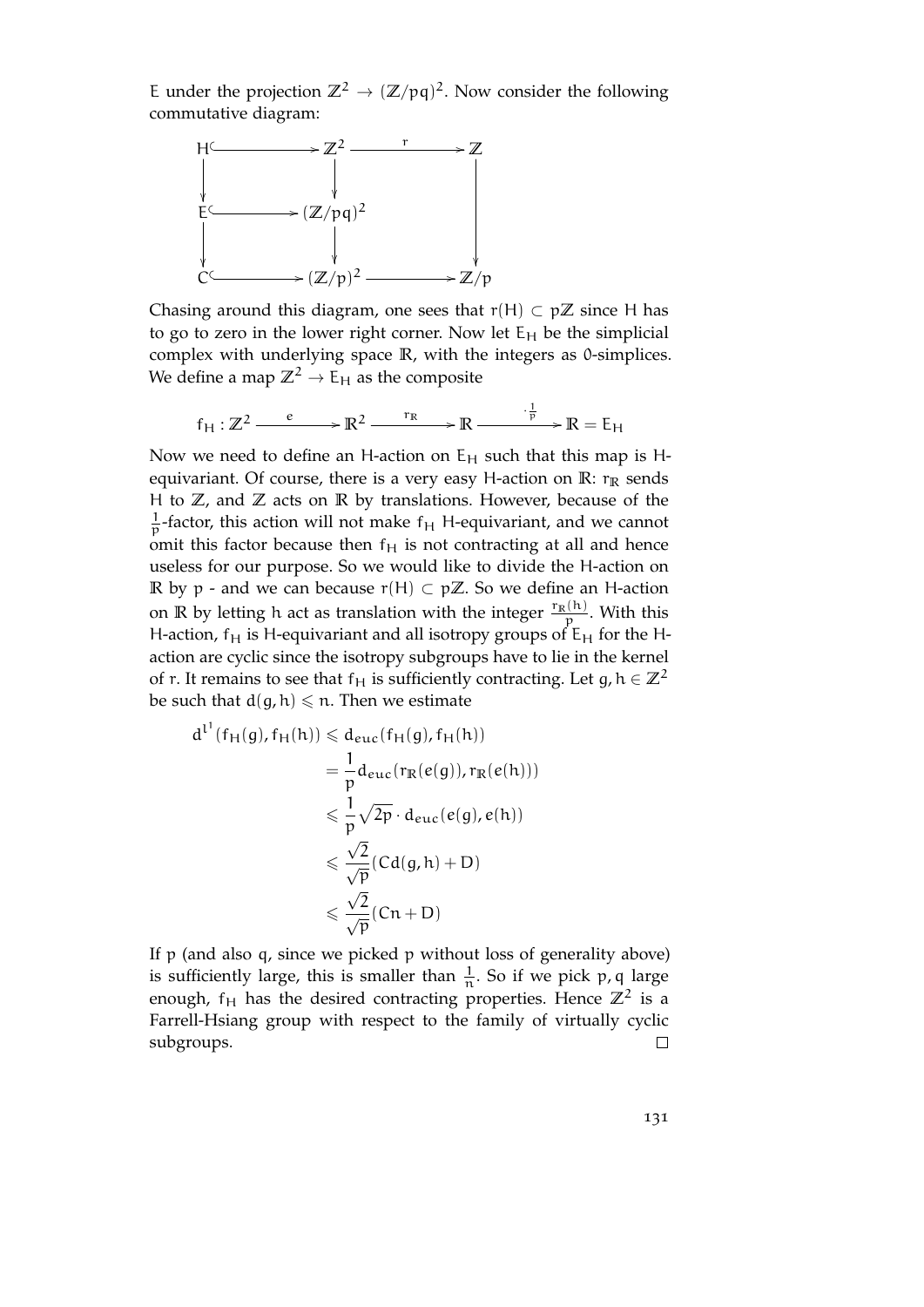$E$ under the projection $\mathbb{Z}^2 \to (\mathbb{Z}/pq)^2$. Now consider the following commutative diagram:

$$\begin{array}{ccccc}
H & \hookrightarrow & \mathbb{Z}^2 & \xrightarrow{r} & \mathbb{Z} \\
\downarrow & & \downarrow & & \\
E & \hookrightarrow & (\mathbb{Z}/pq)^2 & & \downarrow \\
\downarrow & & \downarrow & & \\
C & \hookrightarrow & (\mathbb{Z}/p)^2 & \longrightarrow & \mathbb{Z}/p
\end{array}$$

Chasing around this diagram, one sees that $r(H) \subset p\mathbb{Z}$ since $H$ has to go to zero in the lower right corner. Now let $E_H$ be the simplicial complex with underlying space $\mathbb{R}$, with the integers as 0-simplices. We define a map $\mathbb{Z}^2 \to E_H$ as the composite

$$f_H : \mathbb{Z}^2 \xrightarrow{e} \mathbb{R}^2 \xrightarrow{r_{\mathbb{R}}} \mathbb{R} \xrightarrow{\cdot \frac{1}{p}} \mathbb{R} = E_H$$

Now we need to define an $H$-action on $E_H$ such that this map is $H$-equivariant. Of course, there is a very easy $H$-action on $\mathbb{R}$: $r_{\mathbb{R}}$ sends $H$ to $\mathbb{Z}$, and $\mathbb{Z}$ acts on $\mathbb{R}$ by translations. However, because of the $\frac{1}{p}$-factor, this action will not make $f_H$ $H$-equivariant, and we cannot omit this factor because then $f_H$ is not contracting at all and hence useless for our purpose. So we would like to divide the $H$-action on $\mathbb{R}$ by $p$ - and we can because $r(H) \subset p\mathbb{Z}$. So we define an $H$-action on $\mathbb{R}$ by letting $h$ act as translation with the integer $\frac{r_{\mathbb{R}}(h)}{p}$. With this $H$-action, $f_H$ is $H$-equivariant and all isotropy groups of $E_H$ for the $H$-action are cyclic since the isotropy subgroups have to lie in the kernel of $r$. It remains to see that $f_H$ is sufficiently contracting. Let $g, h \in \mathbb{Z}^2$ be such that $d(g,h) \leqslant n$. Then we estimate

$$\begin{aligned}
d^{l^1}(f_H(g), f_H(h)) &\leqslant d_{euc}(f_H(g), f_H(h)) \\
&= \frac{1}{p} d_{euc}(r_{\mathbb{R}}(e(g)), r_{\mathbb{R}}(e(h))) \\
&\leqslant \frac{1}{p}\sqrt{2p} \cdot d_{euc}(e(g), e(h)) \\
&\leqslant \frac{\sqrt{2}}{\sqrt{p}}(Cd(g,h) + D) \\
&\leqslant \frac{\sqrt{2}}{\sqrt{p}}(Cn + D)
\end{aligned}$$

If $p$ (and also $q$, since we picked $p$ without loss of generality above) is sufficiently large, this is smaller than $\frac{1}{n}$. So if we pick $p, q$ large enough, $f_H$ has the desired contracting properties. Hence $\mathbb{Z}^2$ is a Farrell-Hsiang group with respect to the family of virtually cyclic subgroups. □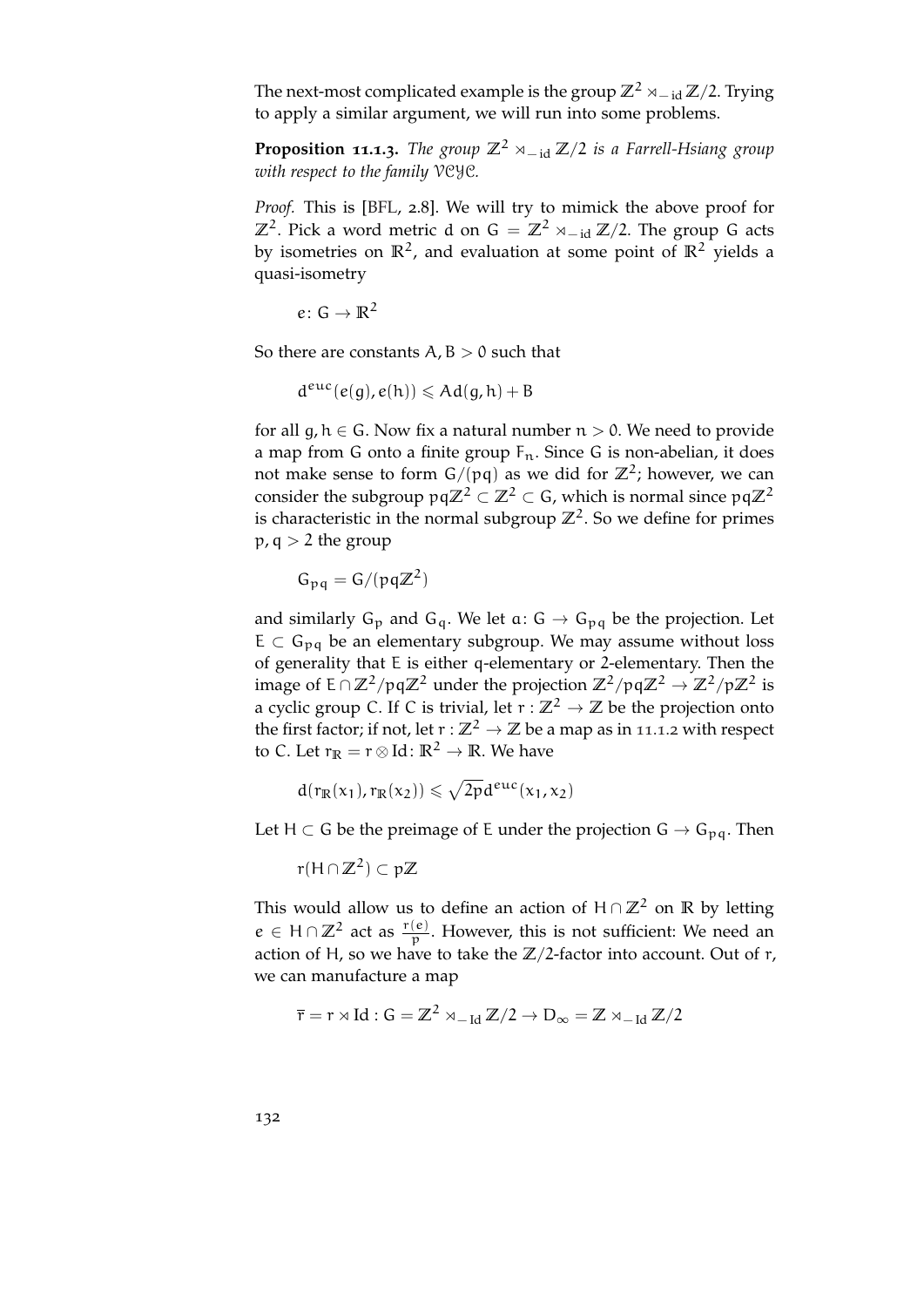The next-most complicated example is the group $\mathbb{Z}^2 \rtimes_{-\mathrm{id}} \mathbb{Z}/2$. Trying to apply a similar argument, we will run into some problems.

**Proposition 11.1.3.** *The group $\mathbb{Z}^2 \rtimes_{-\mathrm{id}} \mathbb{Z}/2$ is a Farrell-Hsiang group with respect to the family $\mathcal{VCYC}$.*

*Proof.* This is [BFL, 2.8]. We will try to mimick the above proof for $\mathbb{Z}^2$. Pick a word metric $d$ on $G = \mathbb{Z}^2 \rtimes_{-\mathrm{id}} \mathbb{Z}/2$. The group $G$ acts by isometries on $\mathbb{R}^2$, and evaluation at some point of $\mathbb{R}^2$ yields a quasi-isometry

$$e \colon G \to \mathbb{R}^2$$

So there are constants $A, B > 0$ such that

$$d^{euc}(e(g), e(h)) \leqslant A d(g, h) + B$$

for all $g, h \in G$. Now fix a natural number $n > 0$. We need to provide a map from $G$ onto a finite group $F_n$. Since $G$ is non-abelian, it does not make sense to form $G/(pq)$ as we did for $\mathbb{Z}^2$; however, we can consider the subgroup $pq\mathbb{Z}^2 \subset \mathbb{Z}^2 \subset G$, which is normal since $pq\mathbb{Z}^2$ is characteristic in the normal subgroup $\mathbb{Z}^2$. So we define for primes $p, q > 2$ the group

$$G_{pq} = G/(pq\mathbb{Z}^2)$$

and similarly $G_p$ and $G_q$. We let $a \colon G \to G_{pq}$ be the projection. Let $E \subset G_{pq}$ be an elementary subgroup. We may assume without loss of generality that $E$ is either $q$-elementary or 2-elementary. Then the image of $E \cap \mathbb{Z}^2/pq\mathbb{Z}^2$ under the projection $\mathbb{Z}^2/pq\mathbb{Z}^2 \to \mathbb{Z}^2/p\mathbb{Z}^2$ is a cyclic group $C$. If $C$ is trivial, let $r : \mathbb{Z}^2 \to \mathbb{Z}$ be the projection onto the first factor; if not, let $r : \mathbb{Z}^2 \to \mathbb{Z}$ be a map as in 11.1.2 with respect to $C$. Let $r_{\mathbb{R}} = r \otimes \mathrm{Id} \colon \mathbb{R}^2 \to \mathbb{R}$. We have

$$d(r_{\mathbb{R}}(x_1), r_{\mathbb{R}}(x_2)) \leqslant \sqrt{2p}\, d^{euc}(x_1, x_2)$$

Let $H \subset G$ be the preimage of $E$ under the projection $G \to G_{pq}$. Then

$$r(H \cap \mathbb{Z}^2) \subset p\mathbb{Z}$$

This would allow us to define an action of $H \cap \mathbb{Z}^2$ on $\mathbb{R}$ by letting $e \in H \cap \mathbb{Z}^2$ act as $\frac{r(e)}{p}$. However, this is not sufficient: We need an action of $H$, so we have to take the $\mathbb{Z}/2$-factor into account. Out of $r$, we can manufacture a map

$$\overline{r} = r \rtimes \mathrm{Id} : G = \mathbb{Z}^2 \rtimes_{-\mathrm{Id}} \mathbb{Z}/2 \to D_\infty = \mathbb{Z} \rtimes_{-\mathrm{Id}} \mathbb{Z}/2$$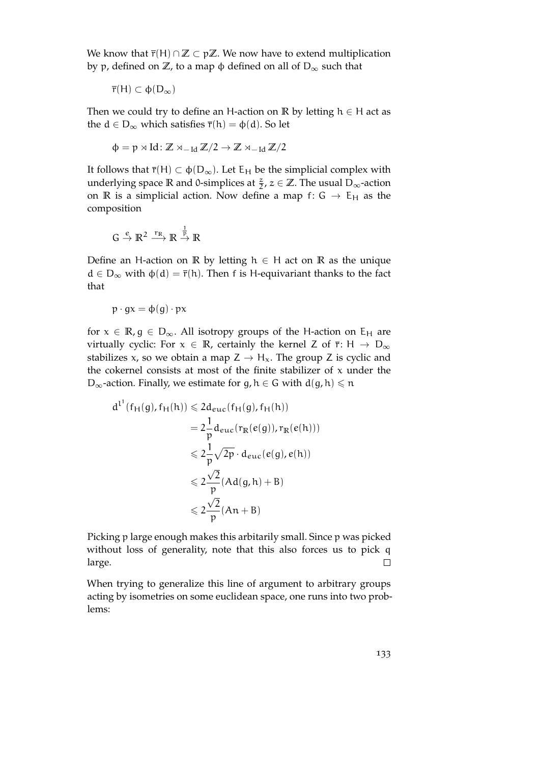We know that $\overline{r}(H) \cap \mathbb{Z} \subset p\mathbb{Z}$. We now have to extend multiplication by $p$, defined on $\mathbb{Z}$, to a map $\phi$ defined on all of $D_\infty$ such that

$$\overline{r}(H) \subset \phi(D_\infty)$$

Then we could try to define an $H$-action on $\mathbb{R}$ by letting $h \in H$ act as the $d \in D_\infty$ which satisfies $\overline{r}(h) = \phi(d)$. So let

$$\phi = p \rtimes \mathrm{Id} \colon \mathbb{Z} \rtimes_{-\mathrm{Id}} \mathbb{Z}/2 \to \mathbb{Z} \rtimes_{-\mathrm{Id}} \mathbb{Z}/2$$

It follows that $\overline{r}(H) \subset \phi(D_\infty)$. Let $E_H$ be the simplicial complex with underlying space $\mathbb{R}$ and $0$-simplices at $\frac{z}{2}$, $z \in \mathbb{Z}$. The usual $D_\infty$-action on $\mathbb{R}$ is a simplicial action. Now define a map $f\colon G \to E_H$ as the composition

$$G \xrightarrow{e} \mathbb{R}^2 \xrightarrow{r_\mathbb{R}} \mathbb{R} \xrightarrow{\frac{1}{p}} \mathbb{R}$$

Define an $H$-action on $\mathbb{R}$ by letting $h \in H$ act on $\mathbb{R}$ as the unique $d \in D_\infty$ with $\phi(d) = \overline{r}(h)$. Then $f$ is $H$-equivariant thanks to the fact that

$$p \cdot gx = \phi(g) \cdot px$$

for $x \in \mathbb{R}, g \in D_\infty$. All isotropy groups of the $H$-action on $E_H$ are virtually cyclic: For $x \in \mathbb{R}$, certainly the kernel $Z$ of $\overline{r}\colon H \to D_\infty$ stabilizes $x$, so we obtain a map $Z \to H_x$. The group $Z$ is cyclic and the cokernel consists at most of the finite stabilizer of $x$ under the $D_\infty$-action. Finally, we estimate for $g, h \in G$ with $d(g,h) \leqslant n$

$$\begin{aligned}
d^{l^1}(f_H(g), f_H(h)) &\leqslant 2 d_{euc}(f_H(g), f_H(h)) \\
&= 2\frac{1}{p} d_{euc}(r_\mathbb{R}(e(g)), r_\mathbb{R}(e(h))) \\
&\leqslant 2\frac{1}{p}\sqrt{2p} \cdot d_{euc}(e(g), e(h)) \\
&\leqslant 2\frac{\sqrt{2}}{p}(Ad(g,h) + B) \\
&\leqslant 2\frac{\sqrt{2}}{p}(An + B)
\end{aligned}$$

Picking $p$ large enough makes this arbitarily small. Since $p$ was picked without loss of generality, note that this also forces us to pick $q$ large. $\square$

When trying to generalize this line of argument to arbitrary groups acting by isometries on some euclidean space, one runs into two problems: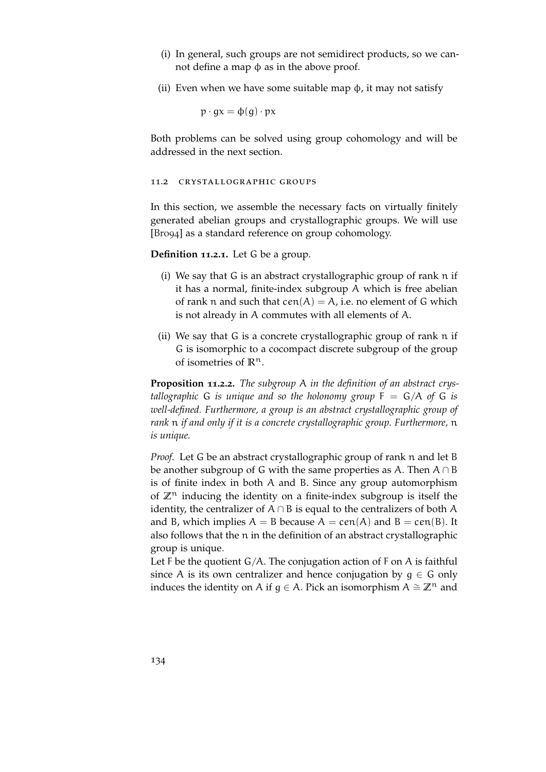(i) In general, such groups are not semidirect products, so we cannot define a map $\phi$ as in the above proof.

(ii) Even when we have some suitable map $\phi$, it may not satisfy

$$p \cdot gx = \phi(g) \cdot px$$

Both problems can be solved using group cohomology and will be addressed in the next section.

## 11.2 Crystallographic groups

In this section, we assemble the necessary facts on virtually finitely generated abelian groups and crystallographic groups. We will use [Bro94] as a standard reference on group cohomology.

**Definition 11.2.1.** Let $G$ be a group.

(i) We say that $G$ is an abstract crystallographic group of rank $n$ if it has a normal, finite-index subgroup $A$ which is free abelian of rank $n$ and such that $\mathrm{cen}(A) = A$, i.e. no element of $G$ which is not already in $A$ commutes with all elements of $A$.

(ii) We say that $G$ is a concrete crystallographic group of rank $n$ if $G$ is isomorphic to a cocompact discrete subgroup of the group of isometries of $\mathbb{R}^n$.

**Proposition 11.2.2.** *The subgroup $A$ in the definition of an abstract crystallographic $G$ is unique and so the holonomy group $F = G/A$ of $G$ is well-defined. Furthermore, a group is an abstract crystallographic group of rank $n$ if and only if it is a concrete crystallographic group. Furthermore, $n$ is unique.*

*Proof.* Let $G$ be an abstract crystallographic group of rank $n$ and let $B$ be another subgroup of $G$ with the same properties as $A$. Then $A \cap B$ is of finite index in both $A$ and $B$. Since any group automorphism of $\mathbb{Z}^n$ inducing the identity on a finite-index subgroup is itself the identity, the centralizer of $A \cap B$ is equal to the centralizers of both $A$ and $B$, which implies $A = B$ because $A = \mathrm{cen}(A)$ and $B = \mathrm{cen}(B)$. It also follows that the $n$ in the definition of an abstract crystallographic group is unique.

Let $F$ be the quotient $G/A$. The conjugation action of $F$ on $A$ is faithful since $A$ is its own centralizer and hence conjugation by $g \in G$ only induces the identity on $A$ if $g \in A$. Pick an isomorphism $A \cong \mathbb{Z}^n$ and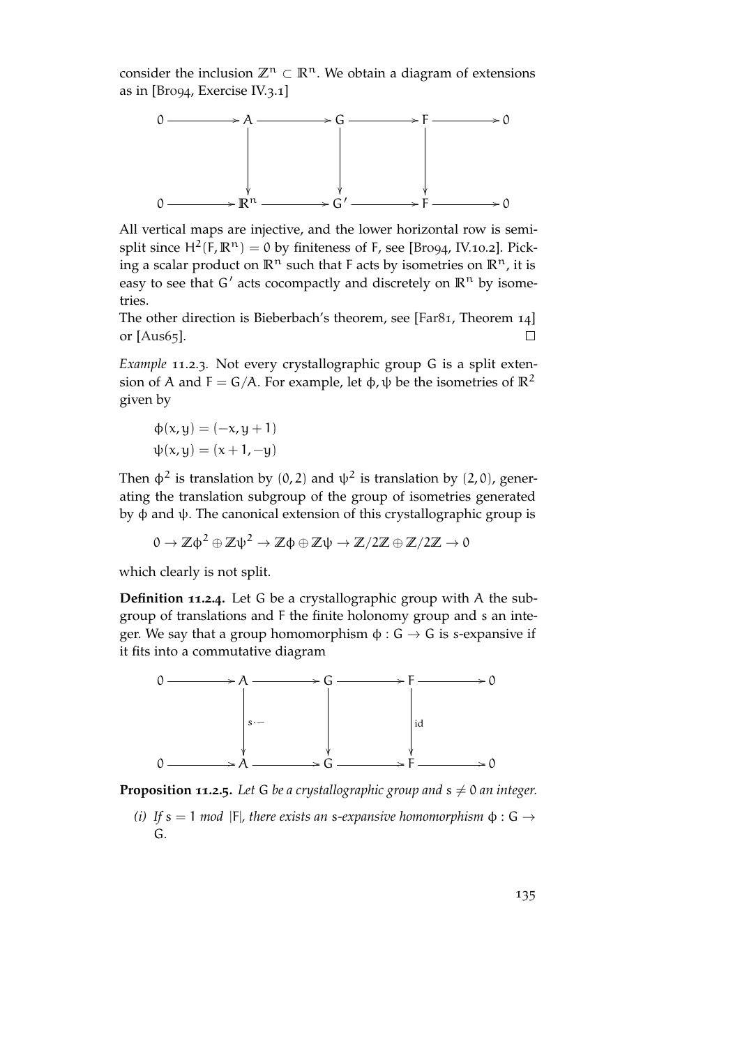consider the inclusion $\mathbb{Z}^n \subset \mathbb{R}^n$. We obtain a diagram of extensions as in [Bro94, Exercise IV.3.1]

$$\begin{array}{ccccccccc}
0 & \longrightarrow & A & \longrightarrow & G & \longrightarrow & F & \longrightarrow & 0 \\
 & & \downarrow & & \downarrow & & \downarrow & & \\
0 & \longrightarrow & \mathbb{R}^n & \longrightarrow & G' & \longrightarrow & F & \longrightarrow & 0
\end{array}$$

All vertical maps are injective, and the lower horizontal row is semi-split since $H^2(F, \mathbb{R}^n) = 0$ by finiteness of $F$, see [Bro94, IV.10.2]. Picking a scalar product on $\mathbb{R}^n$ such that $F$ acts by isometries on $\mathbb{R}^n$, it is easy to see that $G'$ acts cocompactly and discretely on $\mathbb{R}^n$ by isometries.

The other direction is Bieberbach's theorem, see [Far81, Theorem 14] or [Aus65]. □

*Example* 11.2.3. Not every crystallographic group $G$ is a split extension of $A$ and $F = G/A$. For example, let $\phi, \psi$ be the isometries of $\mathbb{R}^2$ given by

$$\phi(x, y) = (-x, y + 1)$$
$$\psi(x, y) = (x + 1, -y)$$

Then $\phi^2$ is translation by $(0, 2)$ and $\psi^2$ is translation by $(2, 0)$, generating the translation subgroup of the group of isometries generated by $\phi$ and $\psi$. The canonical extension of this crystallographic group is

$$0 \to \mathbb{Z}\phi^2 \oplus \mathbb{Z}\psi^2 \to \mathbb{Z}\phi \oplus \mathbb{Z}\psi \to \mathbb{Z}/2\mathbb{Z} \oplus \mathbb{Z}/2\mathbb{Z} \to 0$$

which clearly is not split.

**Definition 11.2.4.** Let $G$ be a crystallographic group with $A$ the subgroup of translations and $F$ the finite holonomy group and $s$ an integer. We say that a group homomorphism $\phi : G \to G$ is $s$-expansive if it fits into a commutative diagram

$$\begin{array}{ccccccccc}
0 & \longrightarrow & A & \longrightarrow & G & \longrightarrow & F & \longrightarrow & 0 \\
 & & \downarrow{\scriptstyle s\cdot -} & & \downarrow & & \downarrow{\scriptstyle \mathrm{id}} & & \\
0 & \longrightarrow & A & \longrightarrow & G & \longrightarrow & F & \longrightarrow & 0
\end{array}$$

**Proposition 11.2.5.** *Let $G$ be a crystallographic group and $s \neq 0$ an integer.*

*(i) If $s = 1$ mod $|F|$, there exists an $s$-expansive homomorphism $\phi : G \to G$.*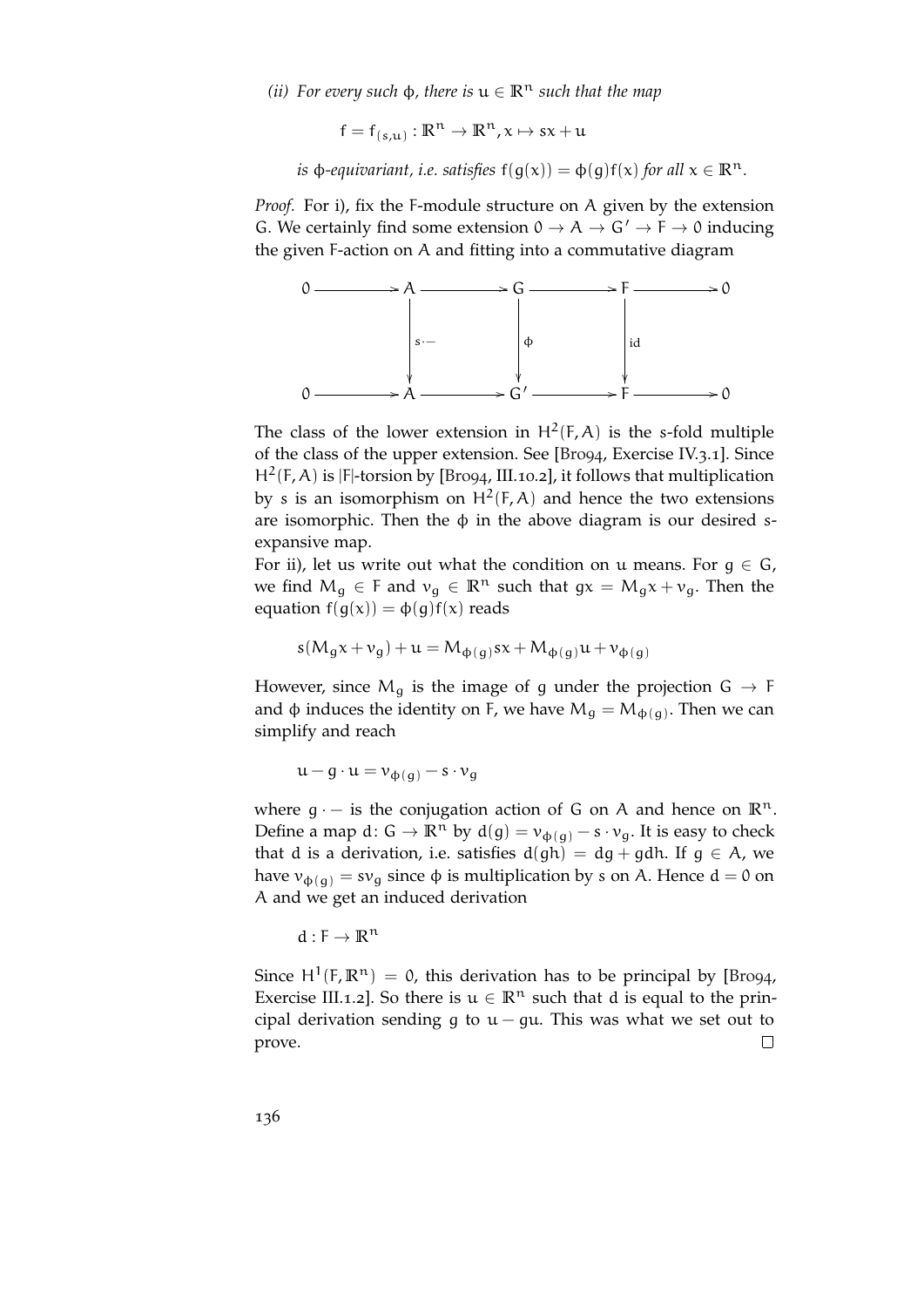*(ii) For every such $\phi$, there is $u \in \mathbb{R}^n$ such that the map*

$$f = f_{(s,u)} : \mathbb{R}^n \to \mathbb{R}^n, x \mapsto sx + u$$

*is $\phi$-equivariant, i.e. satisfies $f(g(x)) = \phi(g)f(x)$ for all $x \in \mathbb{R}^n$.*

*Proof.* For i), fix the F-module structure on A given by the extension G. We certainly find some extension $0 \to A \to G' \to F \to 0$ inducing the given F-action on A and fitting into a commutative diagram

$$\begin{array}{ccccccccc}
0 & \longrightarrow & A & \longrightarrow & G & \longrightarrow & F & \longrightarrow & 0 \\
 & & \downarrow{\scriptstyle s\cdot -} & & \downarrow{\scriptstyle \phi} & & \downarrow{\scriptstyle \mathrm{id}} & & \\
0 & \longrightarrow & A & \longrightarrow & G' & \longrightarrow & F & \longrightarrow & 0
\end{array}$$

The class of the lower extension in $H^2(F, A)$ is the $s$-fold multiple of the class of the upper extension. See [Bro94, Exercise IV.3.1]. Since $H^2(F, A)$ is $|F|$-torsion by [Bro94, III.10.2], it follows that multiplication by $s$ is an isomorphism on $H^2(F, A)$ and hence the two extensions are isomorphic. Then the $\phi$ in the above diagram is our desired $s$-expansive map.

For ii), let us write out what the condition on $u$ means. For $g \in G$, we find $M_g \in F$ and $v_g \in \mathbb{R}^n$ such that $gx = M_g x + v_g$. Then the equation $f(g(x)) = \phi(g)f(x)$ reads

$$s(M_g x + v_g) + u = M_{\phi(g)} sx + M_{\phi(g)} u + v_{\phi(g)}$$

However, since $M_g$ is the image of $g$ under the projection $G \to F$ and $\phi$ induces the identity on F, we have $M_g = M_{\phi(g)}$. Then we can simplify and reach

$$u - g \cdot u = v_{\phi(g)} - s \cdot v_g$$

where $g \cdot -$ is the conjugation action of G on A and hence on $\mathbb{R}^n$. Define a map $d \colon G \to \mathbb{R}^n$ by $d(g) = v_{\phi(g)} - s \cdot v_g$. It is easy to check that d is a derivation, i.e. satisfies $d(gh) = dg + gdh$. If $g \in A$, we have $v_{\phi(g)} = sv_g$ since $\phi$ is multiplication by $s$ on A. Hence $d = 0$ on A and we get an induced derivation

$$d : F \to \mathbb{R}^n$$

Since $H^1(F, \mathbb{R}^n) = 0$, this derivation has to be principal by [Bro94, Exercise III.1.2]. So there is $u \in \mathbb{R}^n$ such that d is equal to the principal derivation sending $g$ to $u - gu$. This was what we set out to prove. □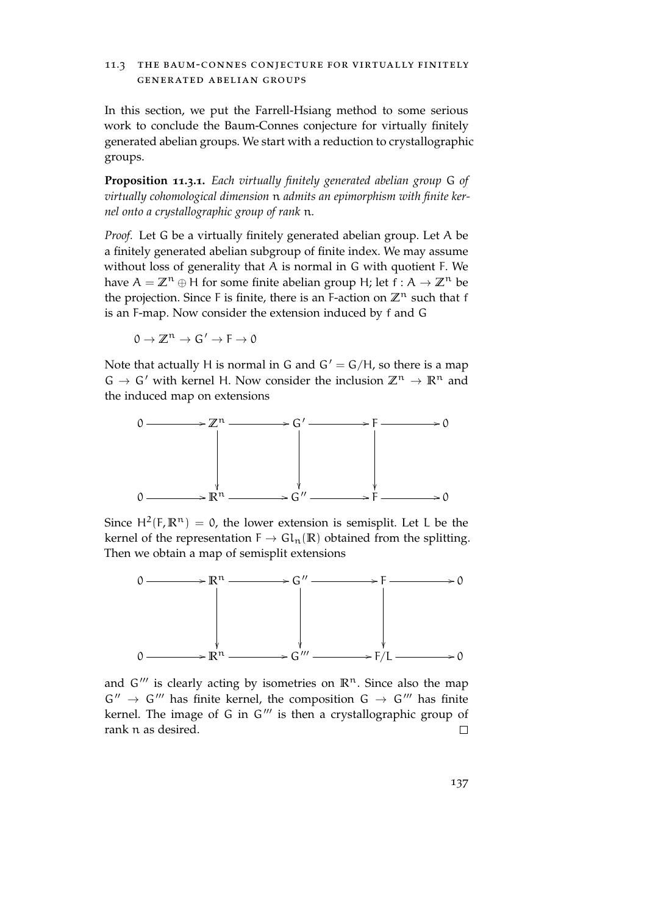## 11.3 The Baum-Connes conjecture for virtually finitely generated abelian groups

In this section, we put the Farrell-Hsiang method to some serious work to conclude the Baum-Connes conjecture for virtually finitely generated abelian groups. We start with a reduction to crystallographic groups.

**Proposition 11.3.1.** *Each virtually finitely generated abelian group* $G$ *of virtually cohomological dimension* $n$ *admits an epimorphism with finite kernel onto a crystallographic group of rank* $n$.

*Proof.* Let $G$ be a virtually finitely generated abelian group. Let $A$ be a finitely generated abelian subgroup of finite index. We may assume without loss of generality that $A$ is normal in $G$ with quotient $F$. We have $A = \mathbb{Z}^n \oplus H$ for some finite abelian group $H$; let $f : A \to \mathbb{Z}^n$ be the projection. Since $F$ is finite, there is an $F$-action on $\mathbb{Z}^n$ such that $f$ is an $F$-map. Now consider the extension induced by $f$ and $G$

$$0 \to \mathbb{Z}^n \to G' \to F \to 0$$

Note that actually $H$ is normal in $G$ and $G' = G/H$, so there is a map $G \to G'$ with kernel $H$. Now consider the inclusion $\mathbb{Z}^n \to \mathbb{R}^n$ and the induced map on extensions

$$\begin{array}{ccccccccc}
0 & \longrightarrow & \mathbb{Z}^n & \longrightarrow & G' & \longrightarrow & F & \longrightarrow & 0 \\
 & & \downarrow & & \downarrow & & \downarrow & & \\
0 & \longrightarrow & \mathbb{R}^n & \longrightarrow & G'' & \longrightarrow & F & \longrightarrow & 0
\end{array}$$

Since $H^2(F, \mathbb{R}^n) = 0$, the lower extension is semisplit. Let $L$ be the kernel of the representation $F \to Gl_n(\mathbb{R})$ obtained from the splitting. Then we obtain a map of semisplit extensions

$$\begin{array}{ccccccccc}
0 & \longrightarrow & \mathbb{R}^n & \longrightarrow & G'' & \longrightarrow & F & \longrightarrow & 0 \\
 & & \downarrow & & \downarrow & & \downarrow & & \\
0 & \longrightarrow & \mathbb{R}^n & \longrightarrow & G''' & \longrightarrow & F/L & \longrightarrow & 0
\end{array}$$

and $G'''$ is clearly acting by isometries on $\mathbb{R}^n$. Since also the map $G'' \to G'''$ has finite kernel, the composition $G \to G'''$ has finite kernel. The image of $G$ in $G'''$ is then a crystallographic group of rank $n$ as desired. □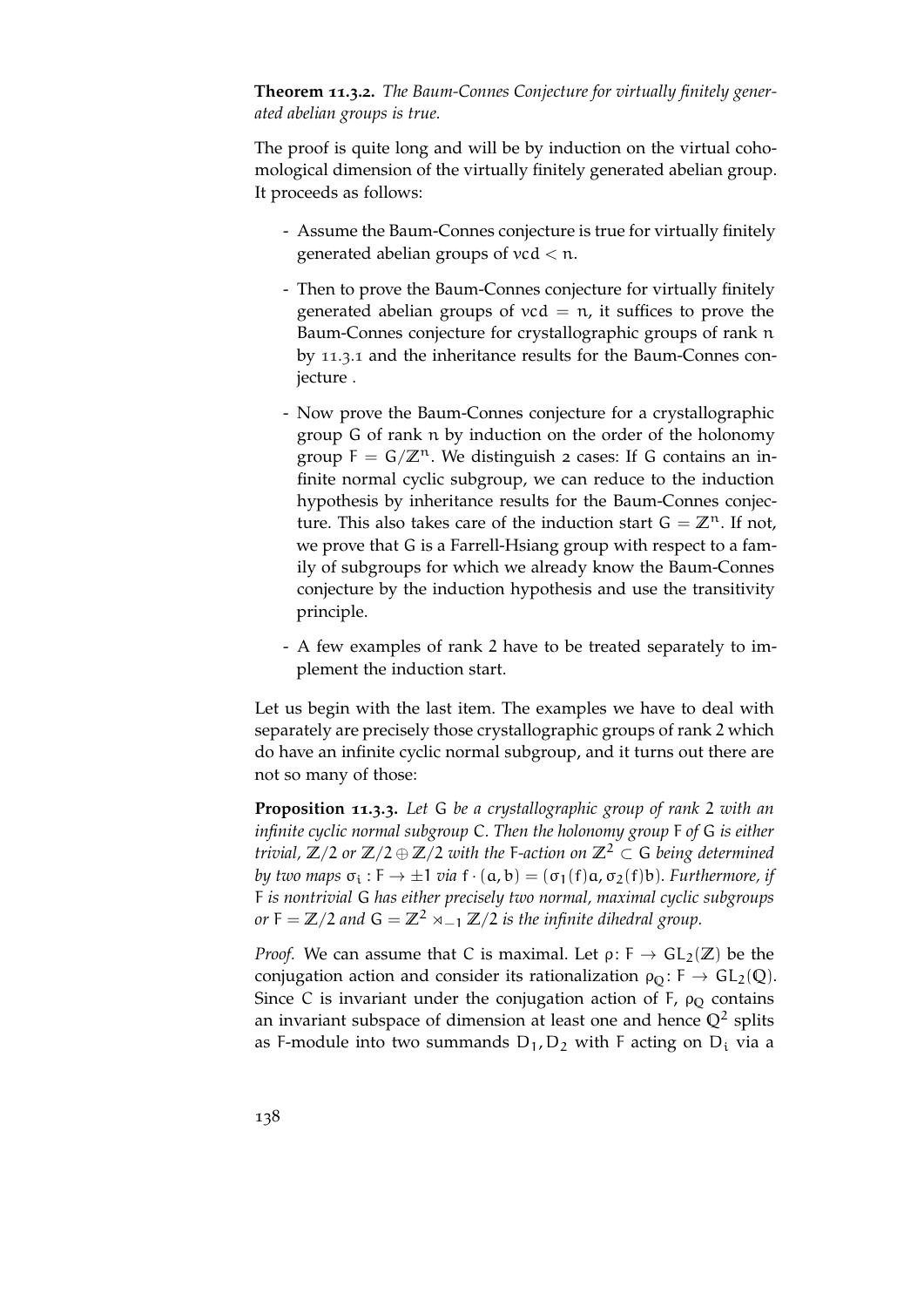**Theorem 11.3.2.** *The Baum-Connes Conjecture for virtually finitely generated abelian groups is true.*

The proof is quite long and will be by induction on the virtual cohomological dimension of the virtually finitely generated abelian group. It proceeds as follows:

- Assume the Baum-Connes conjecture is true for virtually finitely generated abelian groups of $\mathrm{vcd} < n$.
- Then to prove the Baum-Connes conjecture for virtually finitely generated abelian groups of $\mathrm{vcd} = n$, it suffices to prove the Baum-Connes conjecture for crystallographic groups of rank $n$ by 11.3.1 and the inheritance results for the Baum-Connes conjecture .
- Now prove the Baum-Connes conjecture for a crystallographic group $G$ of rank $n$ by induction on the order of the holonomy group $F = G/\mathbb{Z}^n$. We distinguish 2 cases: If $G$ contains an infinite normal cyclic subgroup, we can reduce to the induction hypothesis by inheritance results for the Baum-Connes conjecture. This also takes care of the induction start $G = \mathbb{Z}^n$. If not, we prove that $G$ is a Farrell-Hsiang group with respect to a family of subgroups for which we already know the Baum-Connes conjecture by the induction hypothesis and use the transitivity principle.
- A few examples of rank 2 have to be treated separately to implement the induction start.

Let us begin with the last item. The examples we have to deal with separately are precisely those crystallographic groups of rank 2 which do have an infinite cyclic normal subgroup, and it turns out there are not so many of those:

**Proposition 11.3.3.** *Let $G$ be a crystallographic group of rank 2 with an infinite cyclic normal subgroup $C$. Then the holonomy group $F$ of $G$ is either trivial, $\mathbb{Z}/2$ or $\mathbb{Z}/2 \oplus \mathbb{Z}/2$ with the $F$-action on $\mathbb{Z}^2 \subset G$ being determined by two maps $\sigma_i : F \to \pm 1$ via $f \cdot (a, b) = (\sigma_1(f)a, \sigma_2(f)b)$. Furthermore, if $F$ is nontrivial $G$ has either precisely two normal, maximal cyclic subgroups or $F = \mathbb{Z}/2$ and $G = \mathbb{Z}^2 \rtimes_{-1} \mathbb{Z}/2$ is the infinite dihedral group.*

*Proof.* We can assume that $C$ is maximal. Let $\rho \colon F \to GL_2(\mathbb{Z})$ be the conjugation action and consider its rationalization $\rho_{\mathbb{Q}} \colon F \to GL_2(\mathbb{Q})$. Since $C$ is invariant under the conjugation action of $F$, $\rho_{\mathbb{Q}}$ contains an invariant subspace of dimension at least one and hence $\mathbb{Q}^2$ splits as $F$-module into two summands $D_1, D_2$ with $F$ acting on $D_i$ via a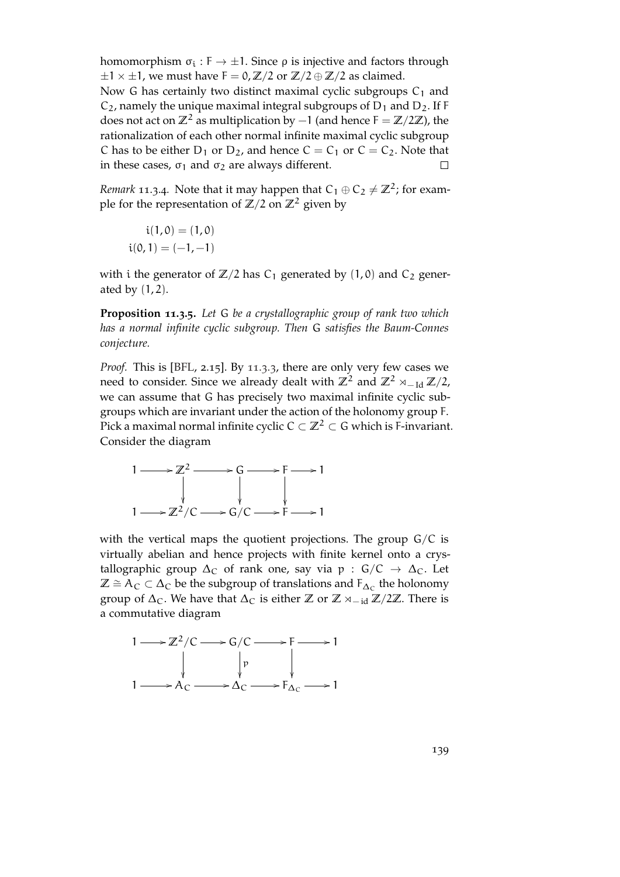homomorphism $\sigma_i : F \to \pm 1$. Since $\rho$ is injective and factors through $\pm 1 \times \pm 1$, we must have $F = 0, \mathbb{Z}/2$ or $\mathbb{Z}/2 \oplus \mathbb{Z}/2$ as claimed.
Now $G$ has certainly two distinct maximal cyclic subgroups $C_1$ and $C_2$, namely the unique maximal integral subgroups of $D_1$ and $D_2$. If $F$ does not act on $\mathbb{Z}^2$ as multiplication by $-1$ (and hence $F = \mathbb{Z}/2\mathbb{Z}$), the rationalization of each other normal infinite maximal cyclic subgroup $C$ has to be either $D_1$ or $D_2$, and hence $C = C_1$ or $C = C_2$. Note that in these cases, $\sigma_1$ and $\sigma_2$ are always different. □

*Remark* 11.3.4. Note that it may happen that $C_1 \oplus C_2 \neq \mathbb{Z}^2$; for example for the representation of $\mathbb{Z}/2$ on $\mathbb{Z}^2$ given by

$$i(1,0) = (1,0)$$
$$i(0,1) = (-1,-1)$$

with $i$ the generator of $\mathbb{Z}/2$ has $C_1$ generated by $(1,0)$ and $C_2$ generated by $(1,2)$.

**Proposition 11.3.5.** *Let $G$ be a crystallographic group of rank two which has a normal infinite cyclic subgroup. Then $G$ satisfies the Baum-Connes conjecture.*

*Proof.* This is [BFL, 2.15]. By 11.3.3, there are only very few cases we need to consider. Since we already dealt with $\mathbb{Z}^2$ and $\mathbb{Z}^2 \rtimes_{-\mathrm{Id}} \mathbb{Z}/2$, we can assume that $G$ has precisely two maximal infinite cyclic subgroups which are invariant under the action of the holonomy group $F$. Pick a maximal normal infinite cyclic $C \subset \mathbb{Z}^2 \subset G$ which is $F$-invariant. Consider the diagram

$$\begin{array}{ccccccccc}
1 & \longrightarrow & \mathbb{Z}^2 & \longrightarrow & G & \longrightarrow & F & \longrightarrow & 1 \\
 & & \downarrow & & \downarrow & & \downarrow & & \\
1 & \longrightarrow & \mathbb{Z}^2/C & \longrightarrow & G/C & \longrightarrow & F & \longrightarrow & 1
\end{array}$$

with the vertical maps the quotient projections. The group $G/C$ is virtually abelian and hence projects with finite kernel onto a crystallographic group $\Delta_C$ of rank one, say via $p : G/C \to \Delta_C$. Let $\mathbb{Z} \cong A_C \subset \Delta_C$ be the subgroup of translations and $F_{\Delta_C}$ the holonomy group of $\Delta_C$. We have that $\Delta_C$ is either $\mathbb{Z}$ or $\mathbb{Z} \rtimes_{-\mathrm{id}} \mathbb{Z}/2\mathbb{Z}$. There is a commutative diagram

$$\begin{array}{ccccccccc}
1 & \longrightarrow & \mathbb{Z}^2/C & \longrightarrow & G/C & \longrightarrow & F & \longrightarrow & 1 \\
 & & \downarrow & & \downarrow p & & \downarrow & & \\
1 & \longrightarrow & A_C & \longrightarrow & \Delta_C & \longrightarrow & F_{\Delta_C} & \longrightarrow & 1
\end{array}$$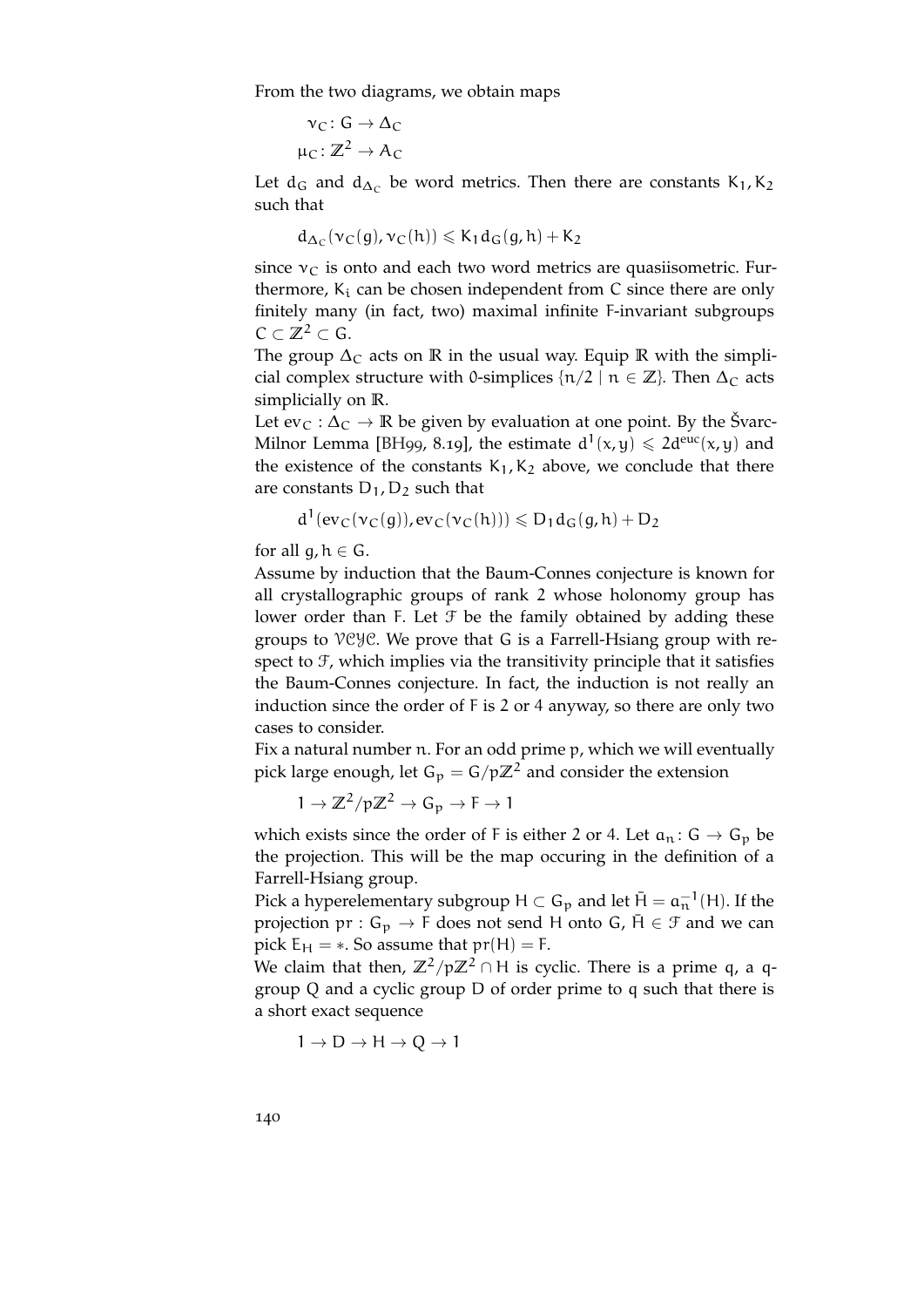From the two diagrams, we obtain maps

$$\nu_C \colon G \to \Delta_C$$
$$\mu_C \colon \mathbb{Z}^2 \to A_C$$

Let $d_G$ and $d_{\Delta_C}$ be word metrics. Then there are constants $K_1, K_2$ such that

$$d_{\Delta_C}(\nu_C(g), \nu_C(h)) \leqslant K_1 d_G(g,h) + K_2$$

since $\nu_C$ is onto and each two word metrics are quasiisometric. Furthermore, $K_i$ can be chosen independent from $C$ since there are only finitely many (in fact, two) maximal infinite $F$-invariant subgroups $C \subset \mathbb{Z}^2 \subset G$.

The group $\Delta_C$ acts on $\mathbb{R}$ in the usual way. Equip $\mathbb{R}$ with the simplicial complex structure with 0-simplices $\{n/2 \mid n \in \mathbb{Z}\}$. Then $\Delta_C$ acts simplicially on $\mathbb{R}$.

Let $\mathrm{ev}_C : \Delta_C \to \mathbb{R}$ be given by evaluation at one point. By the Švarc-Milnor Lemma [BH99, 8.19], the estimate $d^1(x,y) \leqslant 2d^{\mathrm{euc}}(x,y)$ and the existence of the constants $K_1, K_2$ above, we conclude that there are constants $D_1, D_2$ such that

$$d^1(\mathrm{ev}_C(\nu_C(g)), \mathrm{ev}_C(\nu_C(h))) \leqslant D_1 d_G(g,h) + D_2$$

for all $g, h \in G$.

Assume by induction that the Baum-Connes conjecture is known for all crystallographic groups of rank 2 whose holonomy group has lower order than $F$. Let $\mathcal{F}$ be the family obtained by adding these groups to $\mathcal{VCYC}$. We prove that $G$ is a Farrell-Hsiang group with respect to $\mathcal{F}$, which implies via the transitivity principle that it satisfies the Baum-Connes conjecture. In fact, the induction is not really an induction since the order of $F$ is 2 or 4 anyway, so there are only two cases to consider.

Fix a natural number $n$. For an odd prime $p$, which we will eventually pick large enough, let $G_p = G/p\mathbb{Z}^2$ and consider the extension

$$1 \to \mathbb{Z}^2/p\mathbb{Z}^2 \to G_p \to F \to 1$$

which exists since the order of $F$ is either 2 or 4. Let $a_n \colon G \to G_p$ be the projection. This will be the map occuring in the definition of a Farrell-Hsiang group.

Pick a hyperelementary subgroup $H \subset G_p$ and let $\bar{H} = a_n^{-1}(H)$. If the projection $\mathrm{pr} : G_p \to F$ does not send $H$ onto $G$, $\bar{H} \in \mathcal{F}$ and we can pick $E_H = *$. So assume that $\mathrm{pr}(H) = F$.

We claim that then, $\mathbb{Z}^2/p\mathbb{Z}^2 \cap H$ is cyclic. There is a prime $q$, a $q$-group $Q$ and a cyclic group $D$ of order prime to $q$ such that there is a short exact sequence

$$1 \to D \to H \to Q \to 1$$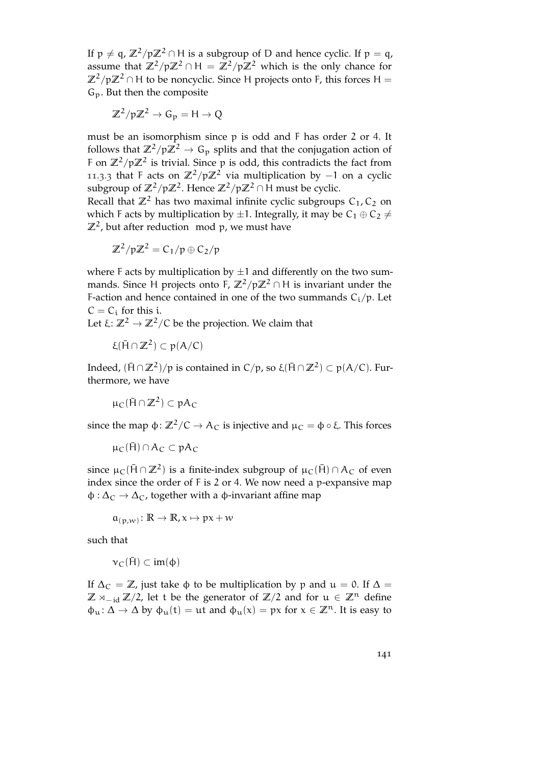If $p \neq q$, $\mathbb{Z}^2/p\mathbb{Z}^2 \cap H$ is a subgroup of $D$ and hence cyclic. If $p = q$, assume that $\mathbb{Z}^2/p\mathbb{Z}^2 \cap H = \mathbb{Z}^2/p\mathbb{Z}^2$ which is the only chance for $\mathbb{Z}^2/p\mathbb{Z}^2 \cap H$ to be noncyclic. Since $H$ projects onto $F$, this forces $H = G_p$. But then the composite

$$\mathbb{Z}^2/p\mathbb{Z}^2 \to G_p = H \to Q$$

must be an isomorphism since $p$ is odd and $F$ has order 2 or 4. It follows that $\mathbb{Z}^2/p\mathbb{Z}^2 \to G_p$ splits and that the conjugation action of $F$ on $\mathbb{Z}^2/p\mathbb{Z}^2$ is trivial. Since $p$ is odd, this contradicts the fact from 11.3.3 that $F$ acts on $\mathbb{Z}^2/p\mathbb{Z}^2$ via multiplication by $-1$ on a cyclic subgroup of $\mathbb{Z}^2/p\mathbb{Z}^2$. Hence $\mathbb{Z}^2/p\mathbb{Z}^2 \cap H$ must be cyclic.

Recall that $\mathbb{Z}^2$ has two maximal infinite cyclic subgroups $C_1, C_2$ on which $F$ acts by multiplication by $\pm 1$. Integrally, it may be $C_1 \oplus C_2 \neq \mathbb{Z}^2$, but after reduction $\mod p$, we must have

$$\mathbb{Z}^2/p\mathbb{Z}^2 = C_1/p \oplus C_2/p$$

where $F$ acts by multiplication by $\pm 1$ and differently on the two summands. Since $H$ projects onto $F$, $\mathbb{Z}^2/p\mathbb{Z}^2 \cap H$ is invariant under the $F$-action and hence contained in one of the two summands $C_i/p$. Let $C = C_i$ for this $i$.

Let $\xi\colon \mathbb{Z}^2 \to \mathbb{Z}^2/C$ be the projection. We claim that

$$\xi(\bar{H} \cap \mathbb{Z}^2) \subset p(A/C)$$

Indeed, $(\bar{H} \cap \mathbb{Z}^2)/p$ is contained in $C/p$, so $\xi(\bar{H} \cap \mathbb{Z}^2) \subset p(A/C)$. Furthermore, we have

$$\mu_C(\bar{H} \cap \mathbb{Z}^2) \subset pA_C$$

since the map $\phi\colon \mathbb{Z}^2/C \to A_C$ is injective and $\mu_C = \phi \circ \xi$. This forces

$$\mu_C(\bar{H}) \cap A_C \subset pA_C$$

since $\mu_C(\bar{H} \cap \mathbb{Z}^2)$ is a finite-index subgroup of $\mu_C(\bar{H}) \cap A_C$ of even index since the order of $F$ is 2 or 4. We now need a $p$-expansive map $\phi : \Delta_C \to \Delta_C$, together with a $\phi$-invariant affine map

$$a_{(p,w)}\colon \mathbb{R} \to \mathbb{R}, x \mapsto px + w$$

such that

$$\nu_C(\bar{H}) \subset \operatorname{im}(\phi)$$

If $\Delta_C = \mathbb{Z}$, just take $\phi$ to be multiplication by $p$ and $u = 0$. If $\Delta = \mathbb{Z} \rtimes_{-\mathrm{id}} \mathbb{Z}/2$, let $t$ be the generator of $\mathbb{Z}/2$ and for $u \in \mathbb{Z}^n$ define $\phi_u\colon \Delta \to \Delta$ by $\phi_u(t) = ut$ and $\phi_u(x) = px$ for $x \in \mathbb{Z}^n$. It is easy to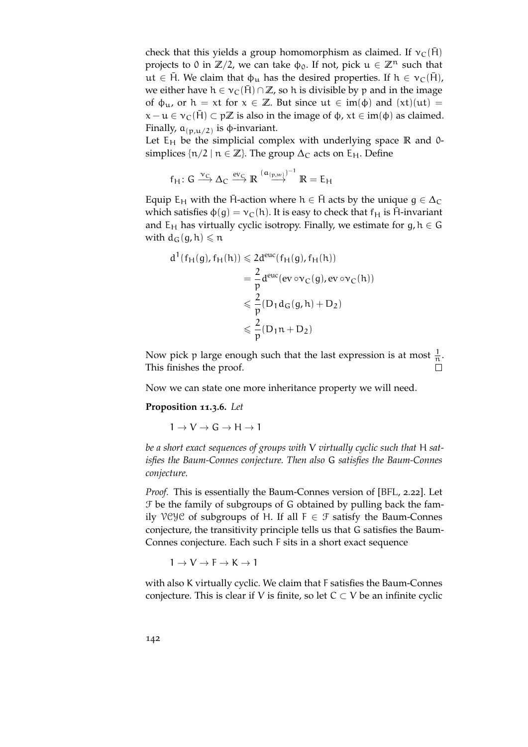check that this yields a group homomorphism as claimed. If $\nu_C(\bar{H})$ projects to $0$ in $\mathbb{Z}/2$, we can take $\phi_0$. If not, pick $u \in \mathbb{Z}^n$ such that $ut \in \bar{H}$. We claim that $\phi_u$ has the desired properties. If $h \in \nu_C(\bar{H})$, we either have $h \in \nu_C(\bar{H}) \cap \mathbb{Z}$, so $h$ is divisible by $p$ and in the image of $\phi_u$, or $h = xt$ for $x \in \mathbb{Z}$. But since $ut \in \mathrm{im}(\phi)$ and $(xt)(ut) = x - u \in \nu_C(\bar{H}) \subset p\mathbb{Z}$ is also in the image of $\phi$, $xt \in \mathrm{im}(\phi)$ as claimed. Finally, $a_{(p,u/2)}$ is $\phi$-invariant.

Let $E_H$ be the simplicial complex with underlying space $\mathbb{R}$ and $0$-simplices $\{n/2 \mid n \in \mathbb{Z}\}$. The group $\Delta_C$ acts on $E_H$. Define

$$f_H \colon G \xrightarrow{\nu_C} \Delta_C \xrightarrow{\mathrm{ev}_C} \mathbb{R} \xrightarrow{(a_{(p,w)})^{-1}} \mathbb{R} = E_H$$

Equip $E_H$ with the $\bar{H}$-action where $h \in \bar{H}$ acts by the unique $g \in \Delta_C$ which satisfies $\phi(g) = \nu_C(h)$. It is easy to check that $f_H$ is $\bar{H}$-invariant and $E_H$ has virtually cyclic isotropy. Finally, we estimate for $g, h \in G$ with $d_G(g,h) \leqslant n$

$$\begin{aligned}
d^1(f_H(g), f_H(h)) &\leqslant 2d^{\mathrm{euc}}(f_H(g), f_H(h)) \\
&= \frac{2}{p} d^{\mathrm{euc}}(\mathrm{ev} \circ \nu_C(g), \mathrm{ev} \circ \nu_C(h)) \\
&\leqslant \frac{2}{p}(D_1 d_G(g,h) + D_2) \\
&\leqslant \frac{2}{p}(D_1 n + D_2)
\end{aligned}$$

Now pick $p$ large enough such that the last expression is at most $\frac{1}{n}$. This finishes the proof. □

Now we can state one more inheritance property we will need.

**Proposition 11.3.6.** *Let*

$$1 \to V \to G \to H \to 1$$

*be a short exact sequences of groups with $V$ virtually cyclic such that $H$ satisfies the Baum-Connes conjecture. Then also $G$ satisfies the Baum-Connes conjecture.*

*Proof.* This is essentially the Baum-Connes version of [BFL, 2.22]. Let $\mathcal{F}$ be the family of subgroups of $G$ obtained by pulling back the family $\mathcal{VCYC}$ of subgroups of $H$. If all $F \in \mathcal{F}$ satisfy the Baum-Connes conjecture, the transitivity principle tells us that $G$ satisfies the Baum-Connes conjecture. Each such $F$ sits in a short exact sequence

$$1 \to V \to F \to K \to 1$$

with also $K$ virtually cyclic. We claim that $F$ satisfies the Baum-Connes conjecture. This is clear if $V$ is finite, so let $C \subset V$ be an infinite cyclic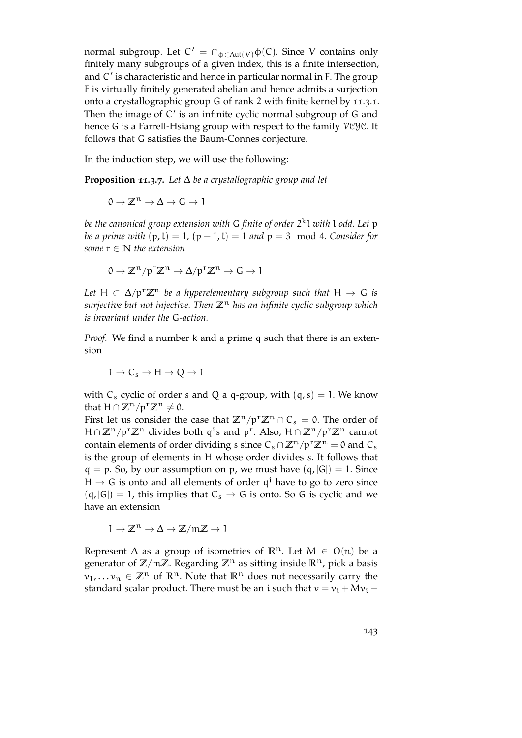normal subgroup. Let $C' = \cap_{\phi \in \mathrm{Aut}(V)} \phi(C)$. Since $V$ contains only finitely many subgroups of a given index, this is a finite intersection, and $C'$ is characteristic and hence in particular normal in $F$. The group $F$ is virtually finitely generated abelian and hence admits a surjection onto a crystallographic group $G$ of rank 2 with finite kernel by 11.3.1. Then the image of $C'$ is an infinite cyclic normal subgroup of $G$ and hence $G$ is a Farrell-Hsiang group with respect to the family $\mathcal{VCYC}$. It follows that $G$ satisfies the Baum-Connes conjecture. □

In the induction step, we will use the following:

**Proposition 11.3.7.** *Let $\Delta$ be a crystallographic group and let*

$$0 \to \mathbb{Z}^n \to \Delta \to G \to 1$$

*be the canonical group extension with $G$ finite of order $2^k l$ with $l$ odd. Let $p$ be a prime with $(p, l) = 1$, $(p-1, l) = 1$ and $p = 3 \mod 4$. Consider for some $r \in \mathbb{N}$ the extension*

$$0 \to \mathbb{Z}^n/p^r\mathbb{Z}^n \to \Delta/p^r\mathbb{Z}^n \to G \to 1$$

*Let $H \subset \Delta/p^r\mathbb{Z}^n$ be a hyperelementary subgroup such that $H \to G$ is surjective but not injective. Then $\mathbb{Z}^n$ has an infinite cyclic subgroup which is invariant under the $G$-action.*

*Proof.* We find a number $k$ and a prime $q$ such that there is an extension

$$1 \to C_s \to H \to Q \to 1$$

with $C_s$ cyclic of order $s$ and $Q$ a $q$-group, with $(q, s) = 1$. We know that $H \cap \mathbb{Z}^n/p^r\mathbb{Z}^n \neq 0$.

First let us consider the case that $\mathbb{Z}^n/p^r\mathbb{Z}^n \cap C_s = 0$. The order of $H \cap \mathbb{Z}^n/p^r\mathbb{Z}^n$ divides both $q^i s$ and $p^r$. Also, $H \cap \mathbb{Z}^n/p^r\mathbb{Z}^n$ cannot contain elements of order dividing $s$ since $C_s \cap \mathbb{Z}^n/p^r\mathbb{Z}^n = 0$ and $C_s$ is the group of elements in $H$ whose order divides $s$. It follows that $q = p$. So, by our assumption on $p$, we must have $(q, |G|) = 1$. Since $H \to G$ is onto and all elements of order $q^j$ have to go to zero since $(q, |G|) = 1$, this implies that $C_s \to G$ is onto. So $G$ is cyclic and we have an extension

$$1 \to \mathbb{Z}^n \to \Delta \to \mathbb{Z}/m\mathbb{Z} \to 1$$

Represent $\Delta$ as a group of isometries of $\mathbb{R}^n$. Let $M \in O(n)$ be a generator of $\mathbb{Z}/m\mathbb{Z}$. Regarding $\mathbb{Z}^n$ as sitting inside $\mathbb{R}^n$, pick a basis $v_1, \dots v_n \in \mathbb{Z}^n$ of $\mathbb{R}^n$. Note that $\mathbb{R}^n$ does not necessarily carry the standard scalar product. There must be an $i$ such that $v = v_i + Mv_i +$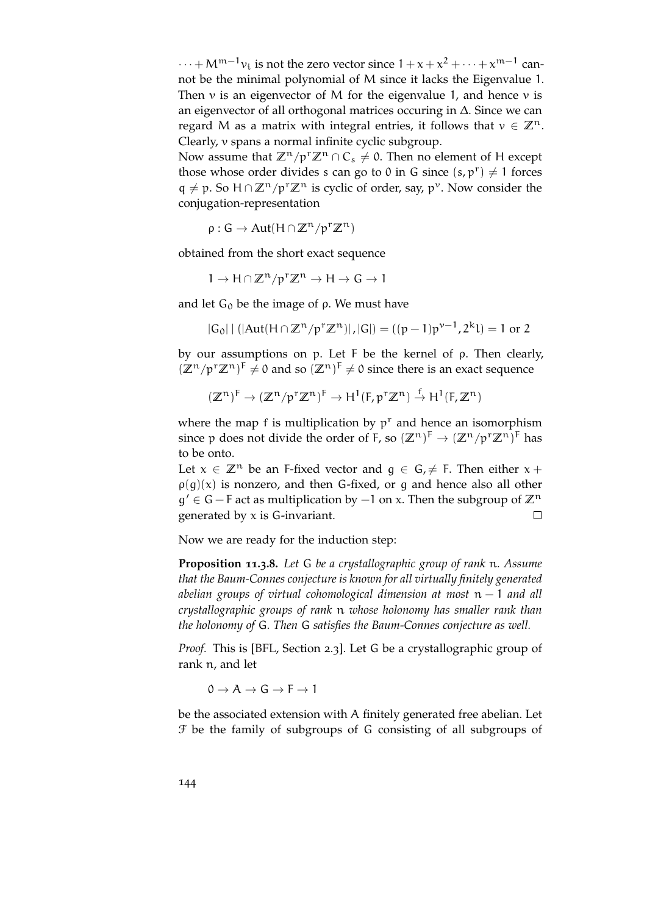$\cdots + M^{m-1}v_i$ is not the zero vector since $1 + x + x^2 + \cdots + x^{m-1}$ cannot be the minimal polynomial of M since it lacks the Eigenvalue 1. Then $v$ is an eigenvector of M for the eigenvalue 1, and hence $v$ is an eigenvector of all orthogonal matrices occuring in $\Delta$. Since we can regard M as a matrix with integral entries, it follows that $v \in \mathbb{Z}^n$. Clearly, $v$ spans a normal infinite cyclic subgroup.

Now assume that $\mathbb{Z}^n/p^r\mathbb{Z}^n \cap C_s \neq 0$. Then no element of H except those whose order divides s can go to 0 in G since $(s, p^r) \neq 1$ forces $q \neq p$. So $H \cap \mathbb{Z}^n/p^r\mathbb{Z}^n$ is cyclic of order, say, $p^\nu$. Now consider the conjugation-representation

$$\rho : G \to \mathrm{Aut}(H \cap \mathbb{Z}^n/p^r\mathbb{Z}^n)$$

obtained from the short exact sequence

$$1 \to H \cap \mathbb{Z}^n/p^r\mathbb{Z}^n \to H \to G \to 1$$

and let $G_0$ be the image of $\rho$. We must have

$$|G_0| \mid (|\mathrm{Aut}(H \cap \mathbb{Z}^n/p^r\mathbb{Z}^n)|, |G|) = ((p-1)p^{\nu-1}, 2^k l) = 1 \text{ or } 2$$

by our assumptions on p. Let F be the kernel of $\rho$. Then clearly, $(\mathbb{Z}^n/p^r\mathbb{Z}^n)^F \neq 0$ and so $(\mathbb{Z}^n)^F \neq 0$ since there is an exact sequence

$$(\mathbb{Z}^n)^F \to (\mathbb{Z}^n/p^r\mathbb{Z}^n)^F \to H^1(F, p^r\mathbb{Z}^n) \xrightarrow{f} H^1(F, \mathbb{Z}^n)$$

where the map f is multiplication by $p^r$ and hence an isomorphism since p does not divide the order of F, so $(\mathbb{Z}^n)^F \to (\mathbb{Z}^n/p^r\mathbb{Z}^n)^F$ has to be onto.

Let $x \in \mathbb{Z}^n$ be an F-fixed vector and $g \in G, \neq F$. Then either $x + \rho(g)(x)$ is nonzero, and then G-fixed, or g and hence also all other $g' \in G - F$ act as multiplication by $-1$ on x. Then the subgroup of $\mathbb{Z}^n$ generated by x is G-invariant. □

Now we are ready for the induction step:

**Proposition 11.3.8.** *Let* G *be a crystallographic group of rank* n*. Assume that the Baum-Connes conjecture is known for all virtually finitely generated abelian groups of virtual cohomological dimension at most* $n-1$ *and all crystallographic groups of rank* n *whose holonomy has smaller rank than the holonomy of* G*. Then* G *satisfies the Baum-Connes conjecture as well.*

*Proof.* This is [BFL, Section 2.3]. Let G be a crystallographic group of rank n, and let

$$0 \to A \to G \to F \to 1$$

be the associated extension with A finitely generated free abelian. Let $\mathcal{F}$ be the family of subgroups of G consisting of all subgroups of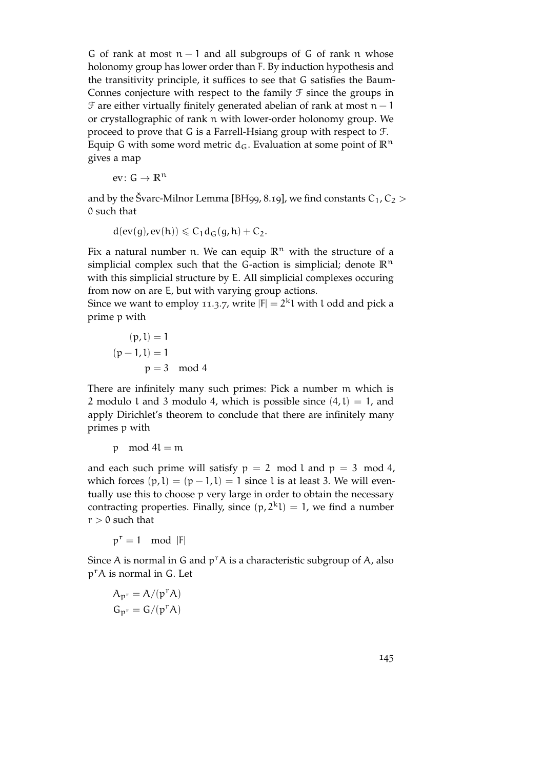G of rank at most $n-1$ and all subgroups of G of rank n whose holonomy group has lower order than F. By induction hypothesis and the transitivity principle, it suffices to see that G satisfies the Baum-Connes conjecture with respect to the family $\mathcal{F}$ since the groups in $\mathcal{F}$ are either virtually finitely generated abelian of rank at most $n-1$ or crystallographic of rank n with lower-order holonomy group. We proceed to prove that G is a Farrell-Hsiang group with respect to $\mathcal{F}$. Equip G with some word metric $d_G$. Evaluation at some point of $\mathbb{R}^n$ gives a map

$$\mathrm{ev}\colon G \to \mathbb{R}^n$$

and by the Švarc-Milnor Lemma [BH99, 8.19], we find constants $C_1, C_2 > 0$ such that

$$d(\mathrm{ev}(g), \mathrm{ev}(h)) \leqslant C_1 d_G(g, h) + C_2.$$

Fix a natural number n. We can equip $\mathbb{R}^n$ with the structure of a simplicial complex such that the G-action is simplicial; denote $\mathbb{R}^n$ with this simplicial structure by E. All simplicial complexes occuring from now on are E, but with varying group actions.
Since we want to employ 11.3.7, write $|F| = 2^k l$ with $l$ odd and pick a prime p with

$$\begin{aligned}
(p, l) &= 1 \\
(p-1, l) &= 1 \\
p &= 3 \mod 4
\end{aligned}$$

There are infinitely many such primes: Pick a number m which is 2 modulo $l$ and 3 modulo 4, which is possible since $(4, l) = 1$, and apply Dirichlet's theorem to conclude that there are infinitely many primes p with

$$p \mod 4l = m$$

and each such prime will satisfy $p = 2 \mod l$ and $p = 3 \mod 4$, which forces $(p, l) = (p-1, l) = 1$ since $l$ is at least 3. We will eventually use this to choose p very large in order to obtain the necessary contracting properties. Finally, since $(p, 2^k l) = 1$, we find a number $r > 0$ such that

$$p^r = 1 \mod |F|$$

Since A is normal in G and $p^r A$ is a characteristic subgroup of A, also $p^r A$ is normal in G. Let

$$\begin{aligned}
A_{p^r} &= A/(p^r A) \\
G_{p^r} &= G/(p^r A)
\end{aligned}$$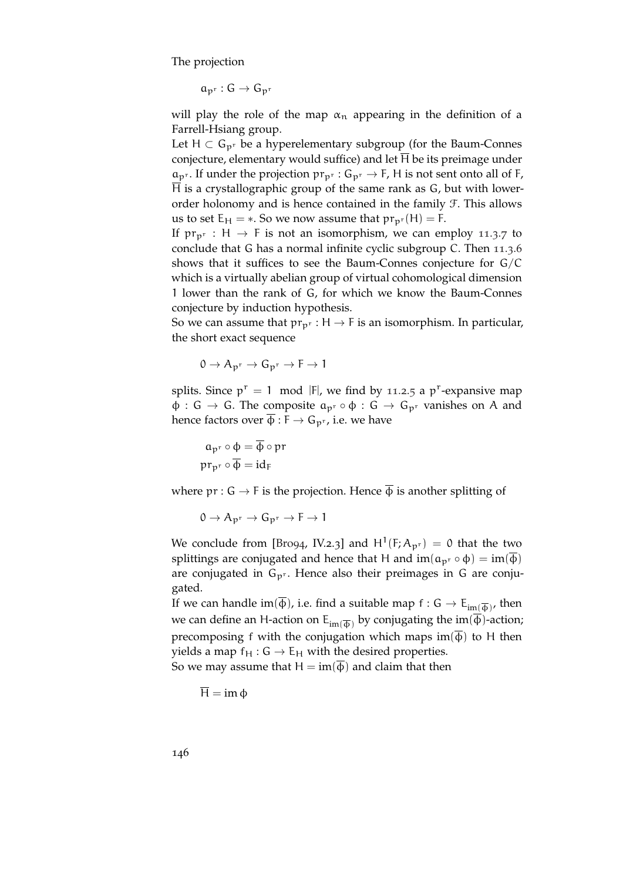The projection

$$a_{p^r} : G \to G_{p^r}$$

will play the role of the map $\alpha_n$ appearing in the definition of a Farrell-Hsiang group.

Let $H \subset G_{p^r}$ be a hyperelementary subgroup (for the Baum-Connes conjecture, elementary would suffice) and let $\overline{H}$ be its preimage under $a_{p^r}$. If under the projection $pr_{p^r} : G_{p^r} \to F$, $H$ is not sent onto all of $F$, $\overline{H}$ is a crystallographic group of the same rank as $G$, but with lower-order holonomy and is hence contained in the family $\mathcal{F}$. This allows us to set $E_H = *$. So we now assume that $pr_{p^r}(H) = F$.

If $pr_{p^r} : H \to F$ is not an isomorphism, we can employ 11.3.7 to conclude that $G$ has a normal infinite cyclic subgroup $C$. Then 11.3.6 shows that it suffices to see the Baum-Connes conjecture for $G/C$ which is a virtually abelian group of virtual cohomological dimension 1 lower than the rank of $G$, for which we know the Baum-Connes conjecture by induction hypothesis.

So we can assume that $pr_{p^r} : H \to F$ is an isomorphism. In particular, the short exact sequence

$$0 \to A_{p^r} \to G_{p^r} \to F \to 1$$

splits. Since $p^r = 1 \mod |F|$, we find by 11.2.5 a $p^r$-expansive map $\phi : G \to G$. The composite $a_{p^r} \circ \phi : G \to G_{p^r}$ vanishes on $A$ and hence factors over $\overline{\phi} : F \to G_{p^r}$, i.e. we have

$$a_{p^r} \circ \phi = \overline{\phi} \circ pr$$
$$pr_{p^r} \circ \overline{\phi} = \mathrm{id}_F$$

where $pr : G \to F$ is the projection. Hence $\overline{\phi}$ is another splitting of

$$0 \to A_{p^r} \to G_{p^r} \to F \to 1$$

We conclude from [Bro94, IV.2.3] and $H^1(F; A_{p^r}) = 0$ that the two splittings are conjugated and hence that $H$ and $\mathrm{im}(a_{p^r} \circ \phi) = \mathrm{im}(\overline{\phi})$ are conjugated in $G_{p^r}$. Hence also their preimages in $G$ are conjugated.

If we can handle $\mathrm{im}(\overline{\phi})$, i.e. find a suitable map $f : G \to E_{\mathrm{im}(\overline{\phi})}$, then we can define an $H$-action on $E_{\mathrm{im}(\overline{\phi})}$ by conjugating the $\mathrm{im}(\overline{\phi})$-action; precomposing $f$ with the conjugation which maps $\mathrm{im}(\overline{\phi})$ to $H$ then yields a map $f_H : G \to E_H$ with the desired properties.

So we may assume that $H = \mathrm{im}(\overline{\phi})$ and claim that then

$$\overline{H} = \mathrm{im}\, \phi$$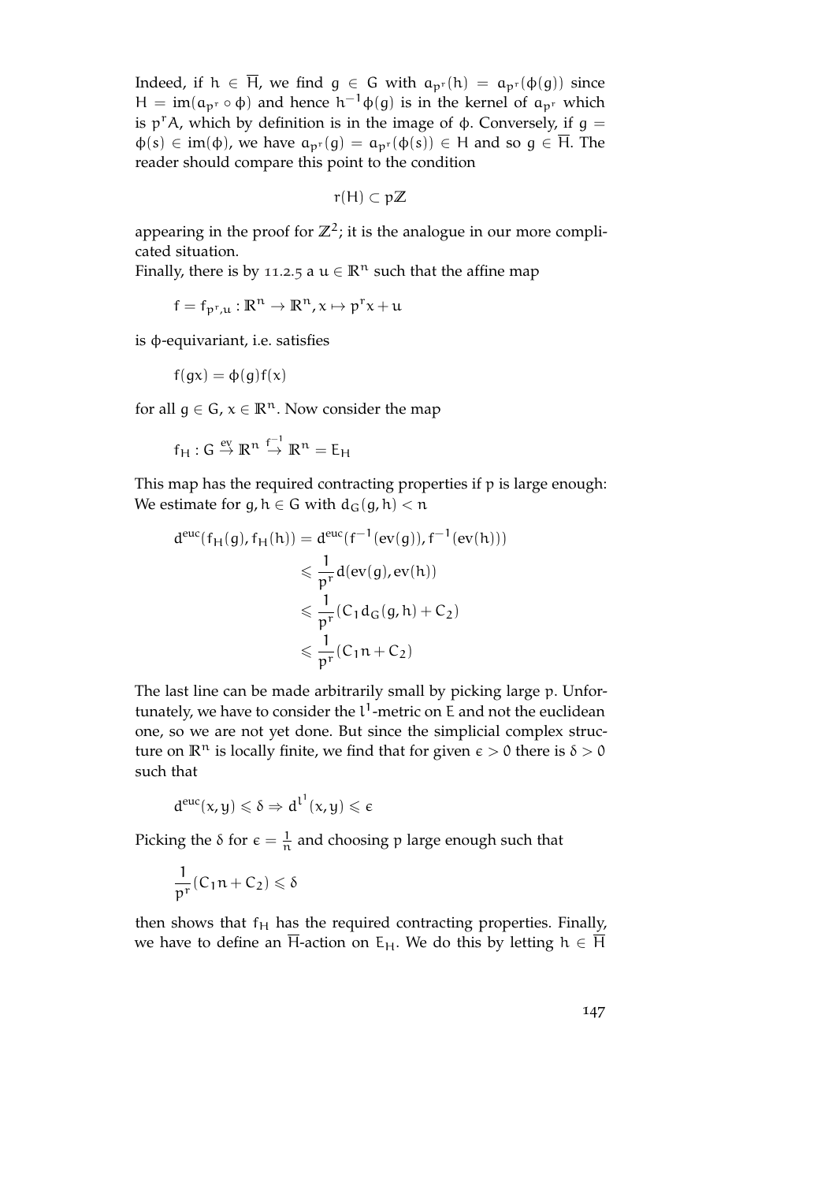Indeed, if $h \in \overline{H}$, we find $g \in G$ with $a_{p^r}(h) = a_{p^r}(\phi(g))$ since $H = \mathrm{im}(a_{p^r} \circ \phi)$ and hence $h^{-1}\phi(g)$ is in the kernel of $a_{p^r}$ which is $p^r A$, which by definition is in the image of $\phi$. Conversely, if $g = \phi(s) \in \mathrm{im}(\phi)$, we have $a_{p^r}(g) = a_{p^r}(\phi(s)) \in H$ and so $g \in \overline{H}$. The reader should compare this point to the condition

$$r(H) \subset p\mathbb{Z}$$

appearing in the proof for $\mathbb{Z}^2$; it is the analogue in our more complicated situation.

Finally, there is by 11.2.5 a $u \in \mathbb{R}^n$ such that the affine map

$$f = f_{p^r,u} : \mathbb{R}^n \to \mathbb{R}^n, x \mapsto p^r x + u$$

is $\phi$-equivariant, i.e. satisfies

$$f(gx) = \phi(g)f(x)$$

for all $g \in G$, $x \in \mathbb{R}^n$. Now consider the map

$$f_H : G \stackrel{\mathrm{ev}}{\to} \mathbb{R}^n \stackrel{f^{-1}}{\to} \mathbb{R}^n = E_H$$

This map has the required contracting properties if $p$ is large enough: We estimate for $g, h \in G$ with $d_G(g, h) < n$

$$\begin{aligned}
d^{\mathrm{euc}}(f_H(g), f_H(h)) &= d^{\mathrm{euc}}(f^{-1}(\mathrm{ev}(g)), f^{-1}(\mathrm{ev}(h))) \\
&\leqslant \frac{1}{p^r} d(\mathrm{ev}(g), \mathrm{ev}(h)) \\
&\leqslant \frac{1}{p^r}(C_1 d_G(g, h) + C_2) \\
&\leqslant \frac{1}{p^r}(C_1 n + C_2)
\end{aligned}$$

The last line can be made arbitrarily small by picking large $p$. Unfortunately, we have to consider the $l^1$-metric on $E$ and not the euclidean one, so we are not yet done. But since the simplicial complex structure on $\mathbb{R}^n$ is locally finite, we find that for given $\epsilon > 0$ there is $\delta > 0$ such that

$$d^{\mathrm{euc}}(x, y) \leqslant \delta \Rightarrow d^{l^1}(x, y) \leqslant \epsilon$$

Picking the $\delta$ for $\epsilon = \frac{1}{n}$ and choosing $p$ large enough such that

$$\frac{1}{p^r}(C_1 n + C_2) \leqslant \delta$$

then shows that $f_H$ has the required contracting properties. Finally, we have to define an $\overline{H}$-action on $E_H$. We do this by letting $h \in \overline{H}$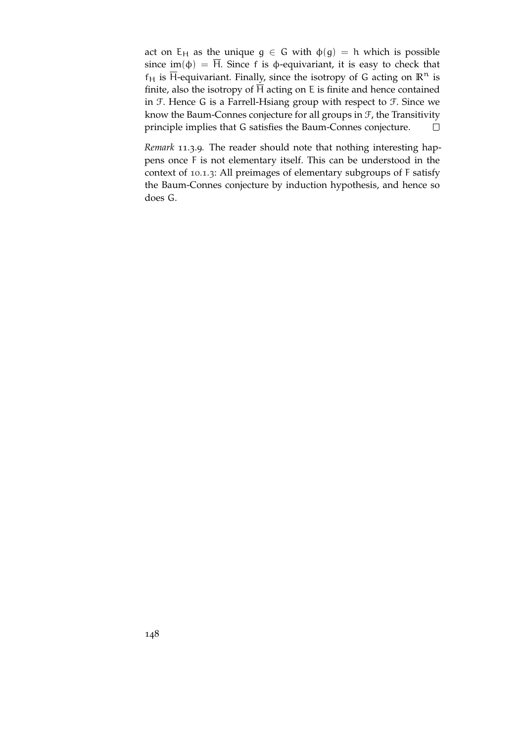act on $E_H$ as the unique $g \in G$ with $\phi(g) = h$ which is possible since $\mathrm{im}(\phi) = \overline{H}$. Since $f$ is $\phi$-equivariant, it is easy to check that $f_H$ is $\overline{H}$-equivariant. Finally, since the isotropy of $G$ acting on $\mathbb{R}^n$ is finite, also the isotropy of $\overline{H}$ acting on $E$ is finite and hence contained in $\mathcal{F}$. Hence $G$ is a Farrell-Hsiang group with respect to $\mathcal{F}$. Since we know the Baum-Connes conjecture for all groups in $\mathcal{F}$, the Transitivity principle implies that $G$ satisfies the Baum-Connes conjecture. □

*Remark* 11.3.9. The reader should note that nothing interesting happens once $F$ is not elementary itself. This can be understood in the context of 10.1.3: All preimages of elementary subgroups of $F$ satisfy the Baum-Connes conjecture by induction hypothesis, and hence so does $G$.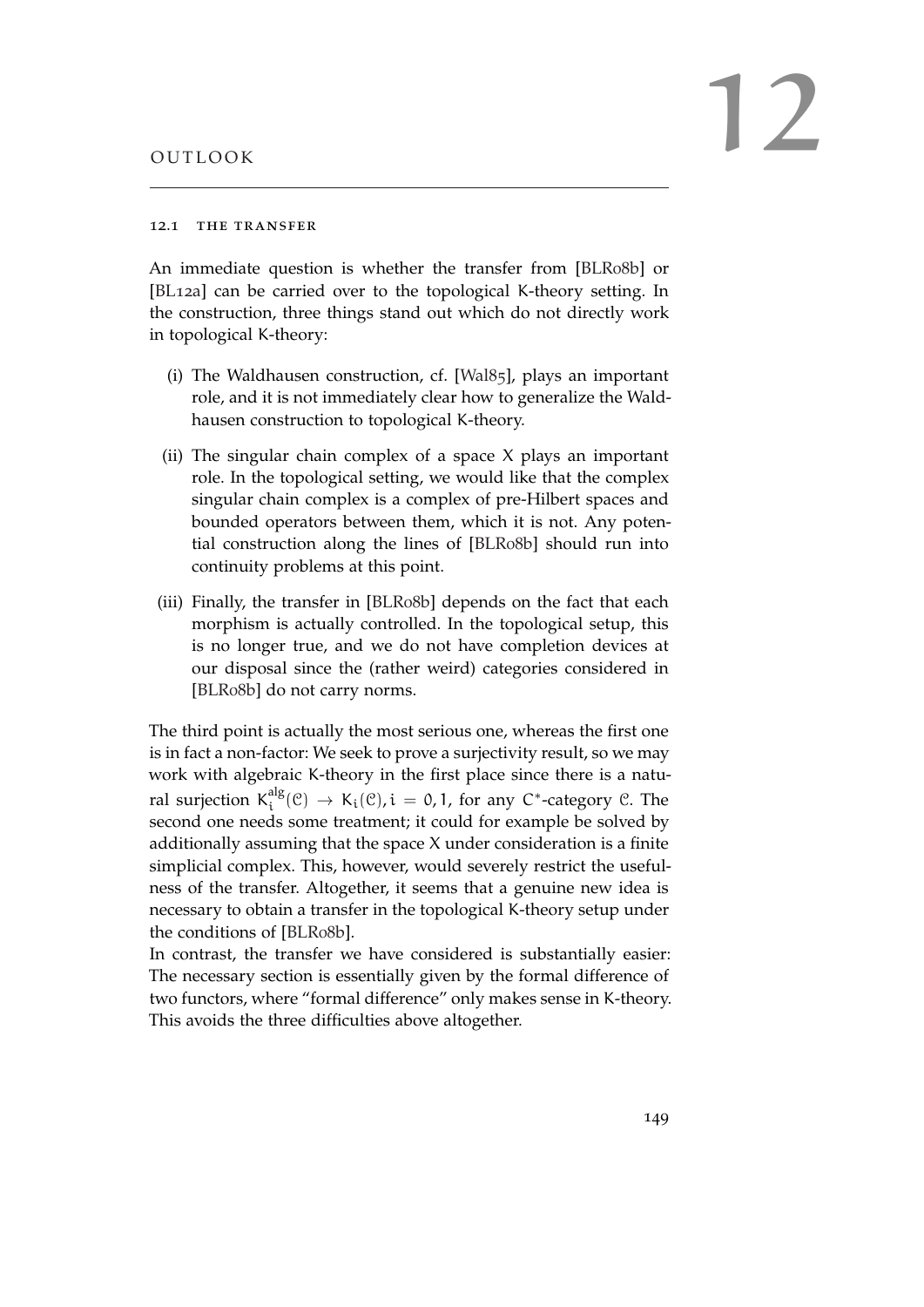# 12 OUTLOOK

## 12.1 THE TRANSFER

An immediate question is whether the transfer from [BLR08b] or [BL12a] can be carried over to the topological K-theory setting. In the construction, three things stand out which do not directly work in topological K-theory:

(i) The Waldhausen construction, cf. [Wal85], plays an important role, and it is not immediately clear how to generalize the Waldhausen construction to topological K-theory.

(ii) The singular chain complex of a space X plays an important role. In the topological setting, we would like that the complex singular chain complex is a complex of pre-Hilbert spaces and bounded operators between them, which it is not. Any potential construction along the lines of [BLR08b] should run into continuity problems at this point.

(iii) Finally, the transfer in [BLR08b] depends on the fact that each morphism is actually controlled. In the topological setup, this is no longer true, and we do not have completion devices at our disposal since the (rather weird) categories considered in [BLR08b] do not carry norms.

The third point is actually the most serious one, whereas the first one is in fact a non-factor: We seek to prove a surjectivity result, so we may work with algebraic K-theory in the first place since there is a natural surjection $K_i^{alg}(\mathcal{C}) \to K_i(\mathcal{C}), i = 0, 1$, for any $C^*$-category $\mathcal{C}$. The second one needs some treatment; it could for example be solved by additionally assuming that the space X under consideration is a finite simplicial complex. This, however, would severely restrict the usefulness of the transfer. Altogether, it seems that a genuine new idea is necessary to obtain a transfer in the topological K-theory setup under the conditions of [BLR08b].

In contrast, the transfer we have considered is substantially easier: The necessary section is essentially given by the formal difference of two functors, where "formal difference" only makes sense in K-theory. This avoids the three difficulties above altogether.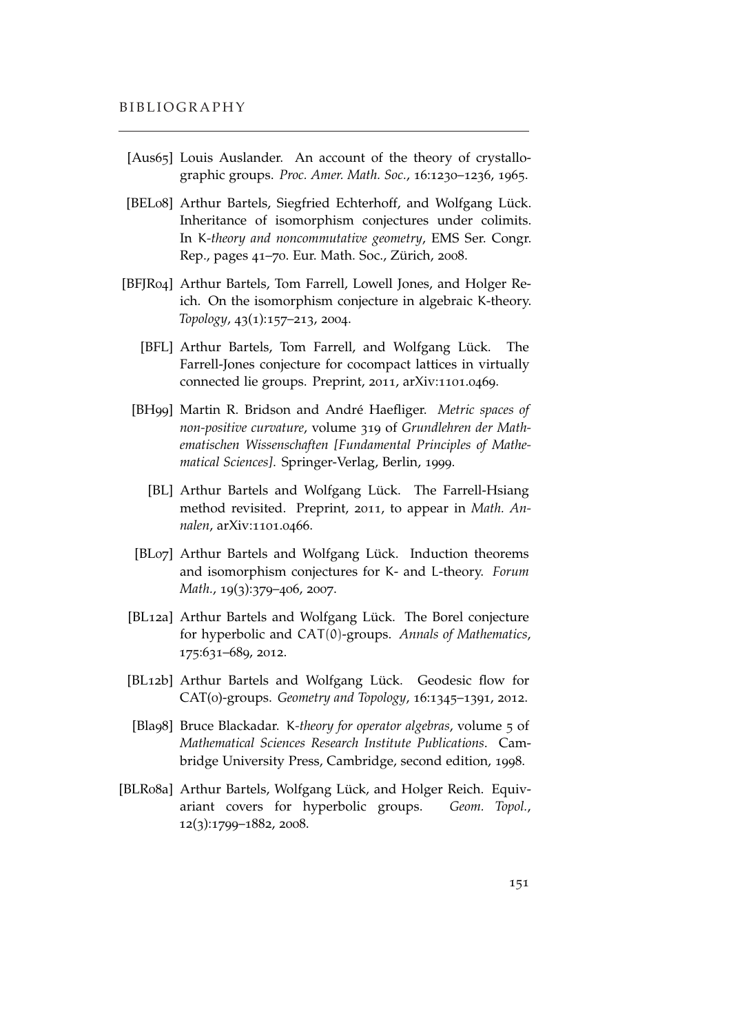[Aus65] Louis Auslander. An account of the theory of crystallographic groups. *Proc. Amer. Math. Soc.*, 16:1230–1236, 1965.

[BEL08] Arthur Bartels, Siegfried Echterhoff, and Wolfgang Lück. Inheritance of isomorphism conjectures under colimits. In *K-theory and noncommutative geometry*, EMS Ser. Congr. Rep., pages 41–70. Eur. Math. Soc., Zürich, 2008.

[BFJR04] Arthur Bartels, Tom Farrell, Lowell Jones, and Holger Reich. On the isomorphism conjecture in algebraic K-theory. *Topology*, 43(1):157–213, 2004.

[BFL] Arthur Bartels, Tom Farrell, and Wolfgang Lück. The Farrell-Jones conjecture for cocompact lattices in virtually connected lie groups. Preprint, 2011, arXiv:1101.0469.

[BH99] Martin R. Bridson and André Haefliger. *Metric spaces of non-positive curvature*, volume 319 of *Grundlehren der Mathematischen Wissenschaften [Fundamental Principles of Mathematical Sciences]*. Springer-Verlag, Berlin, 1999.

[BL] Arthur Bartels and Wolfgang Lück. The Farrell-Hsiang method revisited. Preprint, 2011, to appear in *Math. Annalen*, arXiv:1101.0466.

[BL07] Arthur Bartels and Wolfgang Lück. Induction theorems and isomorphism conjectures for K- and L-theory. *Forum Math.*, 19(3):379–406, 2007.

[BL12a] Arthur Bartels and Wolfgang Lück. The Borel conjecture for hyperbolic and CAT(0)-groups. *Annals of Mathematics*, 175:631–689, 2012.

[BL12b] Arthur Bartels and Wolfgang Lück. Geodesic flow for CAT(0)-groups. *Geometry and Topology*, 16:1345–1391, 2012.

[Bla98] Bruce Blackadar. *K-theory for operator algebras*, volume 5 of *Mathematical Sciences Research Institute Publications*. Cambridge University Press, Cambridge, second edition, 1998.

[BLR08a] Arthur Bartels, Wolfgang Lück, and Holger Reich. Equivariant covers for hyperbolic groups. *Geom. Topol.*, 12(3):1799–1882, 2008.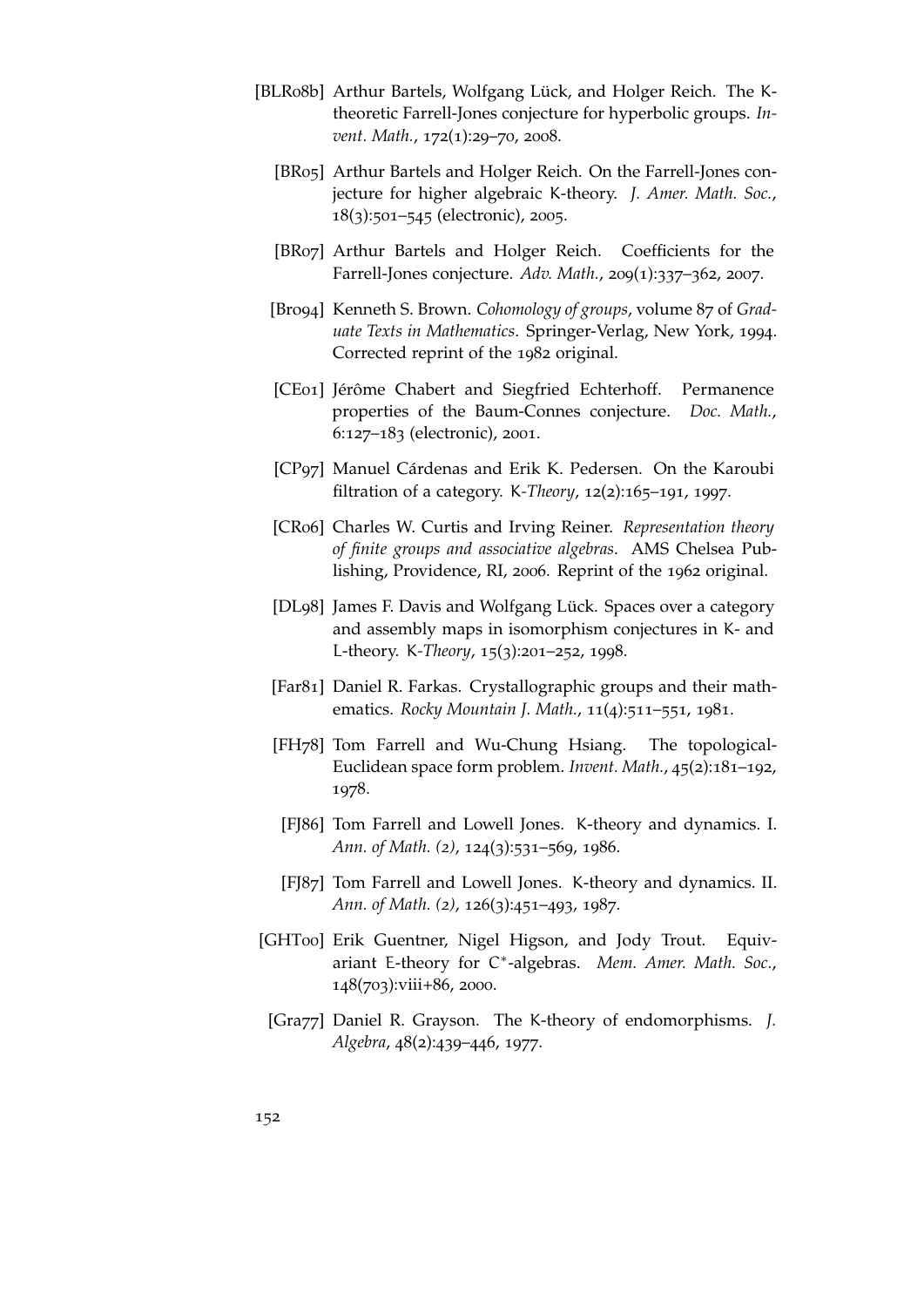[BLR08b] Arthur Bartels, Wolfgang Lück, and Holger Reich. The K-theoretic Farrell-Jones conjecture for hyperbolic groups. *Invent. Math.*, 172(1):29–70, 2008.

[BR05] Arthur Bartels and Holger Reich. On the Farrell-Jones conjecture for higher algebraic K-theory. *J. Amer. Math. Soc.*, 18(3):501–545 (electronic), 2005.

[BR07] Arthur Bartels and Holger Reich. Coefficients for the Farrell-Jones conjecture. *Adv. Math.*, 209(1):337–362, 2007.

[Bro94] Kenneth S. Brown. *Cohomology of groups*, volume 87 of *Graduate Texts in Mathematics*. Springer-Verlag, New York, 1994. Corrected reprint of the 1982 original.

[CE01] Jérôme Chabert and Siegfried Echterhoff. Permanence properties of the Baum-Connes conjecture. *Doc. Math.*, 6:127–183 (electronic), 2001.

[CP97] Manuel Cárdenas and Erik K. Pedersen. On the Karoubi filtration of a category. *K-Theory*, 12(2):165–191, 1997.

[CR06] Charles W. Curtis and Irving Reiner. *Representation theory of finite groups and associative algebras*. AMS Chelsea Publishing, Providence, RI, 2006. Reprint of the 1962 original.

[DL98] James F. Davis and Wolfgang Lück. Spaces over a category and assembly maps in isomorphism conjectures in K- and L-theory. *K-Theory*, 15(3):201–252, 1998.

[Far81] Daniel R. Farkas. Crystallographic groups and their mathematics. *Rocky Mountain J. Math.*, 11(4):511–551, 1981.

[FH78] Tom Farrell and Wu-Chung Hsiang. The topological-Euclidean space form problem. *Invent. Math.*, 45(2):181–192, 1978.

[FJ86] Tom Farrell and Lowell Jones. K-theory and dynamics. I. *Ann. of Math. (2)*, 124(3):531–569, 1986.

[FJ87] Tom Farrell and Lowell Jones. K-theory and dynamics. II. *Ann. of Math. (2)*, 126(3):451–493, 1987.

[GHT00] Erik Guentner, Nigel Higson, and Jody Trout. Equivariant E-theory for $C^*$-algebras. *Mem. Amer. Math. Soc.*, 148(703):viii+86, 2000.

[Gra77] Daniel R. Grayson. The K-theory of endomorphisms. *J. Algebra*, 48(2):439–446, 1977.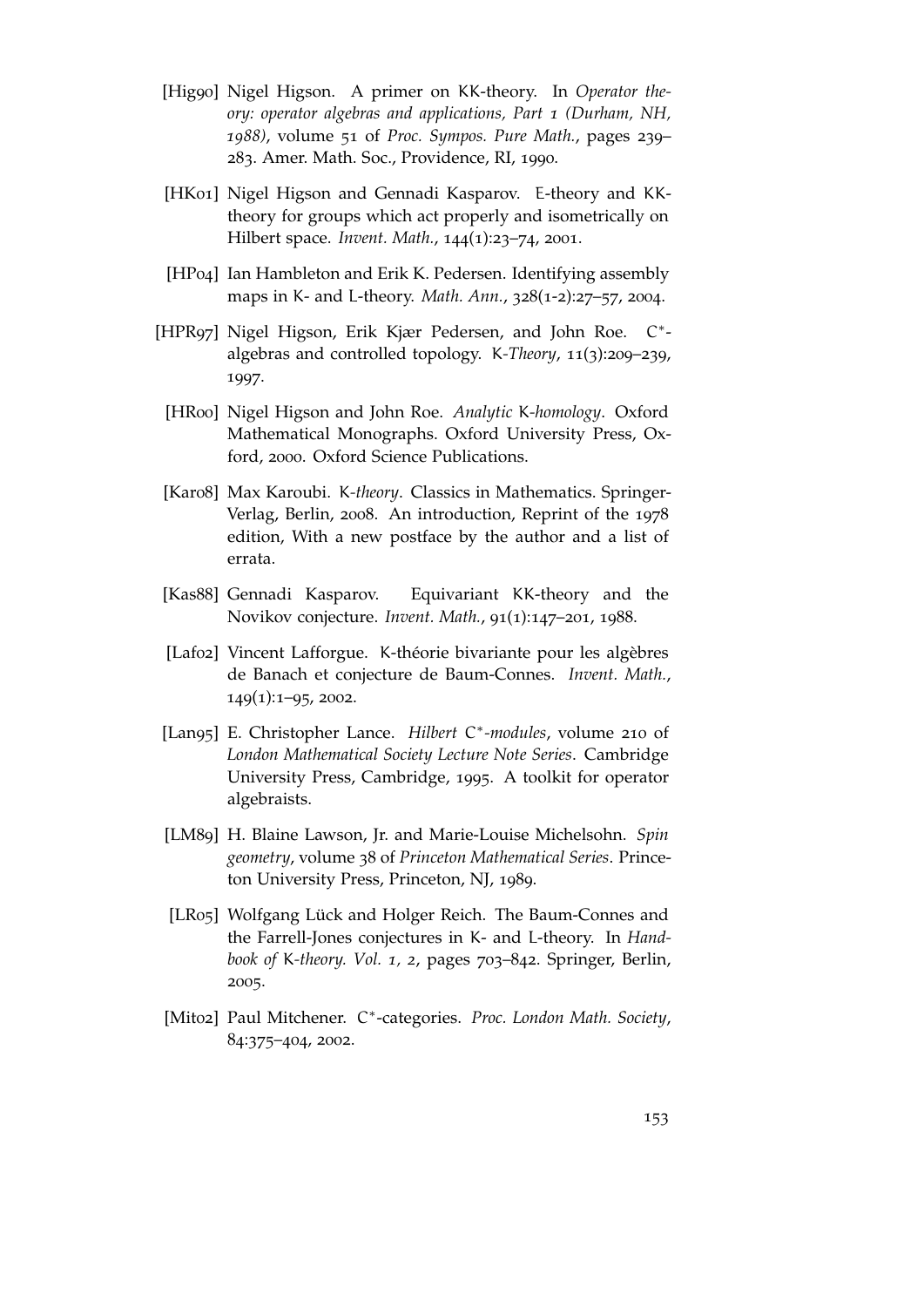[Hig90] Nigel Higson. A primer on KK-theory. In *Operator theory: operator algebras and applications, Part 1 (Durham, NH, 1988)*, volume 51 of *Proc. Sympos. Pure Math.*, pages 239–283. Amer. Math. Soc., Providence, RI, 1990.

[HK01] Nigel Higson and Gennadi Kasparov. E-theory and KK-theory for groups which act properly and isometrically on Hilbert space. *Invent. Math.*, 144(1):23–74, 2001.

[HP04] Ian Hambleton and Erik K. Pedersen. Identifying assembly maps in K- and L-theory. *Math. Ann.*, 328(1-2):27–57, 2004.

[HPR97] Nigel Higson, Erik Kjær Pedersen, and John Roe. $C^*$-algebras and controlled topology. *K-Theory*, 11(3):209–239, 1997.

[HR00] Nigel Higson and John Roe. *Analytic K-homology*. Oxford Mathematical Monographs. Oxford University Press, Oxford, 2000. Oxford Science Publications.

[Kar08] Max Karoubi. *K-theory*. Classics in Mathematics. Springer-Verlag, Berlin, 2008. An introduction, Reprint of the 1978 edition, With a new postface by the author and a list of errata.

[Kas88] Gennadi Kasparov. Equivariant KK-theory and the Novikov conjecture. *Invent. Math.*, 91(1):147–201, 1988.

[Laf02] Vincent Lafforgue. K-théorie bivariante pour les algèbres de Banach et conjecture de Baum-Connes. *Invent. Math.*, 149(1):1–95, 2002.

[Lan95] E. Christopher Lance. *Hilbert $C^*$-modules*, volume 210 of *London Mathematical Society Lecture Note Series*. Cambridge University Press, Cambridge, 1995. A toolkit for operator algebraists.

[LM89] H. Blaine Lawson, Jr. and Marie-Louise Michelsohn. *Spin geometry*, volume 38 of *Princeton Mathematical Series*. Princeton University Press, Princeton, NJ, 1989.

[LR05] Wolfgang Lück and Holger Reich. The Baum-Connes and the Farrell-Jones conjectures in K- and L-theory. In *Handbook of K-theory. Vol. 1, 2*, pages 703–842. Springer, Berlin, 2005.

[Mit02] Paul Mitchener. $C^*$-categories. *Proc. London Math. Society*, 84:375–404, 2002.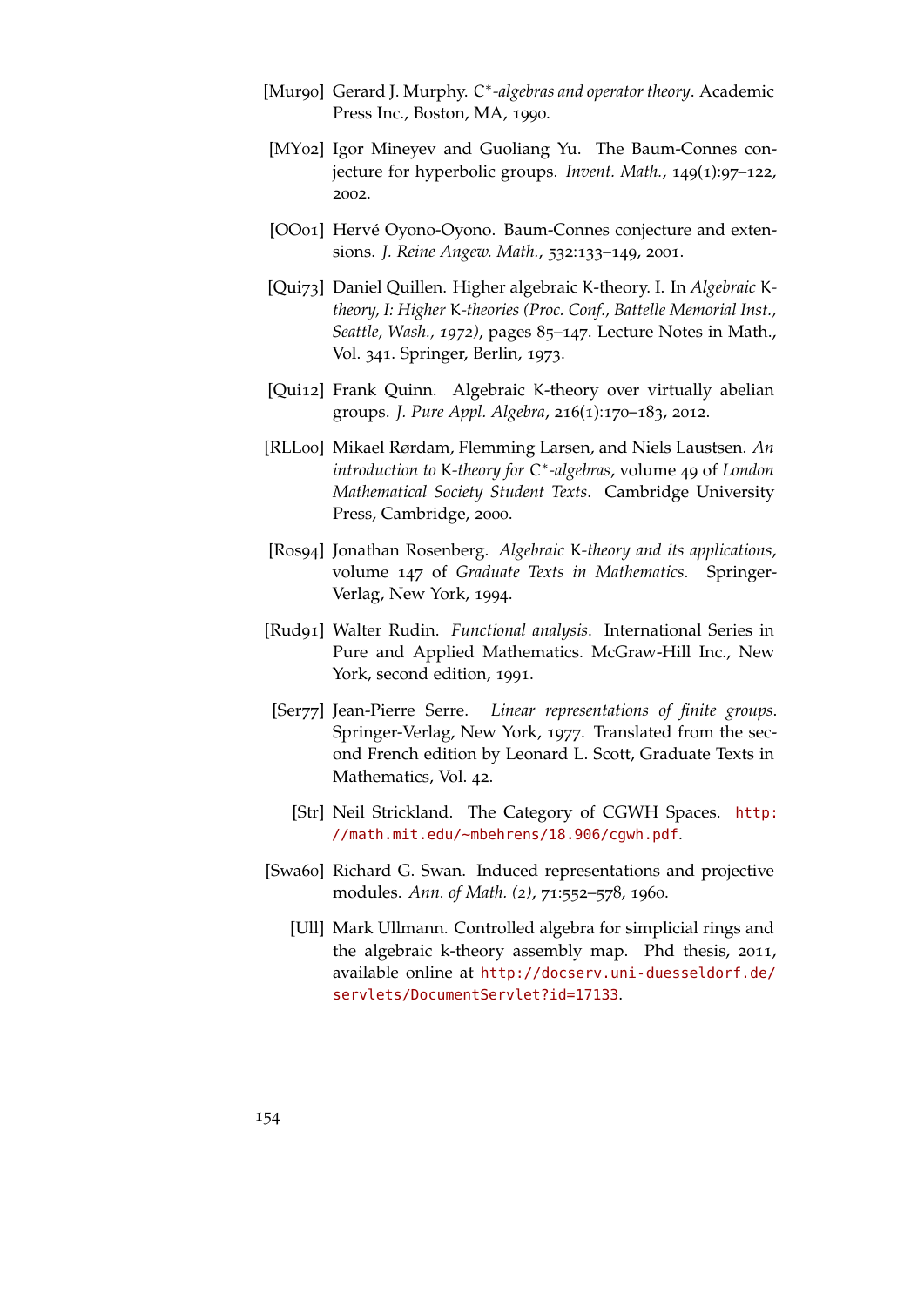[Mur90] Gerard J. Murphy. *$C^*$-algebras and operator theory*. Academic Press Inc., Boston, MA, 1990.

[MY02] Igor Mineyev and Guoliang Yu. The Baum-Connes conjecture for hyperbolic groups. *Invent. Math.*, 149(1):97–122, 2002.

[OO01] Hervé Oyono-Oyono. Baum-Connes conjecture and extensions. *J. Reine Angew. Math.*, 532:133–149, 2001.

[Qui73] Daniel Quillen. Higher algebraic K-theory. I. In *Algebraic K-theory, I: Higher K-theories (Proc. Conf., Battelle Memorial Inst., Seattle, Wash., 1972)*, pages 85–147. Lecture Notes in Math., Vol. 341. Springer, Berlin, 1973.

[Qui12] Frank Quinn. Algebraic K-theory over virtually abelian groups. *J. Pure Appl. Algebra*, 216(1):170–183, 2012.

[RLL00] Mikael Rørdam, Flemming Larsen, and Niels Laustsen. *An introduction to K-theory for $C^*$-algebras*, volume 49 of *London Mathematical Society Student Texts*. Cambridge University Press, Cambridge, 2000.

[Ros94] Jonathan Rosenberg. *Algebraic K-theory and its applications*, volume 147 of *Graduate Texts in Mathematics*. Springer-Verlag, New York, 1994.

[Rud91] Walter Rudin. *Functional analysis*. International Series in Pure and Applied Mathematics. McGraw-Hill Inc., New York, second edition, 1991.

[Ser77] Jean-Pierre Serre. *Linear representations of finite groups*. Springer-Verlag, New York, 1977. Translated from the second French edition by Leonard L. Scott, Graduate Texts in Mathematics, Vol. 42.

[Str] Neil Strickland. The Category of CGWH Spaces. http://math.mit.edu/~mbehrens/18.906/cgwh.pdf.

[Swa60] Richard G. Swan. Induced representations and projective modules. *Ann. of Math. (2)*, 71:552–578, 1960.

[Ull] Mark Ullmann. Controlled algebra for simplicial rings and the algebraic k-theory assembly map. Phd thesis, 2011, available online at http://docserv.uni-duesseldorf.de/servlets/DocumentServlet?id=17133.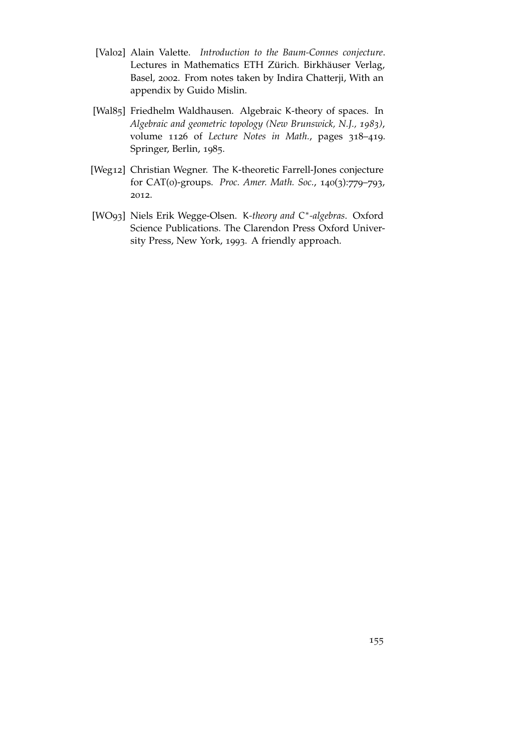[Val02] Alain Valette. *Introduction to the Baum-Connes conjecture*. Lectures in Mathematics ETH Zürich. Birkhäuser Verlag, Basel, 2002. From notes taken by Indira Chatterji, With an appendix by Guido Mislin.

[Wal85] Friedhelm Waldhausen. Algebraic K-theory of spaces. In *Algebraic and geometric topology (New Brunswick, N.J., 1983)*, volume 1126 of *Lecture Notes in Math.*, pages 318–419. Springer, Berlin, 1985.

[Weg12] Christian Wegner. The K-theoretic Farrell-Jones conjecture for CAT(0)-groups. *Proc. Amer. Math. Soc.*, 140(3):779–793, 2012.

[WO93] Niels Erik Wegge-Olsen. *K-theory and $C^*$-algebras*. Oxford Science Publications. The Clarendon Press Oxford University Press, New York, 1993. A friendly approach.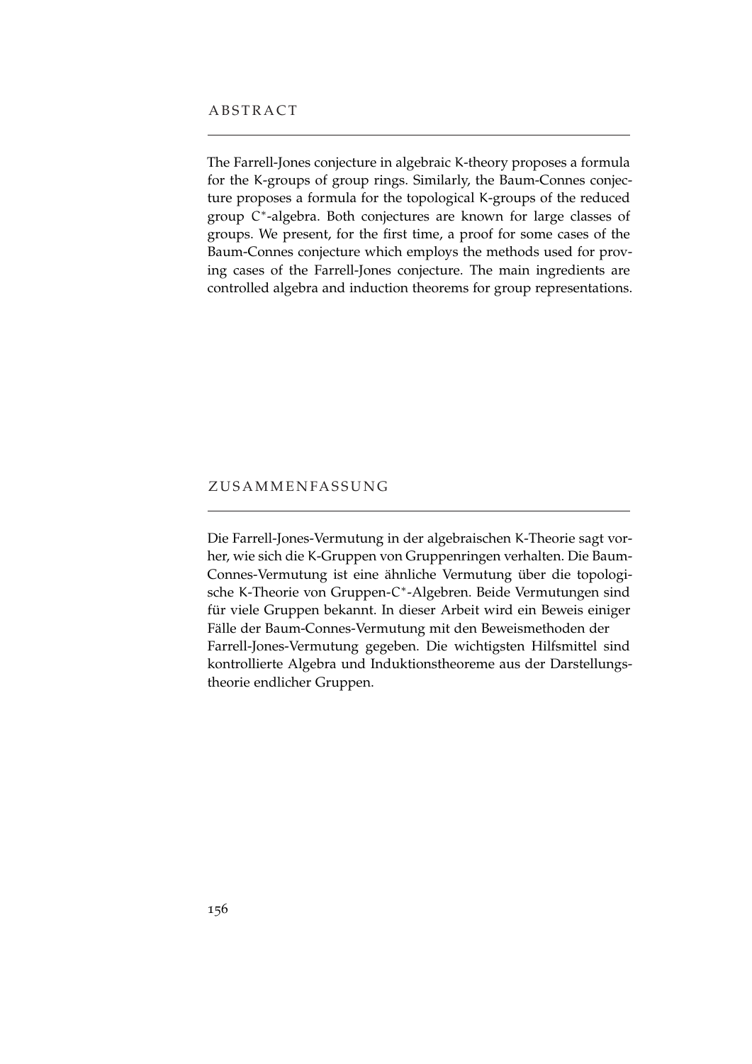# ABSTRACT

The Farrell-Jones conjecture in algebraic K-theory proposes a formula for the K-groups of group rings. Similarly, the Baum-Connes conjecture proposes a formula for the topological K-groups of the reduced group $C^*$-algebra. Both conjectures are known for large classes of groups. We present, for the first time, a proof for some cases of the Baum-Connes conjecture which employs the methods used for proving cases of the Farrell-Jones conjecture. The main ingredients are controlled algebra and induction theorems for group representations.

# ZUSAMMENFASSUNG

Die Farrell-Jones-Vermutung in der algebraischen K-Theorie sagt vorher, wie sich die K-Gruppen von Gruppenringen verhalten. Die Baum-Connes-Vermutung ist eine ähnliche Vermutung über die topologische K-Theorie von Gruppen-$C^*$-Algebren. Beide Vermutungen sind für viele Gruppen bekannt. In dieser Arbeit wird ein Beweis einiger Fälle der Baum-Connes-Vermutung mit den Beweismethoden der Farrell-Jones-Vermutung gegeben. Die wichtigsten Hilfsmittel sind kontrollierte Algebra und Induktionstheoreme aus der Darstellungstheorie endlicher Gruppen.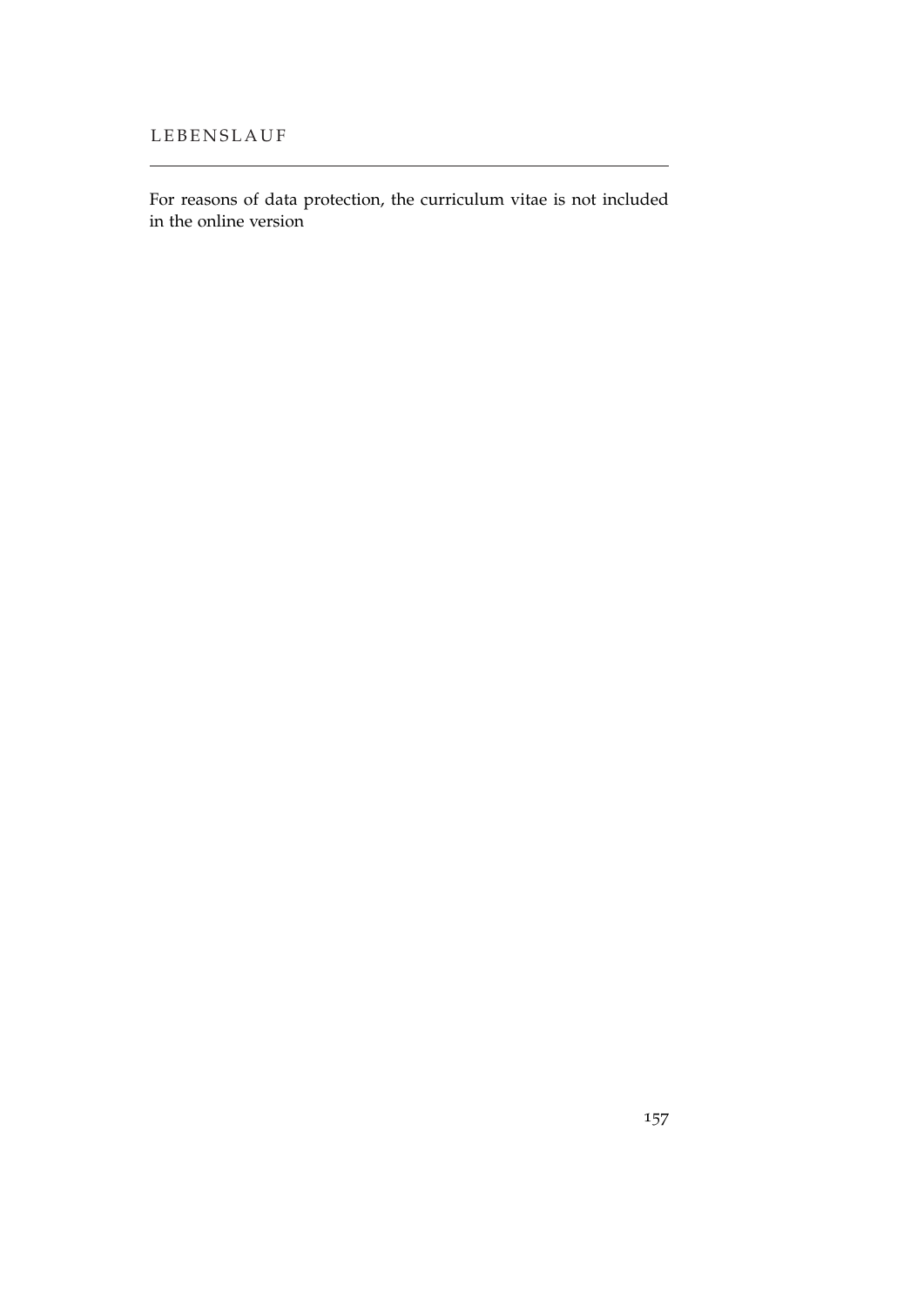# LEBENSLAUF

For reasons of data protection, the curriculum vitae is not included in the online version